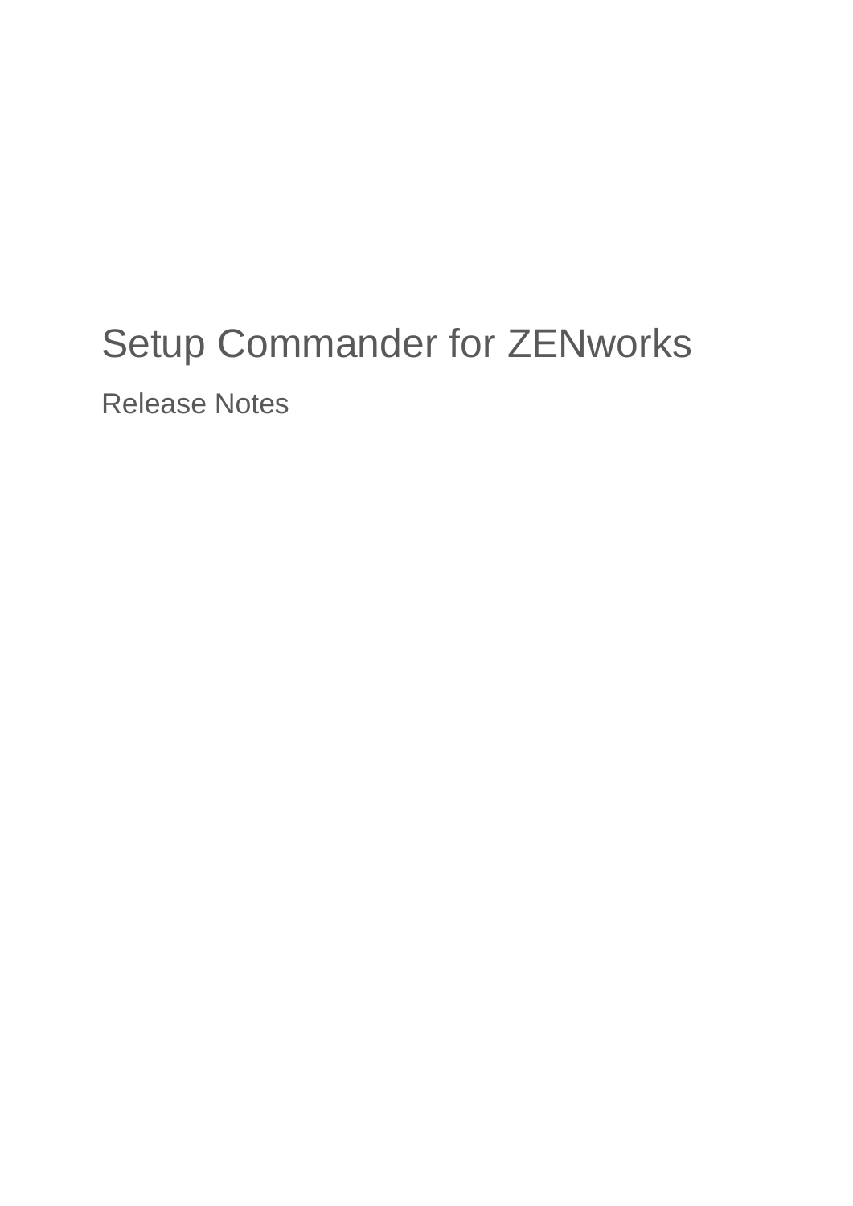# Setup Commander for ZENworks

Release Notes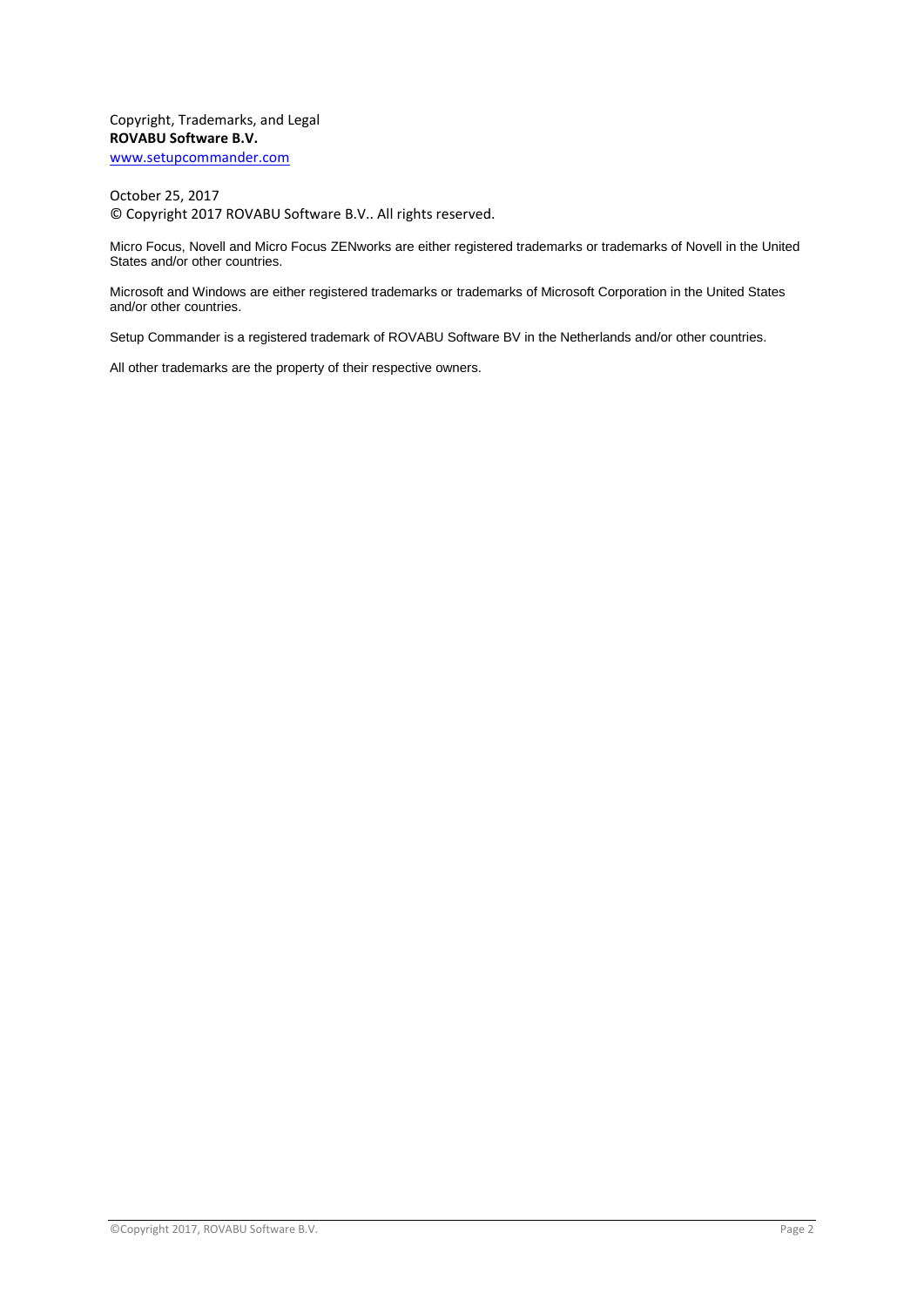Copyright, Trademarks, and Legal
**ROVABU Software B.V.**
[www.setupcommander.com](www.setupcommander.com)

October 25, 2017
© Copyright 2017 ROVABU Software B.V.. All rights reserved.

Micro Focus, Novell and Micro Focus ZENworks are either registered trademarks or trademarks of Novell in the United States and/or other countries.

Microsoft and Windows are either registered trademarks or trademarks of Microsoft Corporation in the United States and/or other countries.

Setup Commander is a registered trademark of ROVABU Software BV in the Netherlands and/or other countries.

All other trademarks are the property of their respective owners.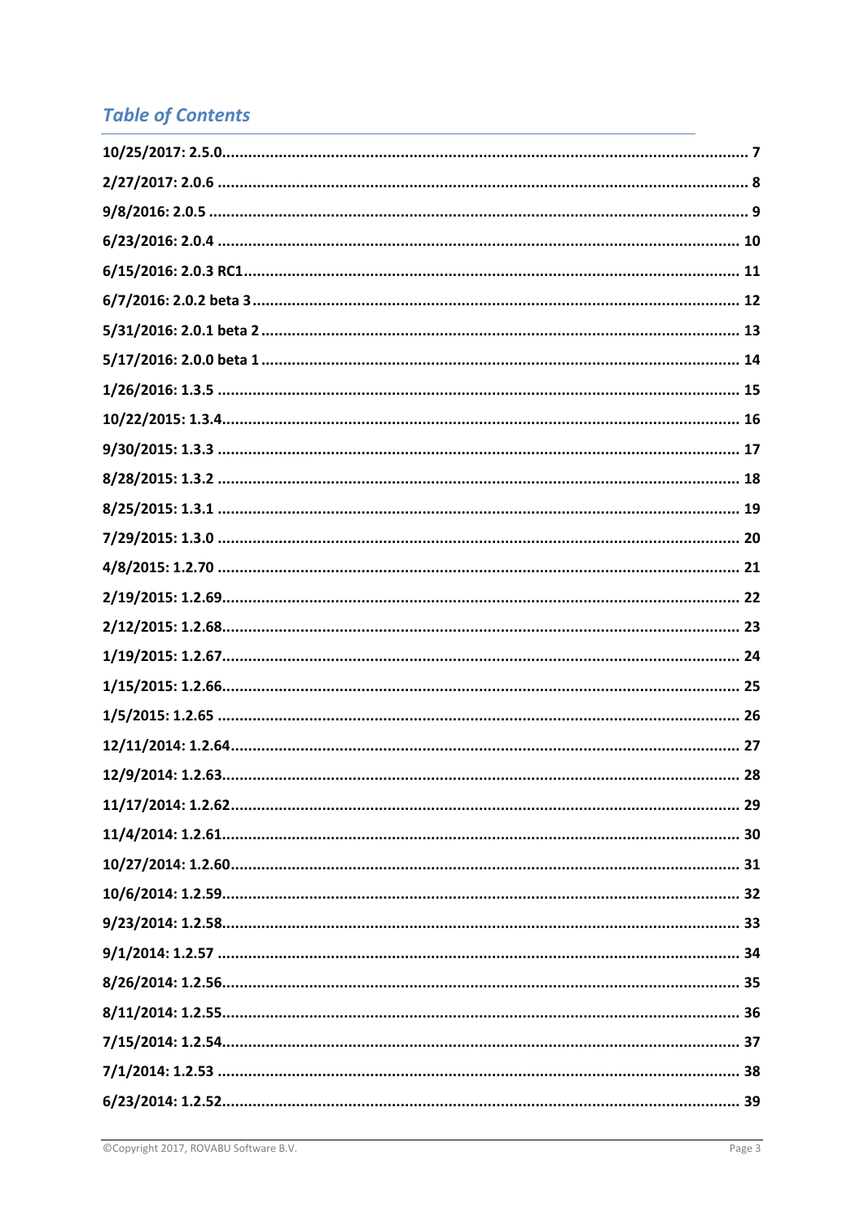## *Table of Contents*

**10/25/2017: 2.5.0** .......... **7**
**2/27/2017: 2.0.6** .......... **8**
**9/8/2016: 2.0.5** .......... **9**
**6/23/2016: 2.0.4** .......... **10**
**6/15/2016: 2.0.3 RC1** .......... **11**
**6/7/2016: 2.0.2 beta 3** .......... **12**
**5/31/2016: 2.0.1 beta 2** .......... **13**
**5/17/2016: 2.0.0 beta 1** .......... **14**
**1/26/2016: 1.3.5** .......... **15**
**10/22/2015: 1.3.4** .......... **16**
**9/30/2015: 1.3.3** .......... **17**
**8/28/2015: 1.3.2** .......... **18**
**8/25/2015: 1.3.1** .......... **19**
**7/29/2015: 1.3.0** .......... **20**
**4/8/2015: 1.2.70** .......... **21**
**2/19/2015: 1.2.69** .......... **22**
**2/12/2015: 1.2.68** .......... **23**
**1/19/2015: 1.2.67** .......... **24**
**1/15/2015: 1.2.66** .......... **25**
**1/5/2015: 1.2.65** .......... **26**
**12/11/2014: 1.2.64** .......... **27**
**12/9/2014: 1.2.63** .......... **28**
**11/17/2014: 1.2.62** .......... **29**
**11/4/2014: 1.2.61** .......... **30**
**10/27/2014: 1.2.60** .......... **31**
**10/6/2014: 1.2.59** .......... **32**
**9/23/2014: 1.2.58** .......... **33**
**9/1/2014: 1.2.57** .......... **34**
**8/26/2014: 1.2.56** .......... **35**
**8/11/2014: 1.2.55** .......... **36**
**7/15/2014: 1.2.54** .......... **37**
**7/1/2014: 1.2.53** .......... **38**
**6/23/2014: 1.2.52** .......... **39**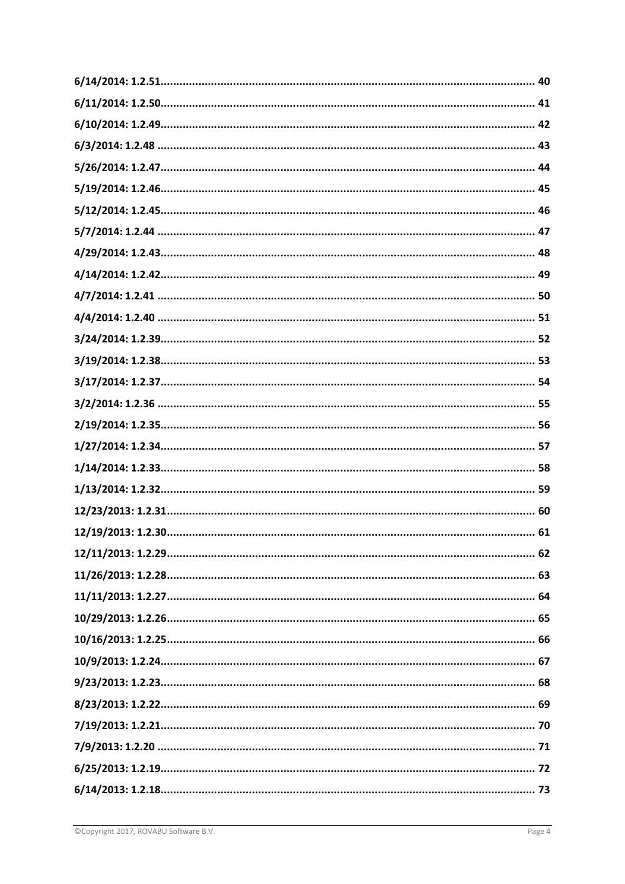6/14/2014: 1.2.51 ........................................................................................................ 40

6/11/2014: 1.2.50 ........................................................................................................ 41

6/10/2014: 1.2.49 ........................................................................................................ 42

6/3/2014: 1.2.48 .......................................................................................................... 43

5/26/2014: 1.2.47 ........................................................................................................ 44

5/19/2014: 1.2.46 ........................................................................................................ 45

5/12/2014: 1.2.45 ........................................................................................................ 46

5/7/2014: 1.2.44 .......................................................................................................... 47

4/29/2014: 1.2.43 ........................................................................................................ 48

4/14/2014: 1.2.42 ........................................................................................................ 49

4/7/2014: 1.2.41 .......................................................................................................... 50

4/4/2014: 1.2.40 .......................................................................................................... 51

3/24/2014: 1.2.39 ........................................................................................................ 52

3/19/2014: 1.2.38 ........................................................................................................ 53

3/17/2014: 1.2.37 ........................................................................................................ 54

3/2/2014: 1.2.36 .......................................................................................................... 55

2/19/2014: 1.2.35 ........................................................................................................ 56

1/27/2014: 1.2.34 ........................................................................................................ 57

1/14/2014: 1.2.33 ........................................................................................................ 58

1/13/2014: 1.2.32 ........................................................................................................ 59

12/23/2013: 1.2.31 ...................................................................................................... 60

12/19/2013: 1.2.30 ...................................................................................................... 61

12/11/2013: 1.2.29 ...................................................................................................... 62

11/26/2013: 1.2.28 ...................................................................................................... 63

11/11/2013: 1.2.27 ...................................................................................................... 64

10/29/2013: 1.2.26 ...................................................................................................... 65

10/16/2013: 1.2.25 ...................................................................................................... 66

10/9/2013: 1.2.24 ........................................................................................................ 67

9/23/2013: 1.2.23 ........................................................................................................ 68

8/23/2013: 1.2.22 ........................................................................................................ 69

7/19/2013: 1.2.21 ........................................................................................................ 70

7/9/2013: 1.2.20 .......................................................................................................... 71

6/25/2013: 1.2.19 ........................................................................................................ 72

6/14/2013: 1.2.18 ........................................................................................................ 73

©Copyright 2017, ROVABU Software B.V.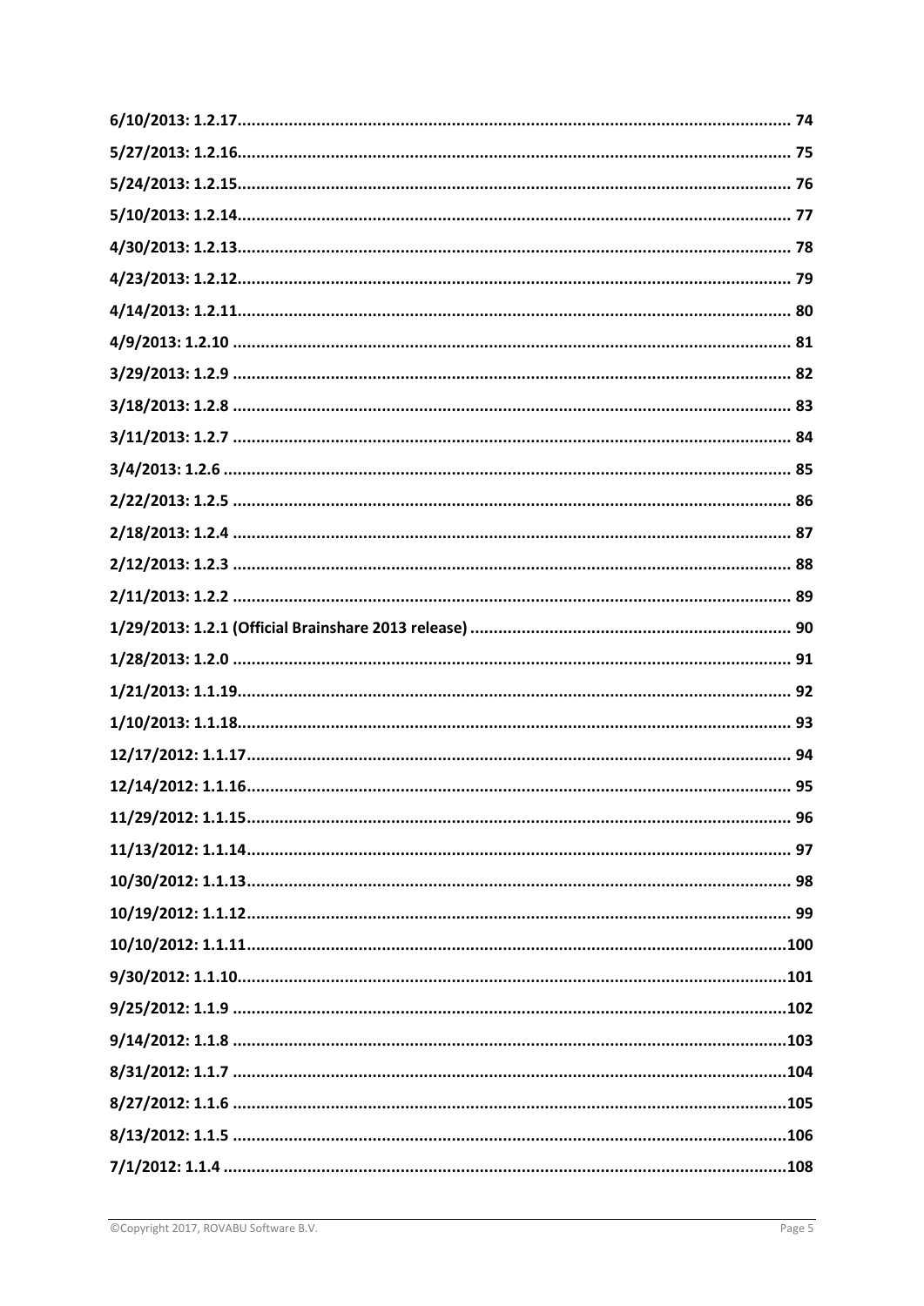6/10/2013: 1.2.17 ..... 74
5/27/2013: 1.2.16 ..... 75
5/24/2013: 1.2.15 ..... 76
5/10/2013: 1.2.14 ..... 77
4/30/2013: 1.2.13 ..... 78
4/23/2013: 1.2.12 ..... 79
4/14/2013: 1.2.11 ..... 80
4/9/2013: 1.2.10 ..... 81
3/29/2013: 1.2.9 ..... 82
3/18/2013: 1.2.8 ..... 83
3/11/2013: 1.2.7 ..... 84
3/4/2013: 1.2.6 ..... 85
2/22/2013: 1.2.5 ..... 86
2/18/2013: 1.2.4 ..... 87
2/12/2013: 1.2.3 ..... 88
2/11/2013: 1.2.2 ..... 89
1/29/2013: 1.2.1 (Official Brainshare 2013 release) ..... 90
1/28/2013: 1.2.0 ..... 91
1/21/2013: 1.1.19 ..... 92
1/10/2013: 1.1.18 ..... 93
12/17/2012: 1.1.17 ..... 94
12/14/2012: 1.1.16 ..... 95
11/29/2012: 1.1.15 ..... 96
11/13/2012: 1.1.14 ..... 97
10/30/2012: 1.1.13 ..... 98
10/19/2012: 1.1.12 ..... 99
10/10/2012: 1.1.11 ..... 100
9/30/2012: 1.1.10 ..... 101
9/25/2012: 1.1.9 ..... 102
9/14/2012: 1.1.8 ..... 103
8/31/2012: 1.1.7 ..... 104
8/27/2012: 1.1.6 ..... 105
8/13/2012: 1.1.5 ..... 106
7/1/2012: 1.1.4 ..... 108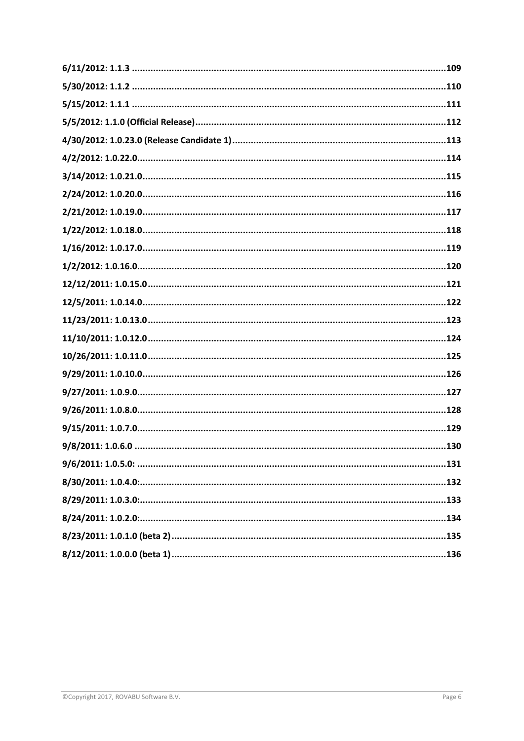**6/11/2012: 1.1.3 ........................................................................................................................109**
**5/30/2012: 1.1.2 ........................................................................................................................110**
**5/15/2012: 1.1.1 ........................................................................................................................111**
**5/5/2012: 1.1.0 (Official Release)...............................................................................................112**
**4/30/2012: 1.0.23.0 (Release Candidate 1)................................................................................113**
**4/2/2012: 1.0.22.0....................................................................................................................114**
**3/14/2012: 1.0.21.0..................................................................................................................115**
**2/24/2012: 1.0.20.0..................................................................................................................116**
**2/21/2012: 1.0.19.0..................................................................................................................117**
**1/22/2012: 1.0.18.0..................................................................................................................118**
**1/16/2012: 1.0.17.0..................................................................................................................119**
**1/2/2012: 1.0.16.0....................................................................................................................120**
**12/12/2011: 1.0.15.0................................................................................................................121**
**12/5/2011: 1.0.14.0..................................................................................................................122**
**11/23/2011: 1.0.13.0................................................................................................................123**
**11/10/2011: 1.0.12.0................................................................................................................124**
**10/26/2011: 1.0.11.0................................................................................................................125**
**9/29/2011: 1.0.10.0..................................................................................................................126**
**9/27/2011: 1.0.9.0....................................................................................................................127**
**9/26/2011: 1.0.8.0....................................................................................................................128**
**9/15/2011: 1.0.7.0....................................................................................................................129**
**9/8/2011: 1.0.6.0 ......................................................................................................................130**
**9/6/2011: 1.0.5.0: ....................................................................................................................131**
**8/30/2011: 1.0.4.0:...................................................................................................................132**
**8/29/2011: 1.0.3.0:...................................................................................................................133**
**8/24/2011: 1.0.2.0:...................................................................................................................134**
**8/23/2011: 1.0.1.0 (beta 2)........................................................................................................135**
**8/12/2011: 1.0.0.0 (beta 1)........................................................................................................136**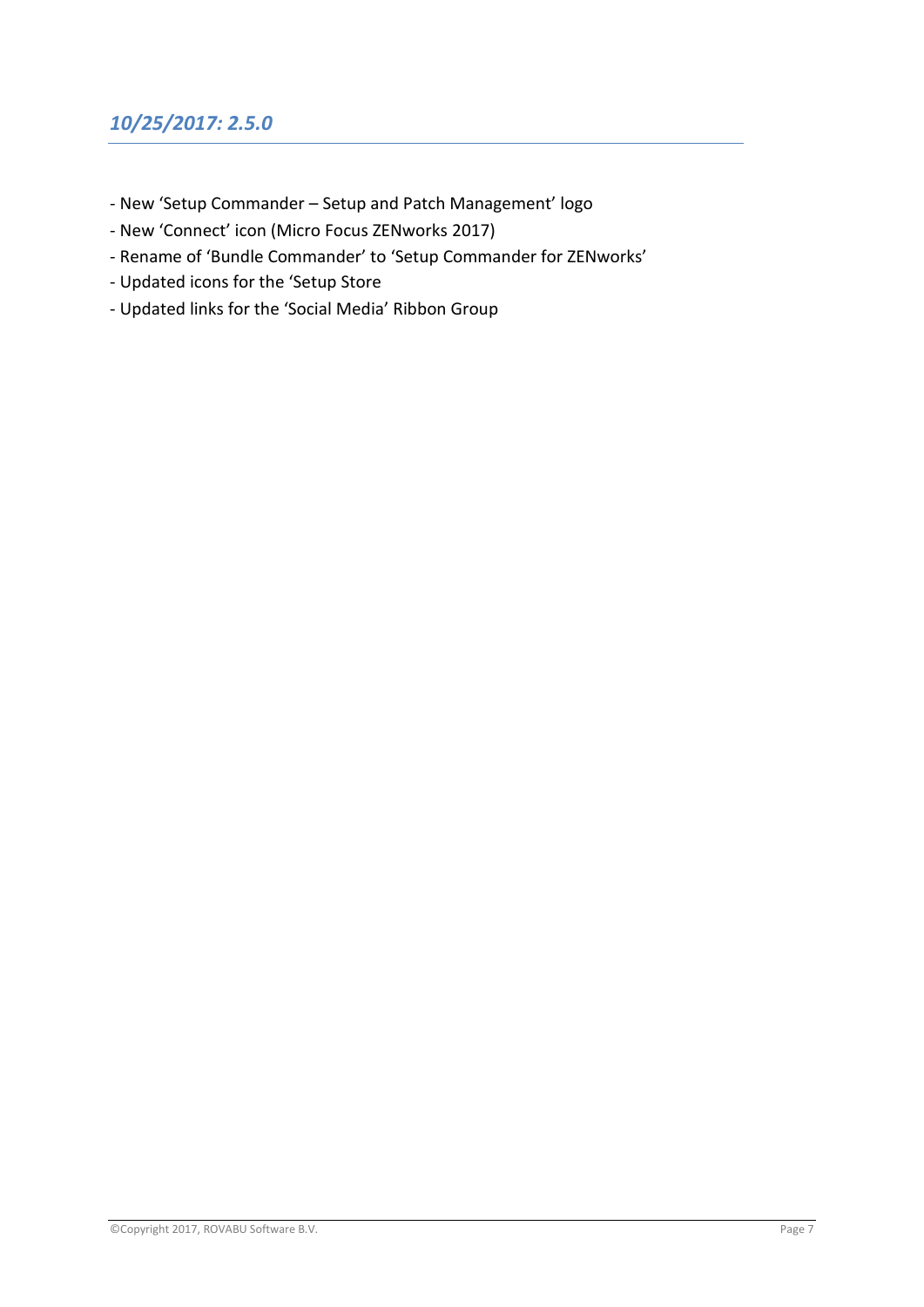## *10/25/2017: 2.5.0*

- New 'Setup Commander – Setup and Patch Management' logo
- New 'Connect' icon (Micro Focus ZENworks 2017)
- Rename of 'Bundle Commander' to 'Setup Commander for ZENworks'
- Updated icons for the 'Setup Store
- Updated links for the 'Social Media' Ribbon Group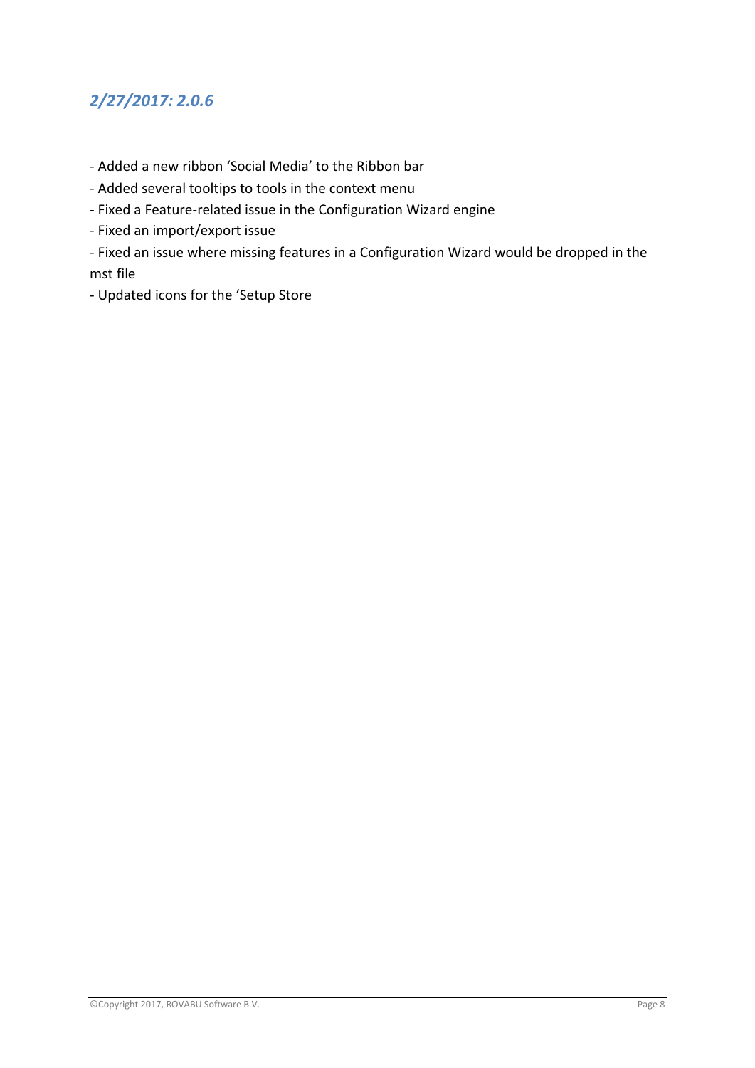## *2/27/2017: 2.0.6*

- Added a new ribbon ‘Social Media’ to the Ribbon bar
- Added several tooltips to tools in the context menu
- Fixed a Feature-related issue in the Configuration Wizard engine
- Fixed an import/export issue
- Fixed an issue where missing features in a Configuration Wizard would be dropped in the mst file
- Updated icons for the ‘Setup Store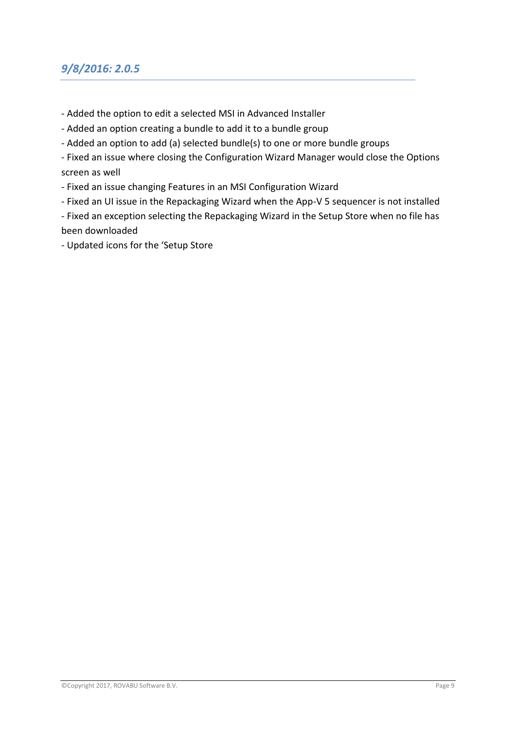## *9/8/2016: 2.0.5*

- Added the option to edit a selected MSI in Advanced Installer
- Added an option creating a bundle to add it to a bundle group
- Added an option to add (a) selected bundle(s) to one or more bundle groups
- Fixed an issue where closing the Configuration Wizard Manager would close the Options screen as well
- Fixed an issue changing Features in an MSI Configuration Wizard
- Fixed an UI issue in the Repackaging Wizard when the App-V 5 sequencer is not installed
- Fixed an exception selecting the Repackaging Wizard in the Setup Store when no file has been downloaded
- Updated icons for the 'Setup Store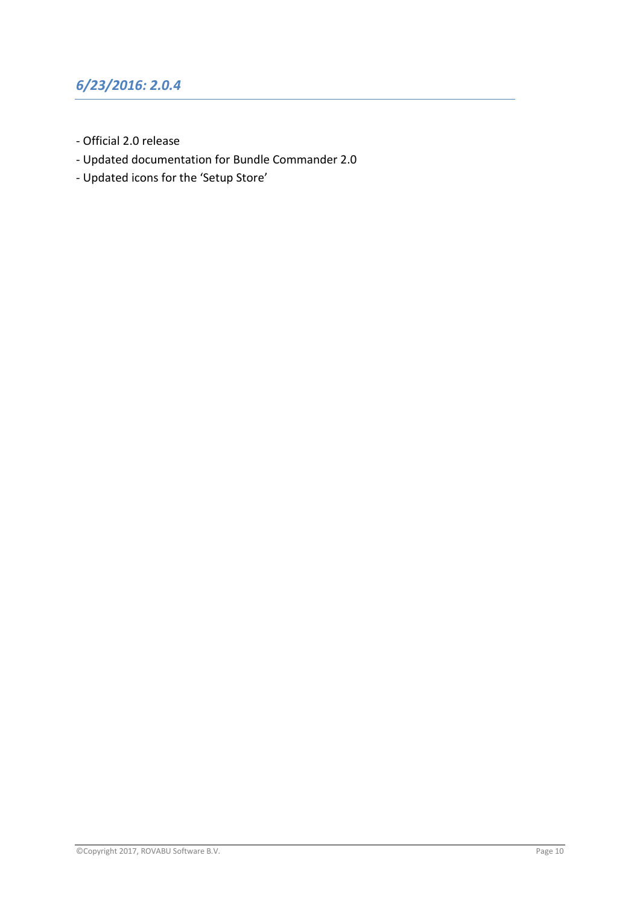## *6/23/2016: 2.0.4*

- Official 2.0 release
- Updated documentation for Bundle Commander 2.0
- Updated icons for the 'Setup Store'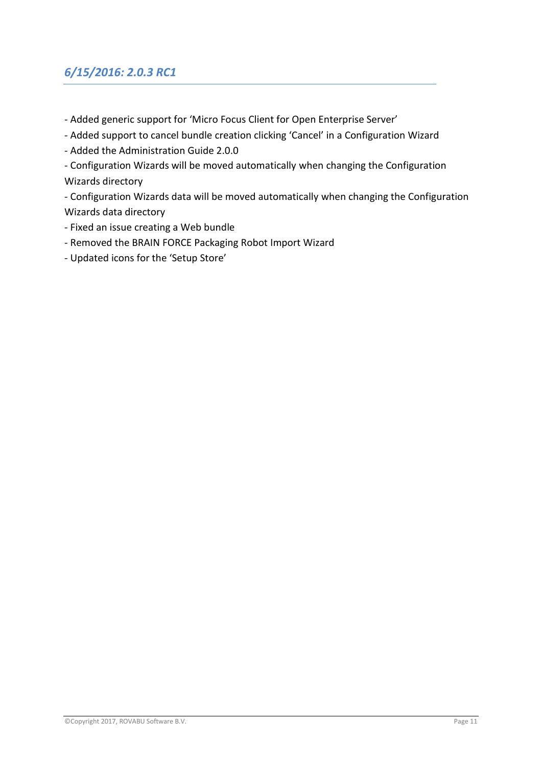## *6/15/2016: 2.0.3 RC1*

- Added generic support for 'Micro Focus Client for Open Enterprise Server'
- Added support to cancel bundle creation clicking 'Cancel' in a Configuration Wizard
- Added the Administration Guide 2.0.0
- Configuration Wizards will be moved automatically when changing the Configuration Wizards directory
- Configuration Wizards data will be moved automatically when changing the Configuration Wizards data directory
- Fixed an issue creating a Web bundle
- Removed the BRAIN FORCE Packaging Robot Import Wizard
- Updated icons for the 'Setup Store'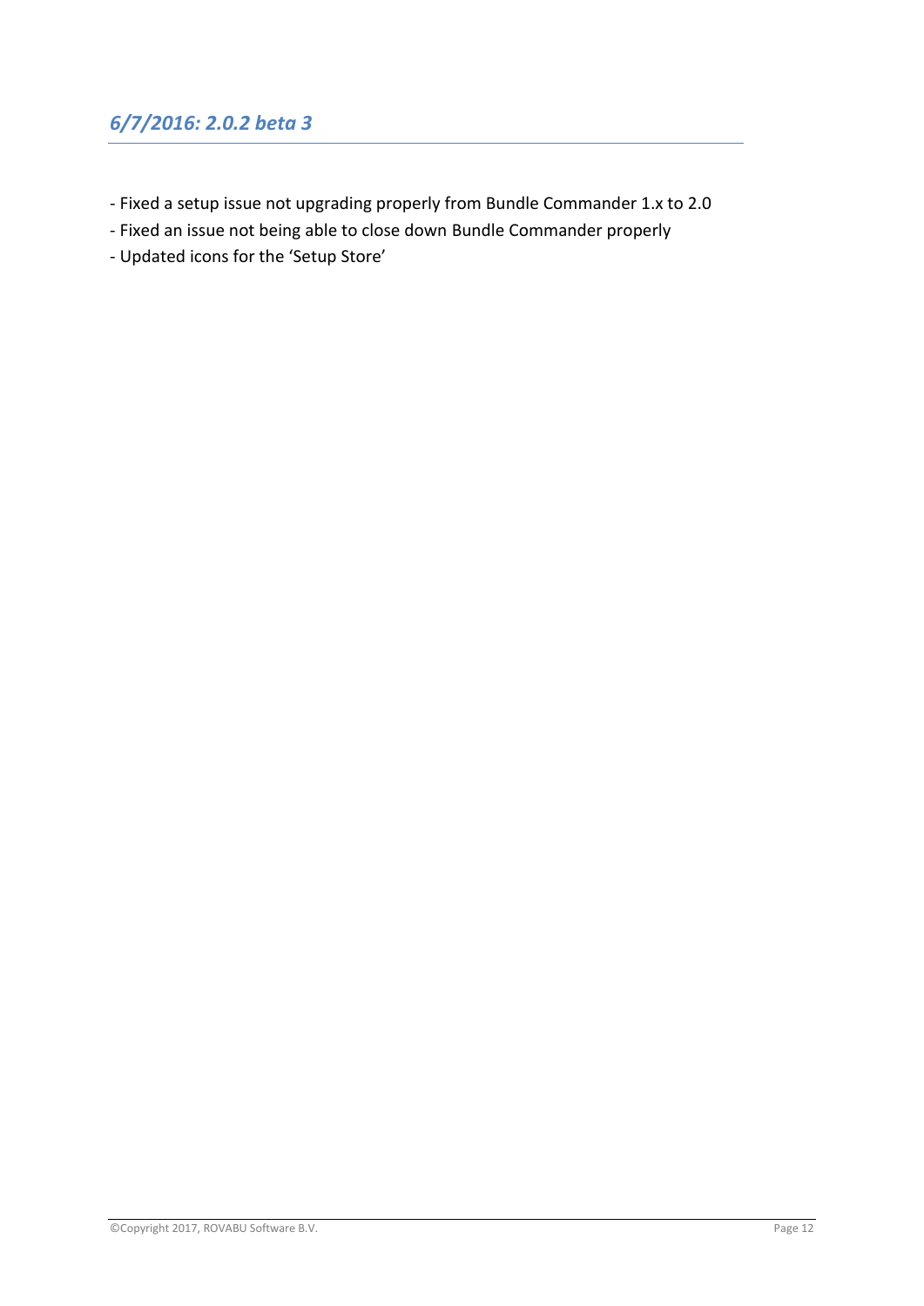## *6/7/2016: 2.0.2 beta 3*

- Fixed a setup issue not upgrading properly from Bundle Commander 1.x to 2.0
- Fixed an issue not being able to close down Bundle Commander properly
- Updated icons for the ‘Setup Store’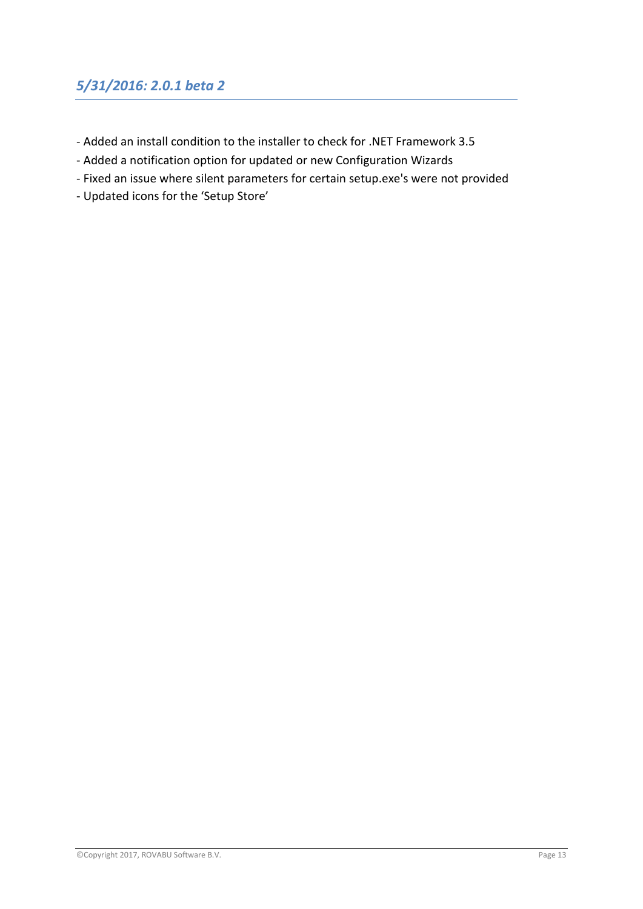### *5/31/2016: 2.0.1 beta 2*

- Added an install condition to the installer to check for .NET Framework 3.5
- Added a notification option for updated or new Configuration Wizards
- Fixed an issue where silent parameters for certain setup.exe's were not provided
- Updated icons for the 'Setup Store'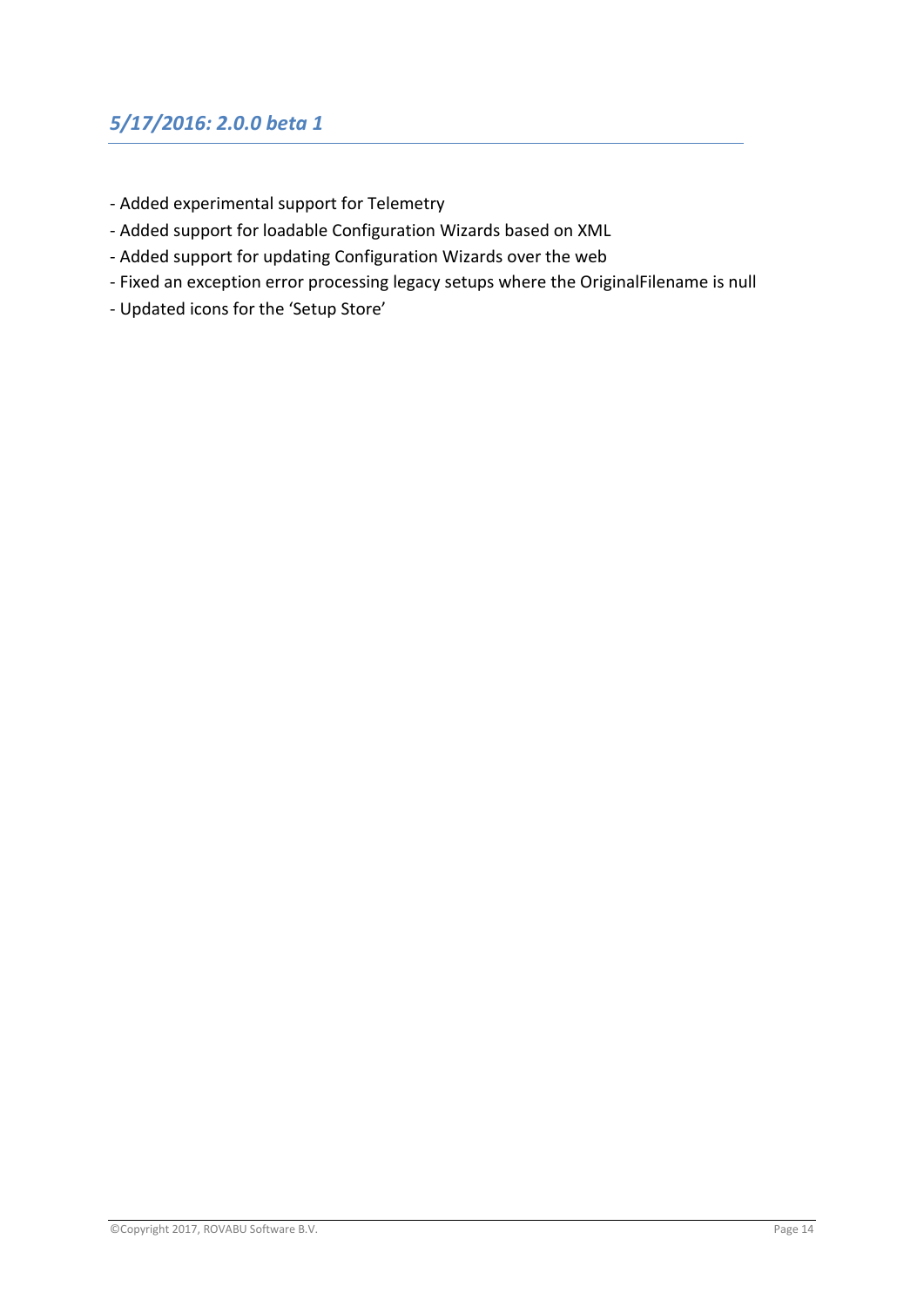## *5/17/2016: 2.0.0 beta 1*

- Added experimental support for Telemetry
- Added support for loadable Configuration Wizards based on XML
- Added support for updating Configuration Wizards over the web
- Fixed an exception error processing legacy setups where the OriginalFilename is null
- Updated icons for the ‘Setup Store’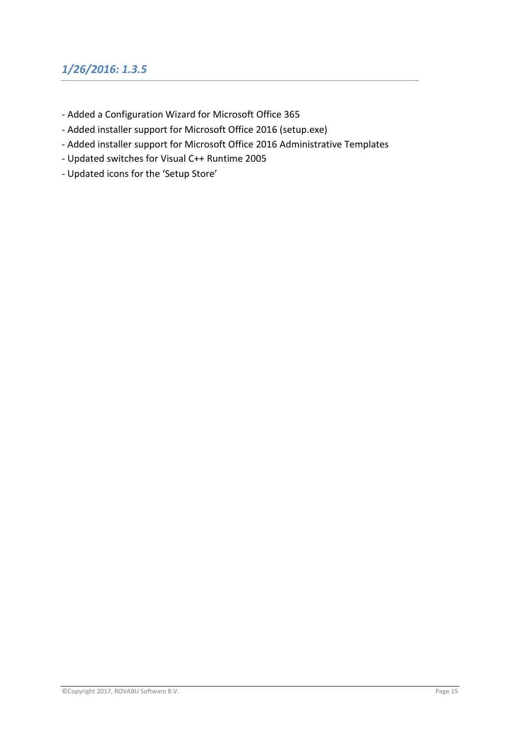## *1/26/2016: 1.3.5*

- Added a Configuration Wizard for Microsoft Office 365
- Added installer support for Microsoft Office 2016 (setup.exe)
- Added installer support for Microsoft Office 2016 Administrative Templates
- Updated switches for Visual C++ Runtime 2005
- Updated icons for the 'Setup Store'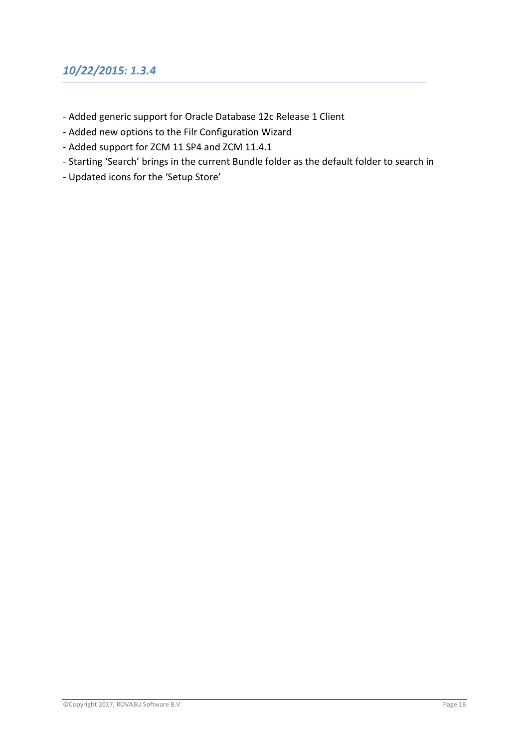## *10/22/2015: 1.3.4*

- Added generic support for Oracle Database 12c Release 1 Client
- Added new options to the Filr Configuration Wizard
- Added support for ZCM 11 SP4 and ZCM 11.4.1
- Starting ‘Search’ brings in the current Bundle folder as the default folder to search in
- Updated icons for the ‘Setup Store’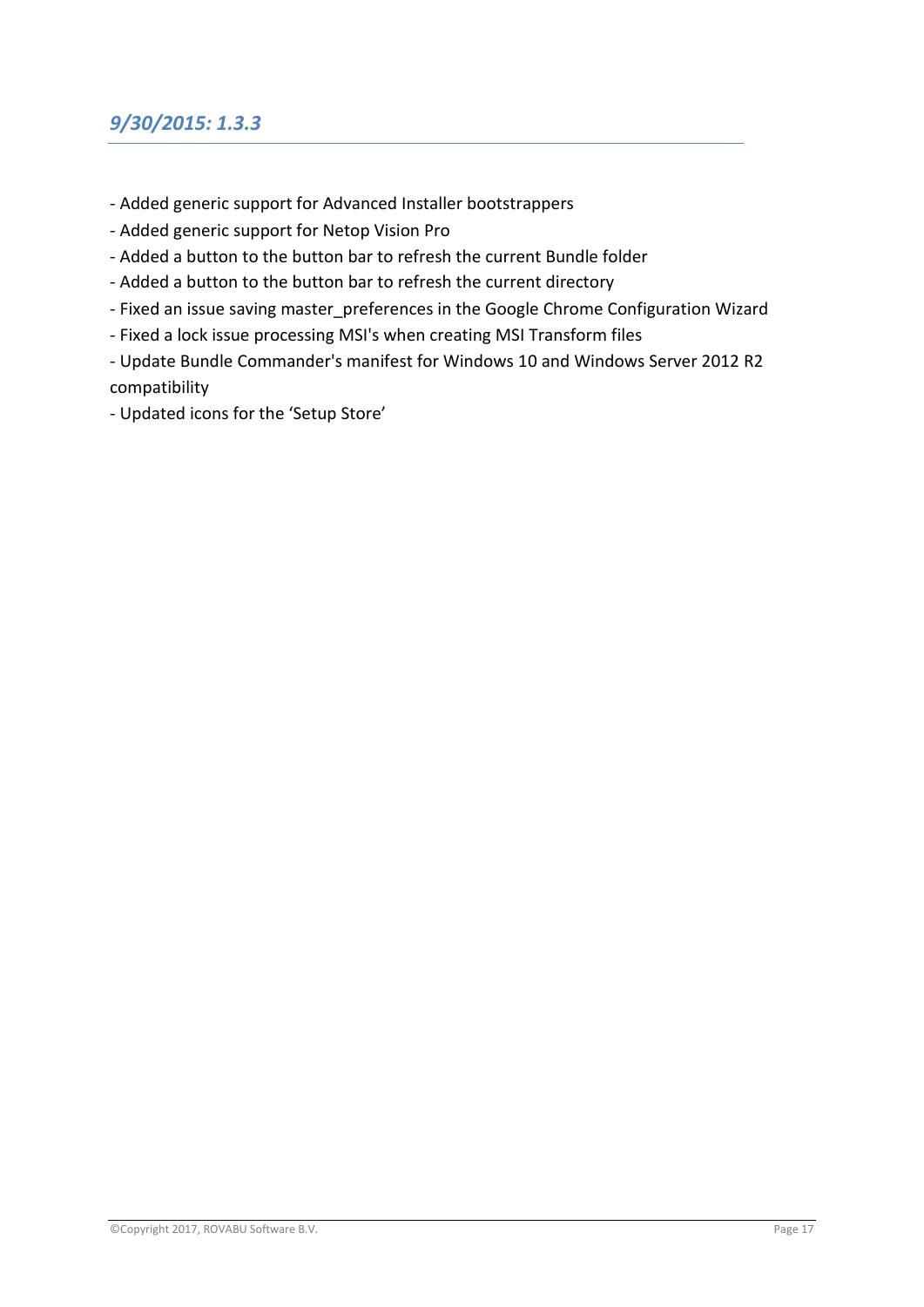## *9/30/2015: 1.3.3*

- Added generic support for Advanced Installer bootstrappers
- Added generic support for Netop Vision Pro
- Added a button to the button bar to refresh the current Bundle folder
- Added a button to the button bar to refresh the current directory
- Fixed an issue saving master_preferences in the Google Chrome Configuration Wizard
- Fixed a lock issue processing MSI's when creating MSI Transform files
- Update Bundle Commander's manifest for Windows 10 and Windows Server 2012 R2 compatibility
- Updated icons for the 'Setup Store'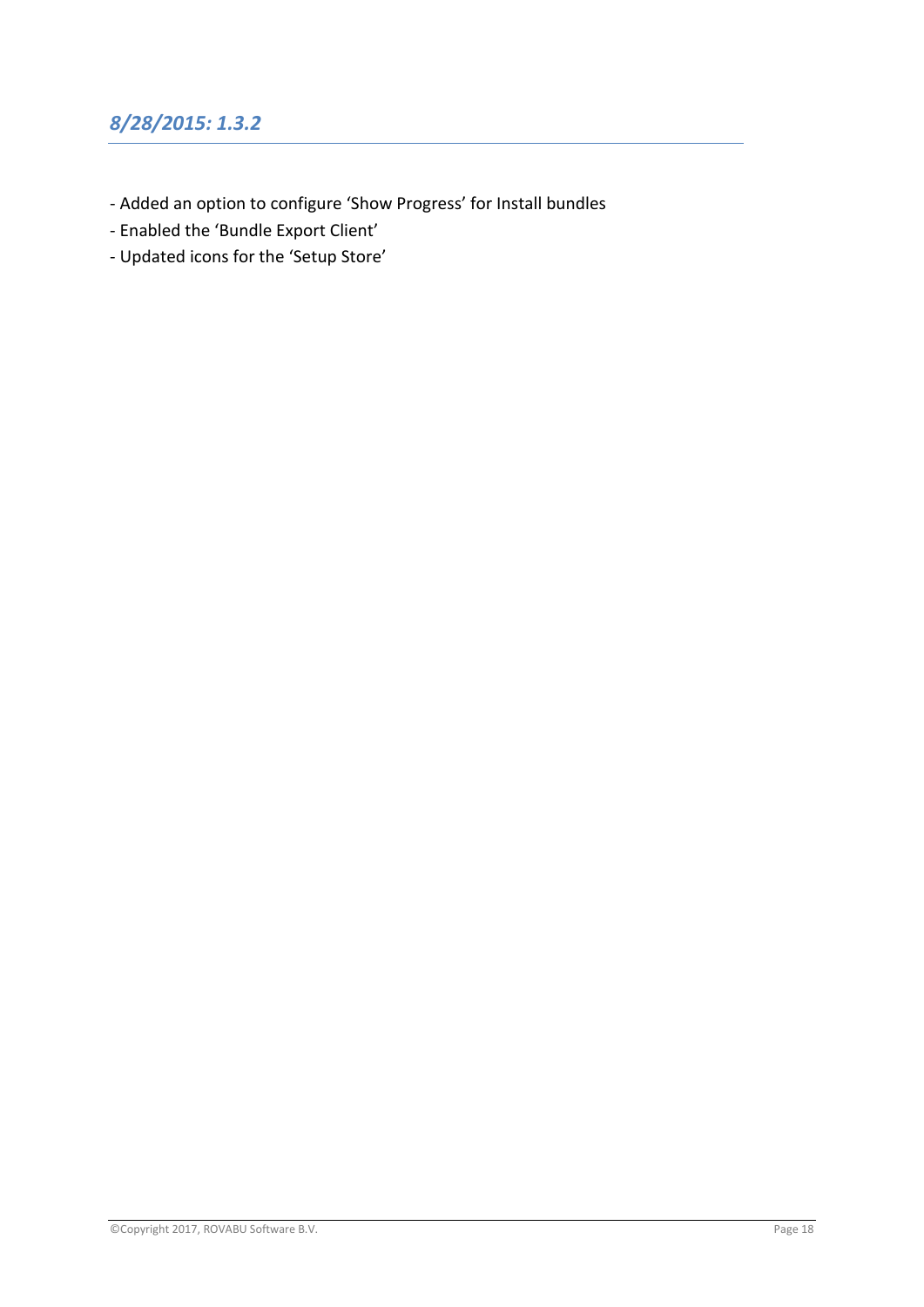## *8/28/2015: 1.3.2*

- Added an option to configure ‘Show Progress’ for Install bundles
- Enabled the ‘Bundle Export Client’
- Updated icons for the ‘Setup Store’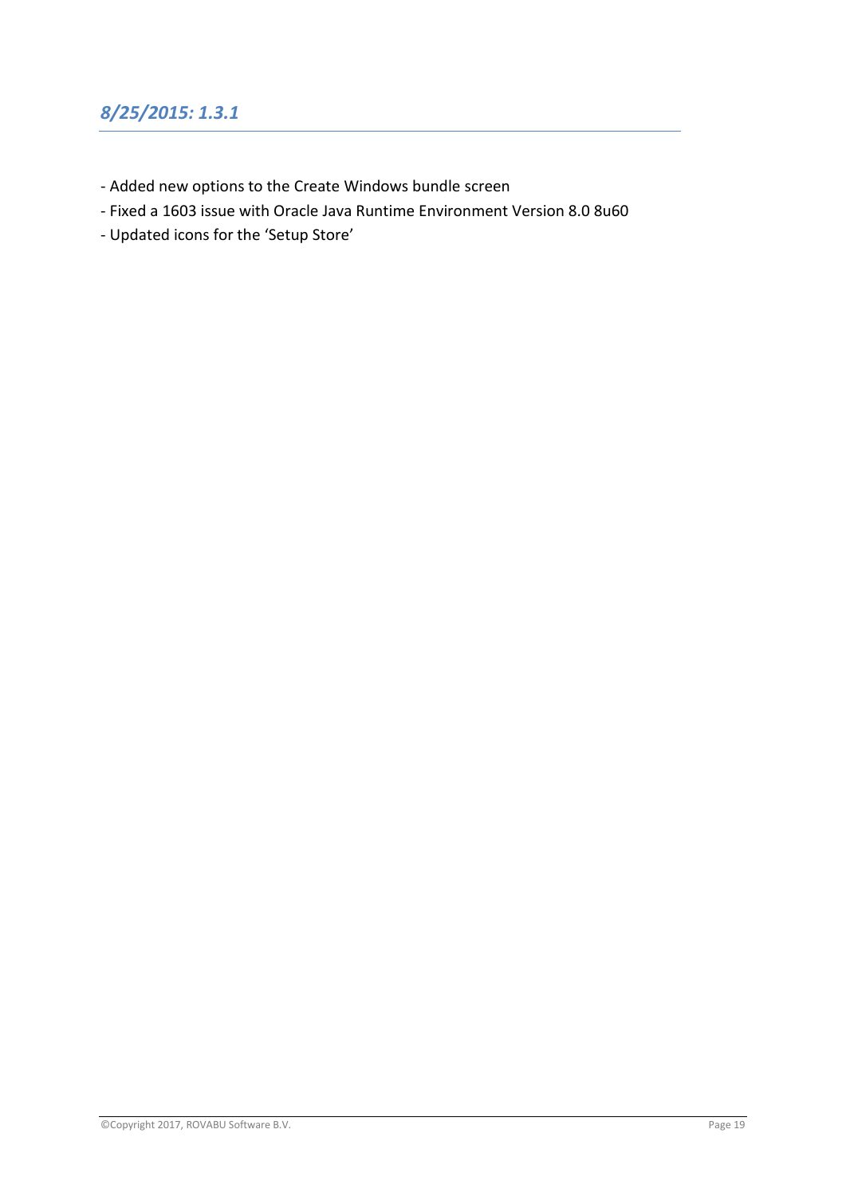## *8/25/2015: 1.3.1*

- Added new options to the Create Windows bundle screen
- Fixed a 1603 issue with Oracle Java Runtime Environment Version 8.0 8u60
- Updated icons for the 'Setup Store'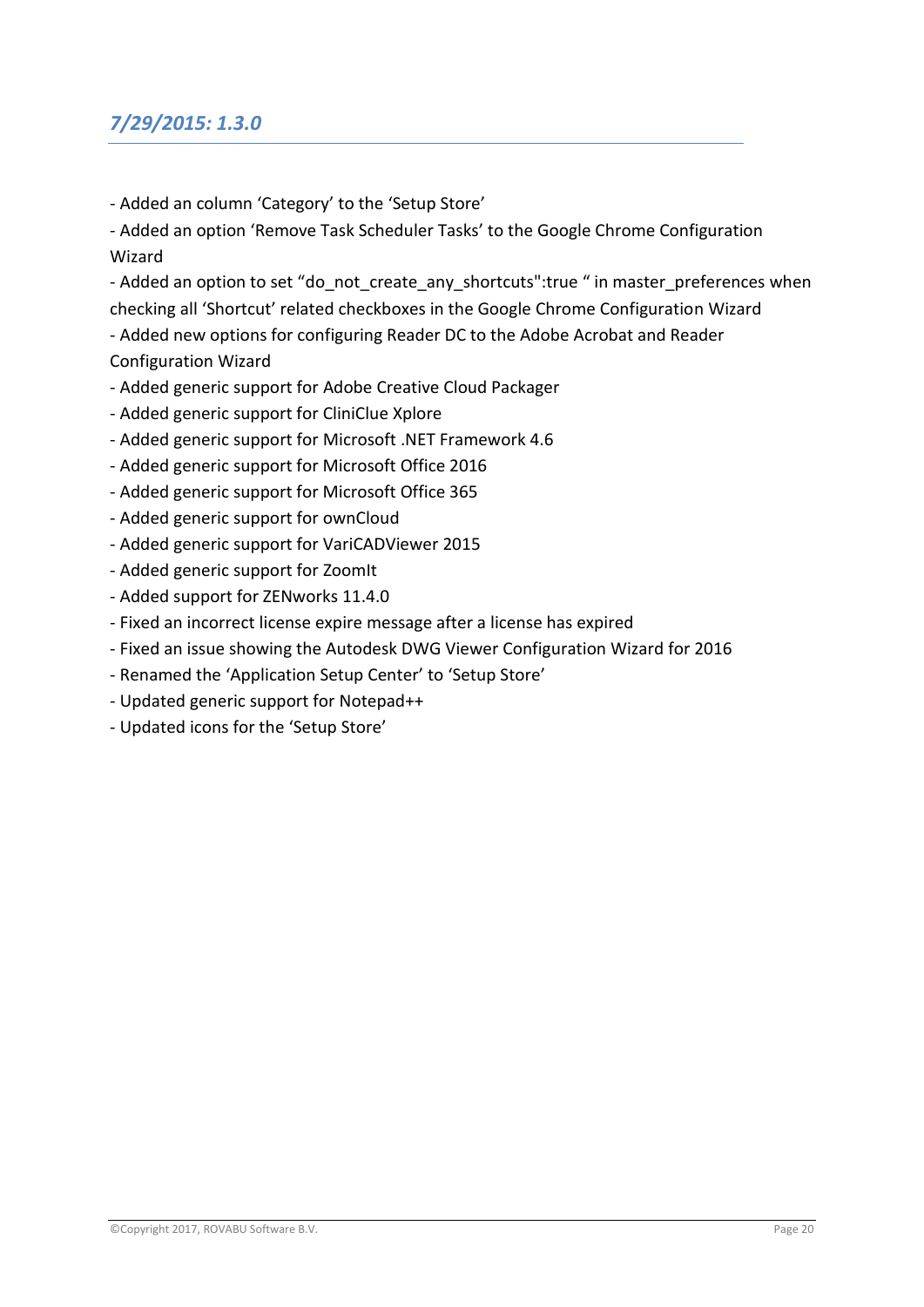## *7/29/2015: 1.3.0*

- Added an column ‘Category’ to the ‘Setup Store’
- Added an option ‘Remove Task Scheduler Tasks’ to the Google Chrome Configuration Wizard
- Added an option to set “do_not_create_any_shortcuts":true “ in master_preferences when checking all ‘Shortcut’ related checkboxes in the Google Chrome Configuration Wizard
- Added new options for configuring Reader DC to the Adobe Acrobat and Reader Configuration Wizard
- Added generic support for Adobe Creative Cloud Packager
- Added generic support for CliniClue Xplore
- Added generic support for Microsoft .NET Framework 4.6
- Added generic support for Microsoft Office 2016
- Added generic support for Microsoft Office 365
- Added generic support for ownCloud
- Added generic support for VariCADViewer 2015
- Added generic support for ZoomIt
- Added support for ZENworks 11.4.0
- Fixed an incorrect license expire message after a license has expired
- Fixed an issue showing the Autodesk DWG Viewer Configuration Wizard for 2016
- Renamed the ‘Application Setup Center’ to ‘Setup Store’
- Updated generic support for Notepad++
- Updated icons for the ‘Setup Store’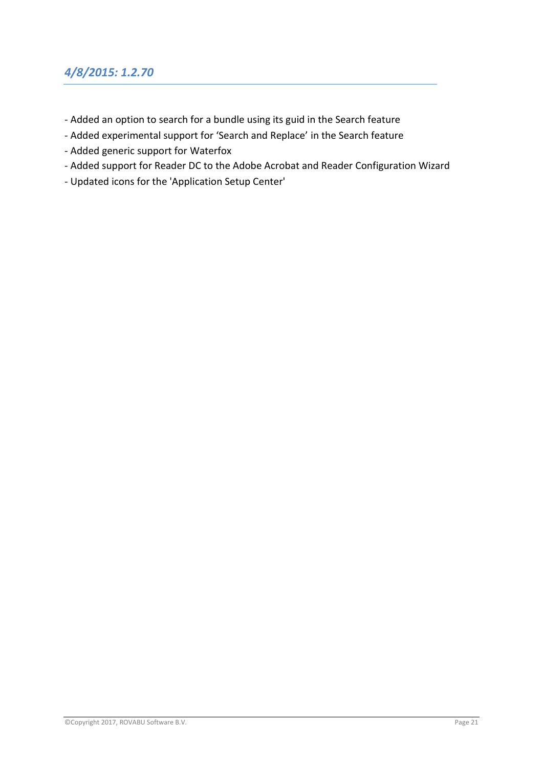## *4/8/2015: 1.2.70*

- Added an option to search for a bundle using its guid in the Search feature
- Added experimental support for ‘Search and Replace’ in the Search feature
- Added generic support for Waterfox
- Added support for Reader DC to the Adobe Acrobat and Reader Configuration Wizard
- Updated icons for the 'Application Setup Center'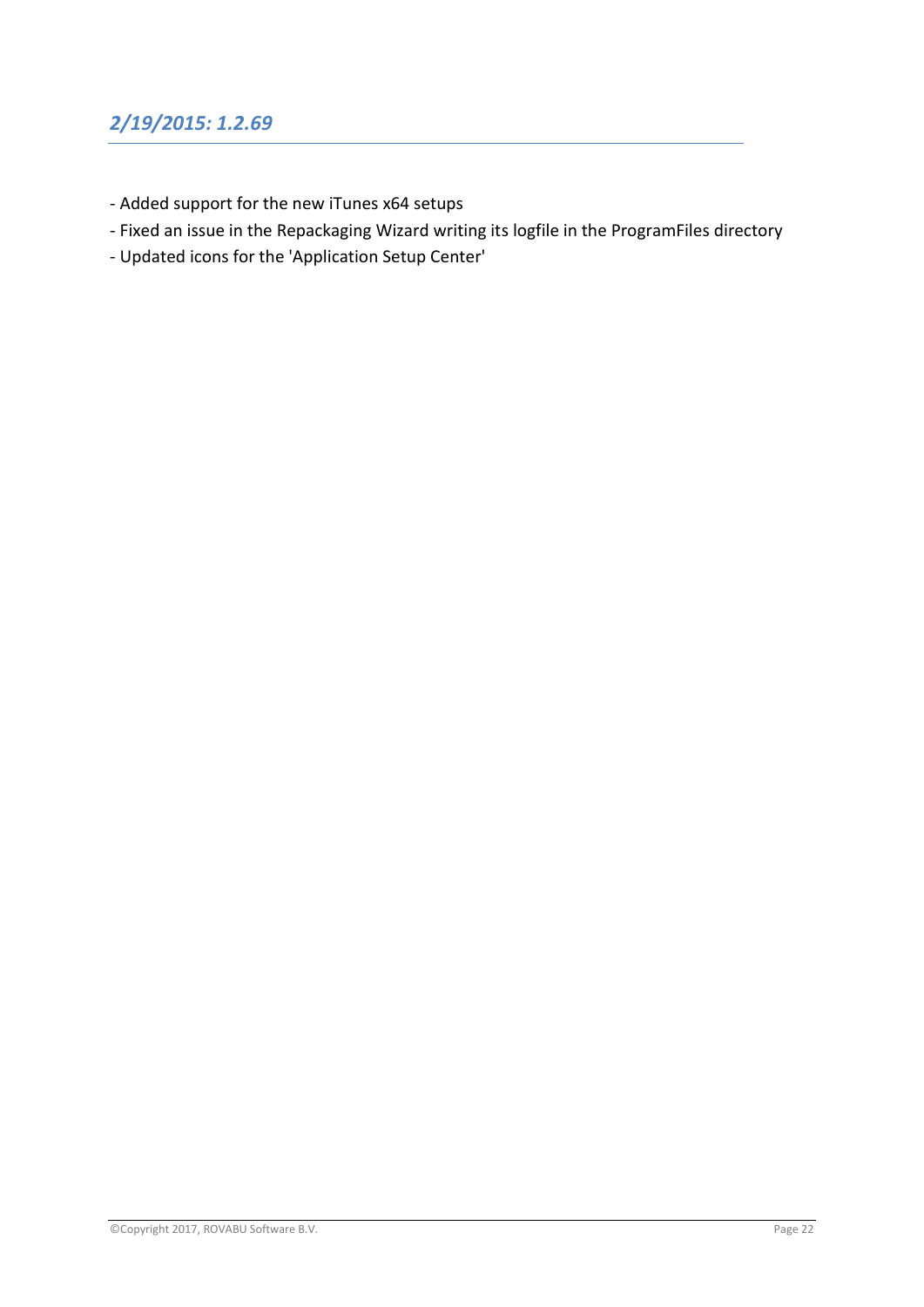## *2/19/2015: 1.2.69*

- Added support for the new iTunes x64 setups
- Fixed an issue in the Repackaging Wizard writing its logfile in the ProgramFiles directory
- Updated icons for the 'Application Setup Center'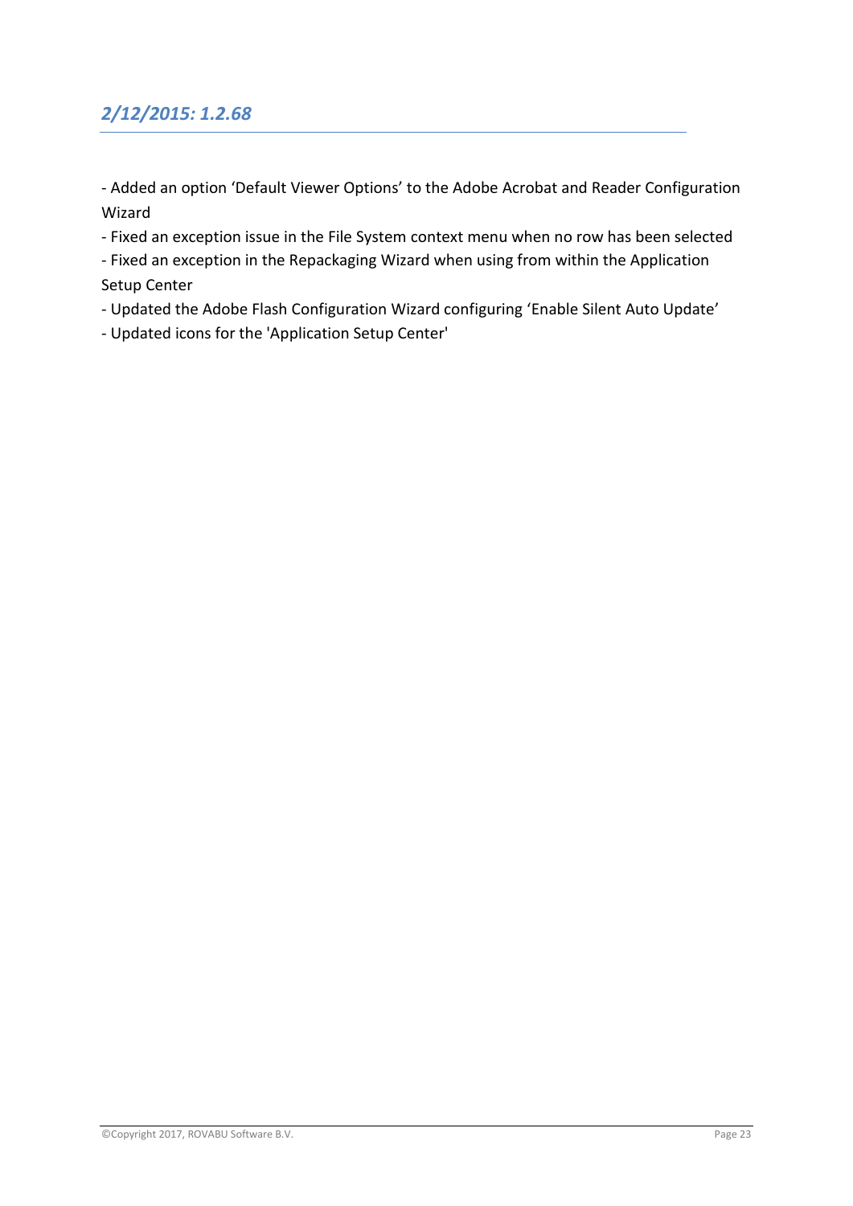## *2/12/2015: 1.2.68*

- Added an option ‘Default Viewer Options’ to the Adobe Acrobat and Reader Configuration Wizard
- Fixed an exception issue in the File System context menu when no row has been selected
- Fixed an exception in the Repackaging Wizard when using from within the Application Setup Center
- Updated the Adobe Flash Configuration Wizard configuring ‘Enable Silent Auto Update’
- Updated icons for the 'Application Setup Center'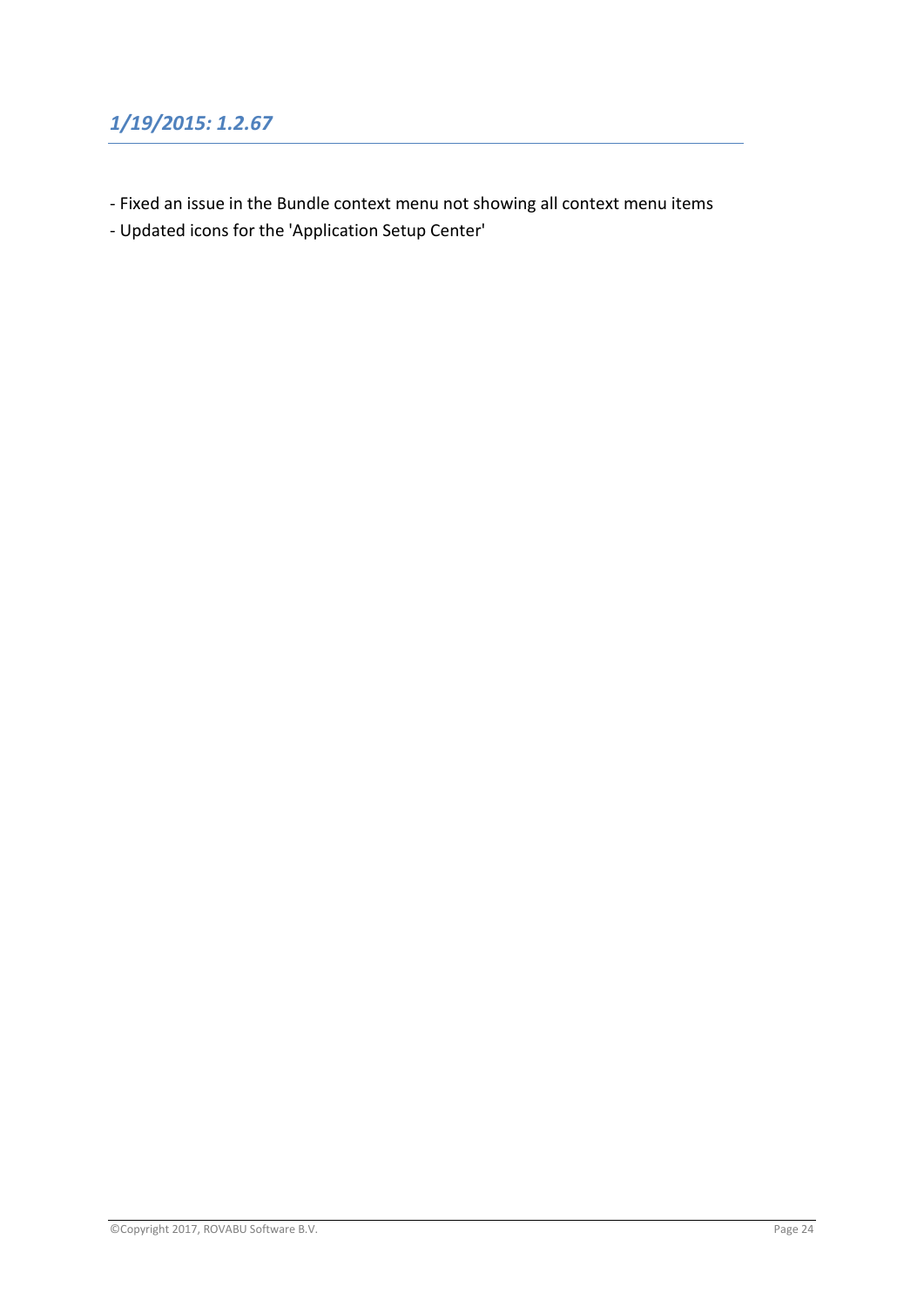## *1/19/2015: 1.2.67*

- Fixed an issue in the Bundle context menu not showing all context menu items
- Updated icons for the 'Application Setup Center'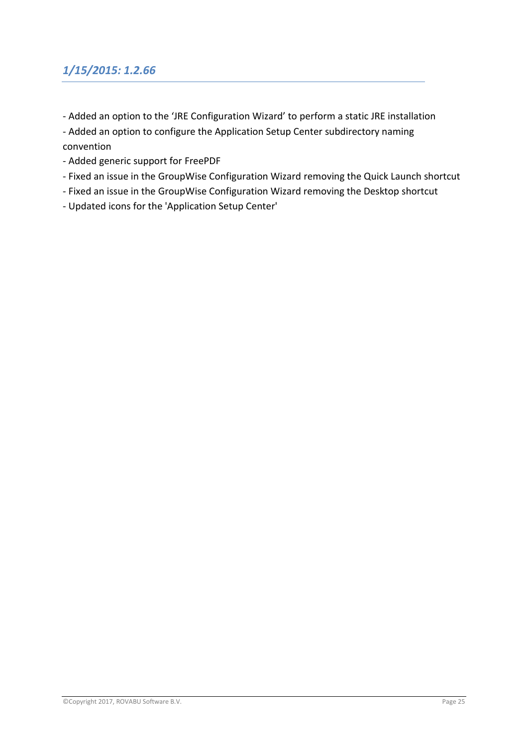## *1/15/2015: 1.2.66*

- Added an option to the ‘JRE Configuration Wizard’ to perform a static JRE installation
- Added an option to configure the Application Setup Center subdirectory naming convention
- Added generic support for FreePDF
- Fixed an issue in the GroupWise Configuration Wizard removing the Quick Launch shortcut
- Fixed an issue in the GroupWise Configuration Wizard removing the Desktop shortcut
- Updated icons for the 'Application Setup Center'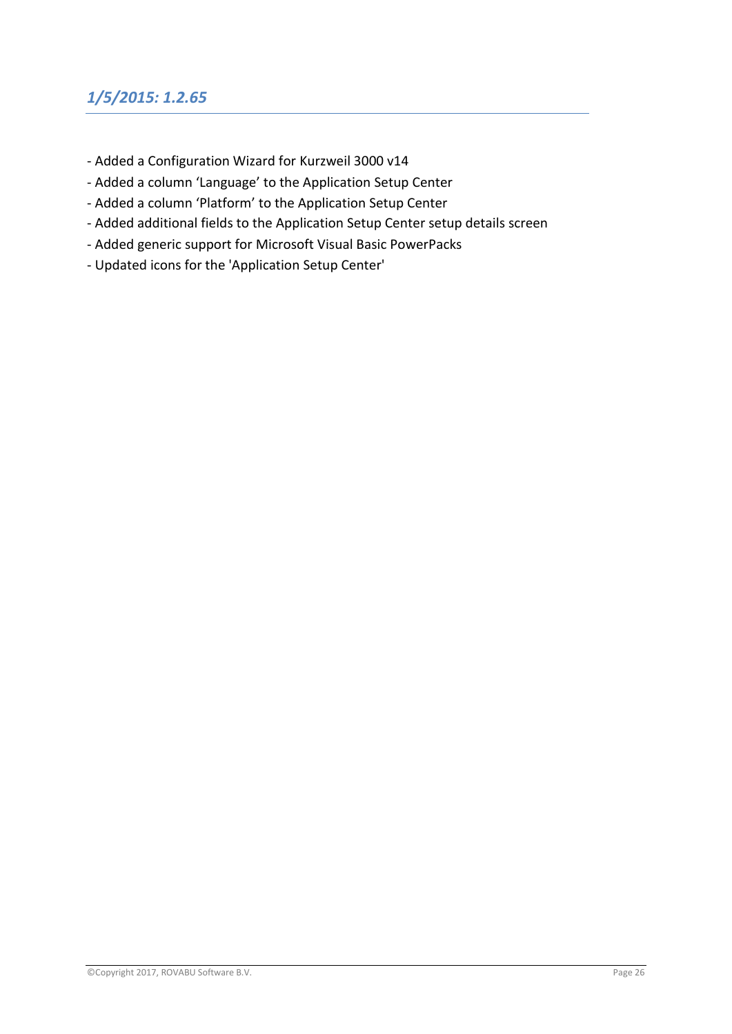## *1/5/2015: 1.2.65*

- Added a Configuration Wizard for Kurzweil 3000 v14
- Added a column ‘Language’ to the Application Setup Center
- Added a column ‘Platform’ to the Application Setup Center
- Added additional fields to the Application Setup Center setup details screen
- Added generic support for Microsoft Visual Basic PowerPacks
- Updated icons for the 'Application Setup Center'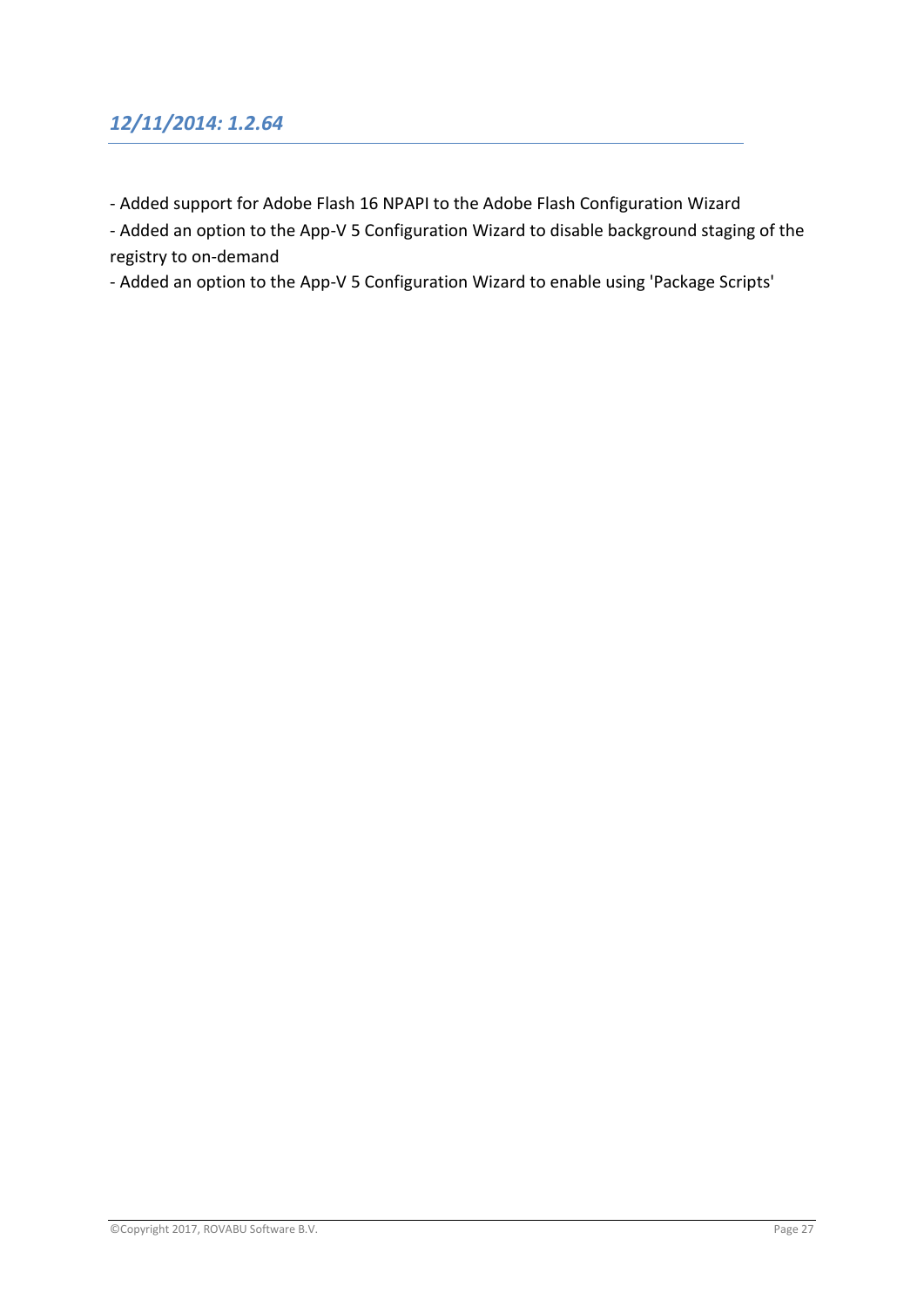## *12/11/2014: 1.2.64*

- Added support for Adobe Flash 16 NPAPI to the Adobe Flash Configuration Wizard
- Added an option to the App-V 5 Configuration Wizard to disable background staging of the registry to on-demand
- Added an option to the App-V 5 Configuration Wizard to enable using 'Package Scripts'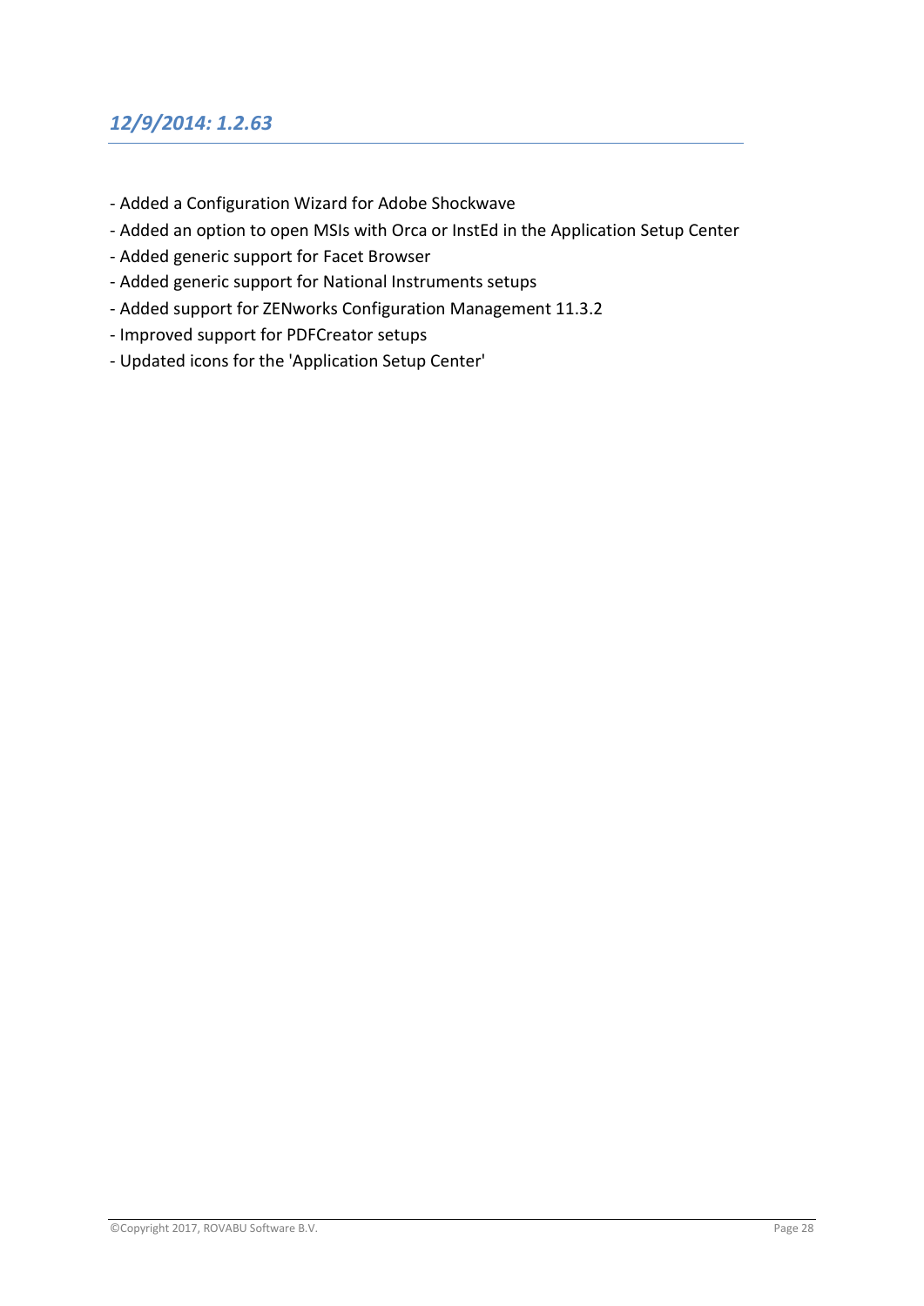## *12/9/2014: 1.2.63*

- Added a Configuration Wizard for Adobe Shockwave
- Added an option to open MSIs with Orca or InstEd in the Application Setup Center
- Added generic support for Facet Browser
- Added generic support for National Instruments setups
- Added support for ZENworks Configuration Management 11.3.2
- Improved support for PDFCreator setups
- Updated icons for the 'Application Setup Center'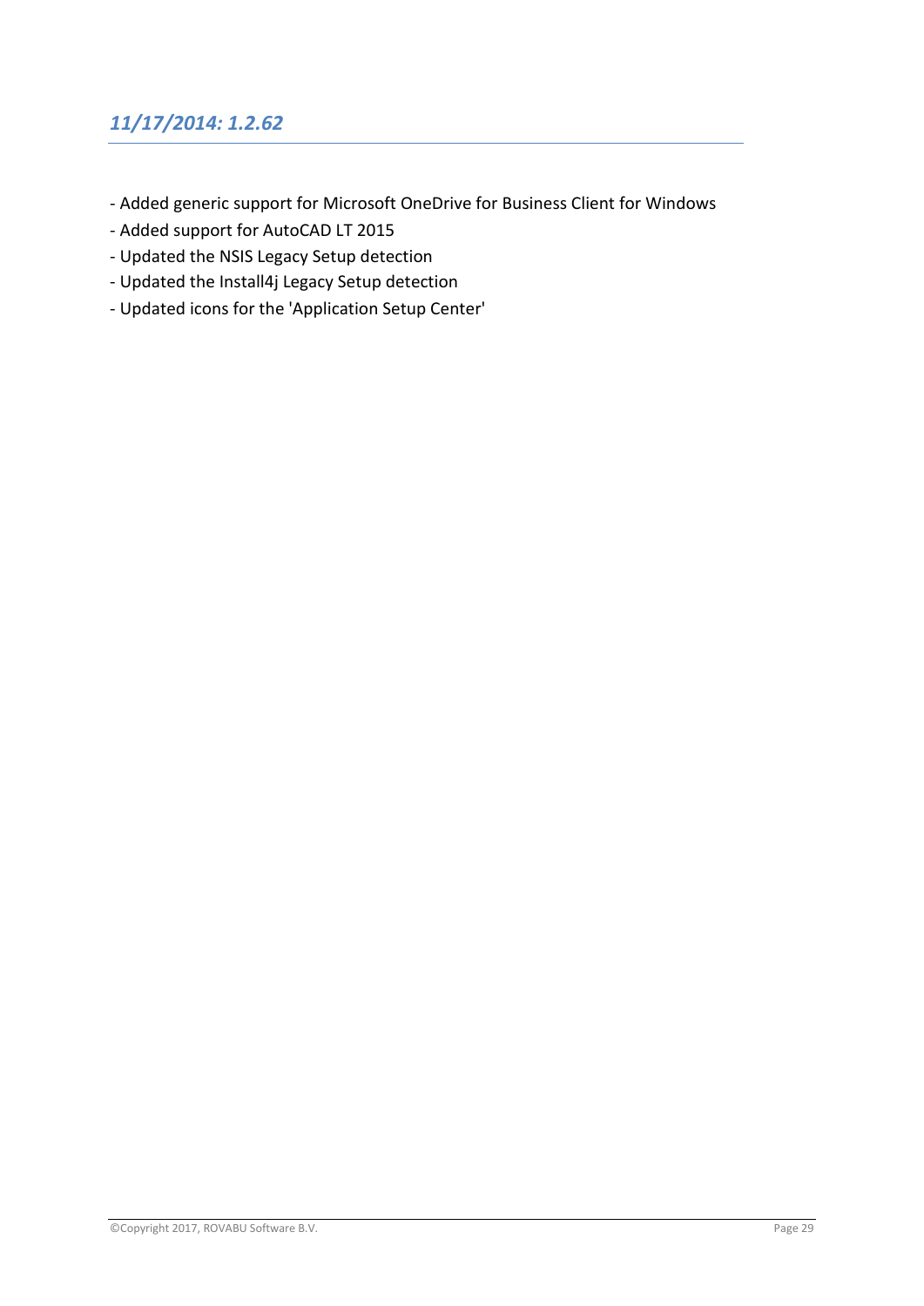## *11/17/2014: 1.2.62*

- Added generic support for Microsoft OneDrive for Business Client for Windows
- Added support for AutoCAD LT 2015
- Updated the NSIS Legacy Setup detection
- Updated the Install4j Legacy Setup detection
- Updated icons for the 'Application Setup Center'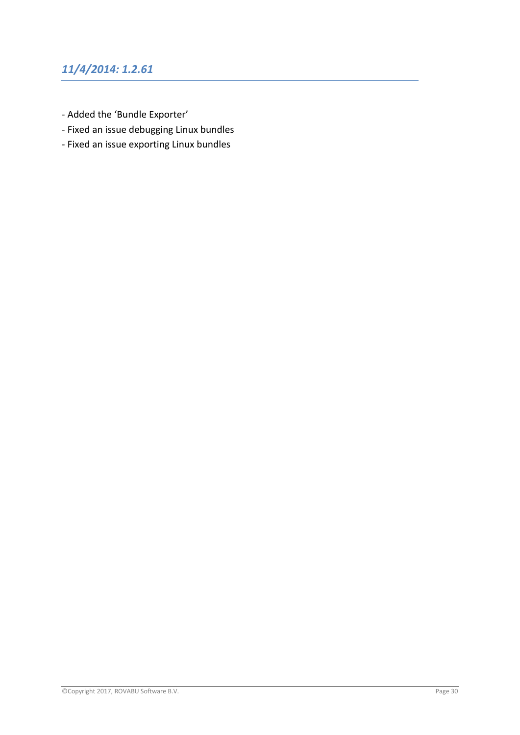## *11/4/2014: 1.2.61*

- Added the 'Bundle Exporter'
- Fixed an issue debugging Linux bundles
- Fixed an issue exporting Linux bundles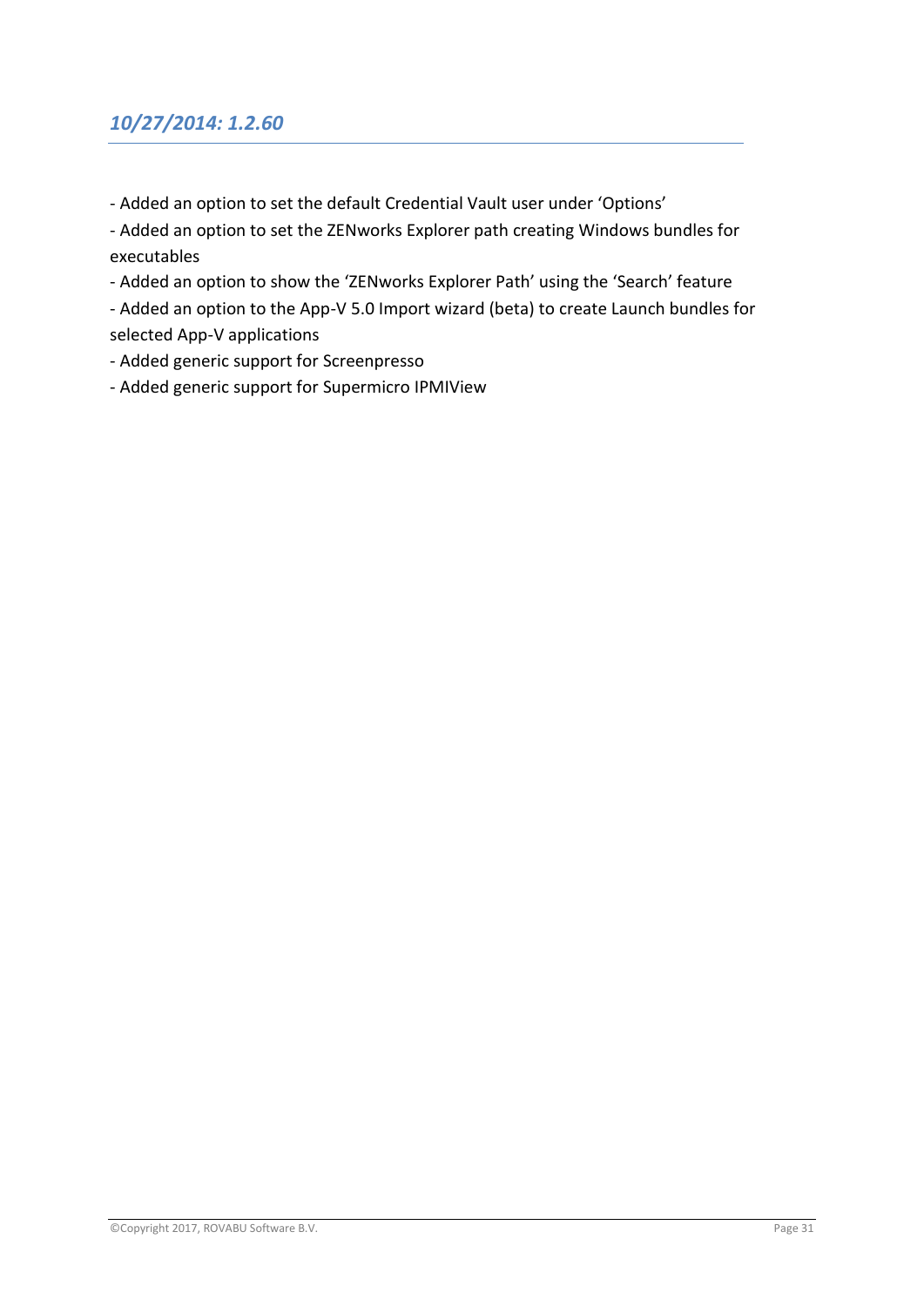## *10/27/2014: 1.2.60*

- Added an option to set the default Credential Vault user under 'Options'
- Added an option to set the ZENworks Explorer path creating Windows bundles for executables
- Added an option to show the 'ZENworks Explorer Path' using the 'Search' feature
- Added an option to the App-V 5.0 Import wizard (beta) to create Launch bundles for selected App-V applications
- Added generic support for Screenpresso
- Added generic support for Supermicro IPMIView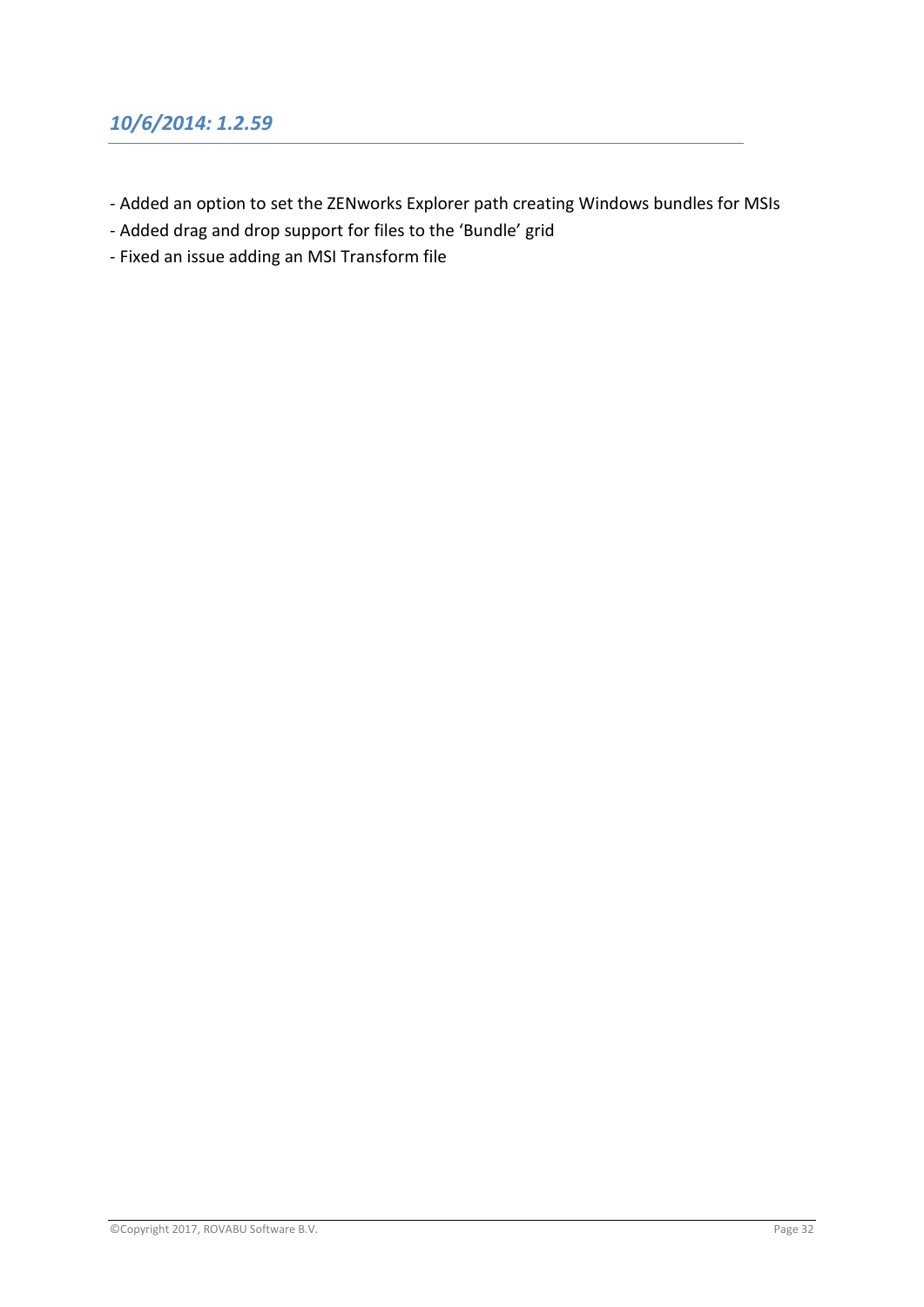## *10/6/2014: 1.2.59*

- Added an option to set the ZENworks Explorer path creating Windows bundles for MSIs
- Added drag and drop support for files to the 'Bundle' grid
- Fixed an issue adding an MSI Transform file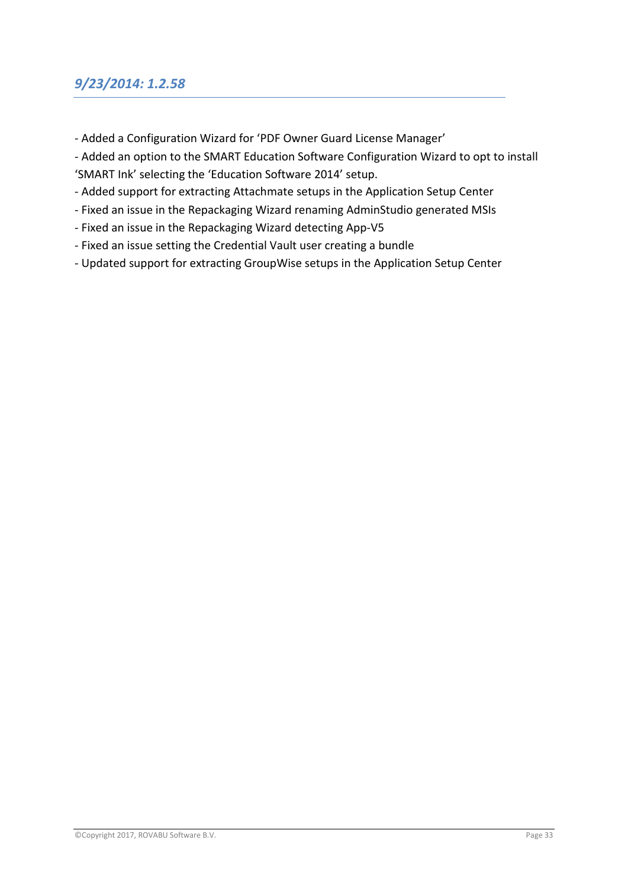## *9/23/2014: 1.2.58*

- Added a Configuration Wizard for 'PDF Owner Guard License Manager'
- Added an option to the SMART Education Software Configuration Wizard to opt to install 'SMART Ink' selecting the 'Education Software 2014' setup.
- Added support for extracting Attachmate setups in the Application Setup Center
- Fixed an issue in the Repackaging Wizard renaming AdminStudio generated MSIs
- Fixed an issue in the Repackaging Wizard detecting App-V5
- Fixed an issue setting the Credential Vault user creating a bundle
- Updated support for extracting GroupWise setups in the Application Setup Center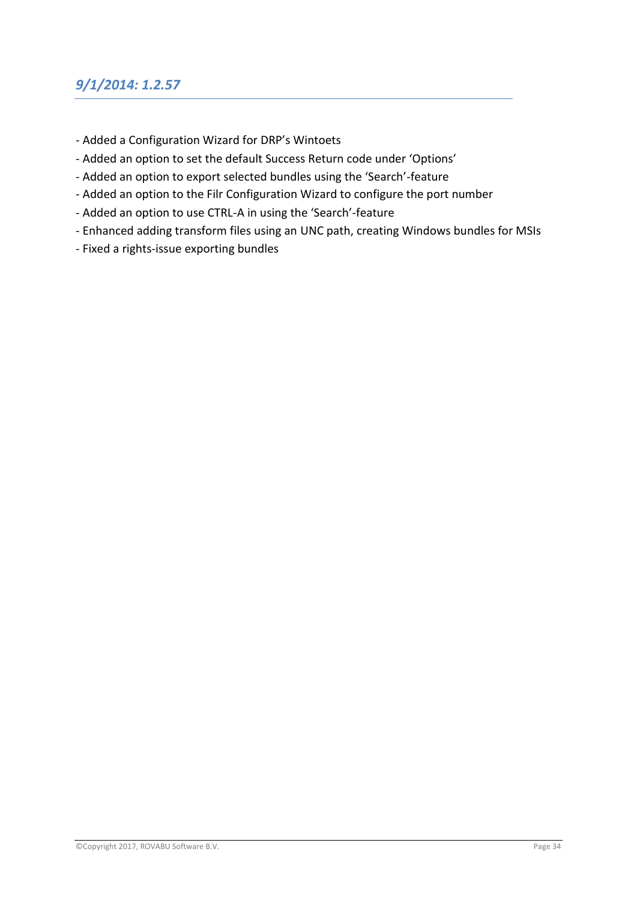## *9/1/2014: 1.2.57*

- Added a Configuration Wizard for DRP's Wintoets
- Added an option to set the default Success Return code under 'Options'
- Added an option to export selected bundles using the 'Search'-feature
- Added an option to the Filr Configuration Wizard to configure the port number
- Added an option to use CTRL-A in using the 'Search'-feature
- Enhanced adding transform files using an UNC path, creating Windows bundles for MSIs
- Fixed a rights-issue exporting bundles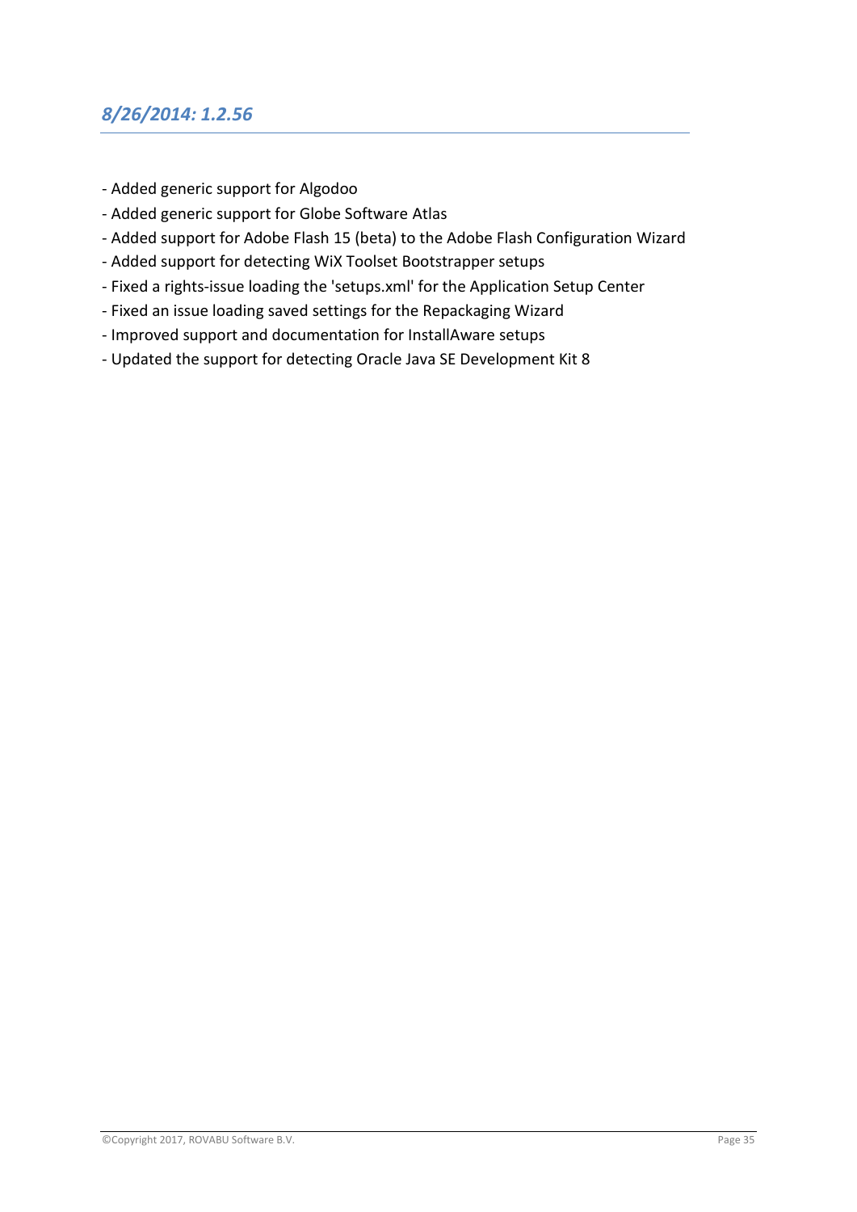## *8/26/2014: 1.2.56*

- Added generic support for Algodoo
- Added generic support for Globe Software Atlas
- Added support for Adobe Flash 15 (beta) to the Adobe Flash Configuration Wizard
- Added support for detecting WiX Toolset Bootstrapper setups
- Fixed a rights-issue loading the 'setups.xml' for the Application Setup Center
- Fixed an issue loading saved settings for the Repackaging Wizard
- Improved support and documentation for InstallAware setups
- Updated the support for detecting Oracle Java SE Development Kit 8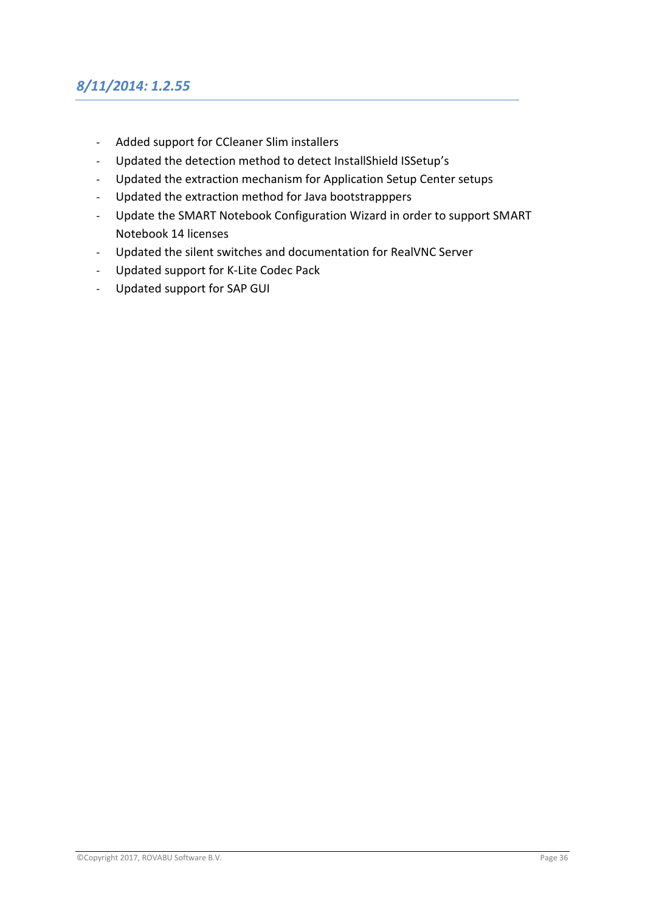## *8/11/2014: 1.2.55*

- Added support for CCleaner Slim installers
- Updated the detection method to detect InstallShield ISSetup's
- Updated the extraction mechanism for Application Setup Center setups
- Updated the extraction method for Java bootstrapppers
- Update the SMART Notebook Configuration Wizard in order to support SMART Notebook 14 licenses
- Updated the silent switches and documentation for RealVNC Server
- Updated support for K-Lite Codec Pack
- Updated support for SAP GUI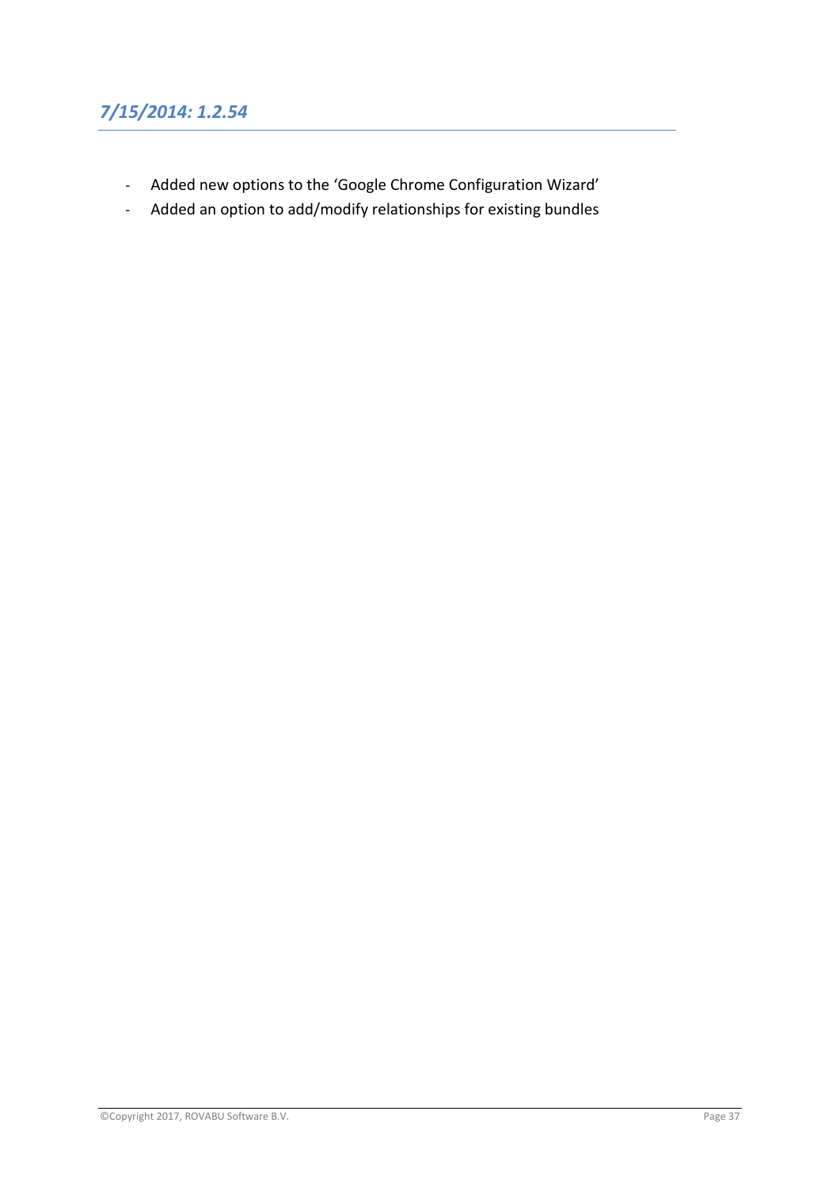## *7/15/2014: 1.2.54*

- Added new options to the 'Google Chrome Configuration Wizard'
- Added an option to add/modify relationships for existing bundles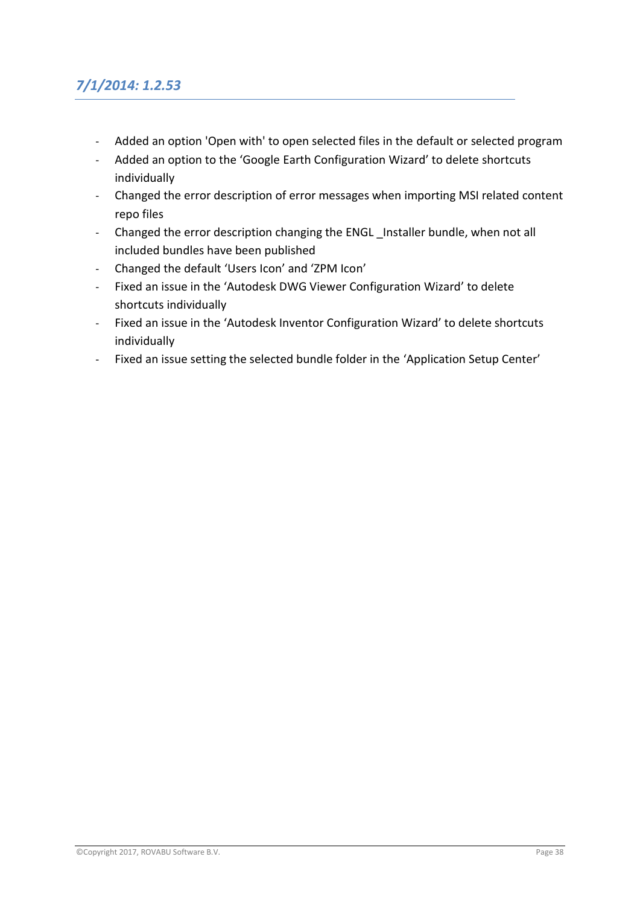## *7/1/2014: 1.2.53*

- Added an option 'Open with' to open selected files in the default or selected program
- Added an option to the ‘Google Earth Configuration Wizard’ to delete shortcuts individually
- Changed the error description of error messages when importing MSI related content repo files
- Changed the error description changing the ENGL _Installer bundle, when not all included bundles have been published
- Changed the default ‘Users Icon’ and ‘ZPM Icon’
- Fixed an issue in the ‘Autodesk DWG Viewer Configuration Wizard’ to delete shortcuts individually
- Fixed an issue in the ‘Autodesk Inventor Configuration Wizard’ to delete shortcuts individually
- Fixed an issue setting the selected bundle folder in the ‘Application Setup Center’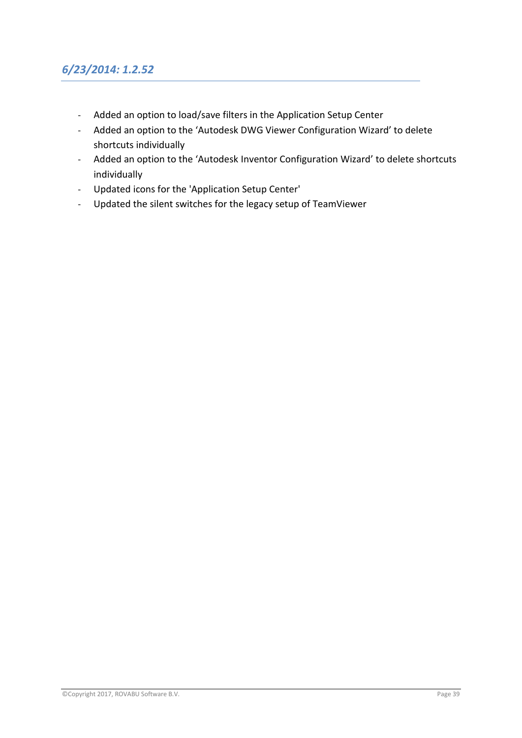## *6/23/2014: 1.2.52*

- Added an option to load/save filters in the Application Setup Center
- Added an option to the ‘Autodesk DWG Viewer Configuration Wizard’ to delete shortcuts individually
- Added an option to the ‘Autodesk Inventor Configuration Wizard’ to delete shortcuts individually
- Updated icons for the 'Application Setup Center'
- Updated the silent switches for the legacy setup of TeamViewer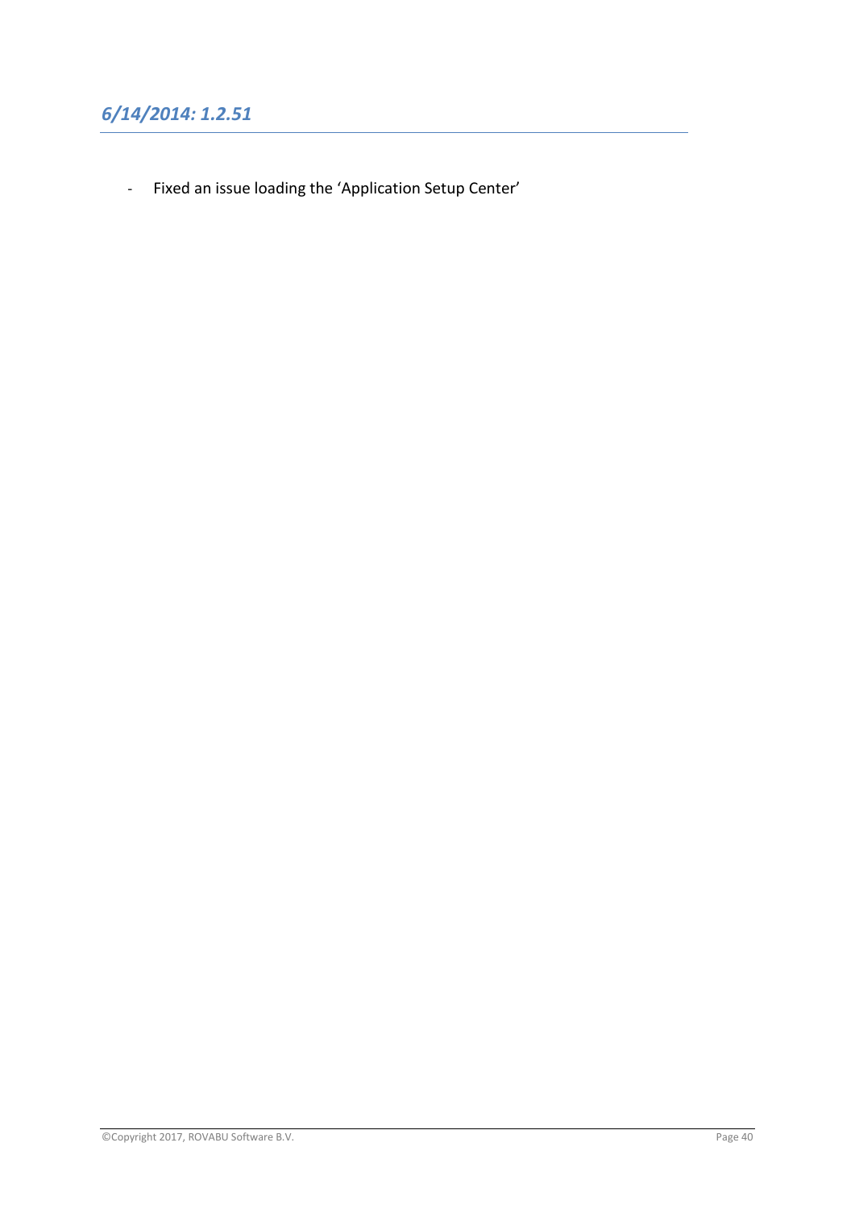## *6/14/2014: 1.2.51*

- Fixed an issue loading the ‘Application Setup Center’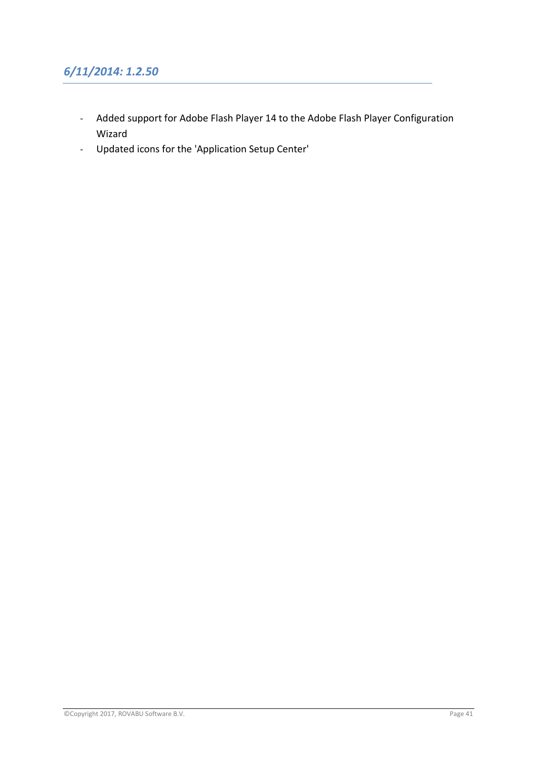## *6/11/2014: 1.2.50*

- Added support for Adobe Flash Player 14 to the Adobe Flash Player Configuration Wizard
- Updated icons for the 'Application Setup Center'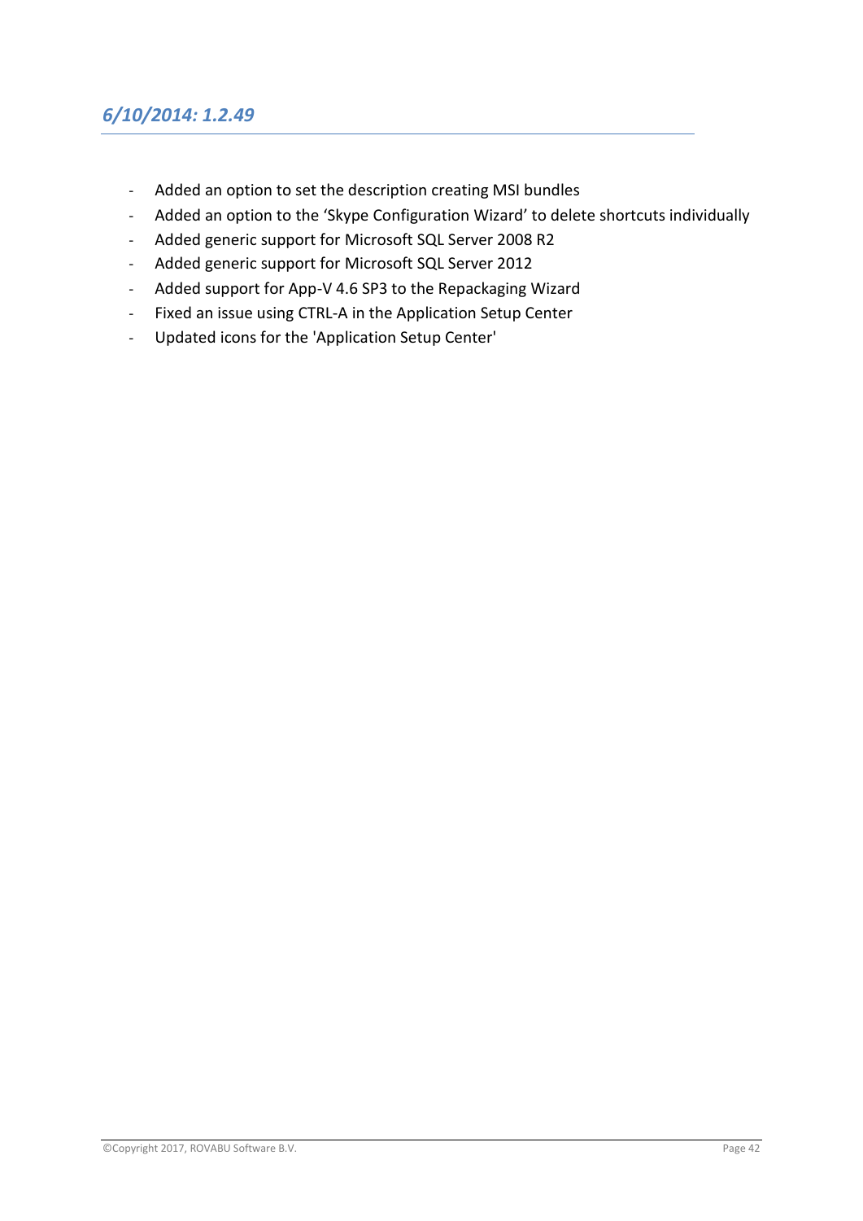### *6/10/2014: 1.2.49*

- Added an option to set the description creating MSI bundles
- Added an option to the 'Skype Configuration Wizard' to delete shortcuts individually
- Added generic support for Microsoft SQL Server 2008 R2
- Added generic support for Microsoft SQL Server 2012
- Added support for App-V 4.6 SP3 to the Repackaging Wizard
- Fixed an issue using CTRL-A in the Application Setup Center
- Updated icons for the 'Application Setup Center'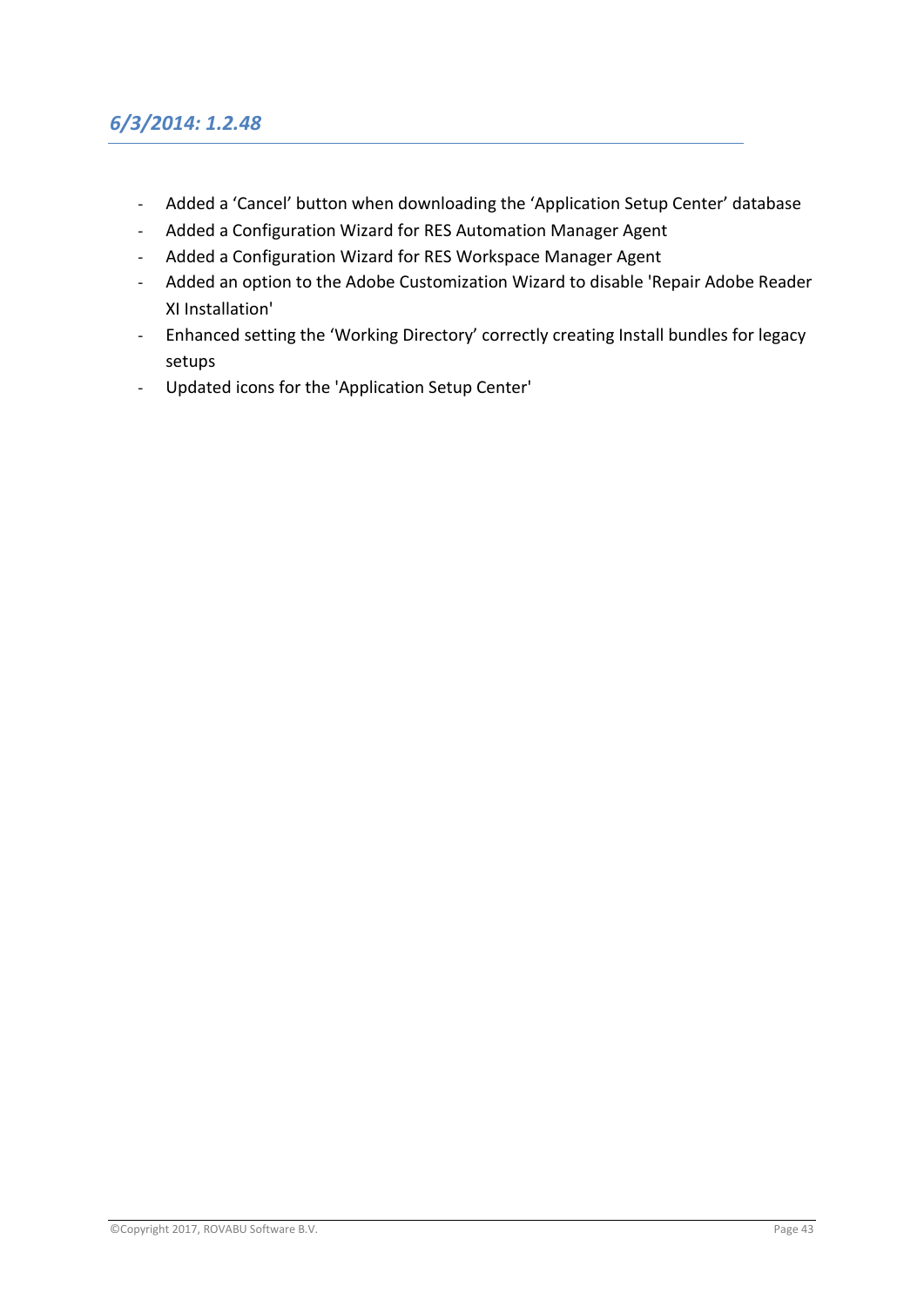### *6/3/2014: 1.2.48*

- Added a 'Cancel' button when downloading the 'Application Setup Center' database
- Added a Configuration Wizard for RES Automation Manager Agent
- Added a Configuration Wizard for RES Workspace Manager Agent
- Added an option to the Adobe Customization Wizard to disable 'Repair Adobe Reader XI Installation'
- Enhanced setting the 'Working Directory' correctly creating Install bundles for legacy setups
- Updated icons for the 'Application Setup Center'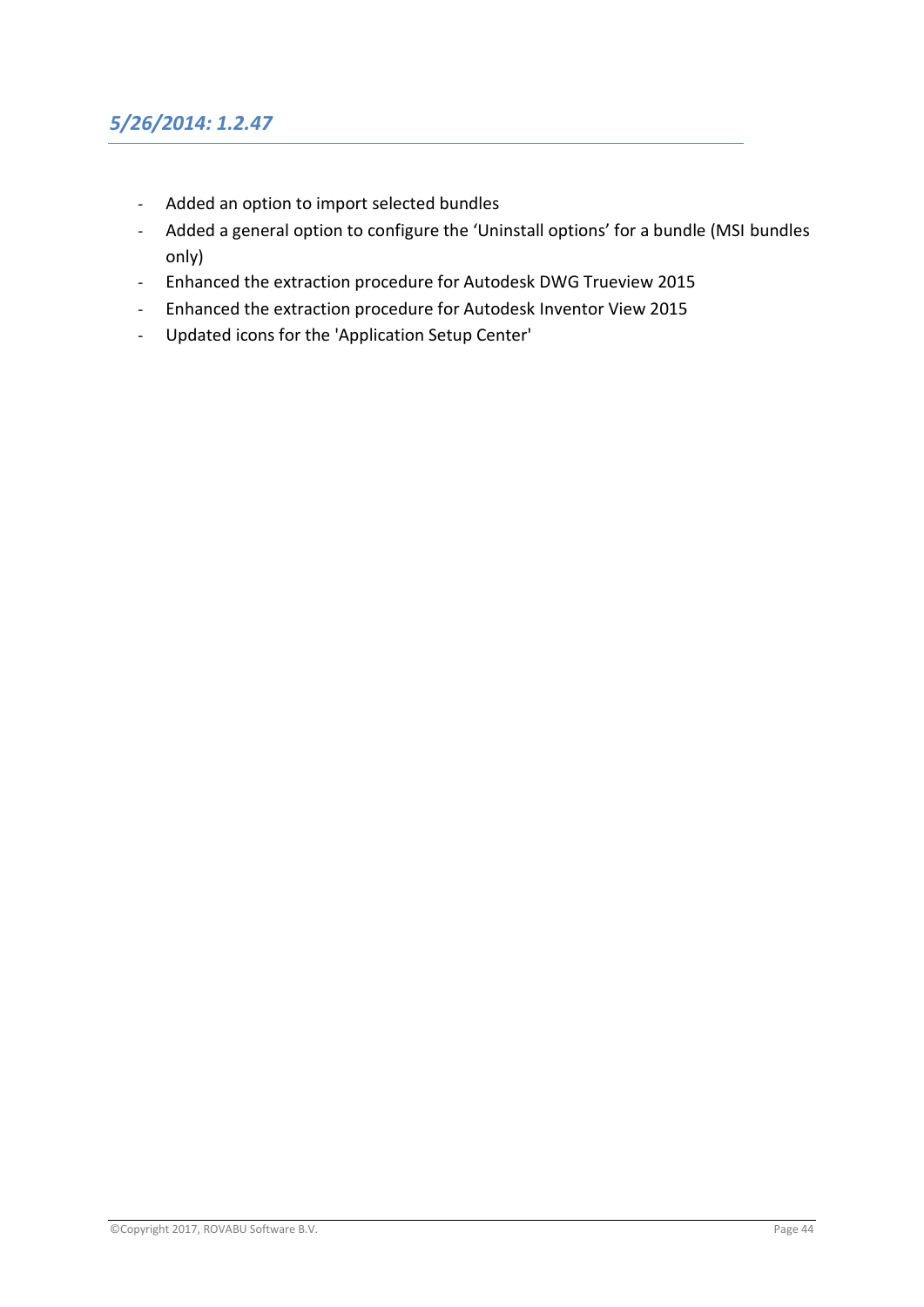### *5/26/2014: 1.2.47*

- Added an option to import selected bundles
- Added a general option to configure the ‘Uninstall options’ for a bundle (MSI bundles only)
- Enhanced the extraction procedure for Autodesk DWG Trueview 2015
- Enhanced the extraction procedure for Autodesk Inventor View 2015
- Updated icons for the 'Application Setup Center'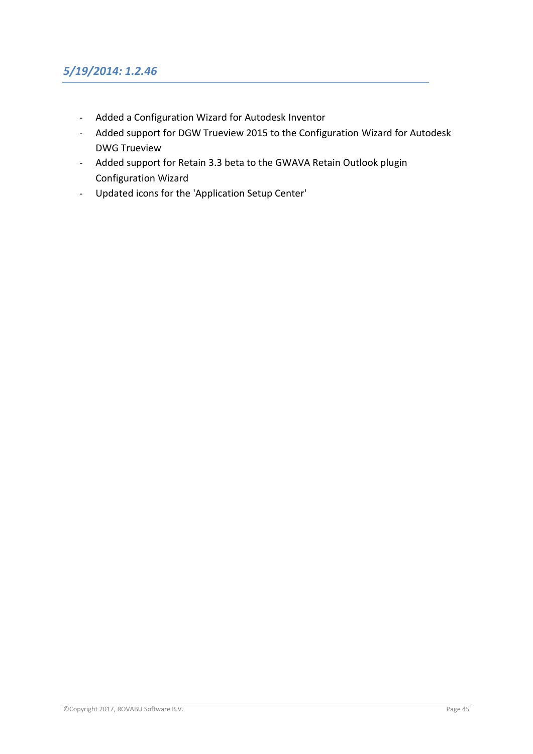## *5/19/2014: 1.2.46*

- Added a Configuration Wizard for Autodesk Inventor
- Added support for DGW Trueview 2015 to the Configuration Wizard for Autodesk DWG Trueview
- Added support for Retain 3.3 beta to the GWAVA Retain Outlook plugin Configuration Wizard
- Updated icons for the 'Application Setup Center'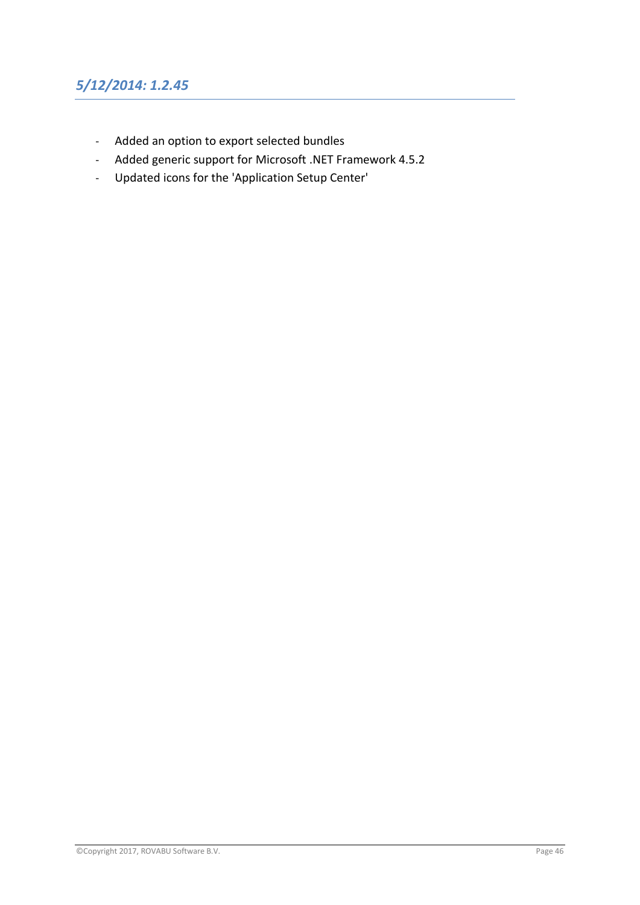## *5/12/2014: 1.2.45*

- Added an option to export selected bundles
- Added generic support for Microsoft .NET Framework 4.5.2
- Updated icons for the 'Application Setup Center'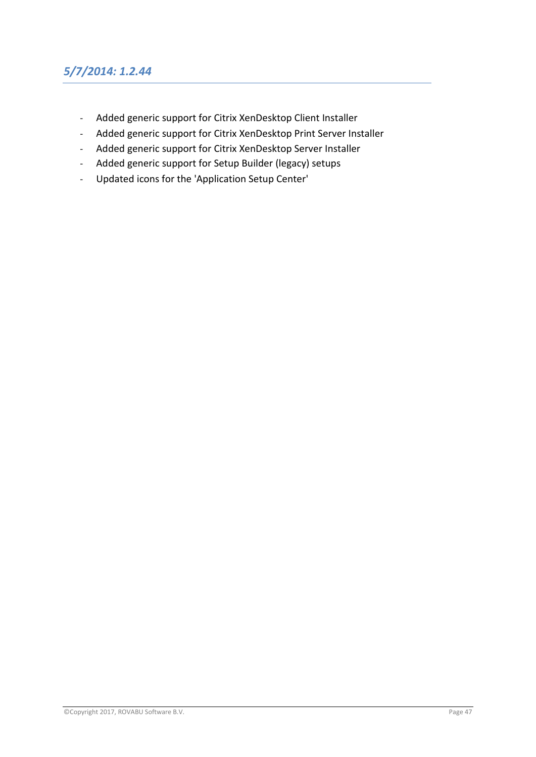## *5/7/2014: 1.2.44*

- Added generic support for Citrix XenDesktop Client Installer
- Added generic support for Citrix XenDesktop Print Server Installer
- Added generic support for Citrix XenDesktop Server Installer
- Added generic support for Setup Builder (legacy) setups
- Updated icons for the 'Application Setup Center'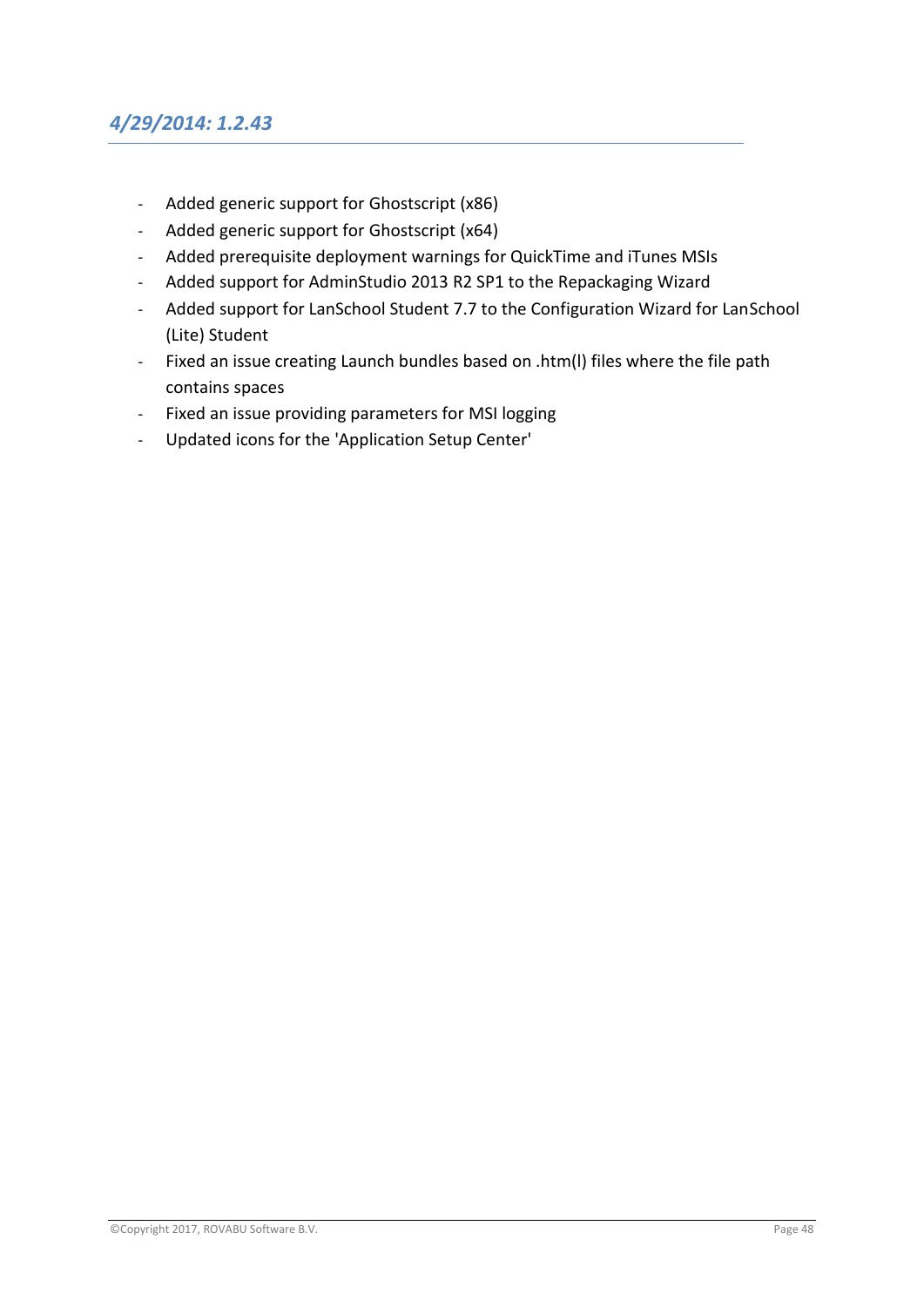## *4/29/2014: 1.2.43*

- Added generic support for Ghostscript (x86)
- Added generic support for Ghostscript (x64)
- Added prerequisite deployment warnings for QuickTime and iTunes MSIs
- Added support for AdminStudio 2013 R2 SP1 to the Repackaging Wizard
- Added support for LanSchool Student 7.7 to the Configuration Wizard for LanSchool (Lite) Student
- Fixed an issue creating Launch bundles based on .htm(l) files where the file path contains spaces
- Fixed an issue providing parameters for MSI logging
- Updated icons for the 'Application Setup Center'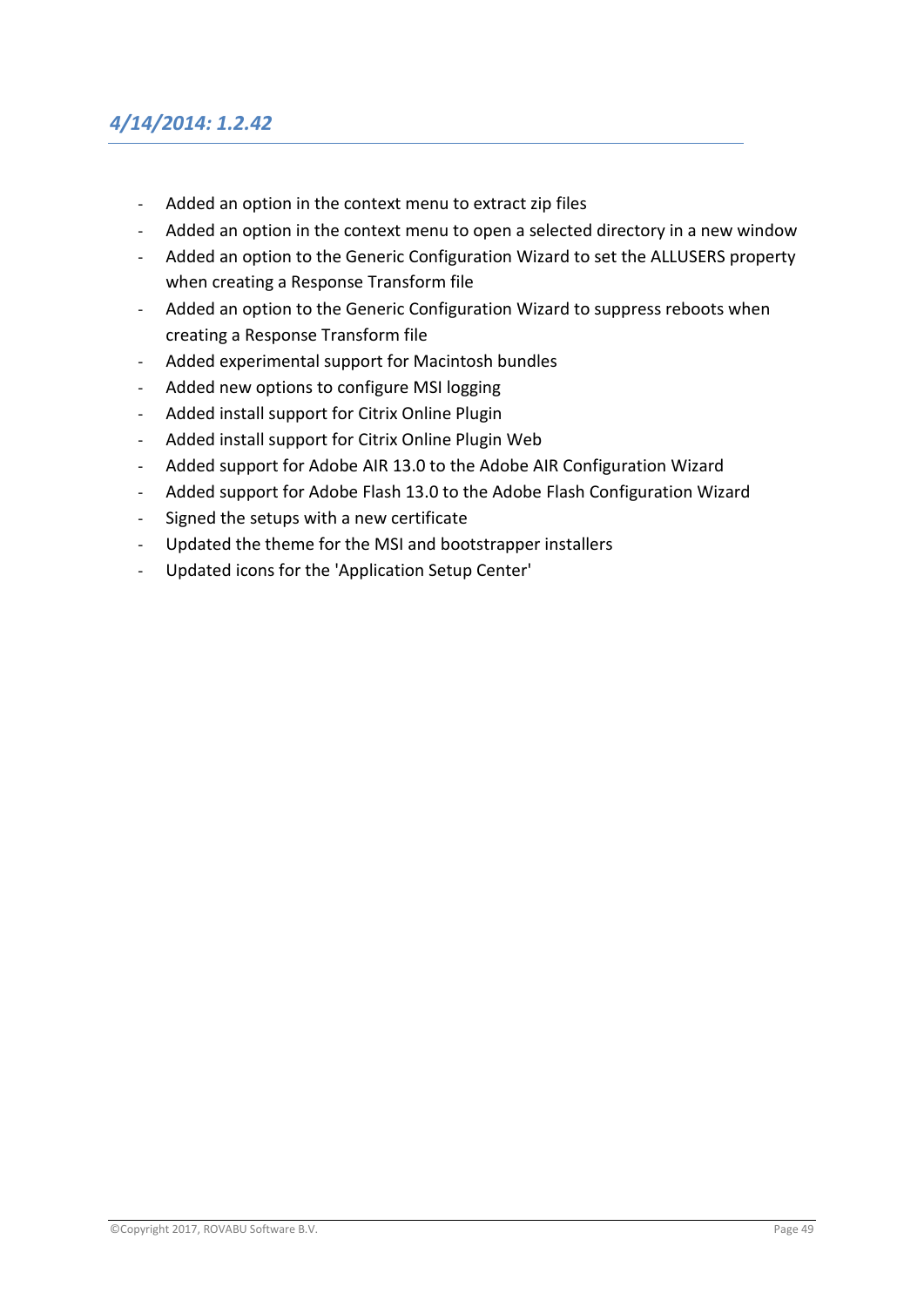## *4/14/2014: 1.2.42*

- Added an option in the context menu to extract zip files
- Added an option in the context menu to open a selected directory in a new window
- Added an option to the Generic Configuration Wizard to set the ALLUSERS property when creating a Response Transform file
- Added an option to the Generic Configuration Wizard to suppress reboots when creating a Response Transform file
- Added experimental support for Macintosh bundles
- Added new options to configure MSI logging
- Added install support for Citrix Online Plugin
- Added install support for Citrix Online Plugin Web
- Added support for Adobe AIR 13.0 to the Adobe AIR Configuration Wizard
- Added support for Adobe Flash 13.0 to the Adobe Flash Configuration Wizard
- Signed the setups with a new certificate
- Updated the theme for the MSI and bootstrapper installers
- Updated icons for the 'Application Setup Center'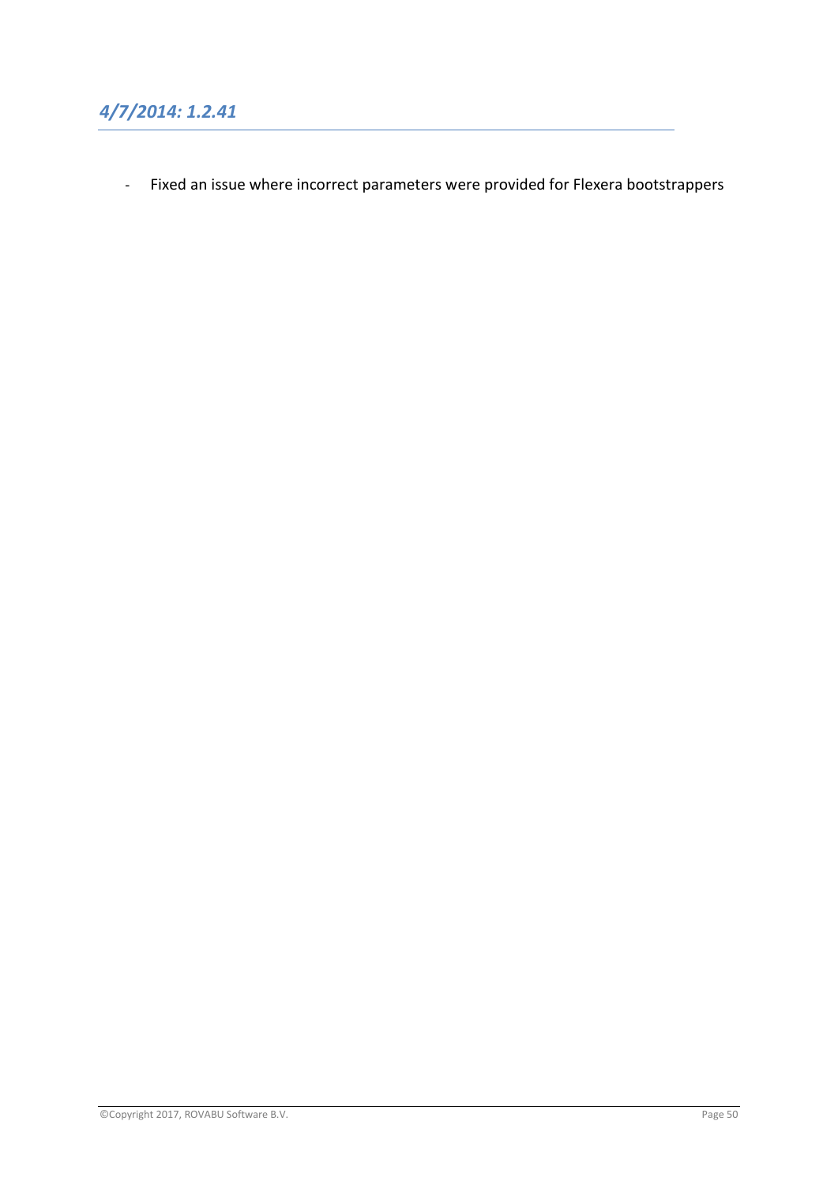### *4/7/2014: 1.2.41*

- Fixed an issue where incorrect parameters were provided for Flexera bootstrappers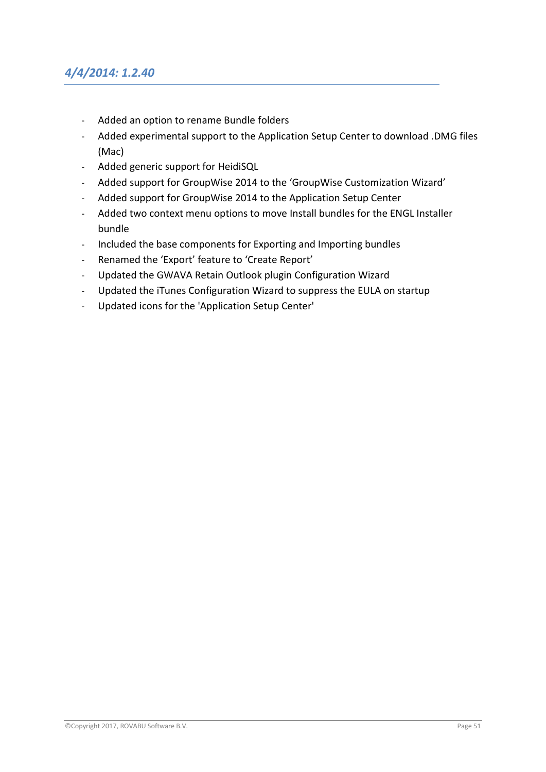### *4/4/2014: 1.2.40*

- Added an option to rename Bundle folders
- Added experimental support to the Application Setup Center to download .DMG files (Mac)
- Added generic support for HeidiSQL
- Added support for GroupWise 2014 to the ‘GroupWise Customization Wizard’
- Added support for GroupWise 2014 to the Application Setup Center
- Added two context menu options to move Install bundles for the ENGL Installer bundle
- Included the base components for Exporting and Importing bundles
- Renamed the ‘Export’ feature to ‘Create Report’
- Updated the GWAVA Retain Outlook plugin Configuration Wizard
- Updated the iTunes Configuration Wizard to suppress the EULA on startup
- Updated icons for the 'Application Setup Center'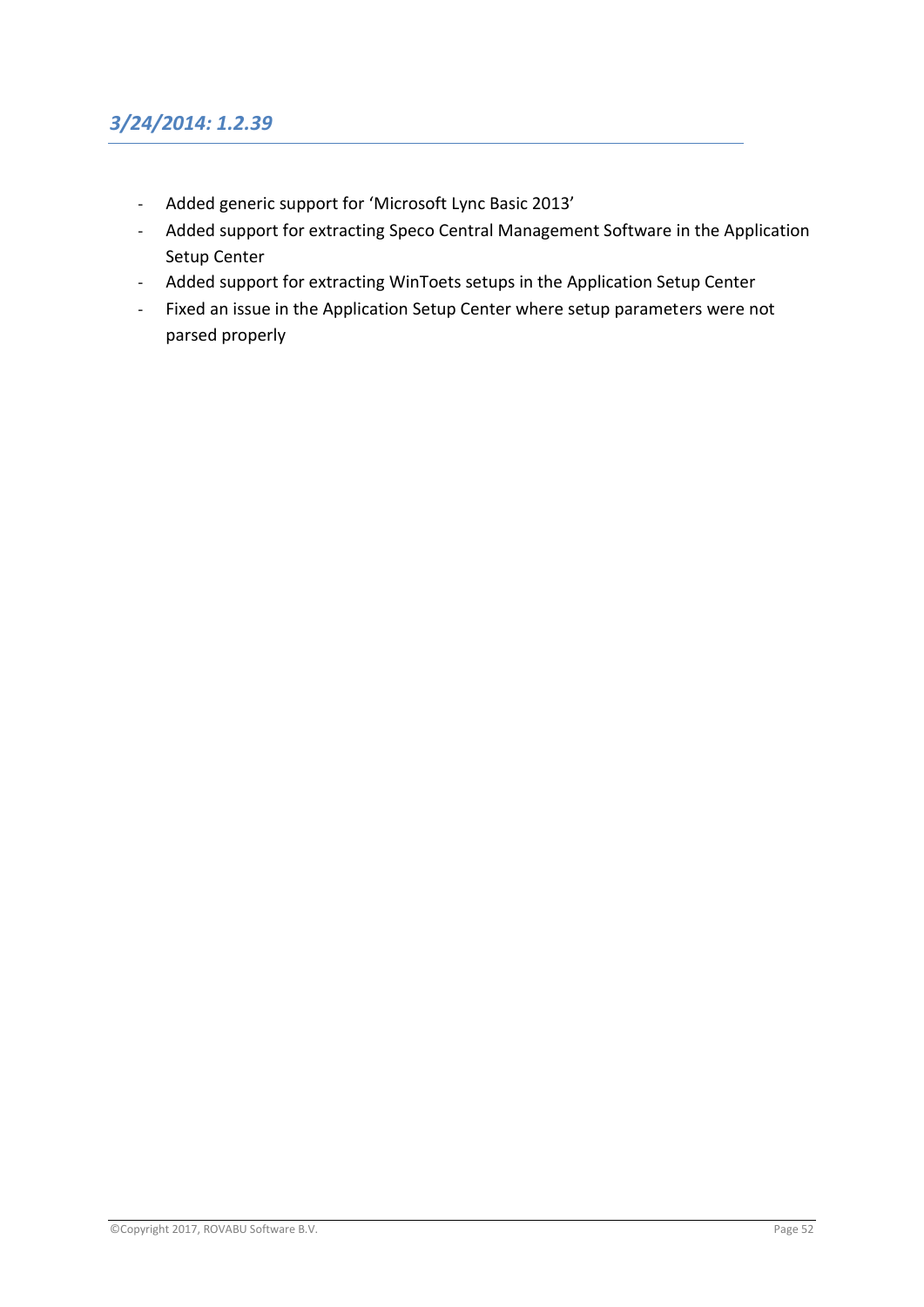### *3/24/2014: 1.2.39*

- Added generic support for 'Microsoft Lync Basic 2013'
- Added support for extracting Speco Central Management Software in the Application Setup Center
- Added support for extracting WinToets setups in the Application Setup Center
- Fixed an issue in the Application Setup Center where setup parameters were not parsed properly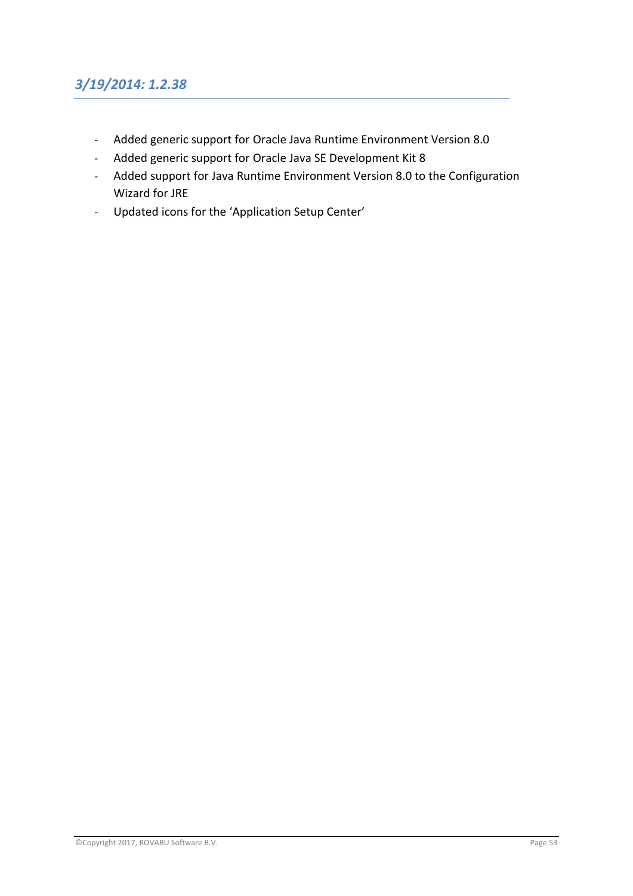## *3/19/2014: 1.2.38*

- Added generic support for Oracle Java Runtime Environment Version 8.0
- Added generic support for Oracle Java SE Development Kit 8
- Added support for Java Runtime Environment Version 8.0 to the Configuration Wizard for JRE
- Updated icons for the 'Application Setup Center'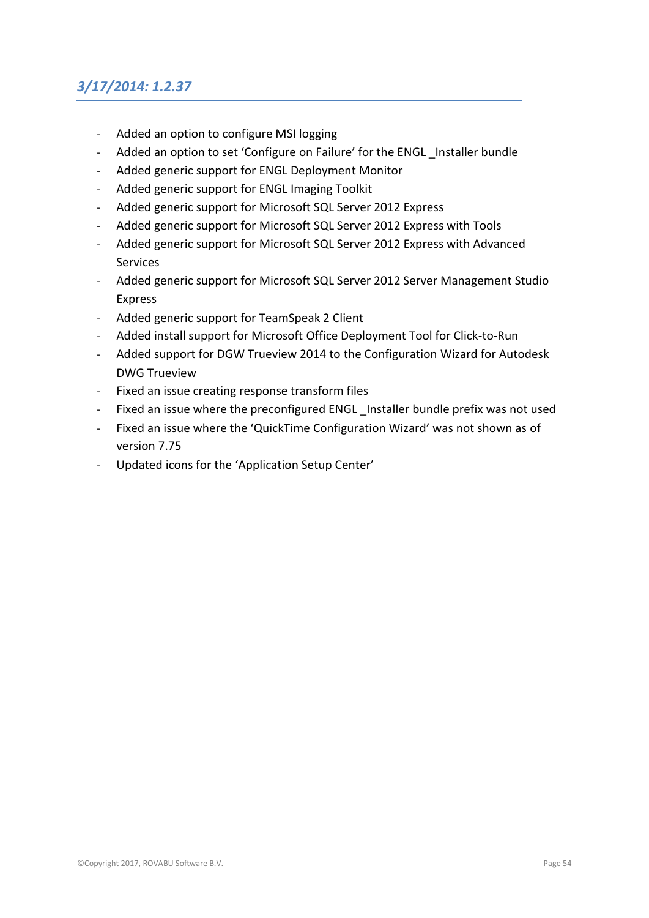## *3/17/2014: 1.2.37*

- Added an option to configure MSI logging
- Added an option to set 'Configure on Failure' for the ENGL _Installer bundle
- Added generic support for ENGL Deployment Monitor
- Added generic support for ENGL Imaging Toolkit
- Added generic support for Microsoft SQL Server 2012 Express
- Added generic support for Microsoft SQL Server 2012 Express with Tools
- Added generic support for Microsoft SQL Server 2012 Express with Advanced Services
- Added generic support for Microsoft SQL Server 2012 Server Management Studio Express
- Added generic support for TeamSpeak 2 Client
- Added install support for Microsoft Office Deployment Tool for Click-to-Run
- Added support for DGW Trueview 2014 to the Configuration Wizard for Autodesk DWG Trueview
- Fixed an issue creating response transform files
- Fixed an issue where the preconfigured ENGL _Installer bundle prefix was not used
- Fixed an issue where the 'QuickTime Configuration Wizard' was not shown as of version 7.75
- Updated icons for the 'Application Setup Center'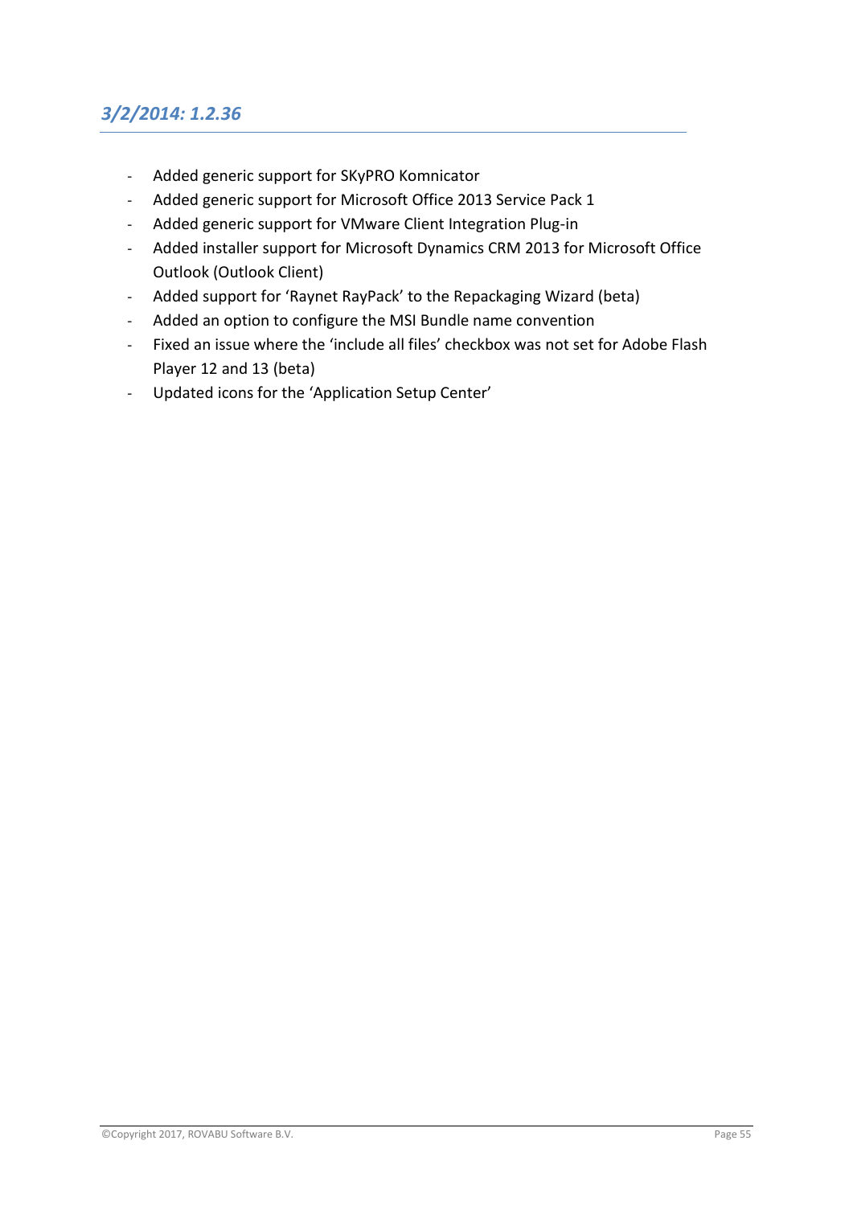## *3/2/2014: 1.2.36*

- Added generic support for SKyPRO Komnicator
- Added generic support for Microsoft Office 2013 Service Pack 1
- Added generic support for VMware Client Integration Plug-in
- Added installer support for Microsoft Dynamics CRM 2013 for Microsoft Office Outlook (Outlook Client)
- Added support for 'Raynet RayPack' to the Repackaging Wizard (beta)
- Added an option to configure the MSI Bundle name convention
- Fixed an issue where the 'include all files' checkbox was not set for Adobe Flash Player 12 and 13 (beta)
- Updated icons for the 'Application Setup Center'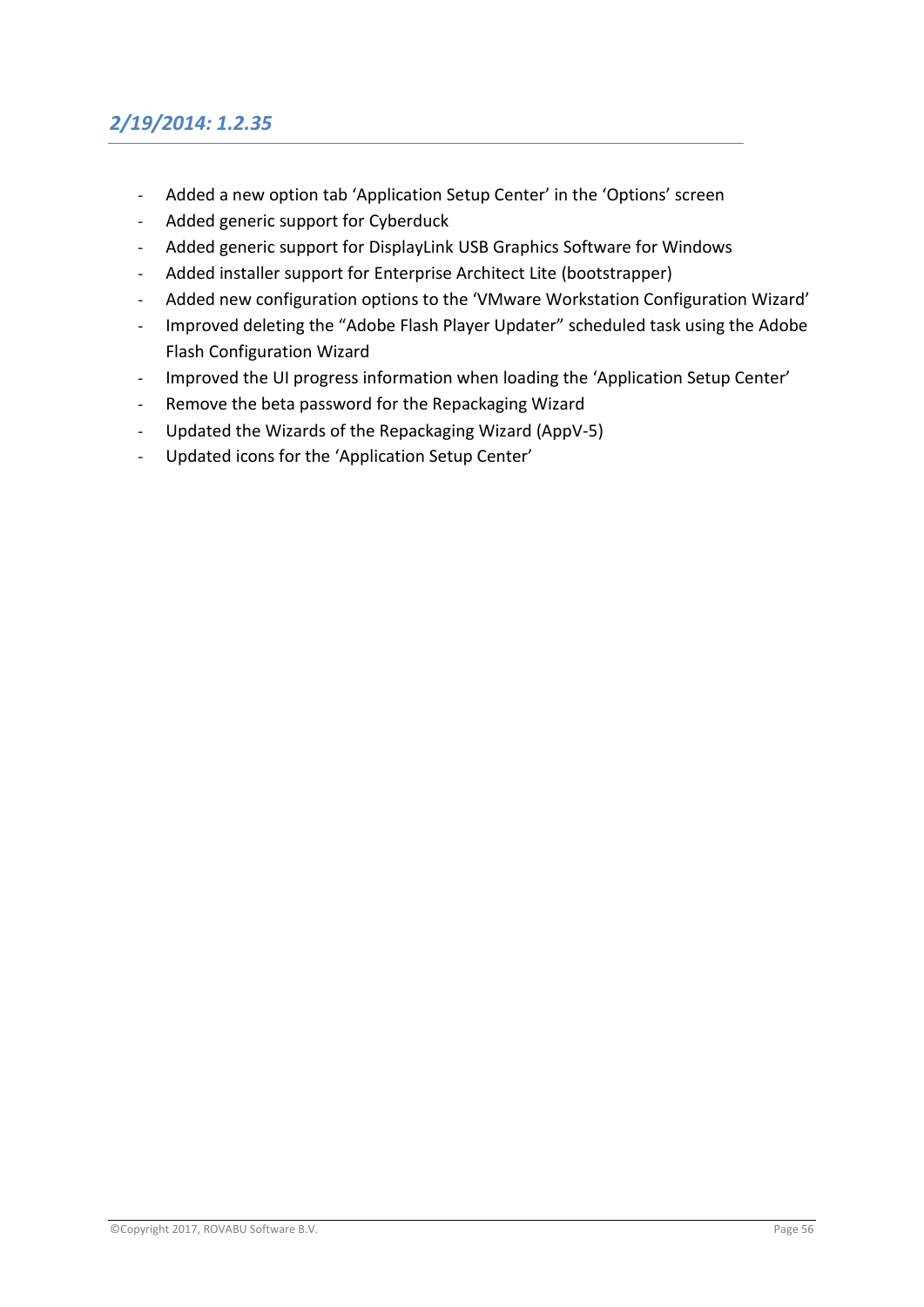## *2/19/2014: 1.2.35*

- Added a new option tab 'Application Setup Center' in the 'Options' screen
- Added generic support for Cyberduck
- Added generic support for DisplayLink USB Graphics Software for Windows
- Added installer support for Enterprise Architect Lite (bootstrapper)
- Added new configuration options to the 'VMware Workstation Configuration Wizard'
- Improved deleting the "Adobe Flash Player Updater" scheduled task using the Adobe Flash Configuration Wizard
- Improved the UI progress information when loading the 'Application Setup Center'
- Remove the beta password for the Repackaging Wizard
- Updated the Wizards of the Repackaging Wizard (AppV-5)
- Updated icons for the 'Application Setup Center'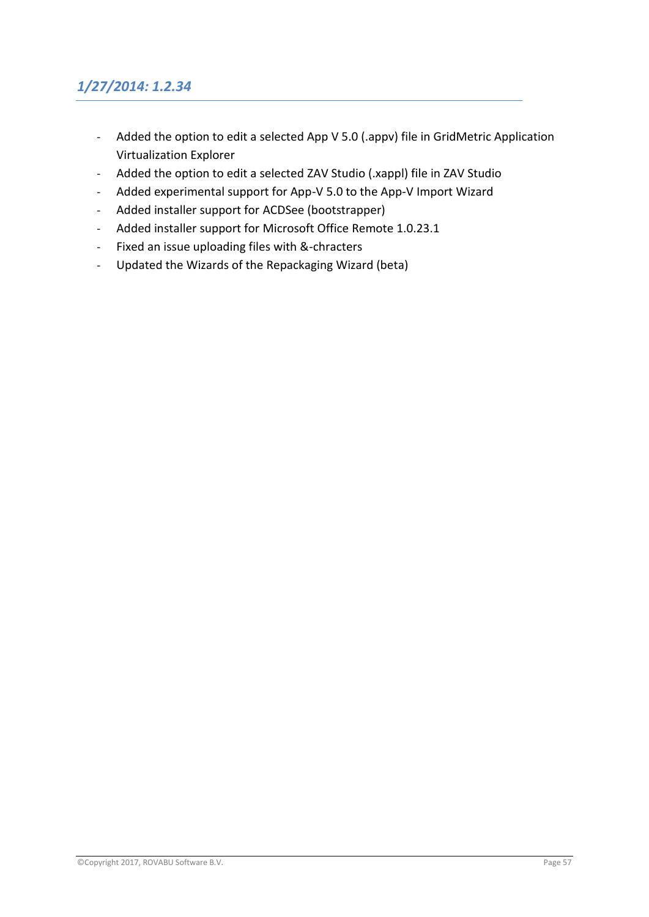## *1/27/2014: 1.2.34*

- Added the option to edit a selected App V 5.0 (.appv) file in GridMetric Application Virtualization Explorer
- Added the option to edit a selected ZAV Studio (.xappl) file in ZAV Studio
- Added experimental support for App-V 5.0 to the App-V Import Wizard
- Added installer support for ACDSee (bootstrapper)
- Added installer support for Microsoft Office Remote 1.0.23.1
- Fixed an issue uploading files with &-chracters
- Updated the Wizards of the Repackaging Wizard (beta)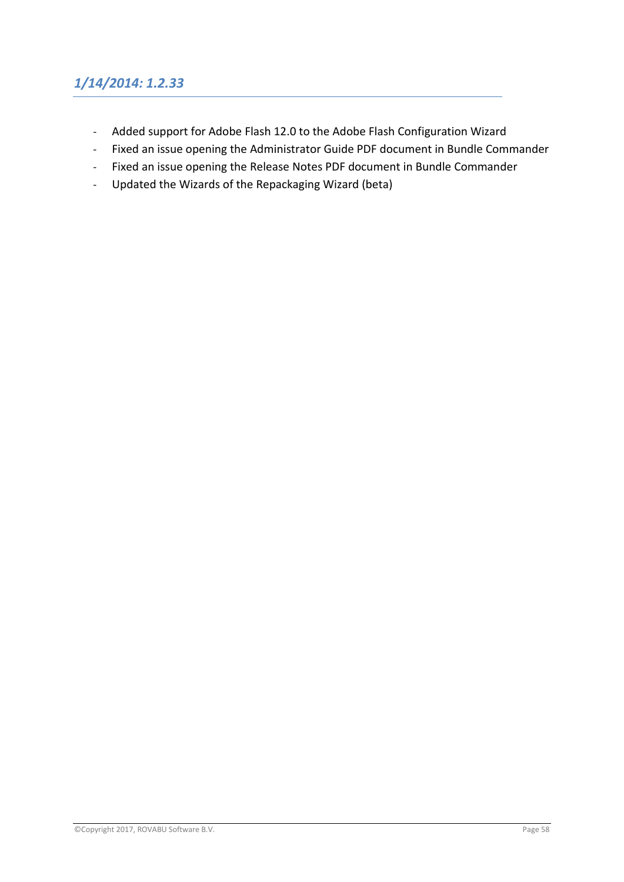## *1/14/2014: 1.2.33*

- Added support for Adobe Flash 12.0 to the Adobe Flash Configuration Wizard
- Fixed an issue opening the Administrator Guide PDF document in Bundle Commander
- Fixed an issue opening the Release Notes PDF document in Bundle Commander
- Updated the Wizards of the Repackaging Wizard (beta)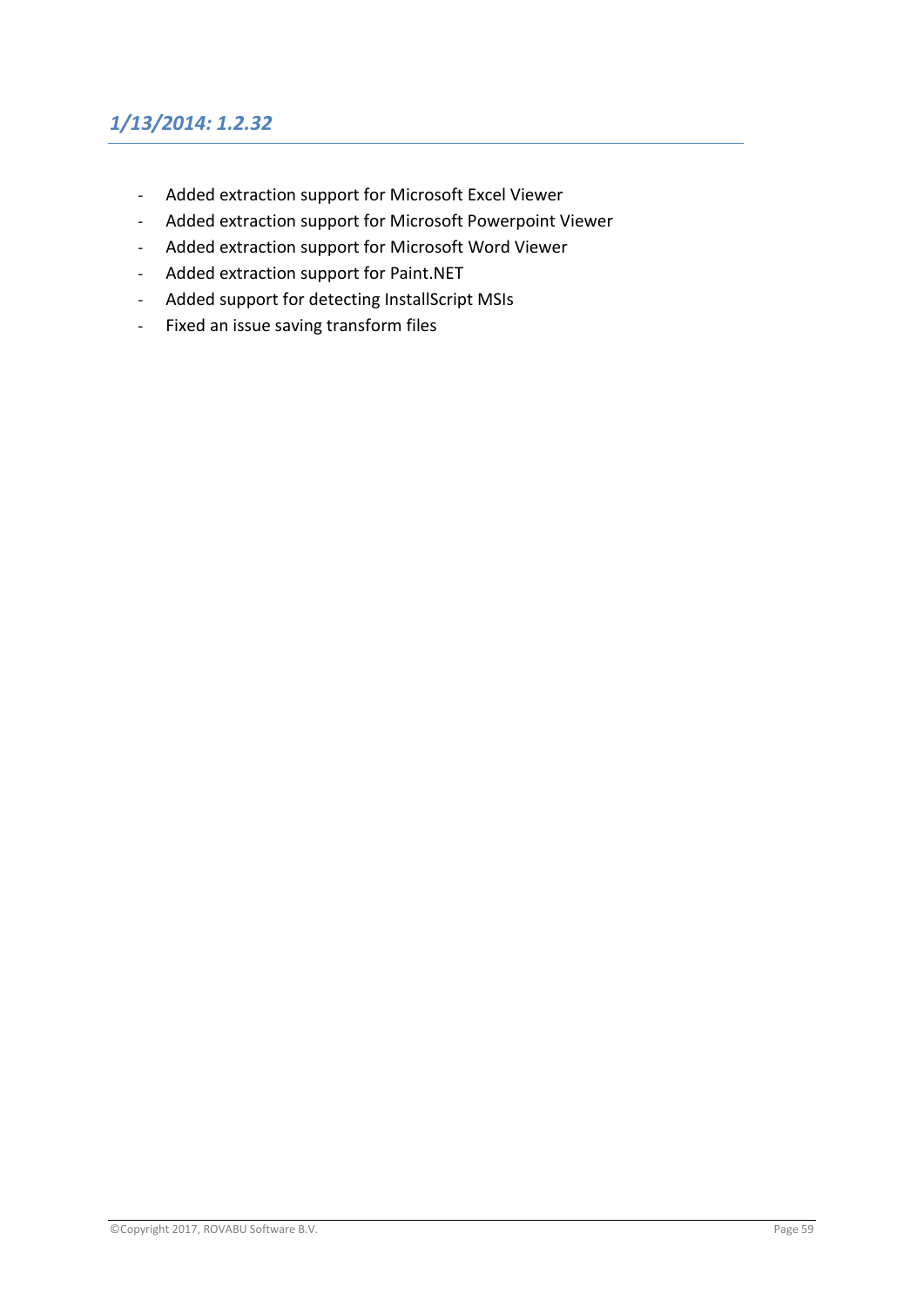## *1/13/2014: 1.2.32*

- Added extraction support for Microsoft Excel Viewer
- Added extraction support for Microsoft Powerpoint Viewer
- Added extraction support for Microsoft Word Viewer
- Added extraction support for Paint.NET
- Added support for detecting InstallScript MSIs
- Fixed an issue saving transform files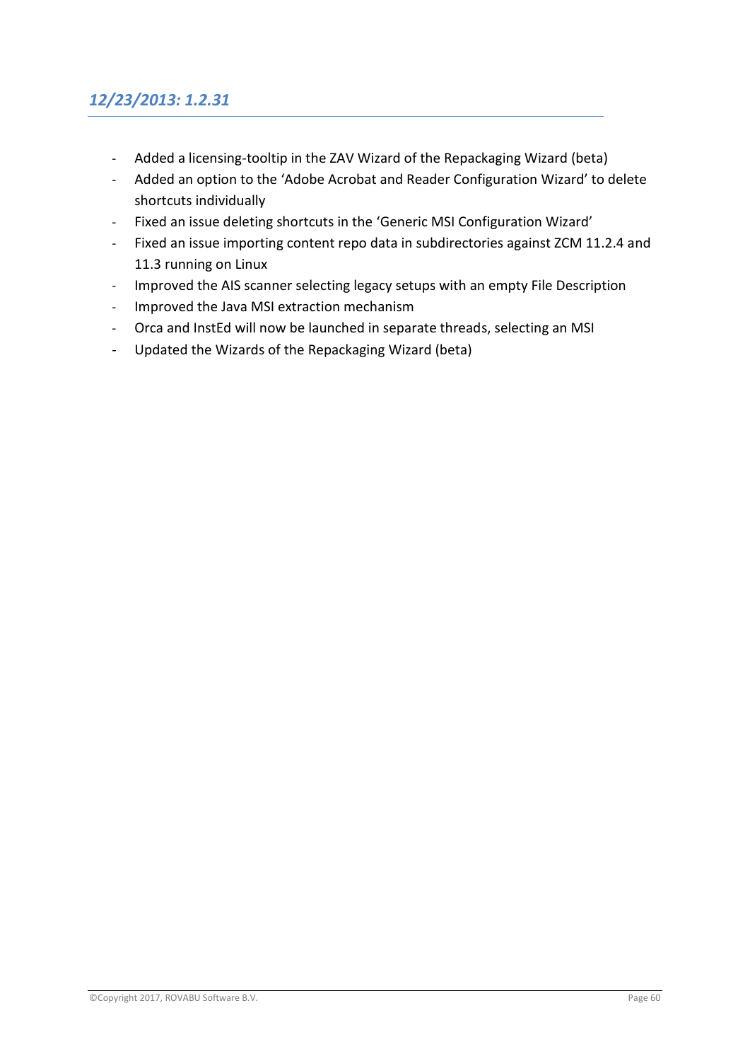## *12/23/2013: 1.2.31*

- Added a licensing-tooltip in the ZAV Wizard of the Repackaging Wizard (beta)
- Added an option to the 'Adobe Acrobat and Reader Configuration Wizard' to delete shortcuts individually
- Fixed an issue deleting shortcuts in the 'Generic MSI Configuration Wizard'
- Fixed an issue importing content repo data in subdirectories against ZCM 11.2.4 and 11.3 running on Linux
- Improved the AIS scanner selecting legacy setups with an empty File Description
- Improved the Java MSI extraction mechanism
- Orca and InstEd will now be launched in separate threads, selecting an MSI
- Updated the Wizards of the Repackaging Wizard (beta)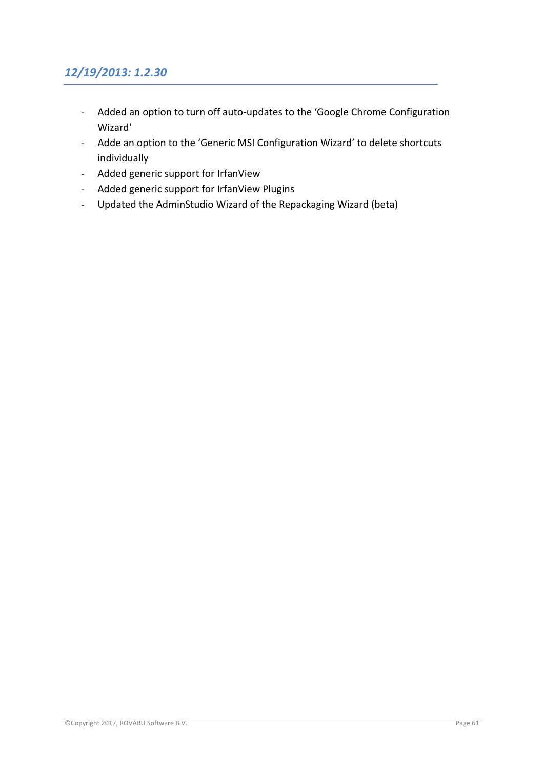## *12/19/2013: 1.2.30*

- Added an option to turn off auto-updates to the 'Google Chrome Configuration Wizard'
- Adde an option to the 'Generic MSI Configuration Wizard' to delete shortcuts individually
- Added generic support for IrfanView
- Added generic support for IrfanView Plugins
- Updated the AdminStudio Wizard of the Repackaging Wizard (beta)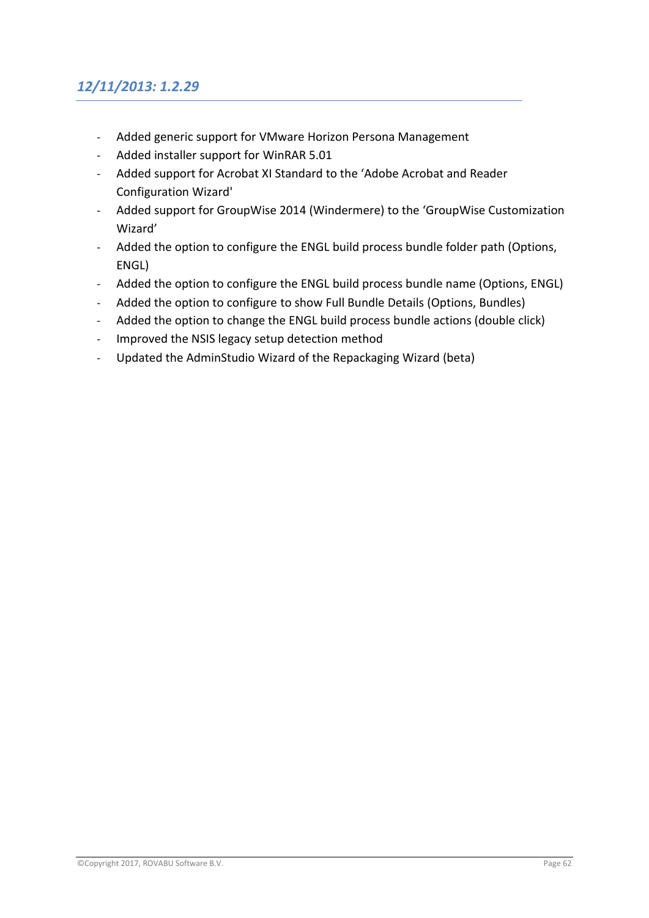## *12/11/2013: 1.2.29*

- Added generic support for VMware Horizon Persona Management
- Added installer support for WinRAR 5.01
- Added support for Acrobat XI Standard to the 'Adobe Acrobat and Reader Configuration Wizard'
- Added support for GroupWise 2014 (Windermere) to the 'GroupWise Customization Wizard'
- Added the option to configure the ENGL build process bundle folder path (Options, ENGL)
- Added the option to configure the ENGL build process bundle name (Options, ENGL)
- Added the option to configure to show Full Bundle Details (Options, Bundles)
- Added the option to change the ENGL build process bundle actions (double click)
- Improved the NSIS legacy setup detection method
- Updated the AdminStudio Wizard of the Repackaging Wizard (beta)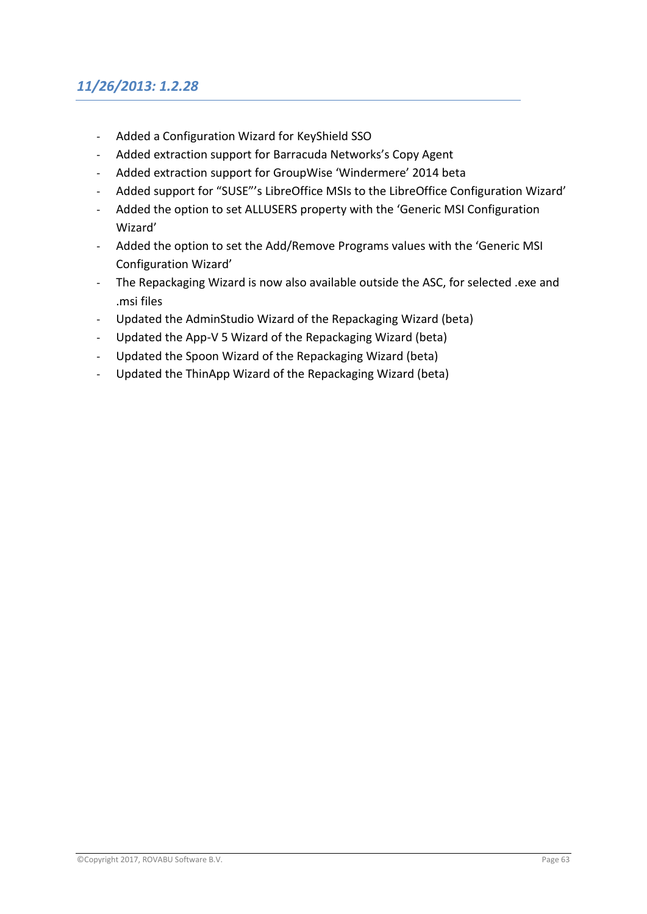## *11/26/2013: 1.2.28*

- Added a Configuration Wizard for KeyShield SSO
- Added extraction support for Barracuda Networks's Copy Agent
- Added extraction support for GroupWise 'Windermere' 2014 beta
- Added support for "SUSE"'s LibreOffice MSIs to the LibreOffice Configuration Wizard'
- Added the option to set ALLUSERS property with the 'Generic MSI Configuration Wizard'
- Added the option to set the Add/Remove Programs values with the 'Generic MSI Configuration Wizard'
- The Repackaging Wizard is now also available outside the ASC, for selected .exe and .msi files
- Updated the AdminStudio Wizard of the Repackaging Wizard (beta)
- Updated the App-V 5 Wizard of the Repackaging Wizard (beta)
- Updated the Spoon Wizard of the Repackaging Wizard (beta)
- Updated the ThinApp Wizard of the Repackaging Wizard (beta)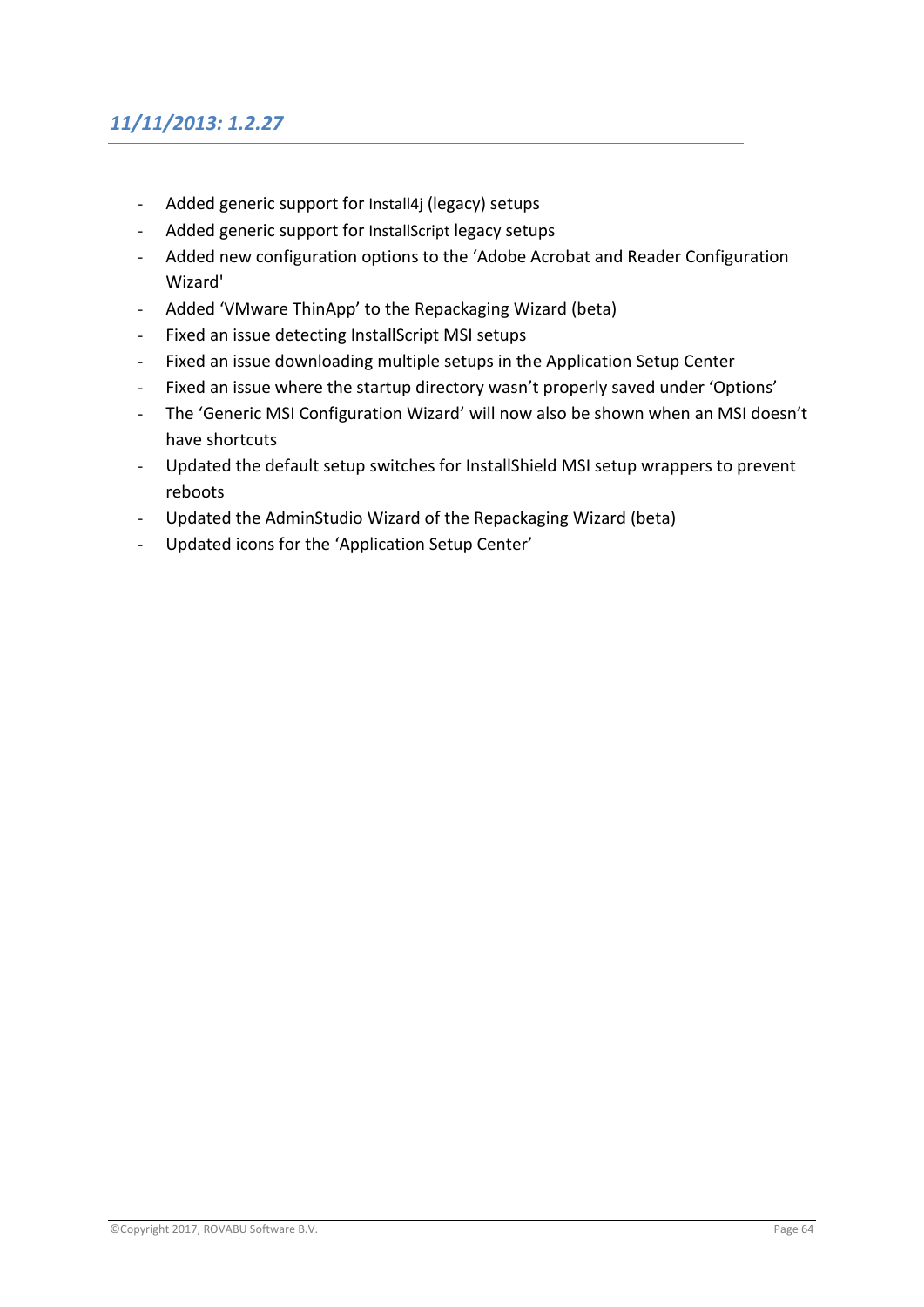## *11/11/2013: 1.2.27*

- Added generic support for Install4j (legacy) setups
- Added generic support for InstallScript legacy setups
- Added new configuration options to the 'Adobe Acrobat and Reader Configuration Wizard'
- Added 'VMware ThinApp' to the Repackaging Wizard (beta)
- Fixed an issue detecting InstallScript MSI setups
- Fixed an issue downloading multiple setups in the Application Setup Center
- Fixed an issue where the startup directory wasn't properly saved under 'Options'
- The 'Generic MSI Configuration Wizard' will now also be shown when an MSI doesn't have shortcuts
- Updated the default setup switches for InstallShield MSI setup wrappers to prevent reboots
- Updated the AdminStudio Wizard of the Repackaging Wizard (beta)
- Updated icons for the 'Application Setup Center'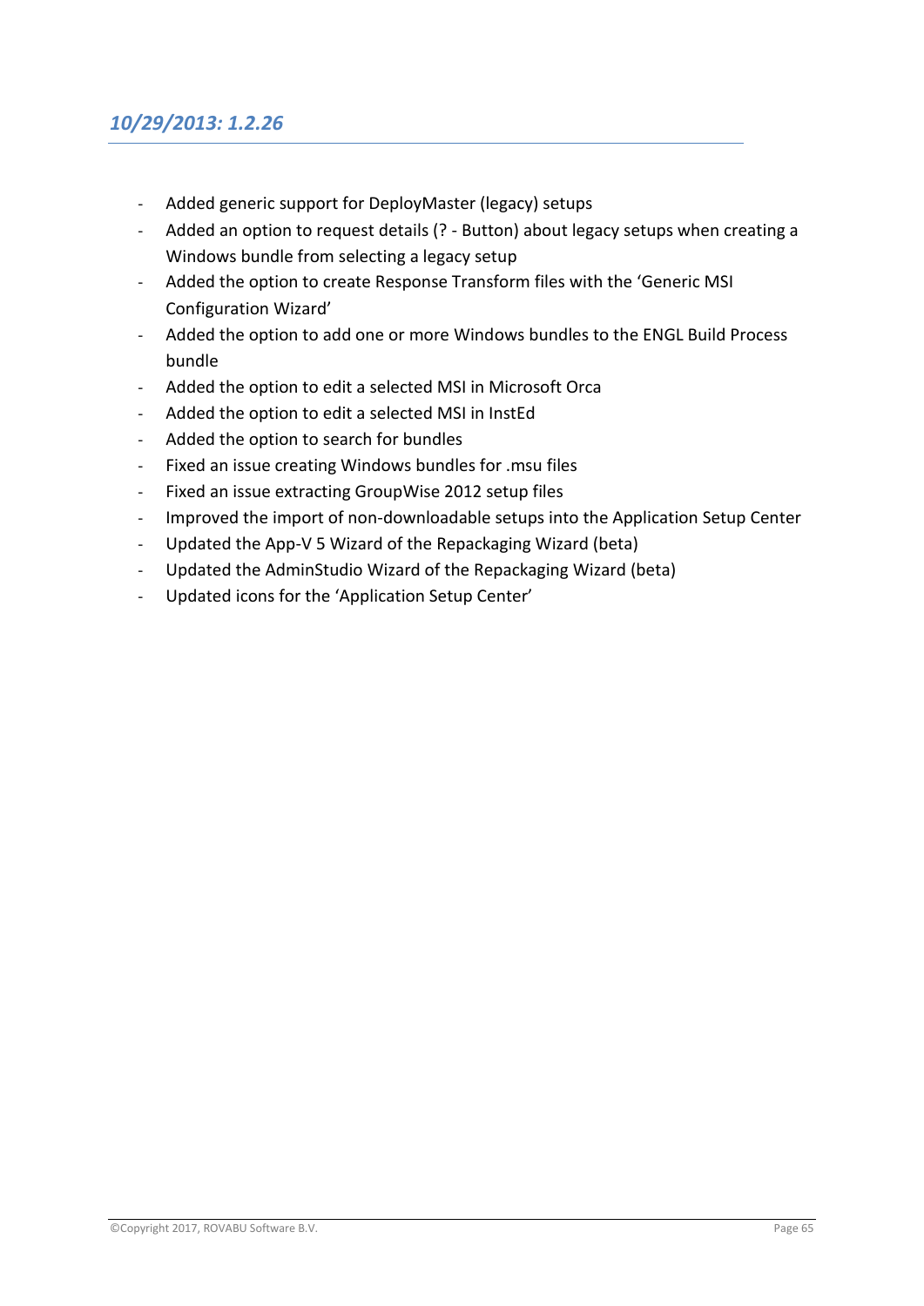## *10/29/2013: 1.2.26*

- Added generic support for DeployMaster (legacy) setups
- Added an option to request details (? - Button) about legacy setups when creating a Windows bundle from selecting a legacy setup
- Added the option to create Response Transform files with the 'Generic MSI Configuration Wizard'
- Added the option to add one or more Windows bundles to the ENGL Build Process bundle
- Added the option to edit a selected MSI in Microsoft Orca
- Added the option to edit a selected MSI in InstEd
- Added the option to search for bundles
- Fixed an issue creating Windows bundles for .msu files
- Fixed an issue extracting GroupWise 2012 setup files
- Improved the import of non-downloadable setups into the Application Setup Center
- Updated the App-V 5 Wizard of the Repackaging Wizard (beta)
- Updated the AdminStudio Wizard of the Repackaging Wizard (beta)
- Updated icons for the 'Application Setup Center'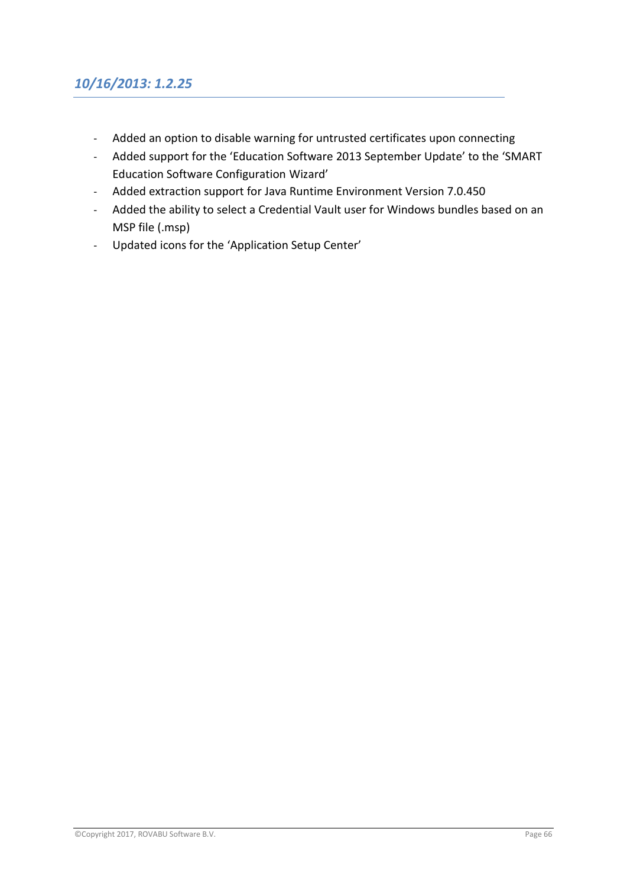### *10/16/2013: 1.2.25*

- Added an option to disable warning for untrusted certificates upon connecting
- Added support for the ‘Education Software 2013 September Update’ to the ‘SMART Education Software Configuration Wizard’
- Added extraction support for Java Runtime Environment Version 7.0.450
- Added the ability to select a Credential Vault user for Windows bundles based on an MSP file (.msp)
- Updated icons for the ‘Application Setup Center’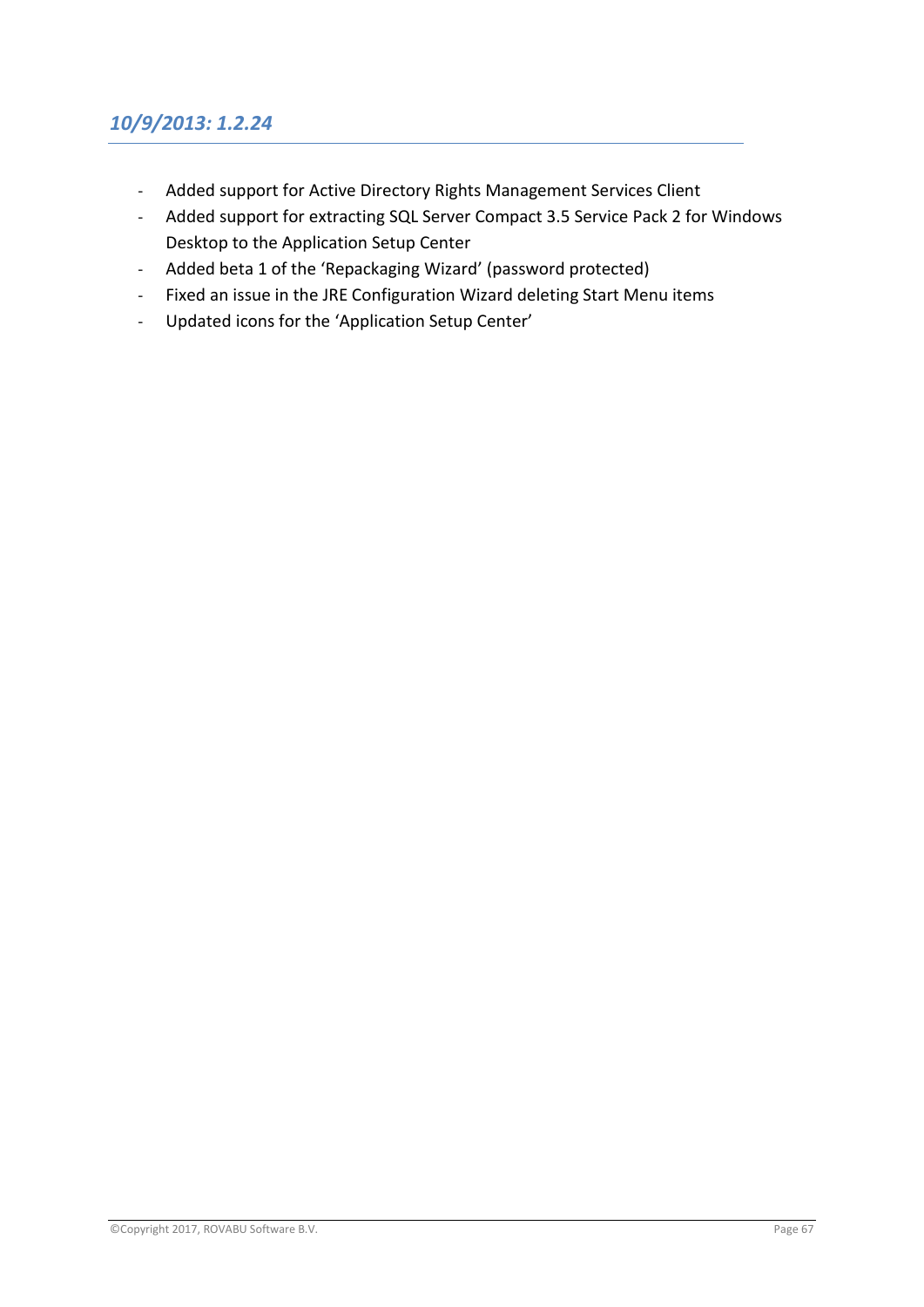## *10/9/2013: 1.2.24*

- Added support for Active Directory Rights Management Services Client
- Added support for extracting SQL Server Compact 3.5 Service Pack 2 for Windows Desktop to the Application Setup Center
- Added beta 1 of the 'Repackaging Wizard' (password protected)
- Fixed an issue in the JRE Configuration Wizard deleting Start Menu items
- Updated icons for the 'Application Setup Center'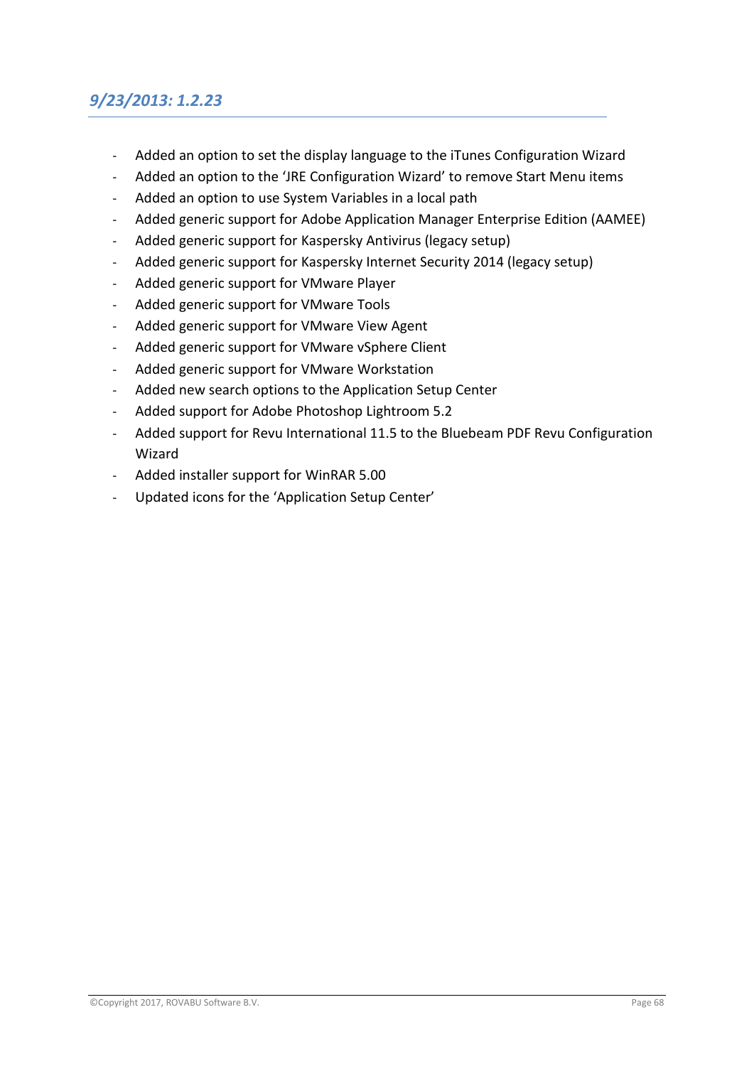## *9/23/2013: 1.2.23*

- Added an option to set the display language to the iTunes Configuration Wizard
- Added an option to the 'JRE Configuration Wizard' to remove Start Menu items
- Added an option to use System Variables in a local path
- Added generic support for Adobe Application Manager Enterprise Edition (AAMEE)
- Added generic support for Kaspersky Antivirus (legacy setup)
- Added generic support for Kaspersky Internet Security 2014 (legacy setup)
- Added generic support for VMware Player
- Added generic support for VMware Tools
- Added generic support for VMware View Agent
- Added generic support for VMware vSphere Client
- Added generic support for VMware Workstation
- Added new search options to the Application Setup Center
- Added support for Adobe Photoshop Lightroom 5.2
- Added support for Revu International 11.5 to the Bluebeam PDF Revu Configuration Wizard
- Added installer support for WinRAR 5.00
- Updated icons for the 'Application Setup Center'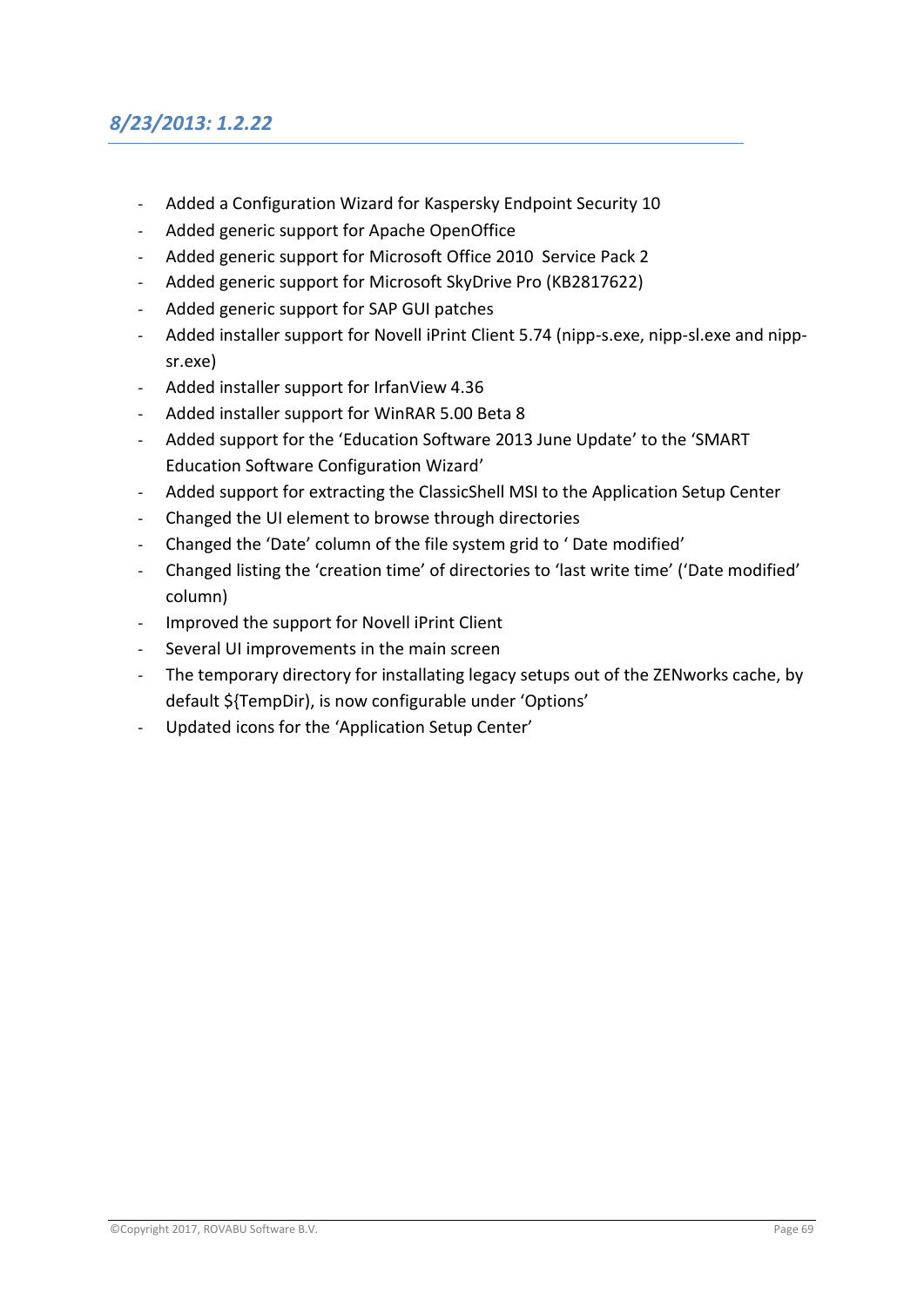## *8/23/2013: 1.2.22*

- Added a Configuration Wizard for Kaspersky Endpoint Security 10
- Added generic support for Apache OpenOffice
- Added generic support for Microsoft Office 2010 Service Pack 2
- Added generic support for Microsoft SkyDrive Pro (KB2817622)
- Added generic support for SAP GUI patches
- Added installer support for Novell iPrint Client 5.74 (nipp-s.exe, nipp-sl.exe and nipp-sr.exe)
- Added installer support for IrfanView 4.36
- Added installer support for WinRAR 5.00 Beta 8
- Added support for the 'Education Software 2013 June Update' to the 'SMART Education Software Configuration Wizard'
- Added support for extracting the ClassicShell MSI to the Application Setup Center
- Changed the UI element to browse through directories
- Changed the 'Date' column of the file system grid to ' Date modified'
- Changed listing the 'creation time' of directories to 'last write time' ('Date modified' column)
- Improved the support for Novell iPrint Client
- Several UI improvements in the main screen
- The temporary directory for installating legacy setups out of the ZENworks cache, by default ${TempDir}, is now configurable under 'Options'
- Updated icons for the 'Application Setup Center'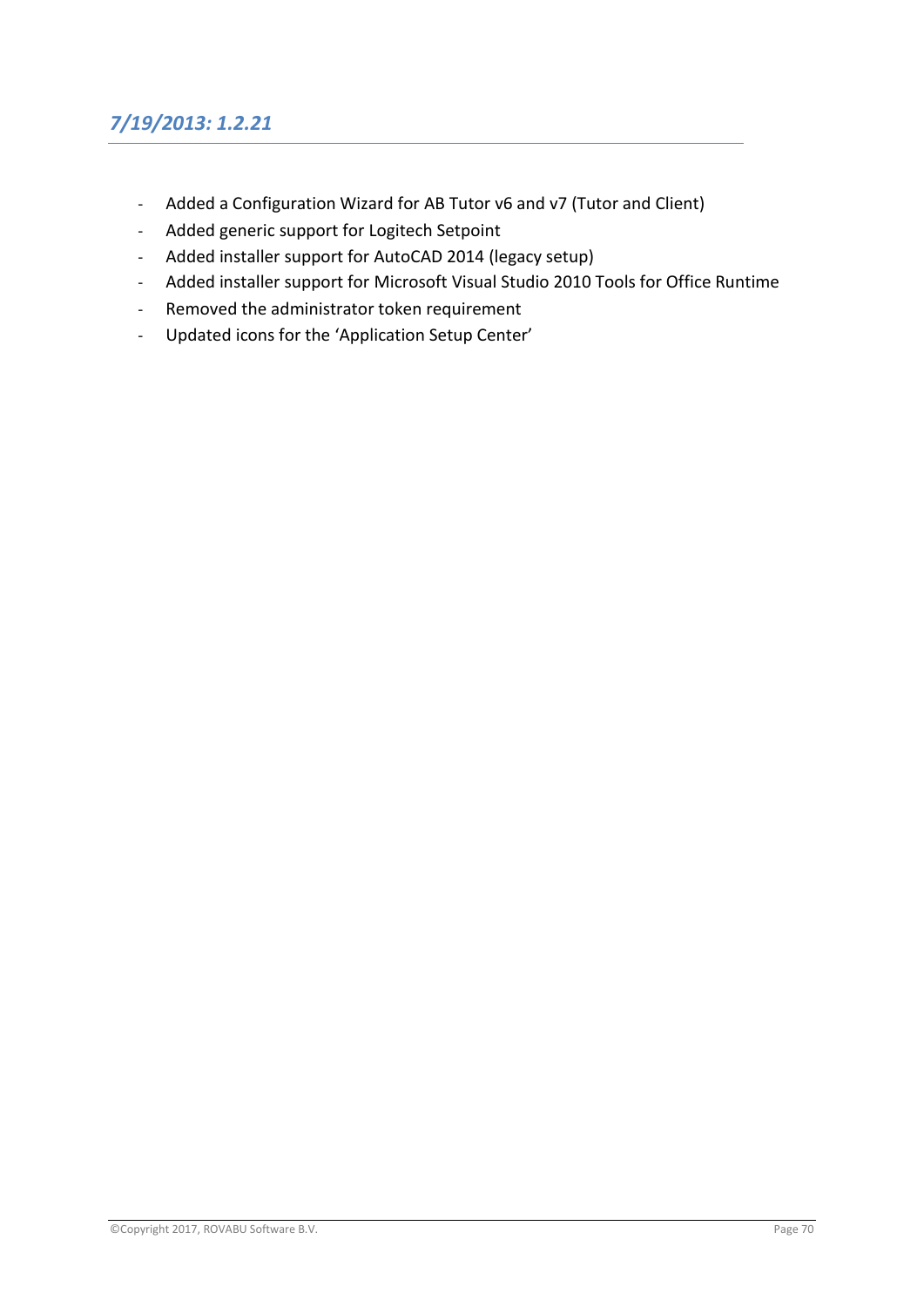## *7/19/2013: 1.2.21*

- Added a Configuration Wizard for AB Tutor v6 and v7 (Tutor and Client)
- Added generic support for Logitech Setpoint
- Added installer support for AutoCAD 2014 (legacy setup)
- Added installer support for Microsoft Visual Studio 2010 Tools for Office Runtime
- Removed the administrator token requirement
- Updated icons for the 'Application Setup Center'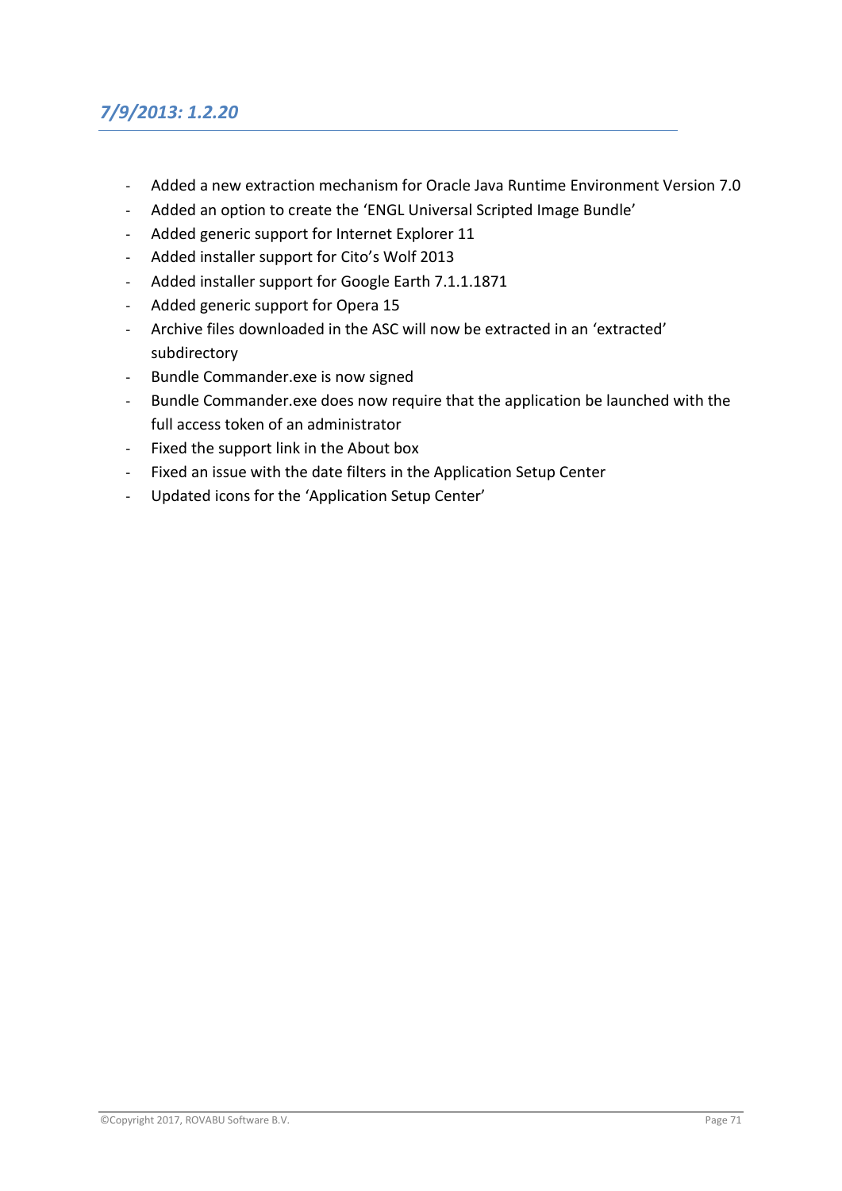## *7/9/2013: 1.2.20*

- Added a new extraction mechanism for Oracle Java Runtime Environment Version 7.0
- Added an option to create the 'ENGL Universal Scripted Image Bundle'
- Added generic support for Internet Explorer 11
- Added installer support for Cito's Wolf 2013
- Added installer support for Google Earth 7.1.1.1871
- Added generic support for Opera 15
- Archive files downloaded in the ASC will now be extracted in an 'extracted' subdirectory
- Bundle Commander.exe is now signed
- Bundle Commander.exe does now require that the application be launched with the full access token of an administrator
- Fixed the support link in the About box
- Fixed an issue with the date filters in the Application Setup Center
- Updated icons for the 'Application Setup Center'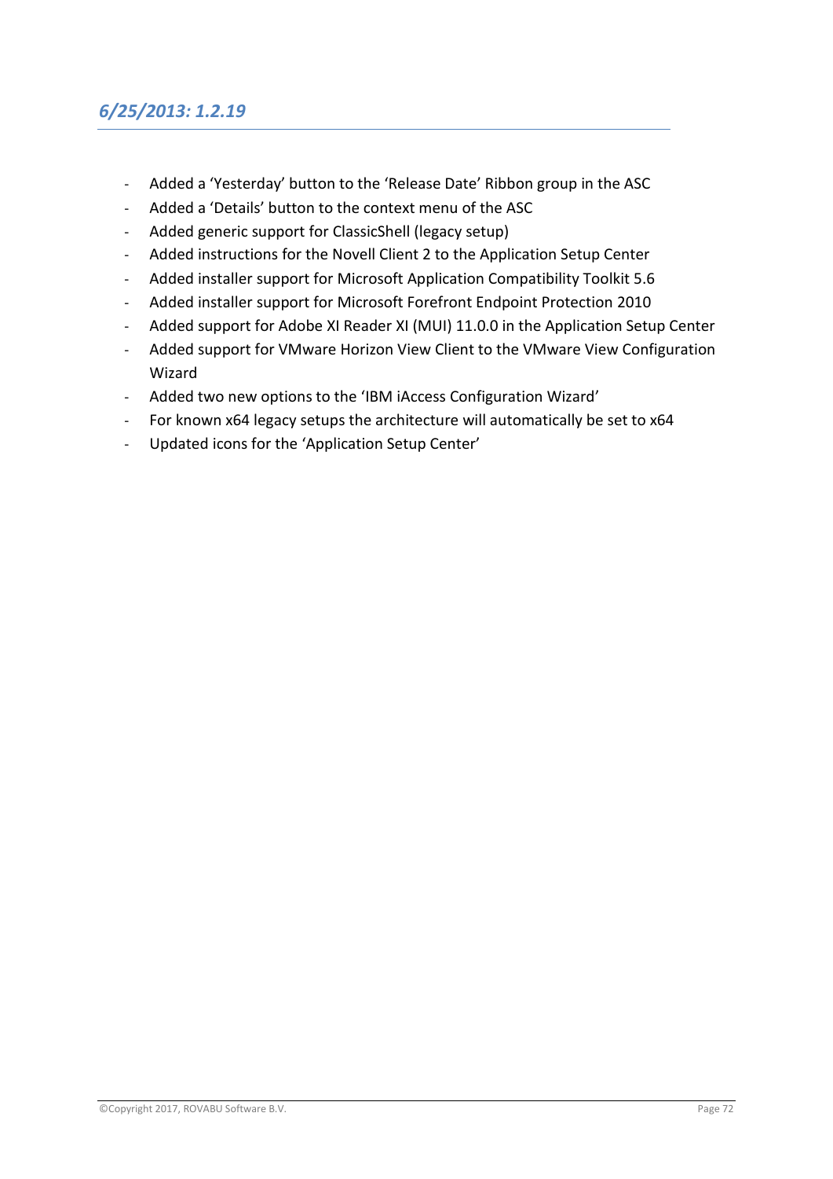## *6/25/2013: 1.2.19*

- Added a 'Yesterday' button to the 'Release Date' Ribbon group in the ASC
- Added a 'Details' button to the context menu of the ASC
- Added generic support for ClassicShell (legacy setup)
- Added instructions for the Novell Client 2 to the Application Setup Center
- Added installer support for Microsoft Application Compatibility Toolkit 5.6
- Added installer support for Microsoft Forefront Endpoint Protection 2010
- Added support for Adobe XI Reader XI (MUI) 11.0.0 in the Application Setup Center
- Added support for VMware Horizon View Client to the VMware View Configuration Wizard
- Added two new options to the 'IBM iAccess Configuration Wizard'
- For known x64 legacy setups the architecture will automatically be set to x64
- Updated icons for the 'Application Setup Center'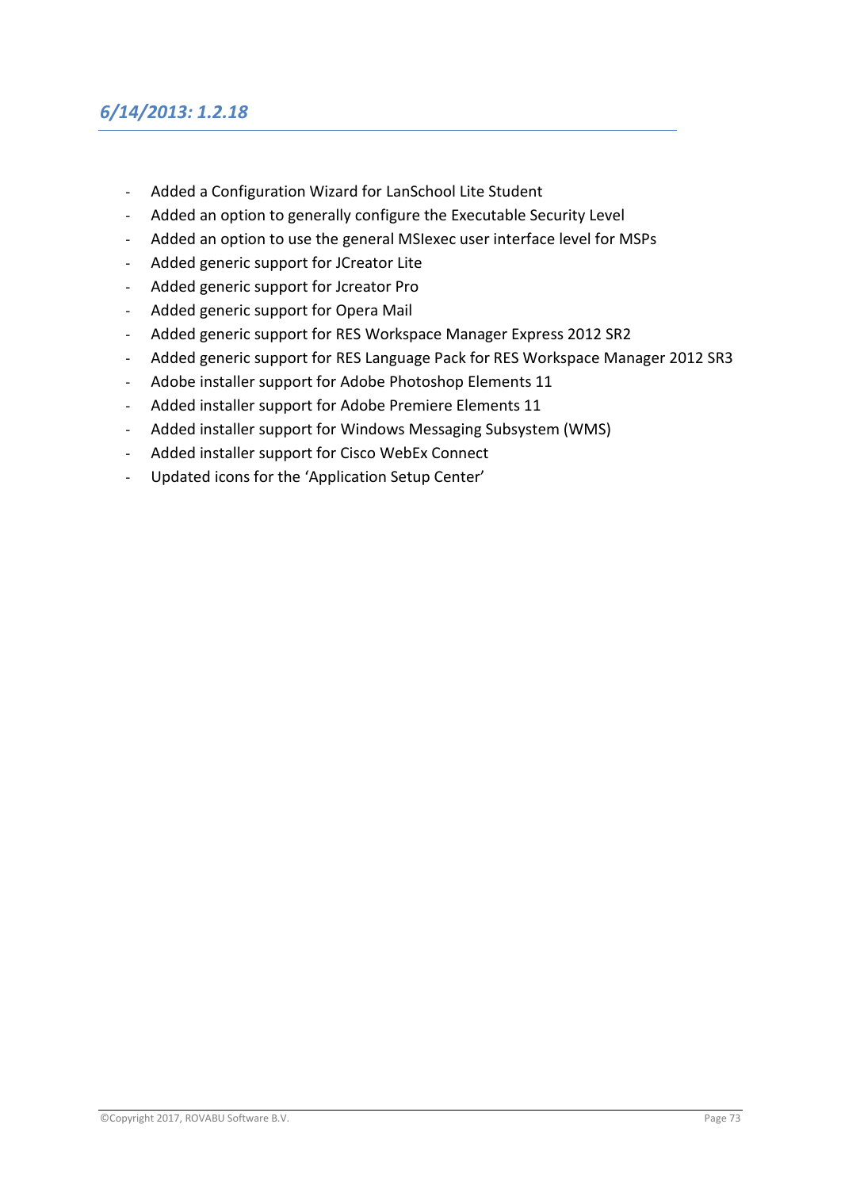## *6/14/2013: 1.2.18*

- Added a Configuration Wizard for LanSchool Lite Student
- Added an option to generally configure the Executable Security Level
- Added an option to use the general MSIexec user interface level for MSPs
- Added generic support for JCreator Lite
- Added generic support for Jcreator Pro
- Added generic support for Opera Mail
- Added generic support for RES Workspace Manager Express 2012 SR2
- Added generic support for RES Language Pack for RES Workspace Manager 2012 SR3
- Adobe installer support for Adobe Photoshop Elements 11
- Added installer support for Adobe Premiere Elements 11
- Added installer support for Windows Messaging Subsystem (WMS)
- Added installer support for Cisco WebEx Connect
- Updated icons for the 'Application Setup Center'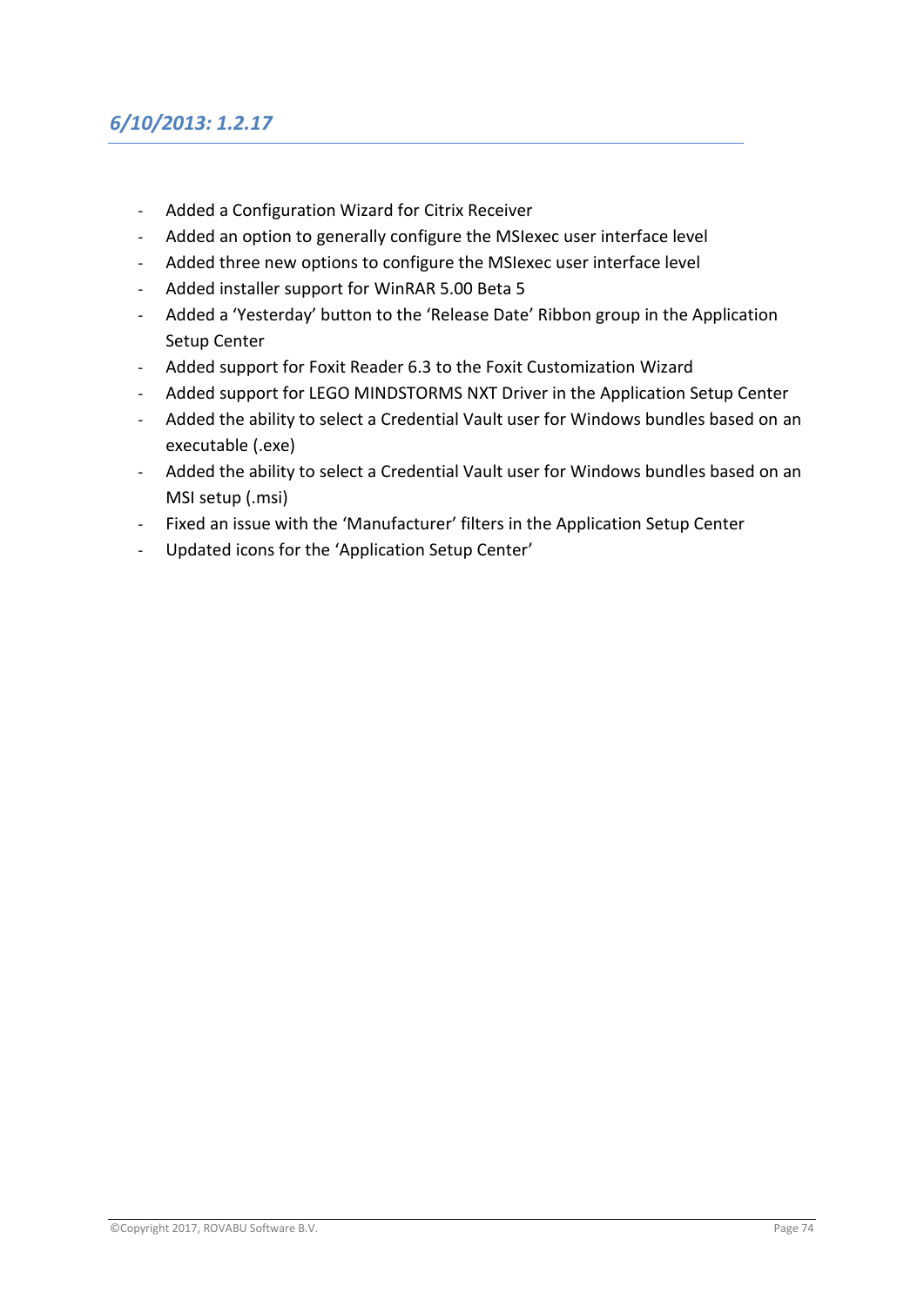## *6/10/2013: 1.2.17*

- Added a Configuration Wizard for Citrix Receiver
- Added an option to generally configure the MSIexec user interface level
- Added three new options to configure the MSIexec user interface level
- Added installer support for WinRAR 5.00 Beta 5
- Added a ‘Yesterday’ button to the ‘Release Date’ Ribbon group in the Application Setup Center
- Added support for Foxit Reader 6.3 to the Foxit Customization Wizard
- Added support for LEGO MINDSTORMS NXT Driver in the Application Setup Center
- Added the ability to select a Credential Vault user for Windows bundles based on an executable (.exe)
- Added the ability to select a Credential Vault user for Windows bundles based on an MSI setup (.msi)
- Fixed an issue with the ‘Manufacturer’ filters in the Application Setup Center
- Updated icons for the ‘Application Setup Center’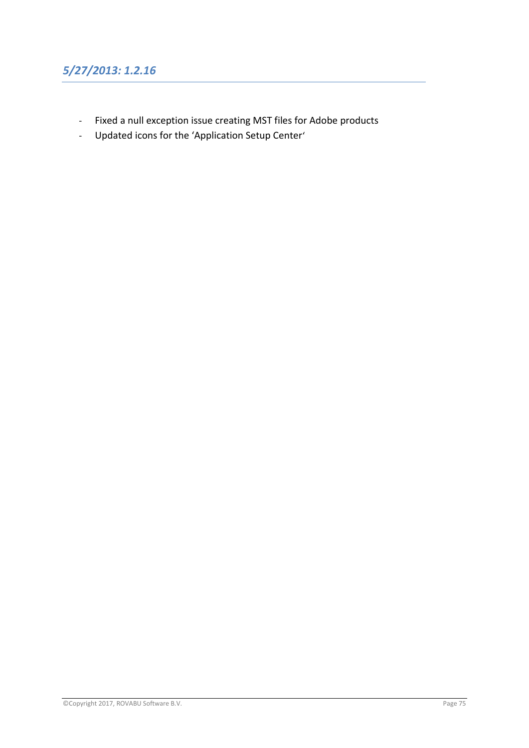## *5/27/2013: 1.2.16*

- Fixed a null exception issue creating MST files for Adobe products
- Updated icons for the 'Application Setup Center'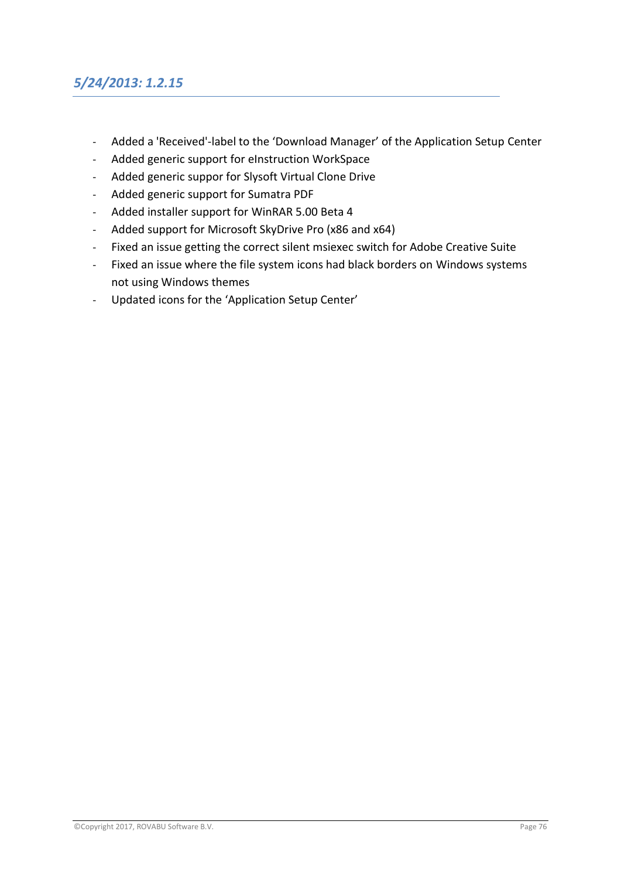## *5/24/2013: 1.2.15*

- Added a 'Received'-label to the ‘Download Manager’ of the Application Setup Center
- Added generic support for eInstruction WorkSpace
- Added generic suppor for Slysoft Virtual Clone Drive
- Added generic support for Sumatra PDF
- Added installer support for WinRAR 5.00 Beta 4
- Added support for Microsoft SkyDrive Pro (x86 and x64)
- Fixed an issue getting the correct silent msiexec switch for Adobe Creative Suite
- Fixed an issue where the file system icons had black borders on Windows systems not using Windows themes
- Updated icons for the ‘Application Setup Center’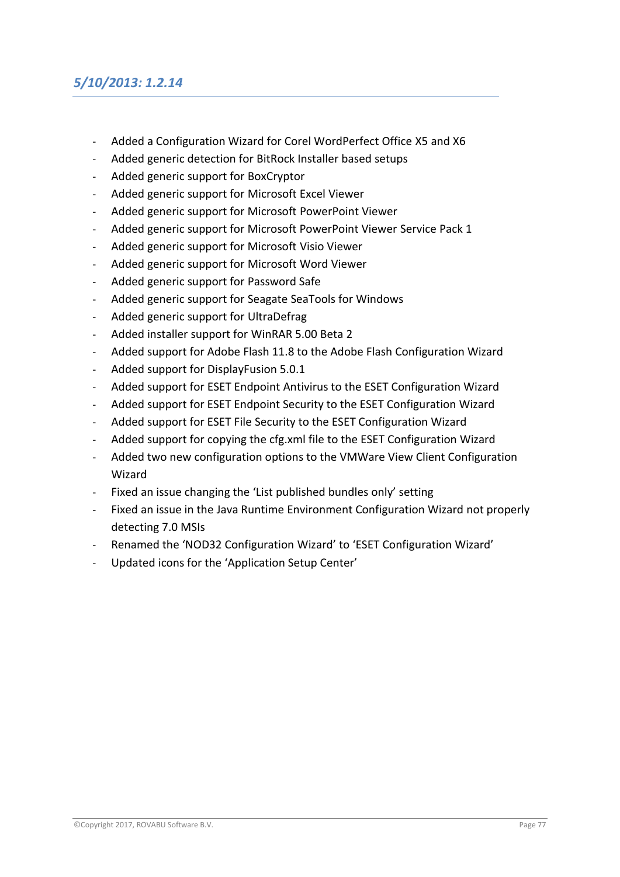## *5/10/2013: 1.2.14*

- Added a Configuration Wizard for Corel WordPerfect Office X5 and X6
- Added generic detection for BitRock Installer based setups
- Added generic support for BoxCryptor
- Added generic support for Microsoft Excel Viewer
- Added generic support for Microsoft PowerPoint Viewer
- Added generic support for Microsoft PowerPoint Viewer Service Pack 1
- Added generic support for Microsoft Visio Viewer
- Added generic support for Microsoft Word Viewer
- Added generic support for Password Safe
- Added generic support for Seagate SeaTools for Windows
- Added generic support for UltraDefrag
- Added installer support for WinRAR 5.00 Beta 2
- Added support for Adobe Flash 11.8 to the Adobe Flash Configuration Wizard
- Added support for DisplayFusion 5.0.1
- Added support for ESET Endpoint Antivirus to the ESET Configuration Wizard
- Added support for ESET Endpoint Security to the ESET Configuration Wizard
- Added support for ESET File Security to the ESET Configuration Wizard
- Added support for copying the cfg.xml file to the ESET Configuration Wizard
- Added two new configuration options to the VMWare View Client Configuration Wizard
- Fixed an issue changing the 'List published bundles only' setting
- Fixed an issue in the Java Runtime Environment Configuration Wizard not properly detecting 7.0 MSIs
- Renamed the 'NOD32 Configuration Wizard' to 'ESET Configuration Wizard'
- Updated icons for the 'Application Setup Center'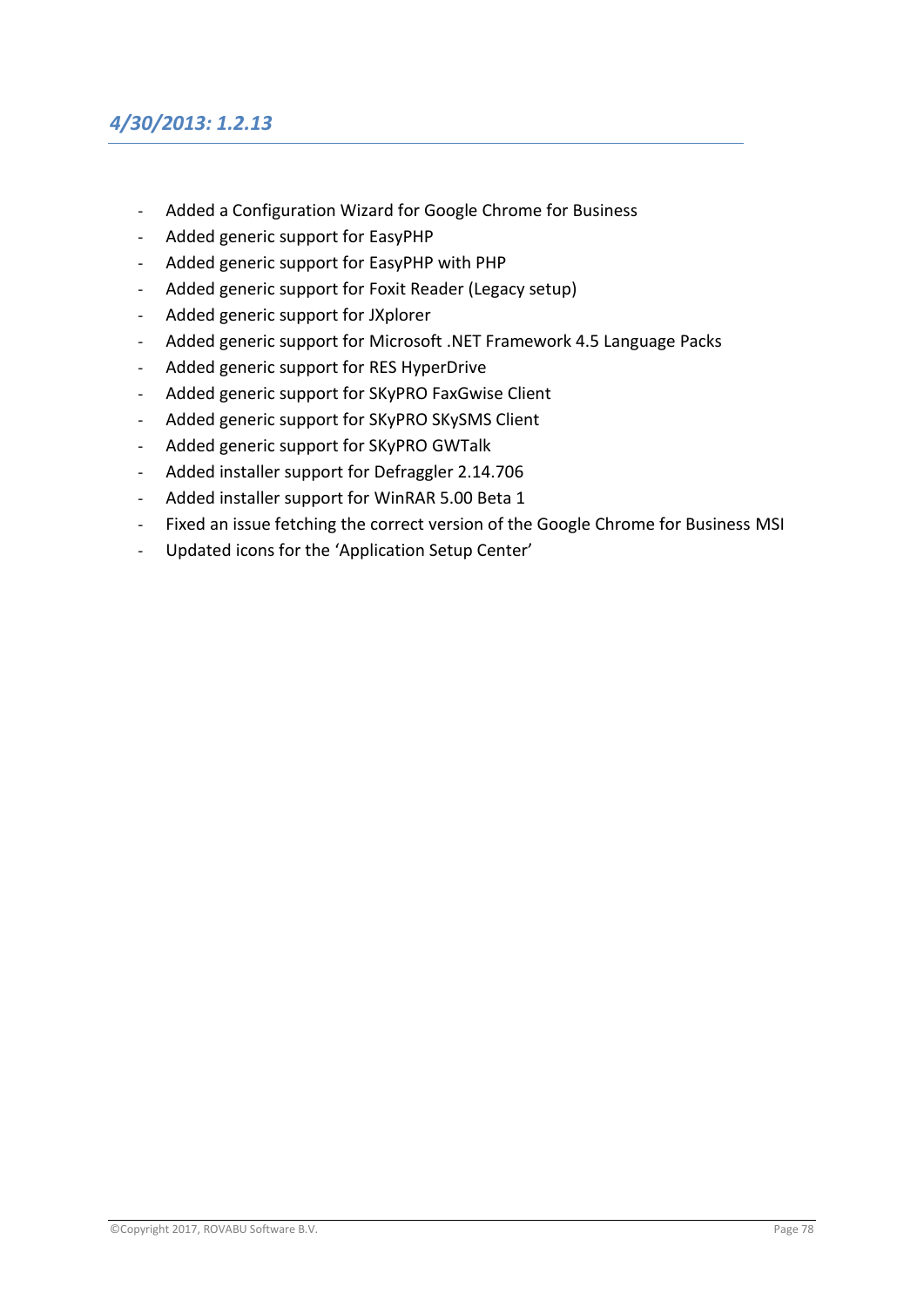## *4/30/2013: 1.2.13*

- Added a Configuration Wizard for Google Chrome for Business
- Added generic support for EasyPHP
- Added generic support for EasyPHP with PHP
- Added generic support for Foxit Reader (Legacy setup)
- Added generic support for JXplorer
- Added generic support for Microsoft .NET Framework 4.5 Language Packs
- Added generic support for RES HyperDrive
- Added generic support for SKyPRO FaxGwise Client
- Added generic support for SKyPRO SKySMS Client
- Added generic support for SKyPRO GWTalk
- Added installer support for Defraggler 2.14.706
- Added installer support for WinRAR 5.00 Beta 1
- Fixed an issue fetching the correct version of the Google Chrome for Business MSI
- Updated icons for the 'Application Setup Center'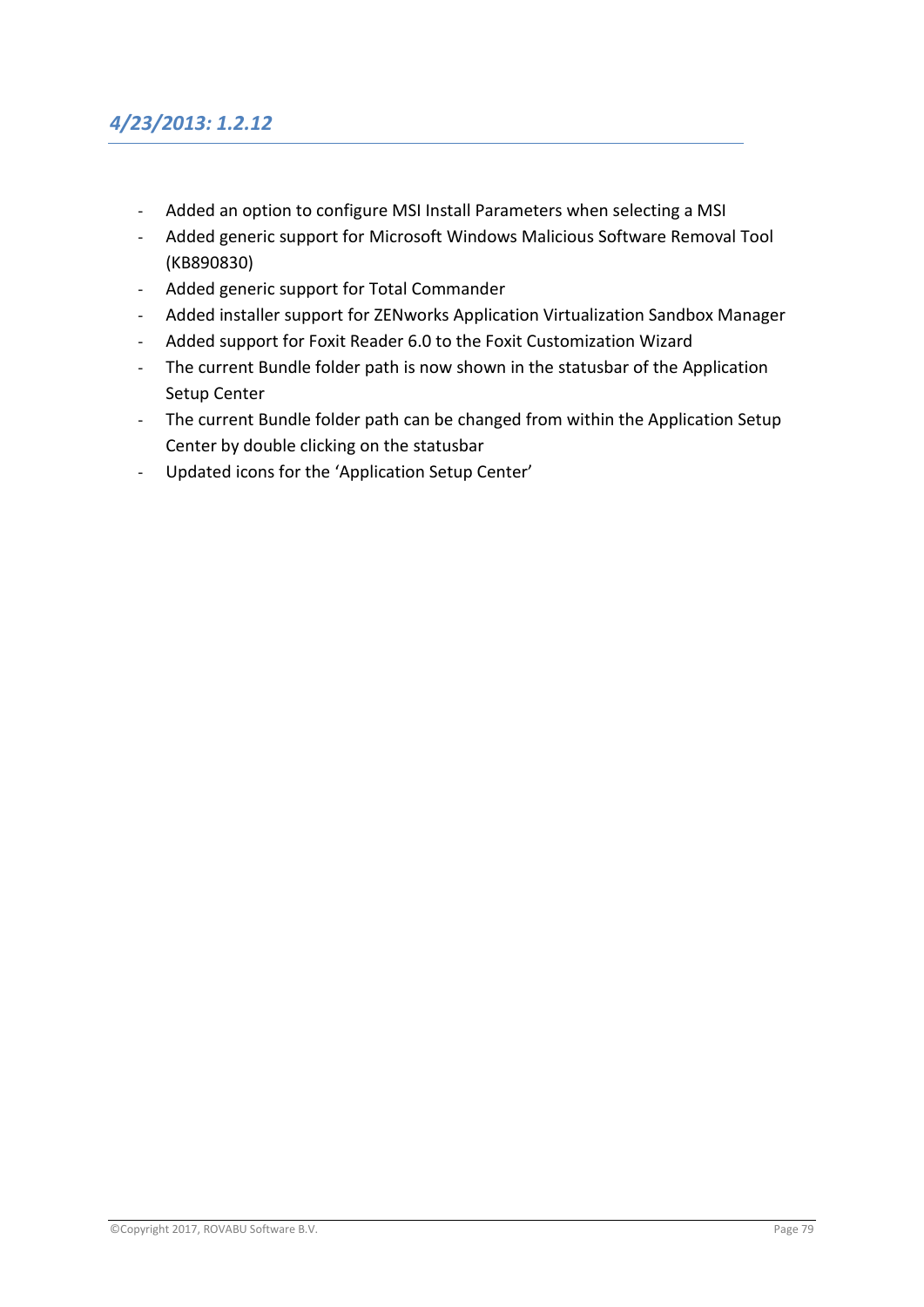### *4/23/2013: 1.2.12*

- Added an option to configure MSI Install Parameters when selecting a MSI
- Added generic support for Microsoft Windows Malicious Software Removal Tool (KB890830)
- Added generic support for Total Commander
- Added installer support for ZENworks Application Virtualization Sandbox Manager
- Added support for Foxit Reader 6.0 to the Foxit Customization Wizard
- The current Bundle folder path is now shown in the statusbar of the Application Setup Center
- The current Bundle folder path can be changed from within the Application Setup Center by double clicking on the statusbar
- Updated icons for the ‘Application Setup Center’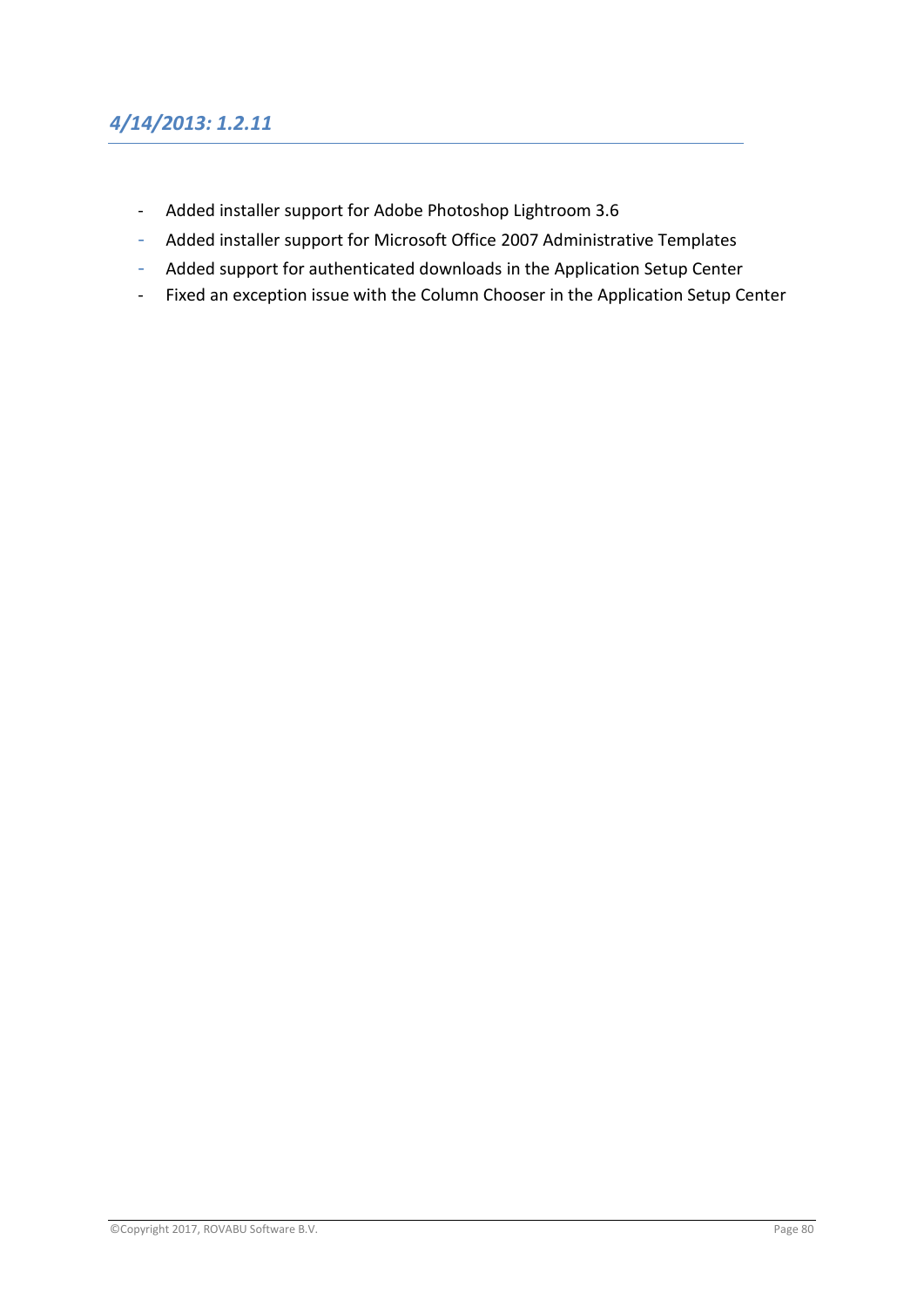## *4/14/2013: 1.2.11*

- Added installer support for Adobe Photoshop Lightroom 3.6
- Added installer support for Microsoft Office 2007 Administrative Templates
- Added support for authenticated downloads in the Application Setup Center
- Fixed an exception issue with the Column Chooser in the Application Setup Center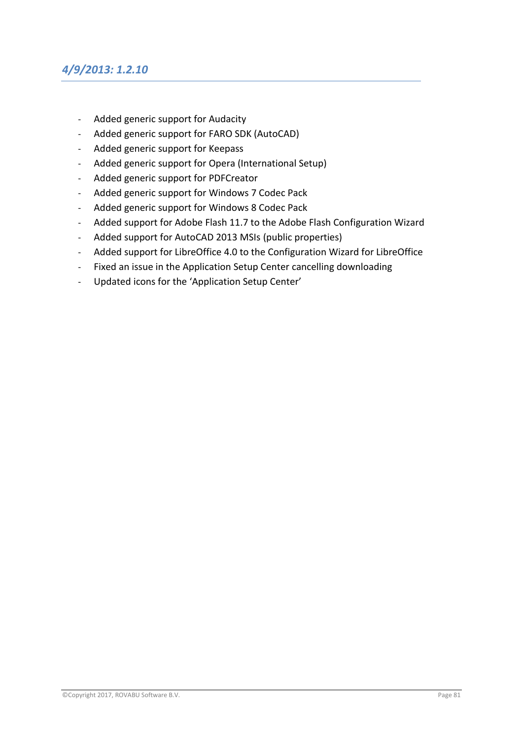### *4/9/2013: 1.2.10*

- Added generic support for Audacity
- Added generic support for FARO SDK (AutoCAD)
- Added generic support for Keepass
- Added generic support for Opera (International Setup)
- Added generic support for PDFCreator
- Added generic support for Windows 7 Codec Pack
- Added generic support for Windows 8 Codec Pack
- Added support for Adobe Flash 11.7 to the Adobe Flash Configuration Wizard
- Added support for AutoCAD 2013 MSIs (public properties)
- Added support for LibreOffice 4.0 to the Configuration Wizard for LibreOffice
- Fixed an issue in the Application Setup Center cancelling downloading
- Updated icons for the 'Application Setup Center'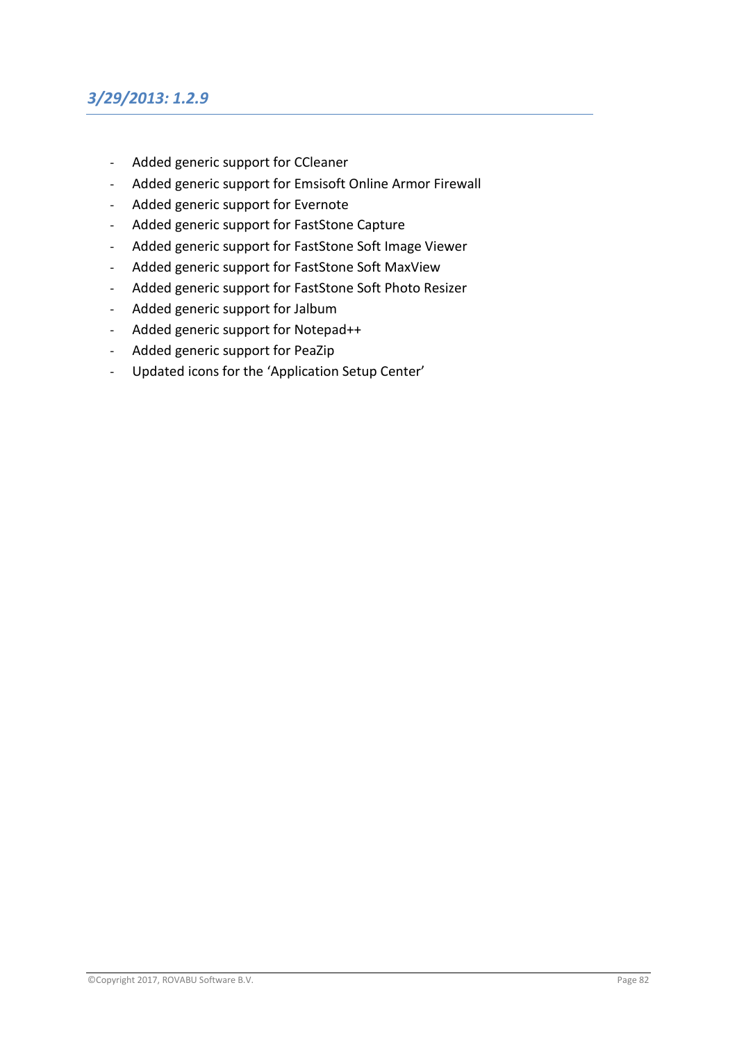## *3/29/2013: 1.2.9*

- Added generic support for CCleaner
- Added generic support for Emsisoft Online Armor Firewall
- Added generic support for Evernote
- Added generic support for FastStone Capture
- Added generic support for FastStone Soft Image Viewer
- Added generic support for FastStone Soft MaxView
- Added generic support for FastStone Soft Photo Resizer
- Added generic support for Jalbum
- Added generic support for Notepad++
- Added generic support for PeaZip
- Updated icons for the 'Application Setup Center'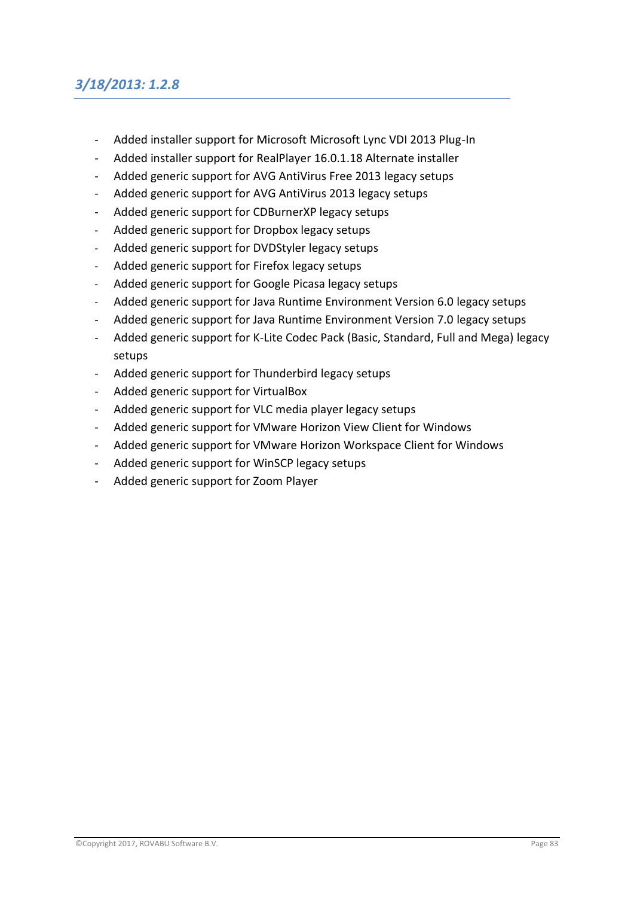## *3/18/2013: 1.2.8*

- Added installer support for Microsoft Microsoft Lync VDI 2013 Plug-In
- Added installer support for RealPlayer 16.0.1.18 Alternate installer
- Added generic support for AVG AntiVirus Free 2013 legacy setups
- Added generic support for AVG AntiVirus 2013 legacy setups
- Added generic support for CDBurnerXP legacy setups
- Added generic support for Dropbox legacy setups
- Added generic support for DVDStyler legacy setups
- Added generic support for Firefox legacy setups
- Added generic support for Google Picasa legacy setups
- Added generic support for Java Runtime Environment Version 6.0 legacy setups
- Added generic support for Java Runtime Environment Version 7.0 legacy setups
- Added generic support for K-Lite Codec Pack (Basic, Standard, Full and Mega) legacy setups
- Added generic support for Thunderbird legacy setups
- Added generic support for VirtualBox
- Added generic support for VLC media player legacy setups
- Added generic support for VMware Horizon View Client for Windows
- Added generic support for VMware Horizon Workspace Client for Windows
- Added generic support for WinSCP legacy setups
- Added generic support for Zoom Player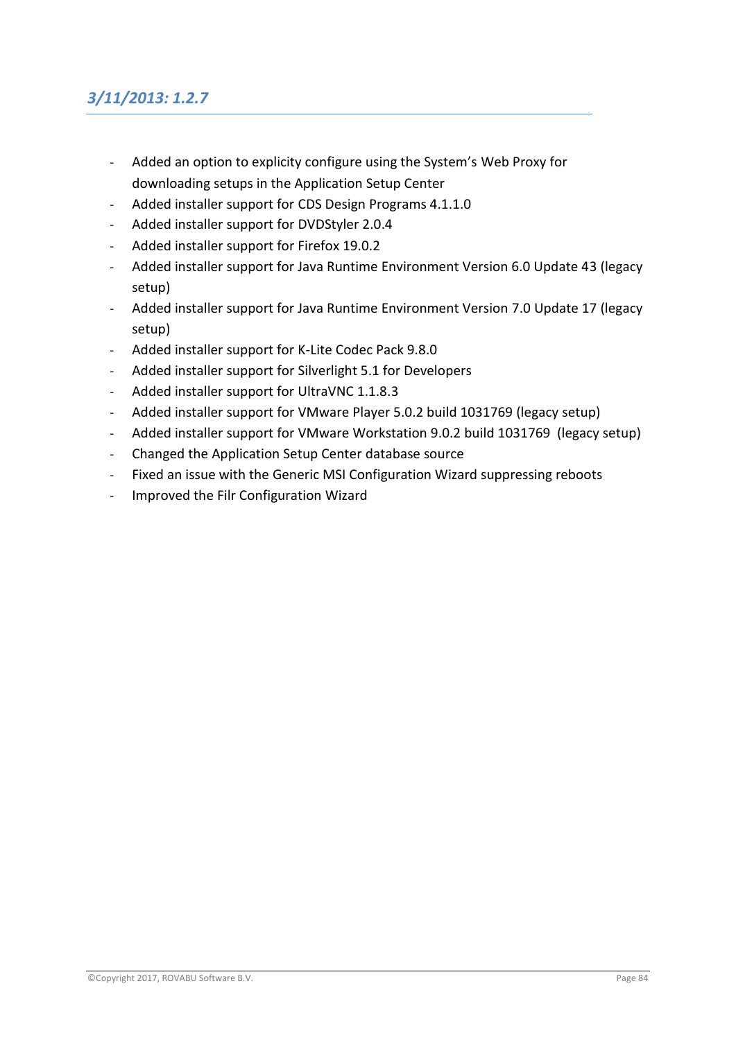## *3/11/2013: 1.2.7*

- Added an option to explicity configure using the System's Web Proxy for downloading setups in the Application Setup Center
- Added installer support for CDS Design Programs 4.1.1.0
- Added installer support for DVDStyler 2.0.4
- Added installer support for Firefox 19.0.2
- Added installer support for Java Runtime Environment Version 6.0 Update 43 (legacy setup)
- Added installer support for Java Runtime Environment Version 7.0 Update 17 (legacy setup)
- Added installer support for K-Lite Codec Pack 9.8.0
- Added installer support for Silverlight 5.1 for Developers
- Added installer support for UltraVNC 1.1.8.3
- Added installer support for VMware Player 5.0.2 build 1031769 (legacy setup)
- Added installer support for VMware Workstation 9.0.2 build 1031769 (legacy setup)
- Changed the Application Setup Center database source
- Fixed an issue with the Generic MSI Configuration Wizard suppressing reboots
- Improved the Filr Configuration Wizard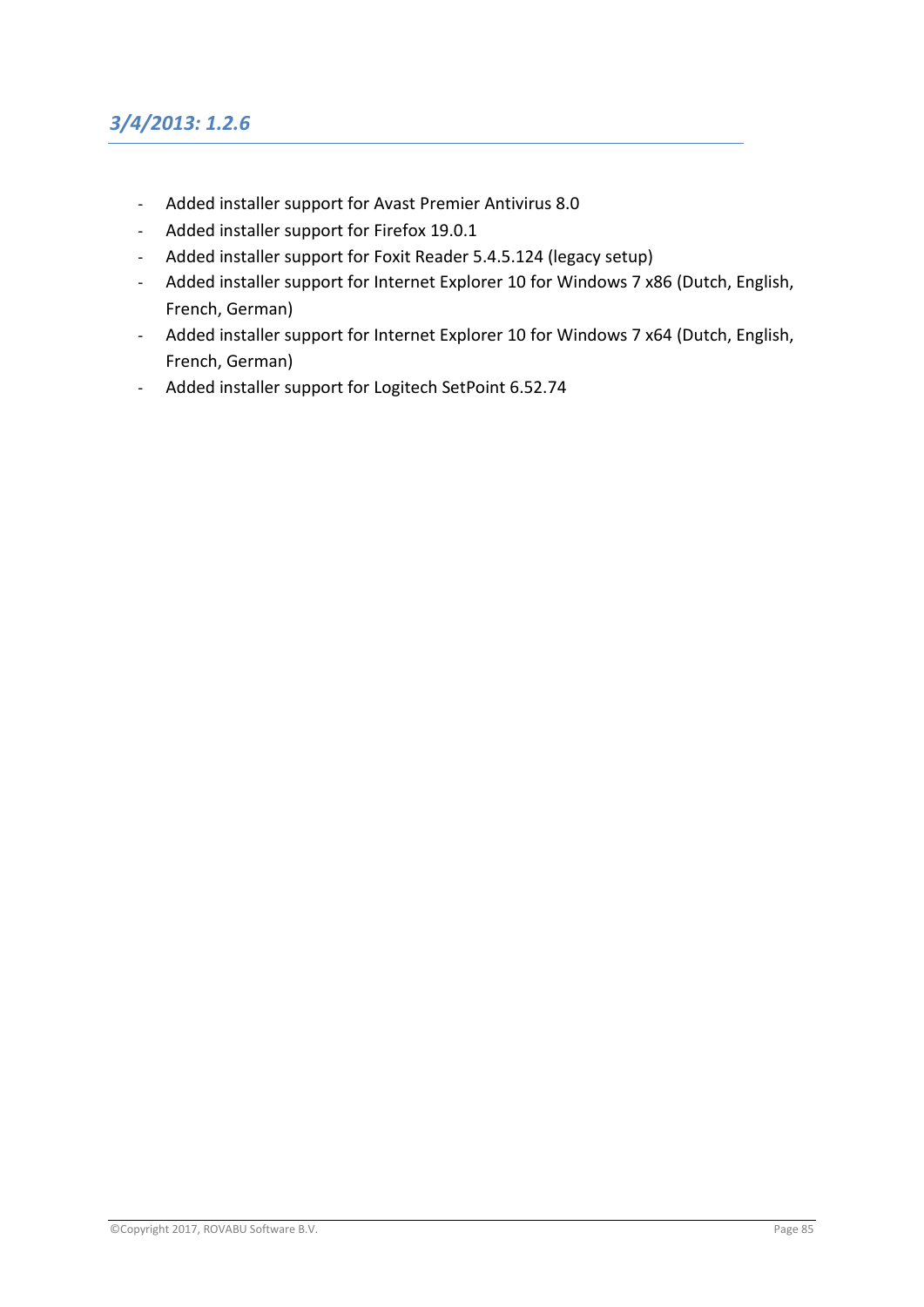## *3/4/2013: 1.2.6*

- Added installer support for Avast Premier Antivirus 8.0
- Added installer support for Firefox 19.0.1
- Added installer support for Foxit Reader 5.4.5.124 (legacy setup)
- Added installer support for Internet Explorer 10 for Windows 7 x86 (Dutch, English, French, German)
- Added installer support for Internet Explorer 10 for Windows 7 x64 (Dutch, English, French, German)
- Added installer support for Logitech SetPoint 6.52.74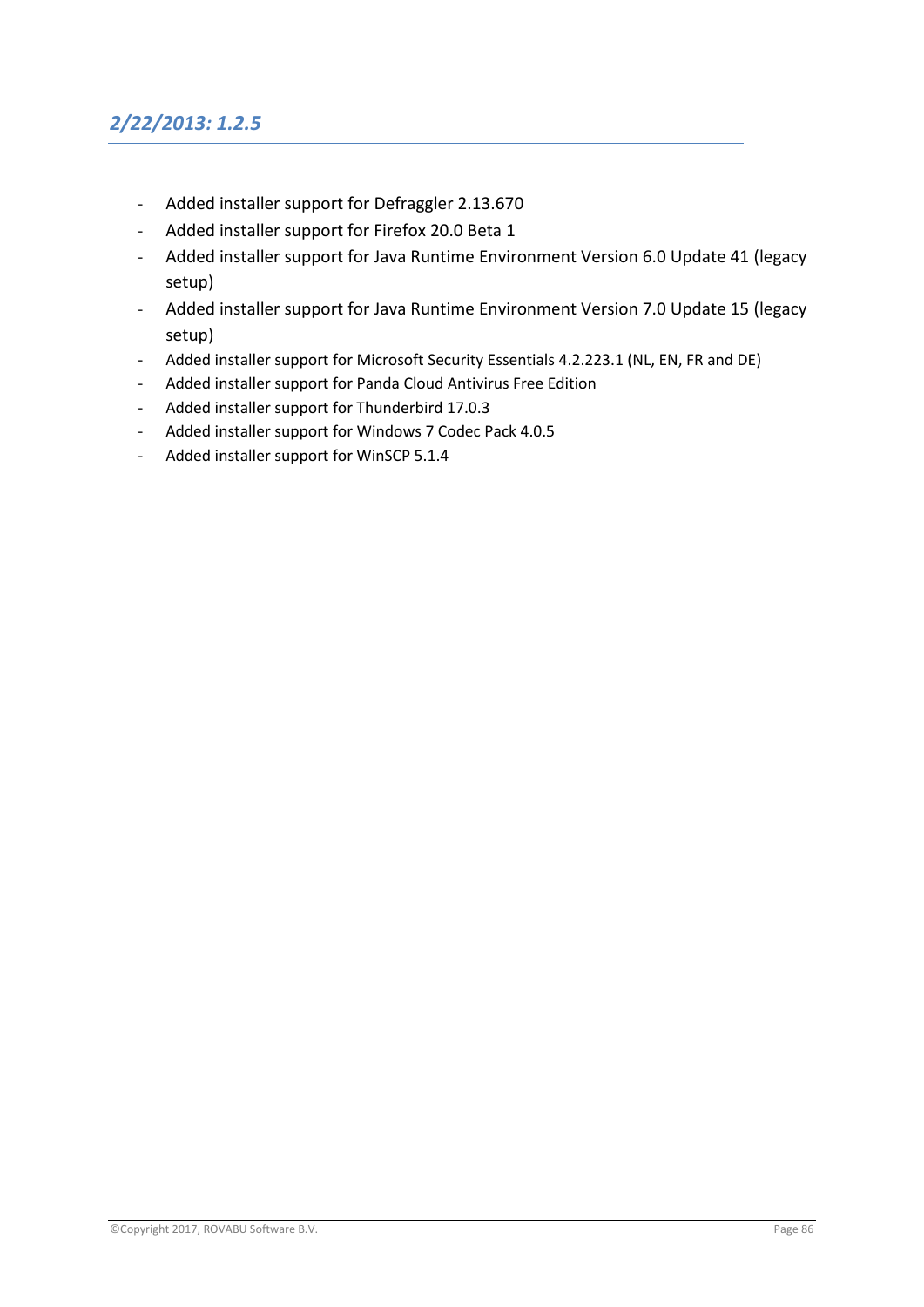## *2/22/2013: 1.2.5*

- Added installer support for Defraggler 2.13.670
- Added installer support for Firefox 20.0 Beta 1
- Added installer support for Java Runtime Environment Version 6.0 Update 41 (legacy setup)
- Added installer support for Java Runtime Environment Version 7.0 Update 15 (legacy setup)
- Added installer support for Microsoft Security Essentials 4.2.223.1 (NL, EN, FR and DE)
- Added installer support for Panda Cloud Antivirus Free Edition
- Added installer support for Thunderbird 17.0.3
- Added installer support for Windows 7 Codec Pack 4.0.5
- Added installer support for WinSCP 5.1.4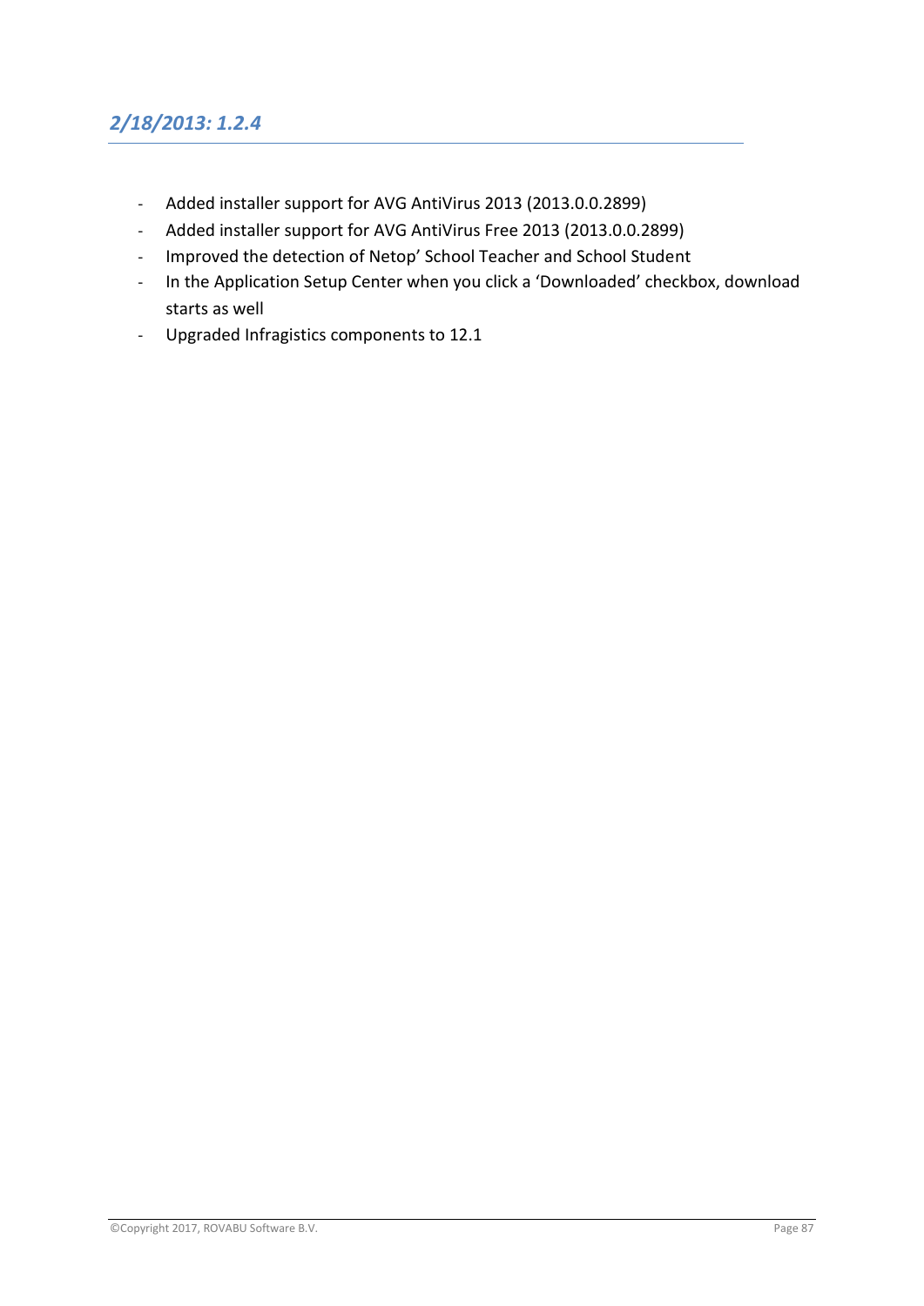## *2/18/2013: 1.2.4*

- Added installer support for AVG AntiVirus 2013 (2013.0.0.2899)
- Added installer support for AVG AntiVirus Free 2013 (2013.0.0.2899)
- Improved the detection of Netop' School Teacher and School Student
- In the Application Setup Center when you click a 'Downloaded' checkbox, download starts as well
- Upgraded Infragistics components to 12.1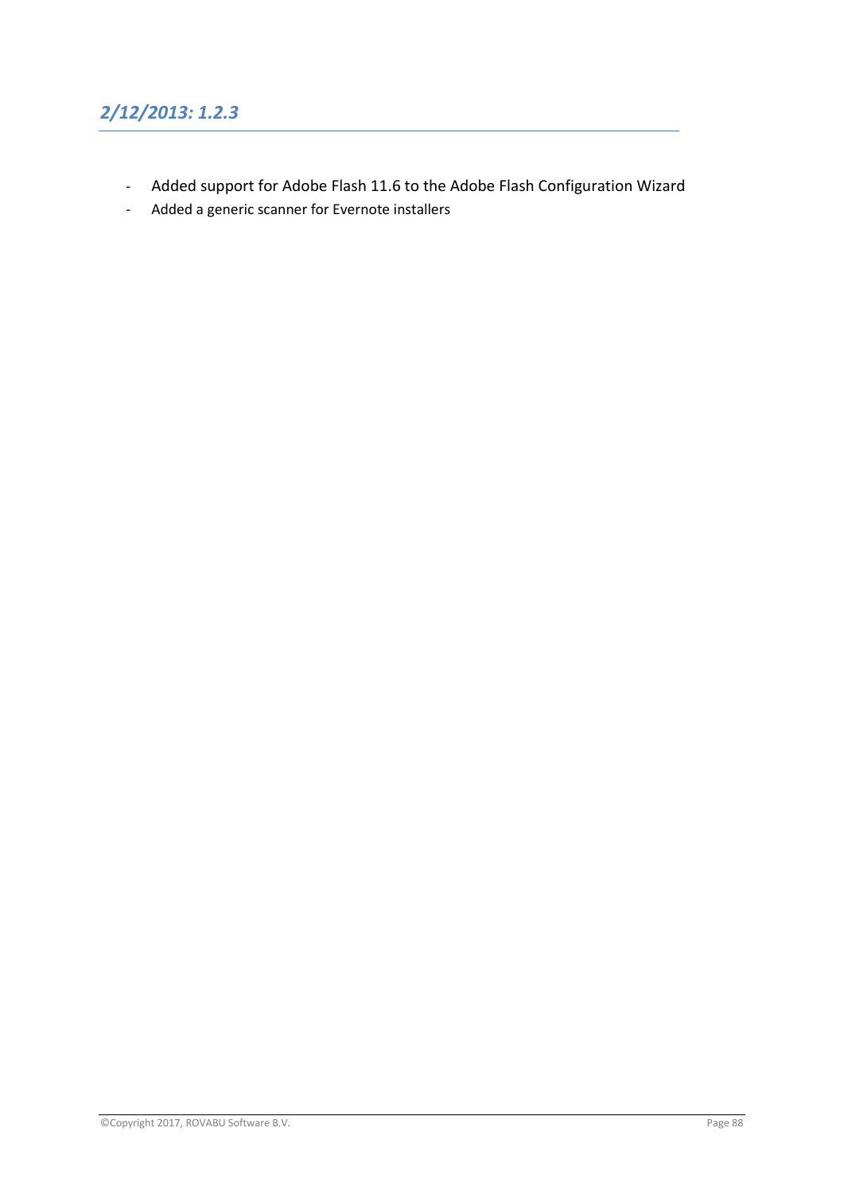## *2/12/2013: 1.2.3*

- Added support for Adobe Flash 11.6 to the Adobe Flash Configuration Wizard
- Added a generic scanner for Evernote installers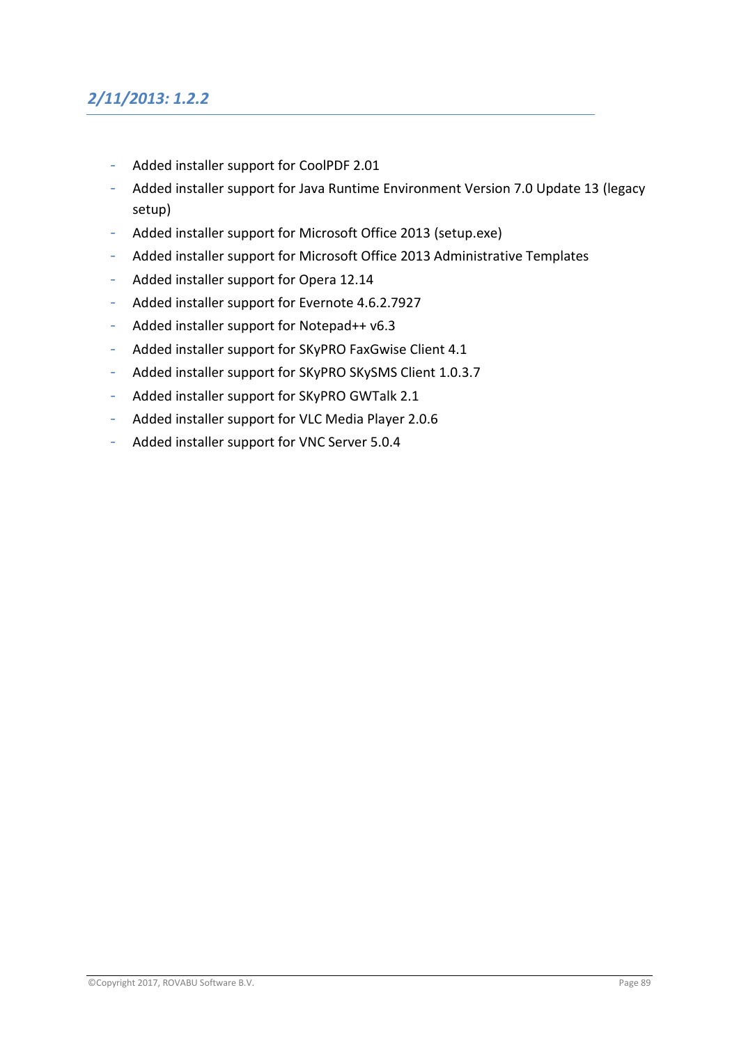## *2/11/2013: 1.2.2*

- Added installer support for CoolPDF 2.01
- Added installer support for Java Runtime Environment Version 7.0 Update 13 (legacy setup)
- Added installer support for Microsoft Office 2013 (setup.exe)
- Added installer support for Microsoft Office 2013 Administrative Templates
- Added installer support for Opera 12.14
- Added installer support for Evernote 4.6.2.7927
- Added installer support for Notepad++ v6.3
- Added installer support for SKyPRO FaxGwise Client 4.1
- Added installer support for SKyPRO SKySMS Client 1.0.3.7
- Added installer support for SKyPRO GWTalk 2.1
- Added installer support for VLC Media Player 2.0.6
- Added installer support for VNC Server 5.0.4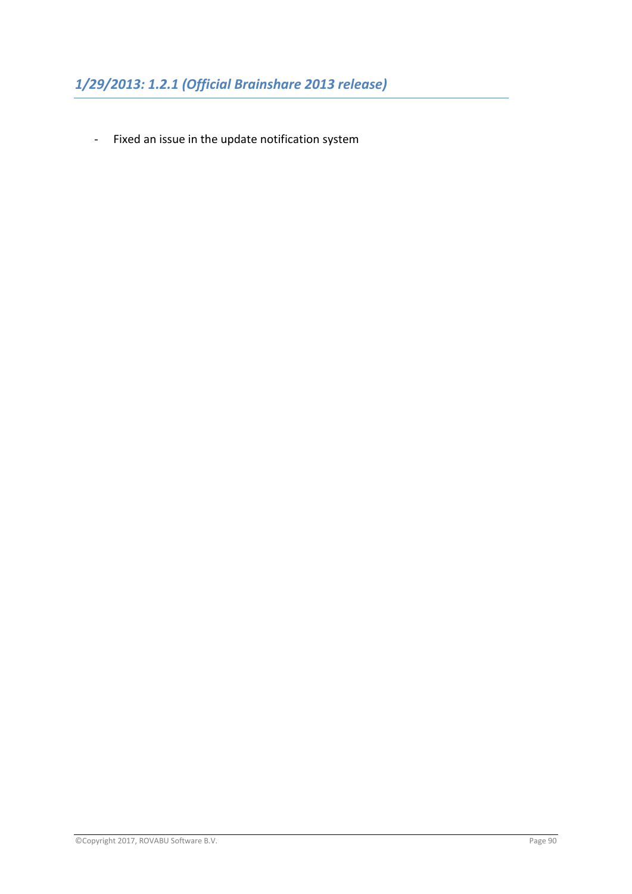## *1/29/2013: 1.2.1 (Official Brainshare 2013 release)*

- Fixed an issue in the update notification system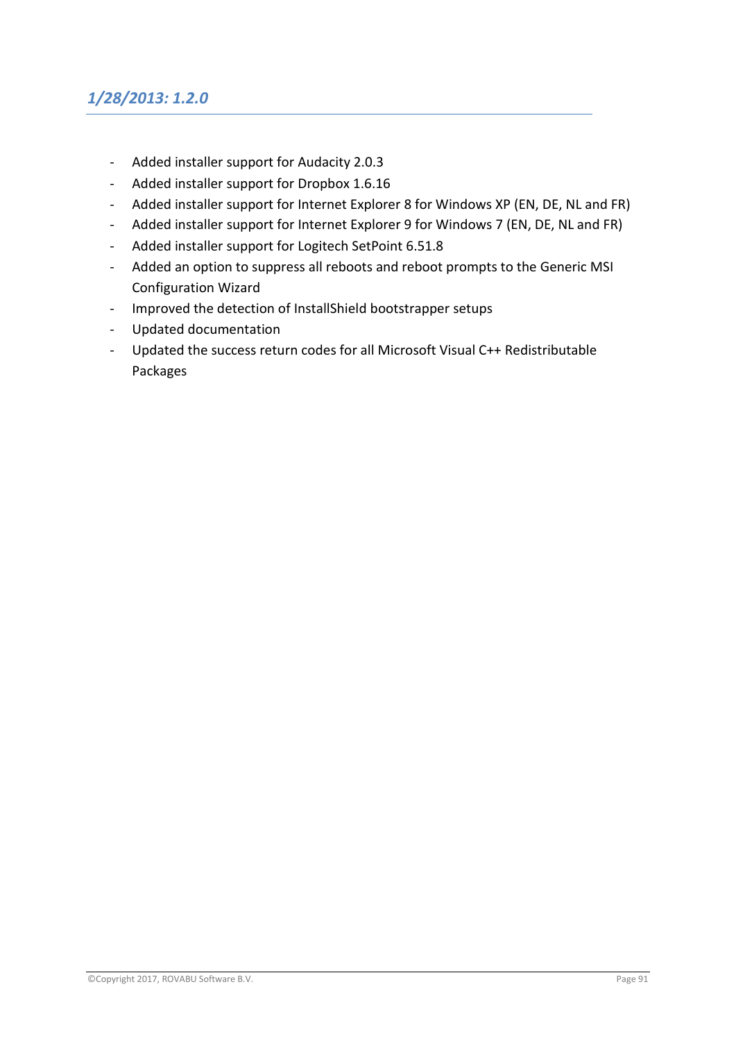## *1/28/2013: 1.2.0*

- Added installer support for Audacity 2.0.3
- Added installer support for Dropbox 1.6.16
- Added installer support for Internet Explorer 8 for Windows XP (EN, DE, NL and FR)
- Added installer support for Internet Explorer 9 for Windows 7 (EN, DE, NL and FR)
- Added installer support for Logitech SetPoint 6.51.8
- Added an option to suppress all reboots and reboot prompts to the Generic MSI Configuration Wizard
- Improved the detection of InstallShield bootstrapper setups
- Updated documentation
- Updated the success return codes for all Microsoft Visual C++ Redistributable Packages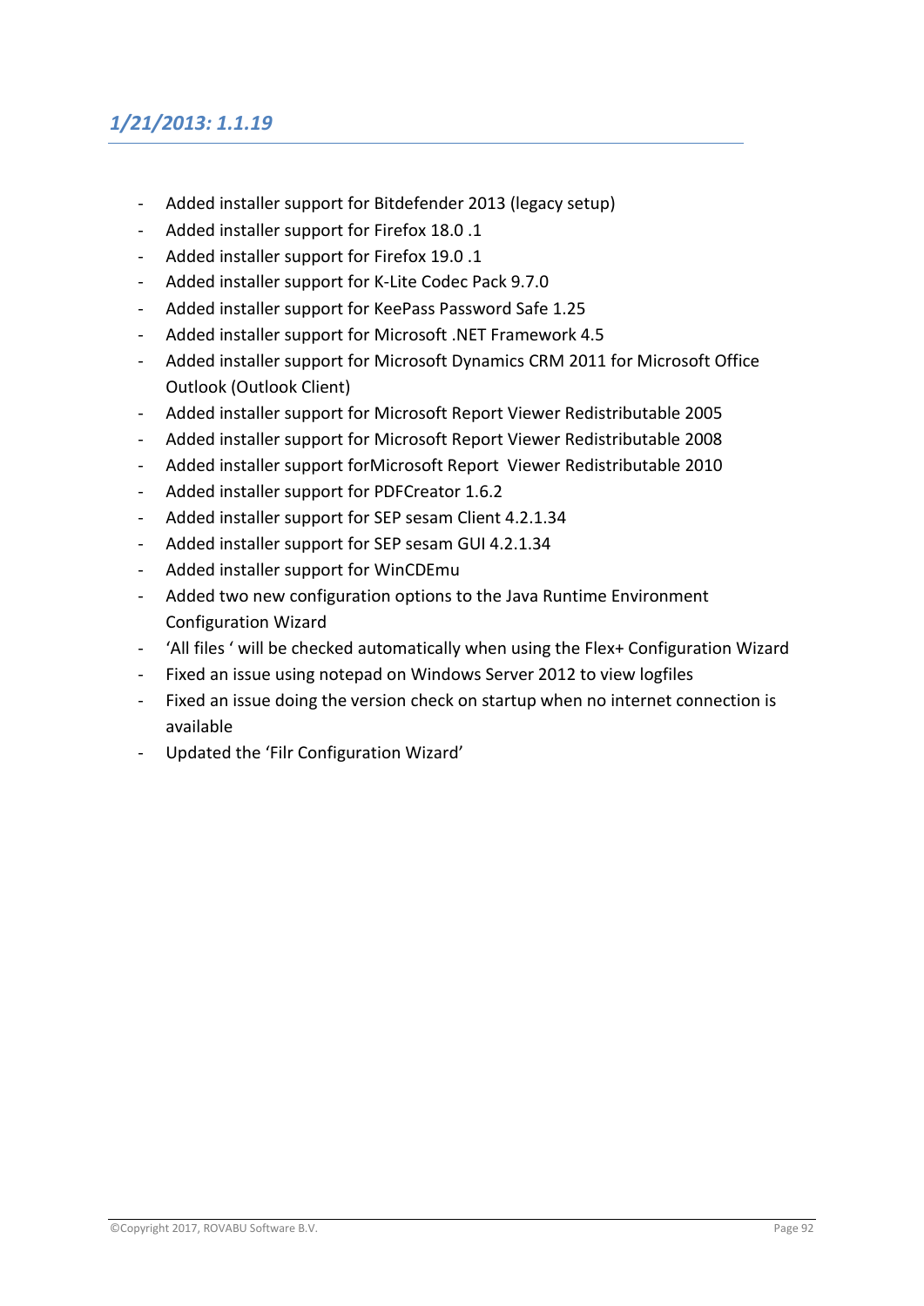## *1/21/2013: 1.1.19*

- Added installer support for Bitdefender 2013 (legacy setup)
- Added installer support for Firefox 18.0 .1
- Added installer support for Firefox 19.0 .1
- Added installer support for K-Lite Codec Pack 9.7.0
- Added installer support for KeePass Password Safe 1.25
- Added installer support for Microsoft .NET Framework 4.5
- Added installer support for Microsoft Dynamics CRM 2011 for Microsoft Office Outlook (Outlook Client)
- Added installer support for Microsoft Report Viewer Redistributable 2005
- Added installer support for Microsoft Report Viewer Redistributable 2008
- Added installer support forMicrosoft Report Viewer Redistributable 2010
- Added installer support for PDFCreator 1.6.2
- Added installer support for SEP sesam Client 4.2.1.34
- Added installer support for SEP sesam GUI 4.2.1.34
- Added installer support for WinCDEmu
- Added two new configuration options to the Java Runtime Environment Configuration Wizard
- 'All files ' will be checked automatically when using the Flex+ Configuration Wizard
- Fixed an issue using notepad on Windows Server 2012 to view logfiles
- Fixed an issue doing the version check on startup when no internet connection is available
- Updated the 'Filr Configuration Wizard'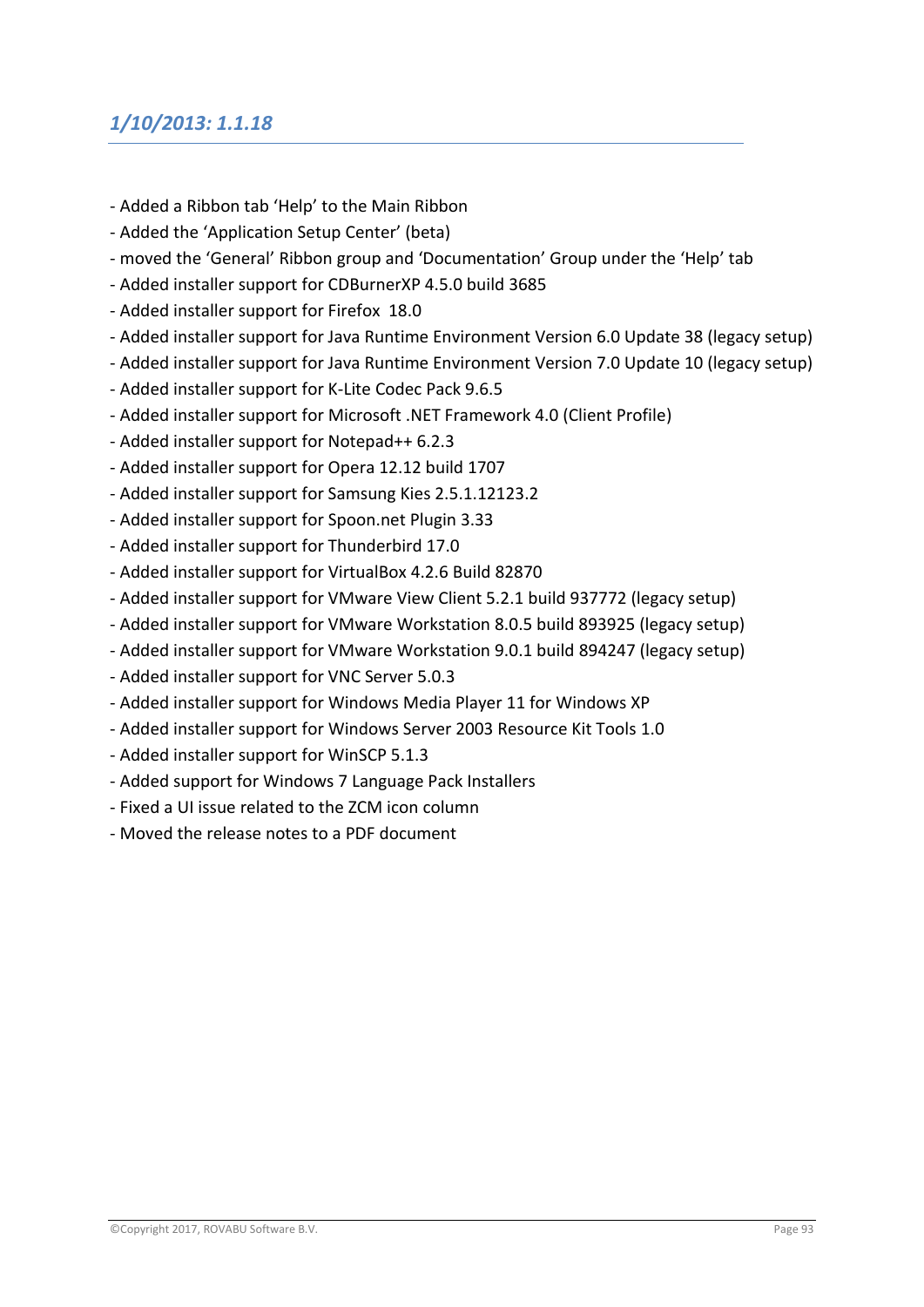## *1/10/2013: 1.1.18*

- Added a Ribbon tab 'Help' to the Main Ribbon
- Added the 'Application Setup Center' (beta)
- moved the 'General' Ribbon group and 'Documentation' Group under the 'Help' tab
- Added installer support for CDBurnerXP 4.5.0 build 3685
- Added installer support for Firefox 18.0
- Added installer support for Java Runtime Environment Version 6.0 Update 38 (legacy setup)
- Added installer support for Java Runtime Environment Version 7.0 Update 10 (legacy setup)
- Added installer support for K-Lite Codec Pack 9.6.5
- Added installer support for Microsoft .NET Framework 4.0 (Client Profile)
- Added installer support for Notepad++ 6.2.3
- Added installer support for Opera 12.12 build 1707
- Added installer support for Samsung Kies 2.5.1.12123.2
- Added installer support for Spoon.net Plugin 3.33
- Added installer support for Thunderbird 17.0
- Added installer support for VirtualBox 4.2.6 Build 82870
- Added installer support for VMware View Client 5.2.1 build 937772 (legacy setup)
- Added installer support for VMware Workstation 8.0.5 build 893925 (legacy setup)
- Added installer support for VMware Workstation 9.0.1 build 894247 (legacy setup)
- Added installer support for VNC Server 5.0.3
- Added installer support for Windows Media Player 11 for Windows XP
- Added installer support for Windows Server 2003 Resource Kit Tools 1.0
- Added installer support for WinSCP 5.1.3
- Added support for Windows 7 Language Pack Installers
- Fixed a UI issue related to the ZCM icon column
- Moved the release notes to a PDF document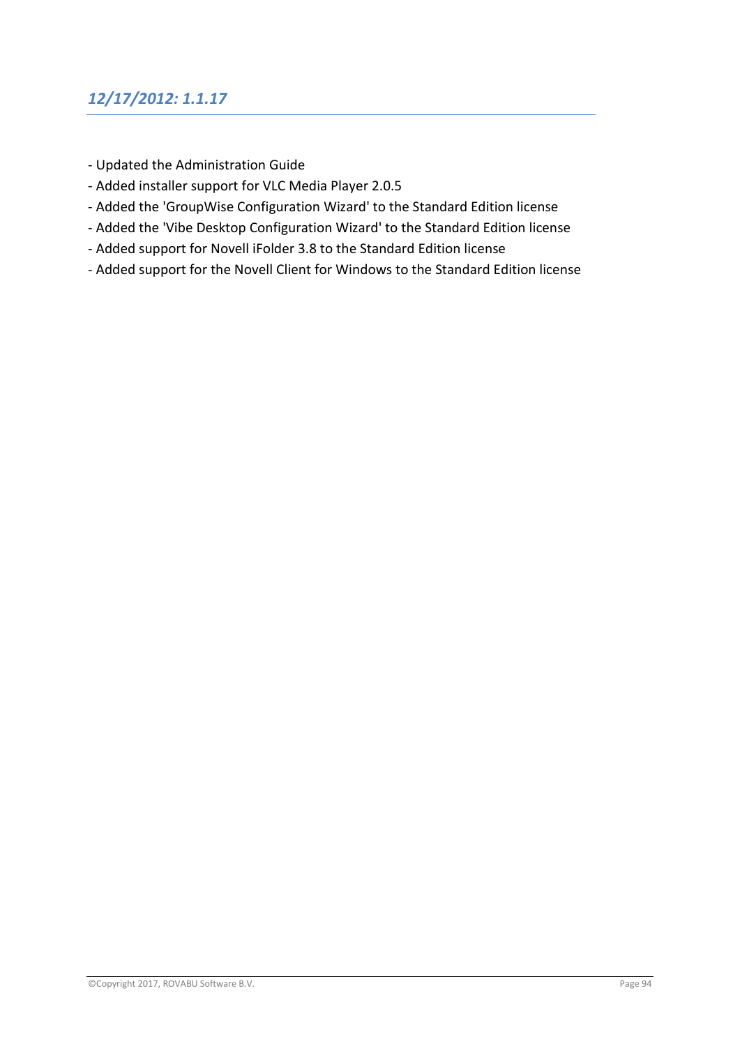## *12/17/2012: 1.1.17*

- Updated the Administration Guide
- Added installer support for VLC Media Player 2.0.5
- Added the 'GroupWise Configuration Wizard' to the Standard Edition license
- Added the 'Vibe Desktop Configuration Wizard' to the Standard Edition license
- Added support for Novell iFolder 3.8 to the Standard Edition license
- Added support for the Novell Client for Windows to the Standard Edition license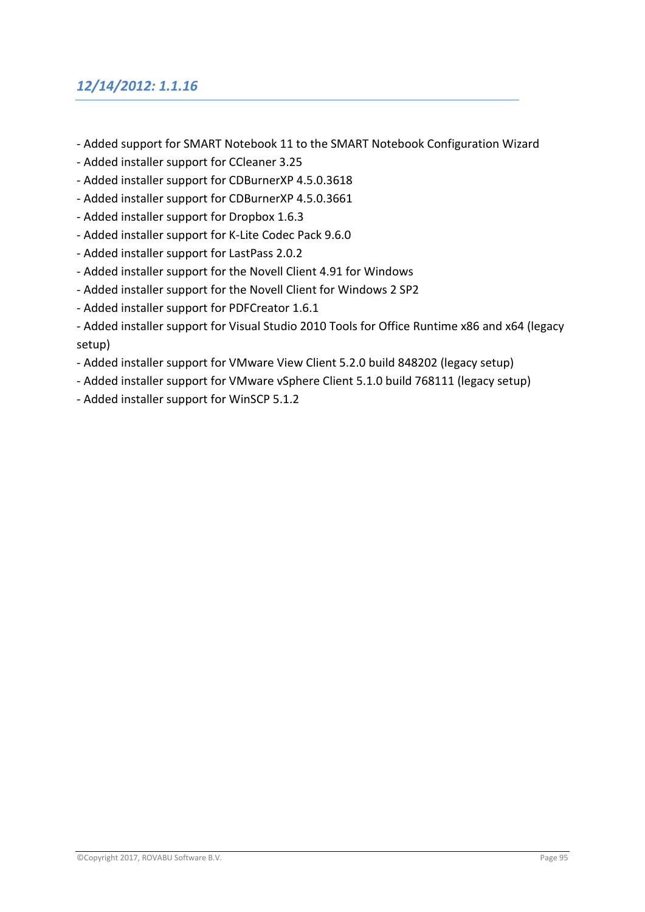## *12/14/2012: 1.1.16*

- Added support for SMART Notebook 11 to the SMART Notebook Configuration Wizard
- Added installer support for CCleaner 3.25
- Added installer support for CDBurnerXP 4.5.0.3618
- Added installer support for CDBurnerXP 4.5.0.3661
- Added installer support for Dropbox 1.6.3
- Added installer support for K-Lite Codec Pack 9.6.0
- Added installer support for LastPass 2.0.2
- Added installer support for the Novell Client 4.91 for Windows
- Added installer support for the Novell Client for Windows 2 SP2
- Added installer support for PDFCreator 1.6.1
- Added installer support for Visual Studio 2010 Tools for Office Runtime x86 and x64 (legacy setup)
- Added installer support for VMware View Client 5.2.0 build 848202 (legacy setup)
- Added installer support for VMware vSphere Client 5.1.0 build 768111 (legacy setup)
- Added installer support for WinSCP 5.1.2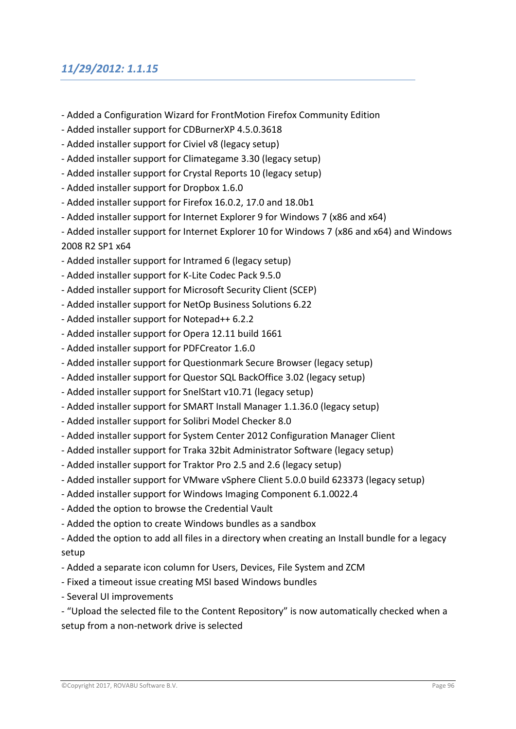## *11/29/2012: 1.1.15*

- Added a Configuration Wizard for FrontMotion Firefox Community Edition
- Added installer support for CDBurnerXP 4.5.0.3618
- Added installer support for Civiel v8 (legacy setup)
- Added installer support for Climategame 3.30 (legacy setup)
- Added installer support for Crystal Reports 10 (legacy setup)
- Added installer support for Dropbox 1.6.0
- Added installer support for Firefox 16.0.2, 17.0 and 18.0b1
- Added installer support for Internet Explorer 9 for Windows 7 (x86 and x64)
- Added installer support for Internet Explorer 10 for Windows 7 (x86 and x64) and Windows 2008 R2 SP1 x64
- Added installer support for Intramed 6 (legacy setup)
- Added installer support for K-Lite Codec Pack 9.5.0
- Added installer support for Microsoft Security Client (SCEP)
- Added installer support for NetOp Business Solutions 6.22
- Added installer support for Notepad++ 6.2.2
- Added installer support for Opera 12.11 build 1661
- Added installer support for PDFCreator 1.6.0
- Added installer support for Questionmark Secure Browser (legacy setup)
- Added installer support for Questor SQL BackOffice 3.02 (legacy setup)
- Added installer support for SnelStart v10.71 (legacy setup)
- Added installer support for SMART Install Manager 1.1.36.0 (legacy setup)
- Added installer support for Solibri Model Checker 8.0
- Added installer support for System Center 2012 Configuration Manager Client
- Added installer support for Traka 32bit Administrator Software (legacy setup)
- Added installer support for Traktor Pro 2.5 and 2.6 (legacy setup)
- Added installer support for VMware vSphere Client 5.0.0 build 623373 (legacy setup)
- Added installer support for Windows Imaging Component 6.1.0022.4
- Added the option to browse the Credential Vault
- Added the option to create Windows bundles as a sandbox
- Added the option to add all files in a directory when creating an Install bundle for a legacy setup
- Added a separate icon column for Users, Devices, File System and ZCM
- Fixed a timeout issue creating MSI based Windows bundles
- Several UI improvements
- "Upload the selected file to the Content Repository" is now automatically checked when a setup from a non-network drive is selected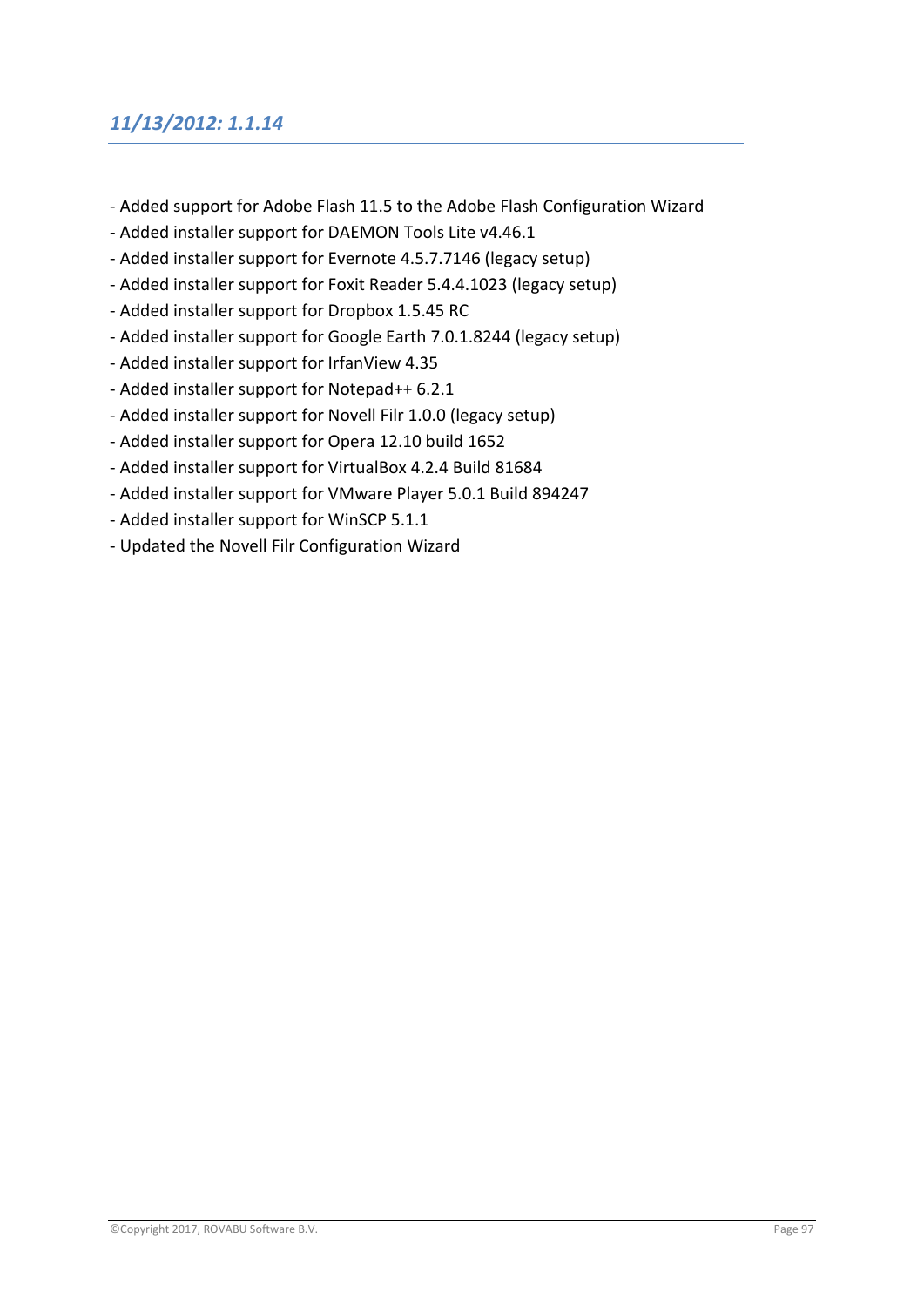## *11/13/2012: 1.1.14*

- Added support for Adobe Flash 11.5 to the Adobe Flash Configuration Wizard
- Added installer support for DAEMON Tools Lite v4.46.1
- Added installer support for Evernote 4.5.7.7146 (legacy setup)
- Added installer support for Foxit Reader 5.4.4.1023 (legacy setup)
- Added installer support for Dropbox 1.5.45 RC
- Added installer support for Google Earth 7.0.1.8244 (legacy setup)
- Added installer support for IrfanView 4.35
- Added installer support for Notepad++ 6.2.1
- Added installer support for Novell Filr 1.0.0 (legacy setup)
- Added installer support for Opera 12.10 build 1652
- Added installer support for VirtualBox 4.2.4 Build 81684
- Added installer support for VMware Player 5.0.1 Build 894247
- Added installer support for WinSCP 5.1.1
- Updated the Novell Filr Configuration Wizard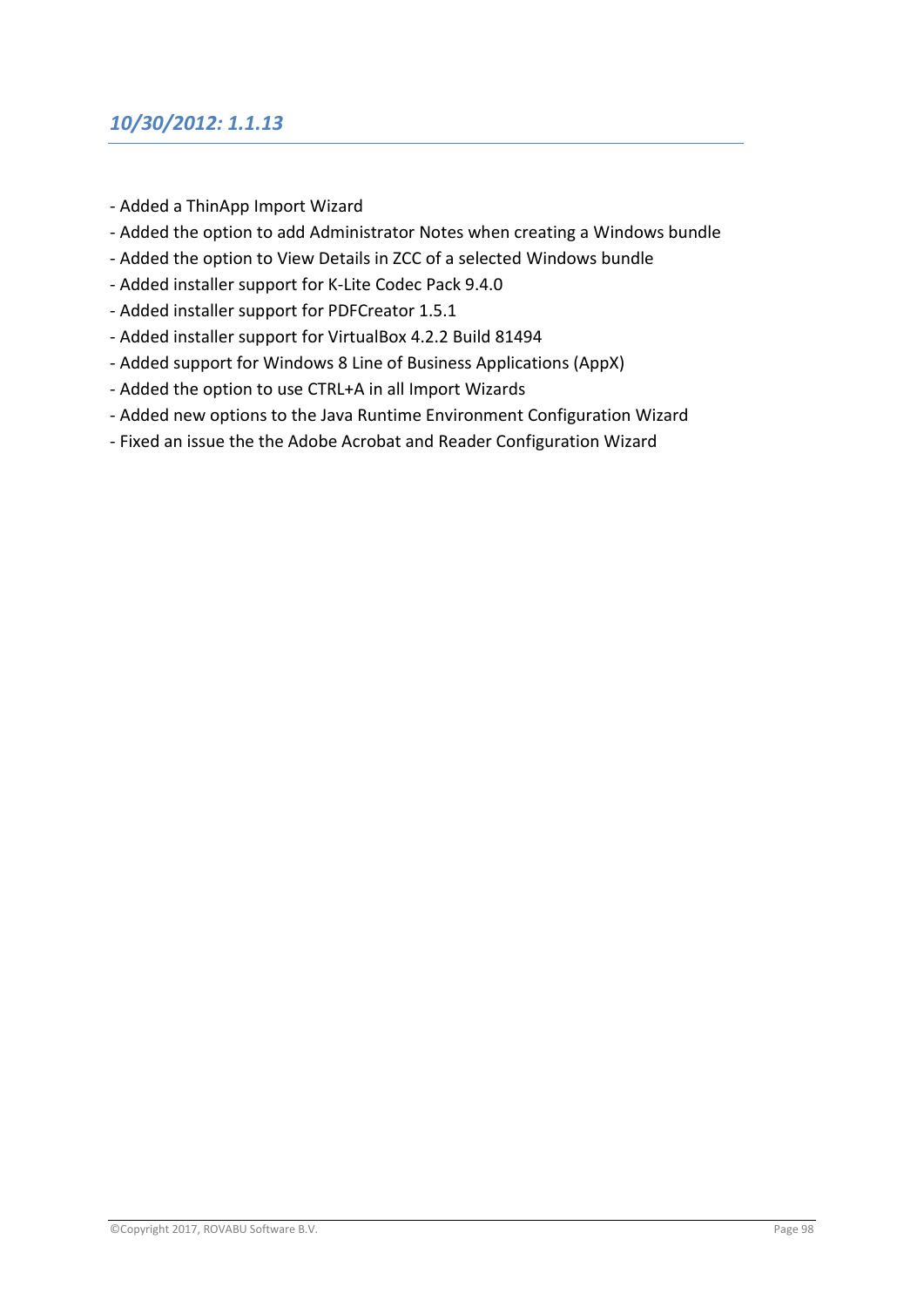## *10/30/2012: 1.1.13*

- Added a ThinApp Import Wizard
- Added the option to add Administrator Notes when creating a Windows bundle
- Added the option to View Details in ZCC of a selected Windows bundle
- Added installer support for K-Lite Codec Pack 9.4.0
- Added installer support for PDFCreator 1.5.1
- Added installer support for VirtualBox 4.2.2 Build 81494
- Added support for Windows 8 Line of Business Applications (AppX)
- Added the option to use CTRL+A in all Import Wizards
- Added new options to the Java Runtime Environment Configuration Wizard
- Fixed an issue the the Adobe Acrobat and Reader Configuration Wizard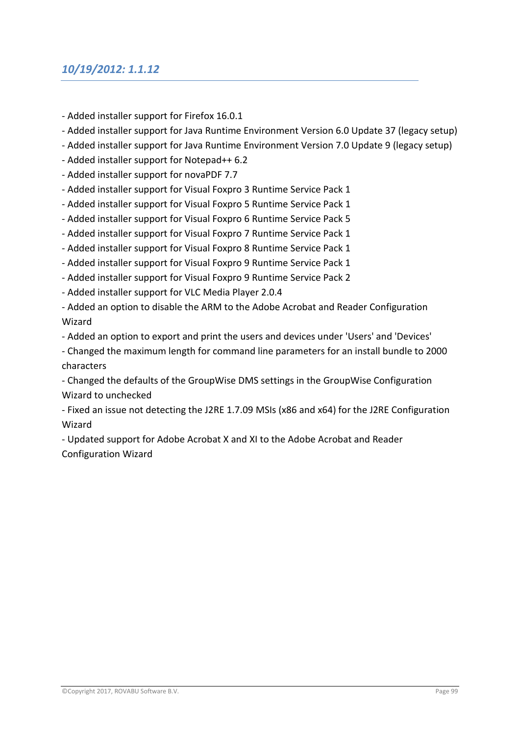## *10/19/2012: 1.1.12*

- Added installer support for Firefox 16.0.1
- Added installer support for Java Runtime Environment Version 6.0 Update 37 (legacy setup)
- Added installer support for Java Runtime Environment Version 7.0 Update 9 (legacy setup)
- Added installer support for Notepad++ 6.2
- Added installer support for novaPDF 7.7
- Added installer support for Visual Foxpro 3 Runtime Service Pack 1
- Added installer support for Visual Foxpro 5 Runtime Service Pack 1
- Added installer support for Visual Foxpro 6 Runtime Service Pack 5
- Added installer support for Visual Foxpro 7 Runtime Service Pack 1
- Added installer support for Visual Foxpro 8 Runtime Service Pack 1
- Added installer support for Visual Foxpro 9 Runtime Service Pack 1
- Added installer support for Visual Foxpro 9 Runtime Service Pack 2
- Added installer support for VLC Media Player 2.0.4
- Added an option to disable the ARM to the Adobe Acrobat and Reader Configuration Wizard
- Added an option to export and print the users and devices under 'Users' and 'Devices'
- Changed the maximum length for command line parameters for an install bundle to 2000 characters
- Changed the defaults of the GroupWise DMS settings in the GroupWise Configuration Wizard to unchecked
- Fixed an issue not detecting the J2RE 1.7.09 MSIs (x86 and x64) for the J2RE Configuration Wizard
- Updated support for Adobe Acrobat X and XI to the Adobe Acrobat and Reader Configuration Wizard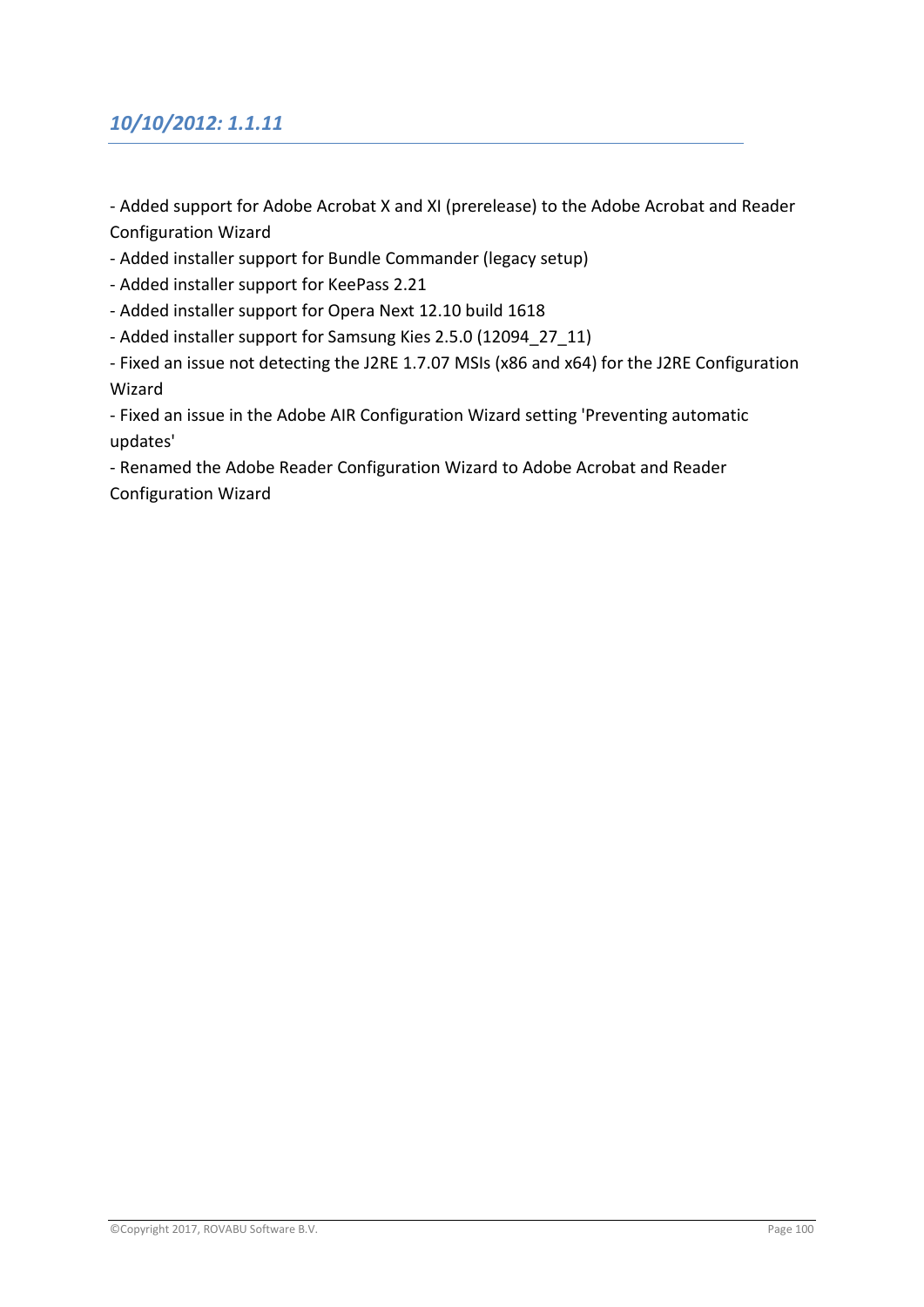## *10/10/2012: 1.1.11*

- Added support for Adobe Acrobat X and XI (prerelease) to the Adobe Acrobat and Reader Configuration Wizard
- Added installer support for Bundle Commander (legacy setup)
- Added installer support for KeePass 2.21
- Added installer support for Opera Next 12.10 build 1618
- Added installer support for Samsung Kies 2.5.0 (12094_27_11)
- Fixed an issue not detecting the J2RE 1.7.07 MSIs (x86 and x64) for the J2RE Configuration Wizard
- Fixed an issue in the Adobe AIR Configuration Wizard setting 'Preventing automatic updates'
- Renamed the Adobe Reader Configuration Wizard to Adobe Acrobat and Reader Configuration Wizard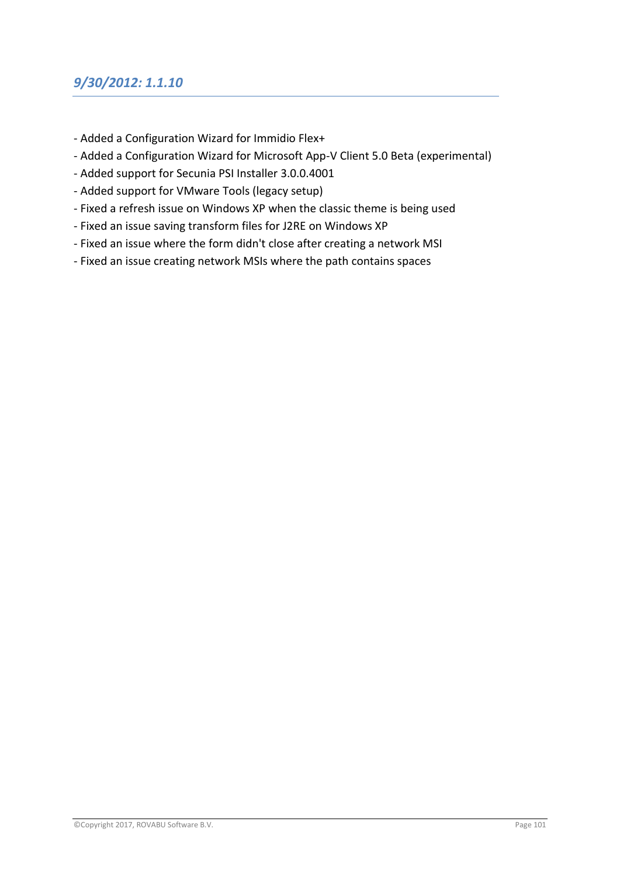## *9/30/2012: 1.1.10*

- Added a Configuration Wizard for Immidio Flex+
- Added a Configuration Wizard for Microsoft App-V Client 5.0 Beta (experimental)
- Added support for Secunia PSI Installer 3.0.0.4001
- Added support for VMware Tools (legacy setup)
- Fixed a refresh issue on Windows XP when the classic theme is being used
- Fixed an issue saving transform files for J2RE on Windows XP
- Fixed an issue where the form didn't close after creating a network MSI
- Fixed an issue creating network MSIs where the path contains spaces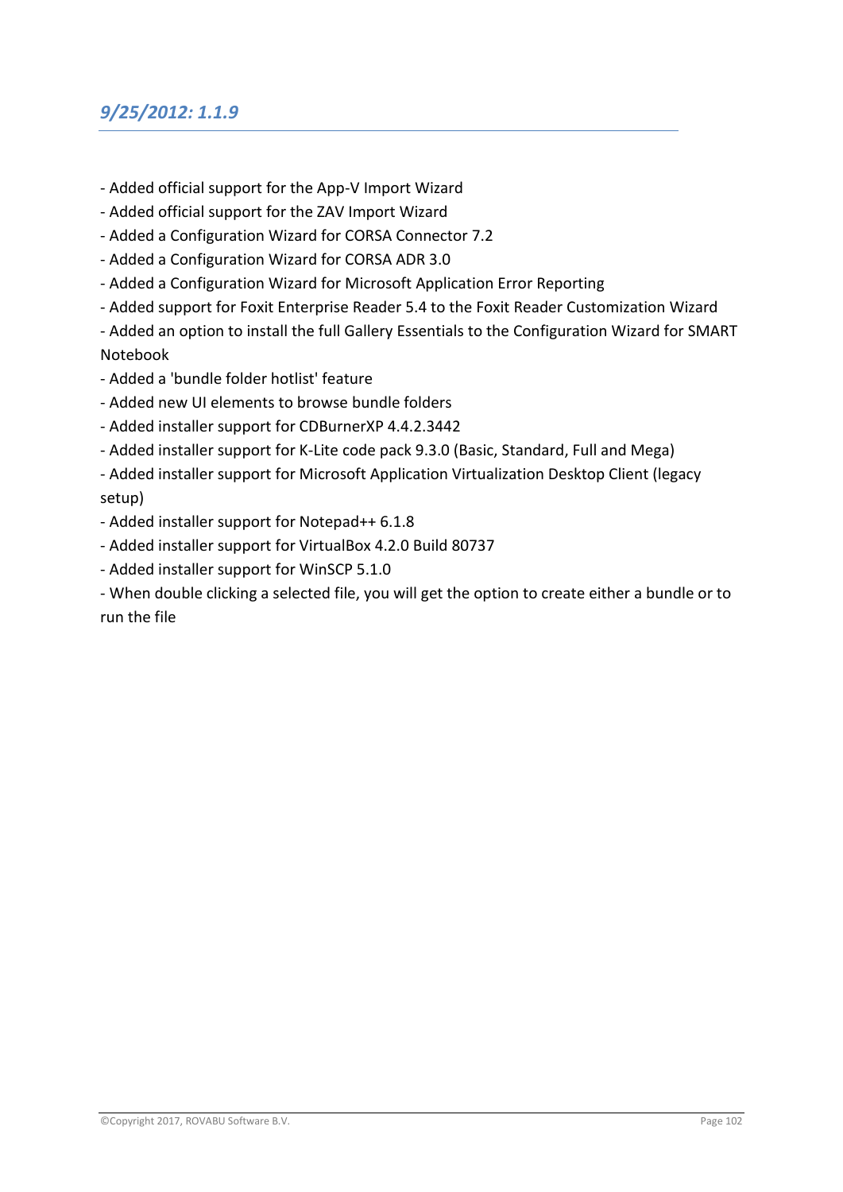### *9/25/2012: 1.1.9*

- Added official support for the App-V Import Wizard
- Added official support for the ZAV Import Wizard
- Added a Configuration Wizard for CORSA Connector 7.2
- Added a Configuration Wizard for CORSA ADR 3.0
- Added a Configuration Wizard for Microsoft Application Error Reporting
- Added support for Foxit Enterprise Reader 5.4 to the Foxit Reader Customization Wizard
- Added an option to install the full Gallery Essentials to the Configuration Wizard for SMART Notebook
- Added a 'bundle folder hotlist' feature
- Added new UI elements to browse bundle folders
- Added installer support for CDBurnerXP 4.4.2.3442
- Added installer support for K-Lite code pack 9.3.0 (Basic, Standard, Full and Mega)
- Added installer support for Microsoft Application Virtualization Desktop Client (legacy setup)
- Added installer support for Notepad++ 6.1.8
- Added installer support for VirtualBox 4.2.0 Build 80737
- Added installer support for WinSCP 5.1.0
- When double clicking a selected file, you will get the option to create either a bundle or to run the file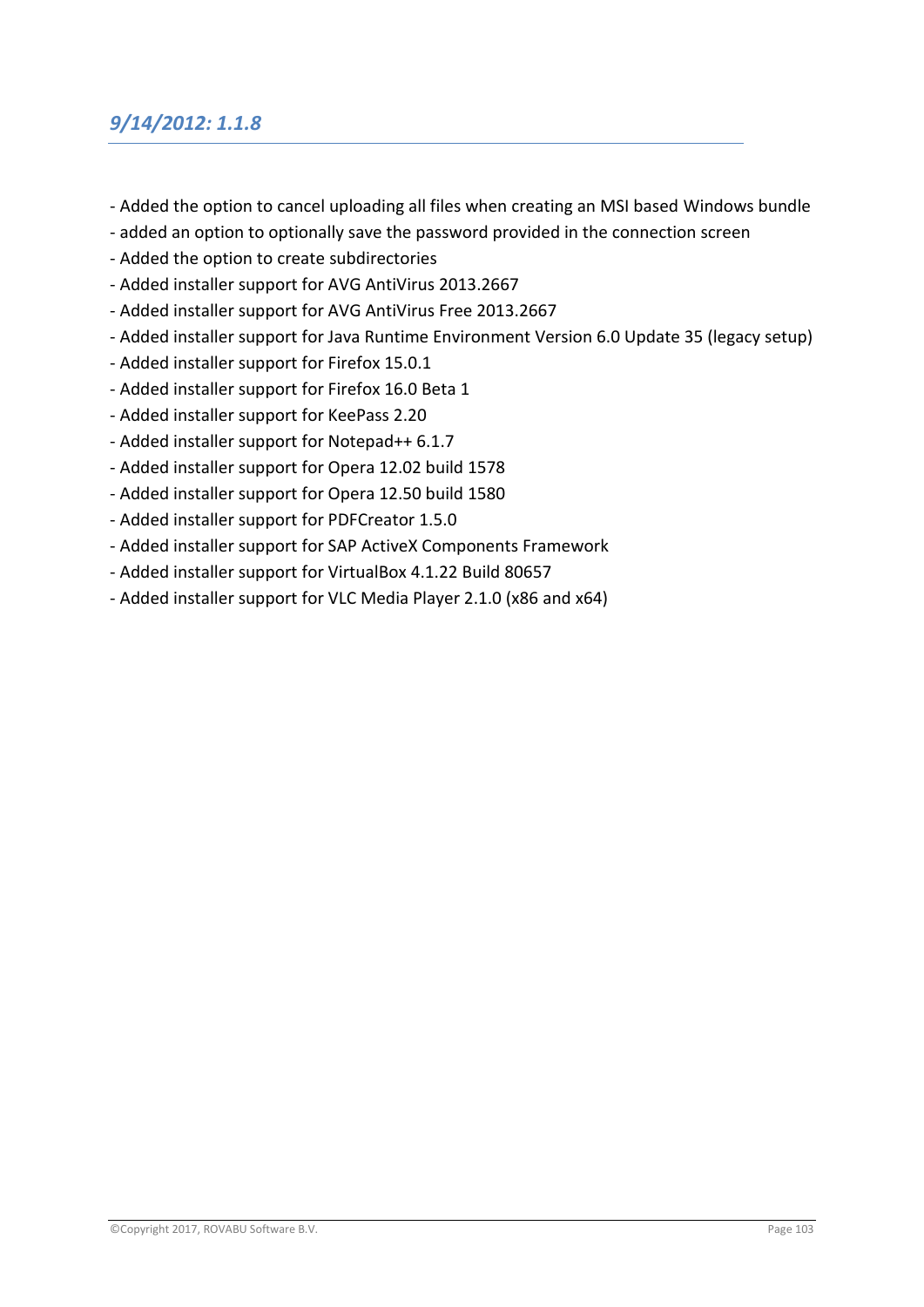## *9/14/2012: 1.1.8*

- Added the option to cancel uploading all files when creating an MSI based Windows bundle
- added an option to optionally save the password provided in the connection screen
- Added the option to create subdirectories
- Added installer support for AVG AntiVirus 2013.2667
- Added installer support for AVG AntiVirus Free 2013.2667
- Added installer support for Java Runtime Environment Version 6.0 Update 35 (legacy setup)
- Added installer support for Firefox 15.0.1
- Added installer support for Firefox 16.0 Beta 1
- Added installer support for KeePass 2.20
- Added installer support for Notepad++ 6.1.7
- Added installer support for Opera 12.02 build 1578
- Added installer support for Opera 12.50 build 1580
- Added installer support for PDFCreator 1.5.0
- Added installer support for SAP ActiveX Components Framework
- Added installer support for VirtualBox 4.1.22 Build 80657
- Added installer support for VLC Media Player 2.1.0 (x86 and x64)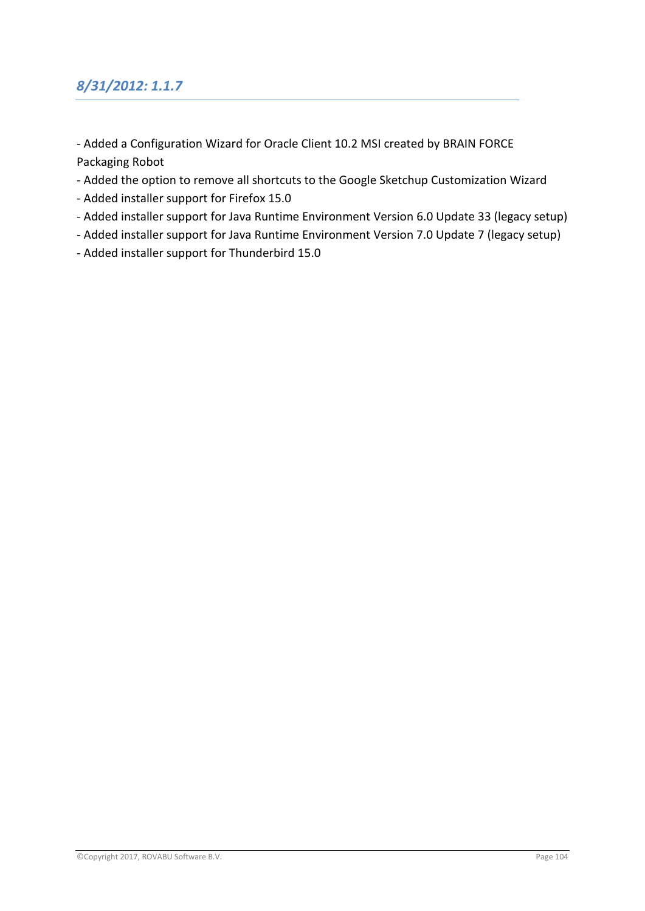## *8/31/2012: 1.1.7*

- Added a Configuration Wizard for Oracle Client 10.2 MSI created by BRAIN FORCE Packaging Robot
- Added the option to remove all shortcuts to the Google Sketchup Customization Wizard
- Added installer support for Firefox 15.0
- Added installer support for Java Runtime Environment Version 6.0 Update 33 (legacy setup)
- Added installer support for Java Runtime Environment Version 7.0 Update 7 (legacy setup)
- Added installer support for Thunderbird 15.0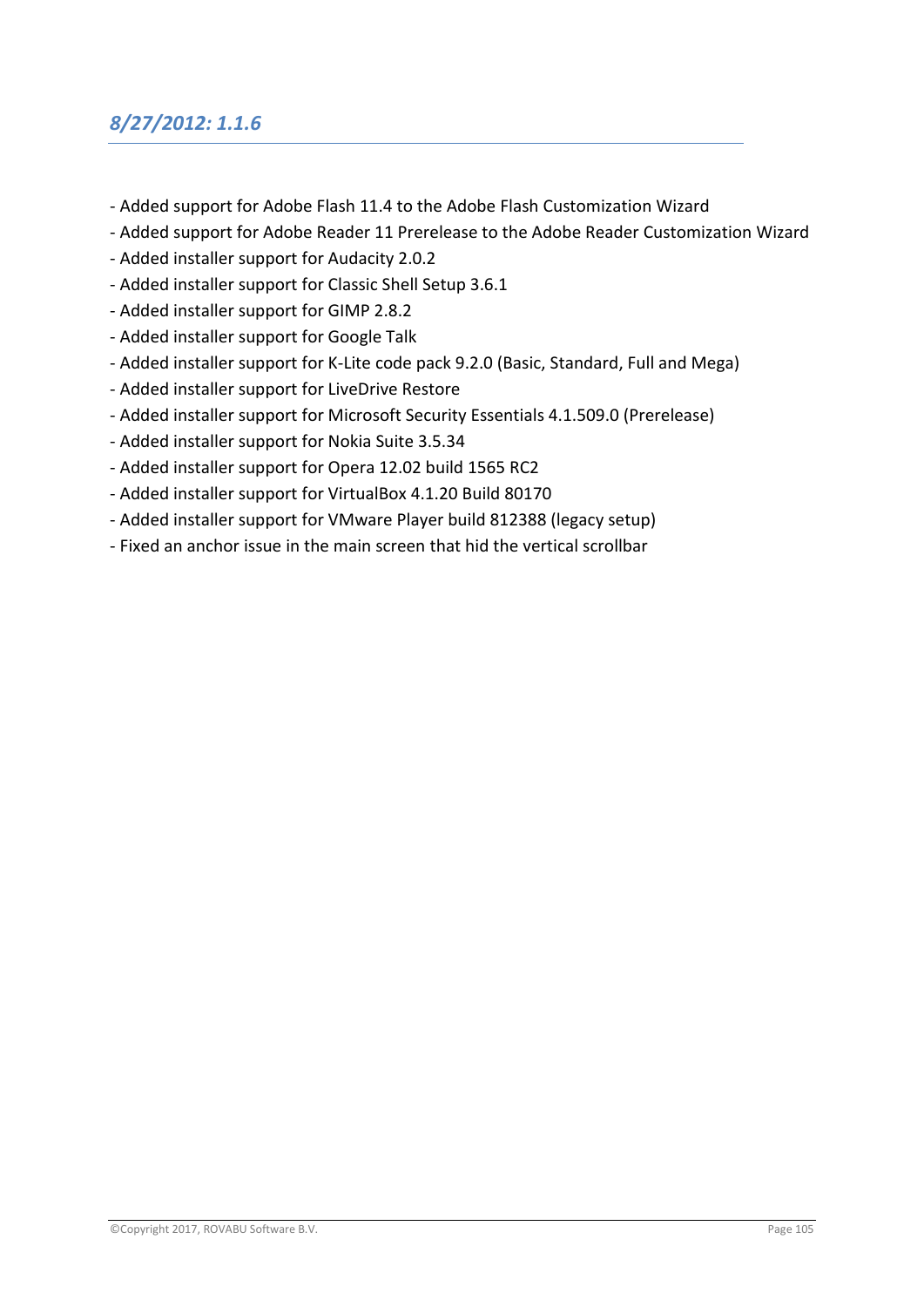## *8/27/2012: 1.1.6*

- Added support for Adobe Flash 11.4 to the Adobe Flash Customization Wizard
- Added support for Adobe Reader 11 Prerelease to the Adobe Reader Customization Wizard
- Added installer support for Audacity 2.0.2
- Added installer support for Classic Shell Setup 3.6.1
- Added installer support for GIMP 2.8.2
- Added installer support for Google Talk
- Added installer support for K-Lite code pack 9.2.0 (Basic, Standard, Full and Mega)
- Added installer support for LiveDrive Restore
- Added installer support for Microsoft Security Essentials 4.1.509.0 (Prerelease)
- Added installer support for Nokia Suite 3.5.34
- Added installer support for Opera 12.02 build 1565 RC2
- Added installer support for VirtualBox 4.1.20 Build 80170
- Added installer support for VMware Player build 812388 (legacy setup)
- Fixed an anchor issue in the main screen that hid the vertical scrollbar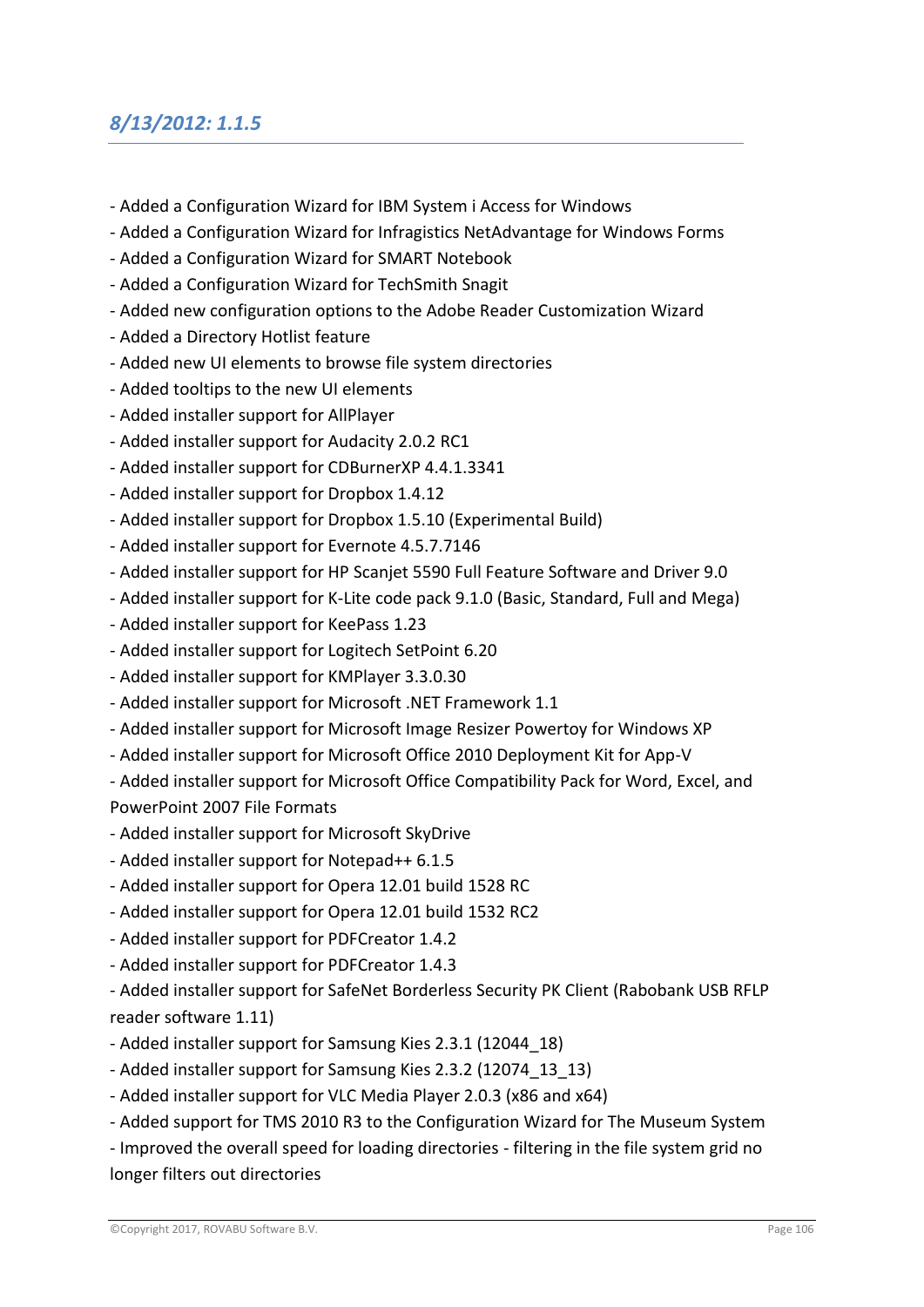## *8/13/2012: 1.1.5*

- Added a Configuration Wizard for IBM System i Access for Windows
- Added a Configuration Wizard for Infragistics NetAdvantage for Windows Forms
- Added a Configuration Wizard for SMART Notebook
- Added a Configuration Wizard for TechSmith Snagit
- Added new configuration options to the Adobe Reader Customization Wizard
- Added a Directory Hotlist feature
- Added new UI elements to browse file system directories
- Added tooltips to the new UI elements
- Added installer support for AllPlayer
- Added installer support for Audacity 2.0.2 RC1
- Added installer support for CDBurnerXP 4.4.1.3341
- Added installer support for Dropbox 1.4.12
- Added installer support for Dropbox 1.5.10 (Experimental Build)
- Added installer support for Evernote 4.5.7.7146
- Added installer support for HP Scanjet 5590 Full Feature Software and Driver 9.0
- Added installer support for K-Lite code pack 9.1.0 (Basic, Standard, Full and Mega)
- Added installer support for KeePass 1.23
- Added installer support for Logitech SetPoint 6.20
- Added installer support for KMPlayer 3.3.0.30
- Added installer support for Microsoft .NET Framework 1.1
- Added installer support for Microsoft Image Resizer Powertoy for Windows XP
- Added installer support for Microsoft Office 2010 Deployment Kit for App-V
- Added installer support for Microsoft Office Compatibility Pack for Word, Excel, and PowerPoint 2007 File Formats
- Added installer support for Microsoft SkyDrive
- Added installer support for Notepad++ 6.1.5
- Added installer support for Opera 12.01 build 1528 RC
- Added installer support for Opera 12.01 build 1532 RC2
- Added installer support for PDFCreator 1.4.2
- Added installer support for PDFCreator 1.4.3
- Added installer support for SafeNet Borderless Security PK Client (Rabobank USB RFLP reader software 1.11)
- Added installer support for Samsung Kies 2.3.1 (12044_18)
- Added installer support for Samsung Kies 2.3.2 (12074_13_13)
- Added installer support for VLC Media Player 2.0.3 (x86 and x64)
- Added support for TMS 2010 R3 to the Configuration Wizard for The Museum System
- Improved the overall speed for loading directories - filtering in the file system grid no longer filters out directories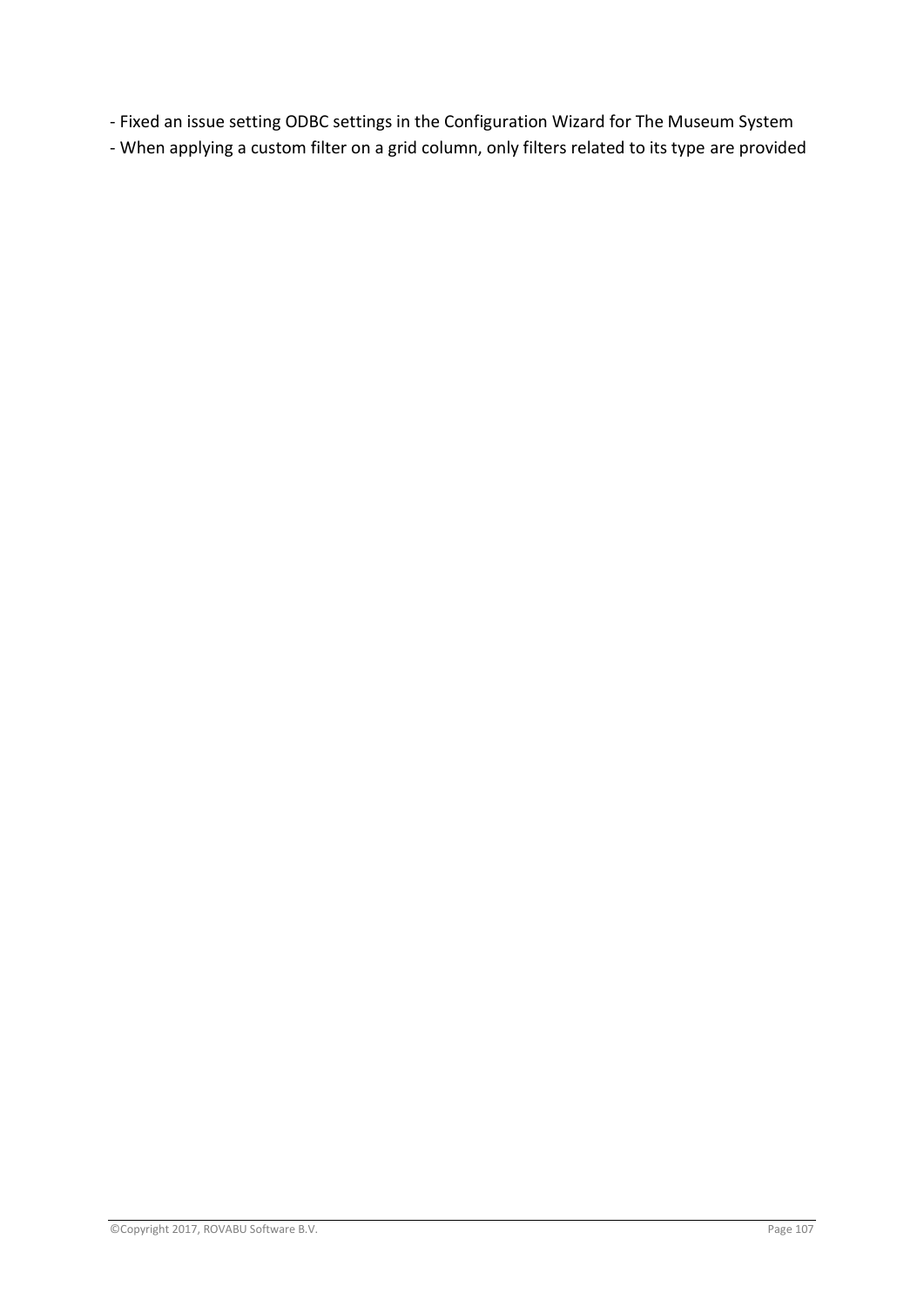- Fixed an issue setting ODBC settings in the Configuration Wizard for The Museum System
- When applying a custom filter on a grid column, only filters related to its type are provided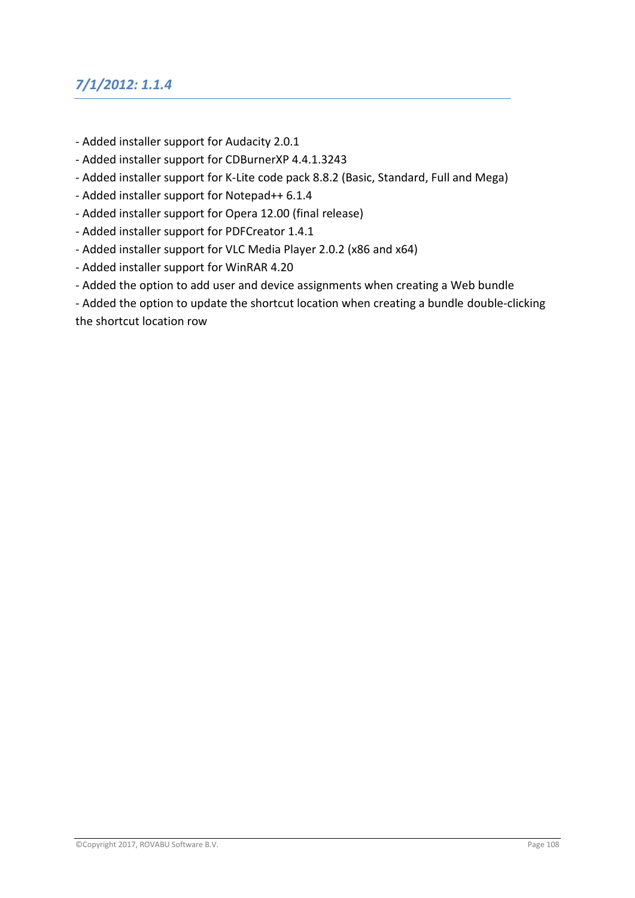## *7/1/2012: 1.1.4*

- Added installer support for Audacity 2.0.1
- Added installer support for CDBurnerXP 4.4.1.3243
- Added installer support for K-Lite code pack 8.8.2 (Basic, Standard, Full and Mega)
- Added installer support for Notepad++ 6.1.4
- Added installer support for Opera 12.00 (final release)
- Added installer support for PDFCreator 1.4.1
- Added installer support for VLC Media Player 2.0.2 (x86 and x64)
- Added installer support for WinRAR 4.20
- Added the option to add user and device assignments when creating a Web bundle
- Added the option to update the shortcut location when creating a bundle double-clicking the shortcut location row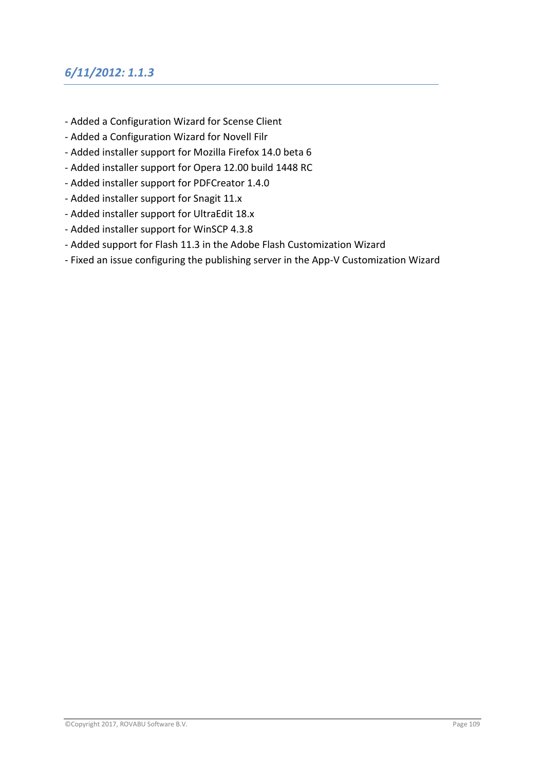## *6/11/2012: 1.1.3*

- Added a Configuration Wizard for Scense Client
- Added a Configuration Wizard for Novell Filr
- Added installer support for Mozilla Firefox 14.0 beta 6
- Added installer support for Opera 12.00 build 1448 RC
- Added installer support for PDFCreator 1.4.0
- Added installer support for Snagit 11.x
- Added installer support for UltraEdit 18.x
- Added installer support for WinSCP 4.3.8
- Added support for Flash 11.3 in the Adobe Flash Customization Wizard
- Fixed an issue configuring the publishing server in the App-V Customization Wizard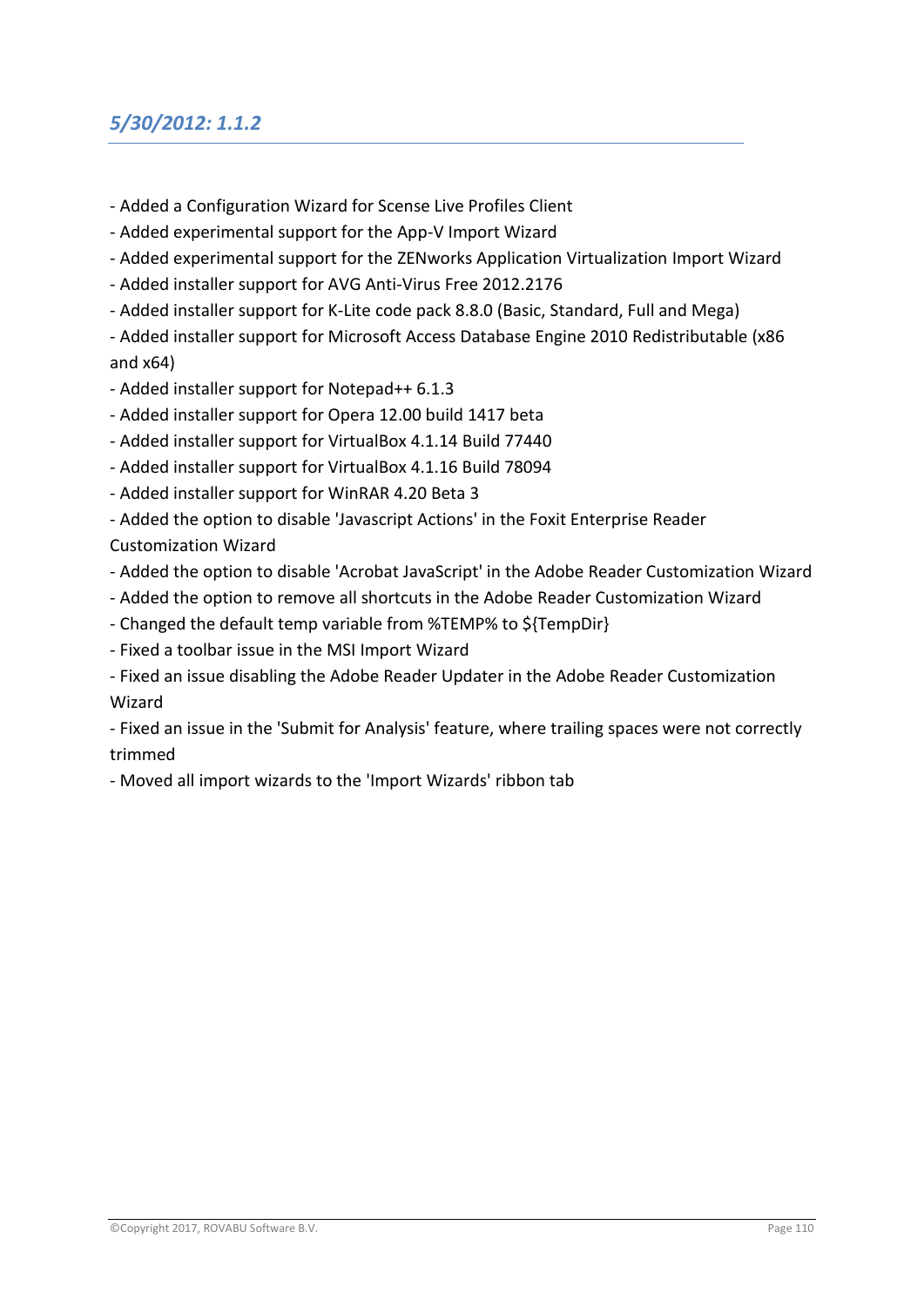## *5/30/2012: 1.1.2*

- Added a Configuration Wizard for Scense Live Profiles Client
- Added experimental support for the App-V Import Wizard
- Added experimental support for the ZENworks Application Virtualization Import Wizard
- Added installer support for AVG Anti-Virus Free 2012.2176
- Added installer support for K-Lite code pack 8.8.0 (Basic, Standard, Full and Mega)
- Added installer support for Microsoft Access Database Engine 2010 Redistributable (x86 and x64)
- Added installer support for Notepad++ 6.1.3
- Added installer support for Opera 12.00 build 1417 beta
- Added installer support for VirtualBox 4.1.14 Build 77440
- Added installer support for VirtualBox 4.1.16 Build 78094
- Added installer support for WinRAR 4.20 Beta 3
- Added the option to disable 'Javascript Actions' in the Foxit Enterprise Reader Customization Wizard
- Added the option to disable 'Acrobat JavaScript' in the Adobe Reader Customization Wizard
- Added the option to remove all shortcuts in the Adobe Reader Customization Wizard
- Changed the default temp variable from %TEMP% to ${TempDir}
- Fixed a toolbar issue in the MSI Import Wizard
- Fixed an issue disabling the Adobe Reader Updater in the Adobe Reader Customization Wizard
- Fixed an issue in the 'Submit for Analysis' feature, where trailing spaces were not correctly trimmed
- Moved all import wizards to the 'Import Wizards' ribbon tab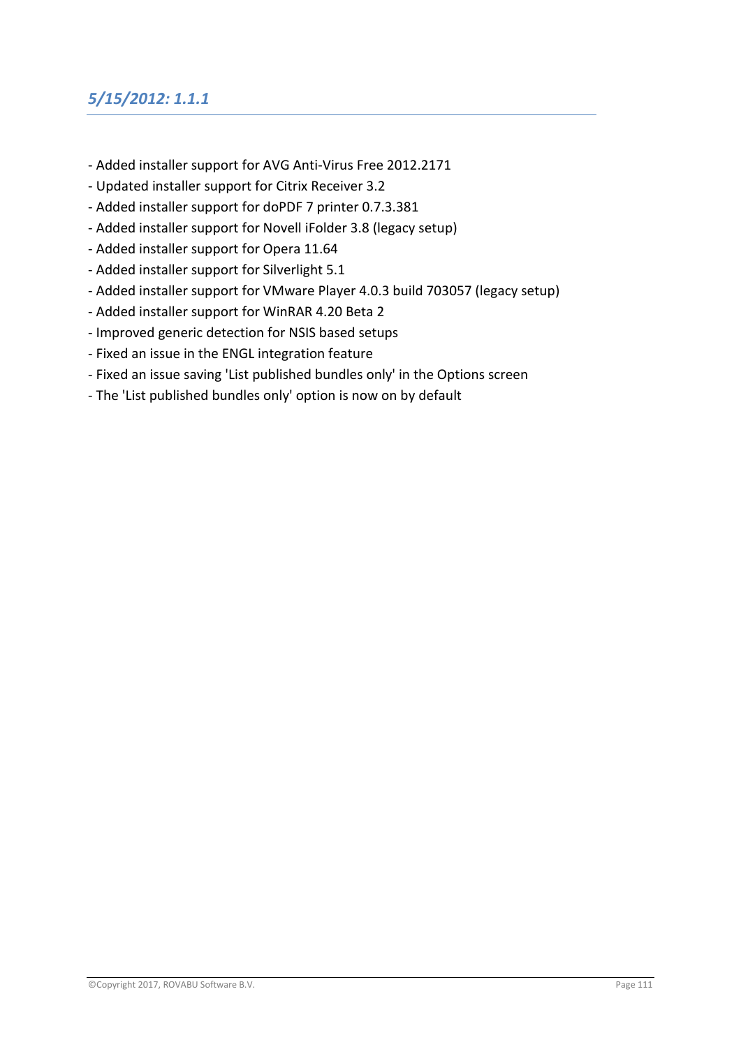## *5/15/2012: 1.1.1*

- Added installer support for AVG Anti-Virus Free 2012.2171
- Updated installer support for Citrix Receiver 3.2
- Added installer support for doPDF 7 printer 0.7.3.381
- Added installer support for Novell iFolder 3.8 (legacy setup)
- Added installer support for Opera 11.64
- Added installer support for Silverlight 5.1
- Added installer support for VMware Player 4.0.3 build 703057 (legacy setup)
- Added installer support for WinRAR 4.20 Beta 2
- Improved generic detection for NSIS based setups
- Fixed an issue in the ENGL integration feature
- Fixed an issue saving 'List published bundles only' in the Options screen
- The 'List published bundles only' option is now on by default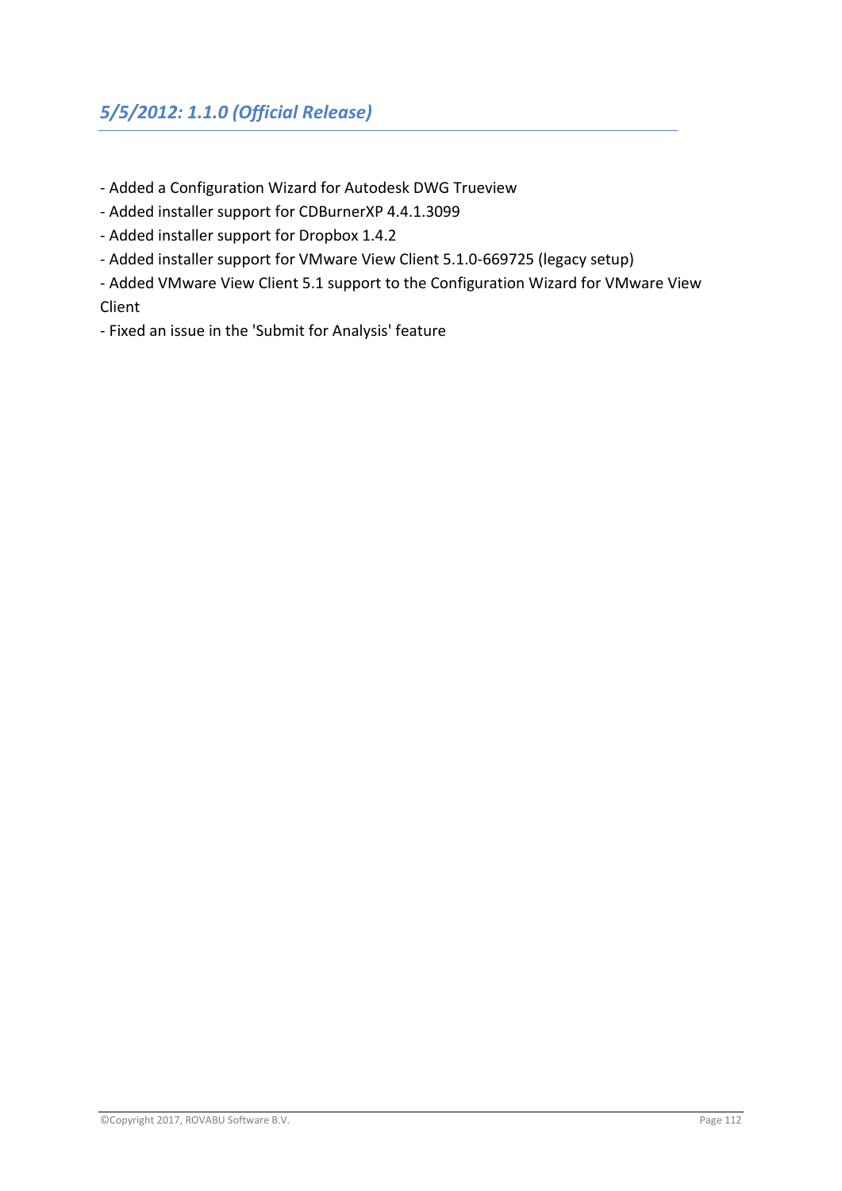## *5/5/2012: 1.1.0 (Official Release)*

- Added a Configuration Wizard for Autodesk DWG Trueview
- Added installer support for CDBurnerXP 4.4.1.3099
- Added installer support for Dropbox 1.4.2
- Added installer support for VMware View Client 5.1.0-669725 (legacy setup)
- Added VMware View Client 5.1 support to the Configuration Wizard for VMware View Client
- Fixed an issue in the 'Submit for Analysis' feature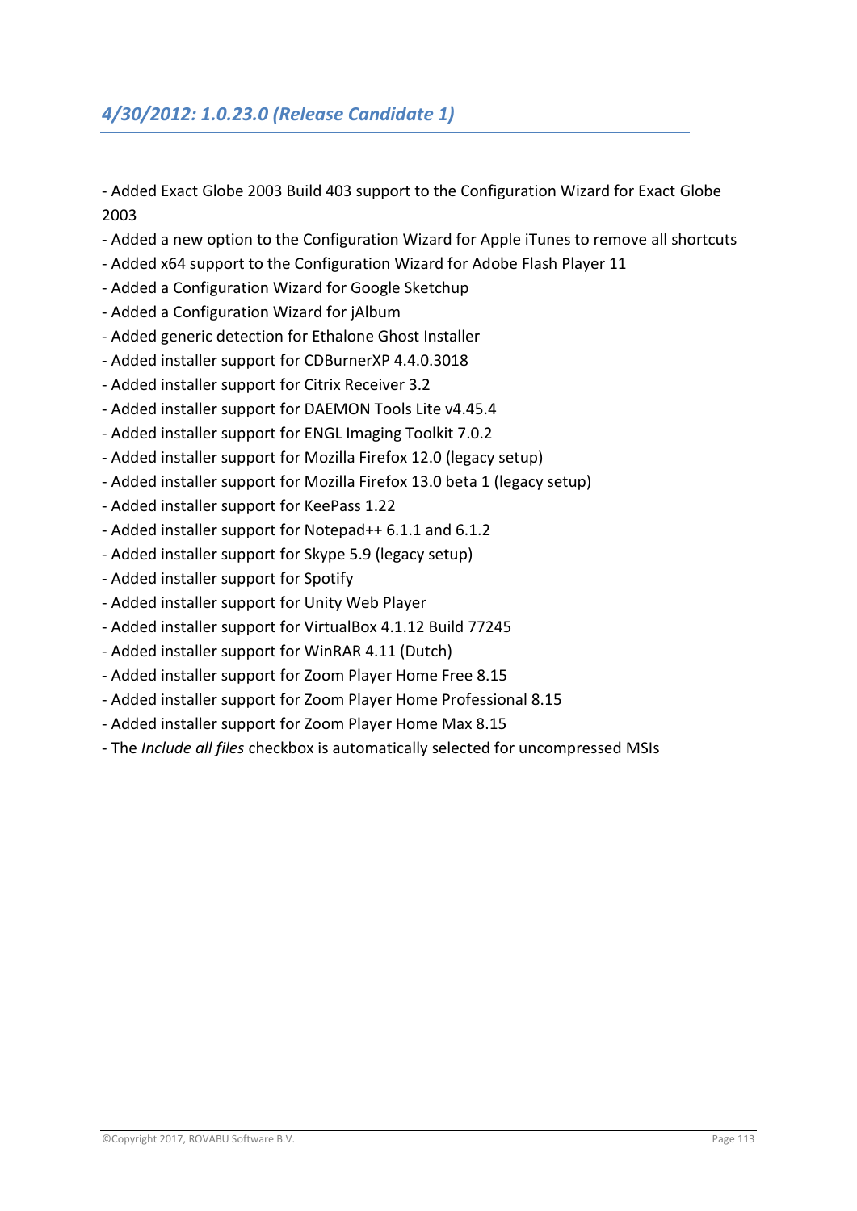### *4/30/2012: 1.0.23.0 (Release Candidate 1)*

- Added Exact Globe 2003 Build 403 support to the Configuration Wizard for Exact Globe 2003
- Added a new option to the Configuration Wizard for Apple iTunes to remove all shortcuts
- Added x64 support to the Configuration Wizard for Adobe Flash Player 11
- Added a Configuration Wizard for Google Sketchup
- Added a Configuration Wizard for jAlbum
- Added generic detection for Ethalone Ghost Installer
- Added installer support for CDBurnerXP 4.4.0.3018
- Added installer support for Citrix Receiver 3.2
- Added installer support for DAEMON Tools Lite v4.45.4
- Added installer support for ENGL Imaging Toolkit 7.0.2
- Added installer support for Mozilla Firefox 12.0 (legacy setup)
- Added installer support for Mozilla Firefox 13.0 beta 1 (legacy setup)
- Added installer support for KeePass 1.22
- Added installer support for Notepad++ 6.1.1 and 6.1.2
- Added installer support for Skype 5.9 (legacy setup)
- Added installer support for Spotify
- Added installer support for Unity Web Player
- Added installer support for VirtualBox 4.1.12 Build 77245
- Added installer support for WinRAR 4.11 (Dutch)
- Added installer support for Zoom Player Home Free 8.15
- Added installer support for Zoom Player Home Professional 8.15
- Added installer support for Zoom Player Home Max 8.15
- The *Include all files* checkbox is automatically selected for uncompressed MSIs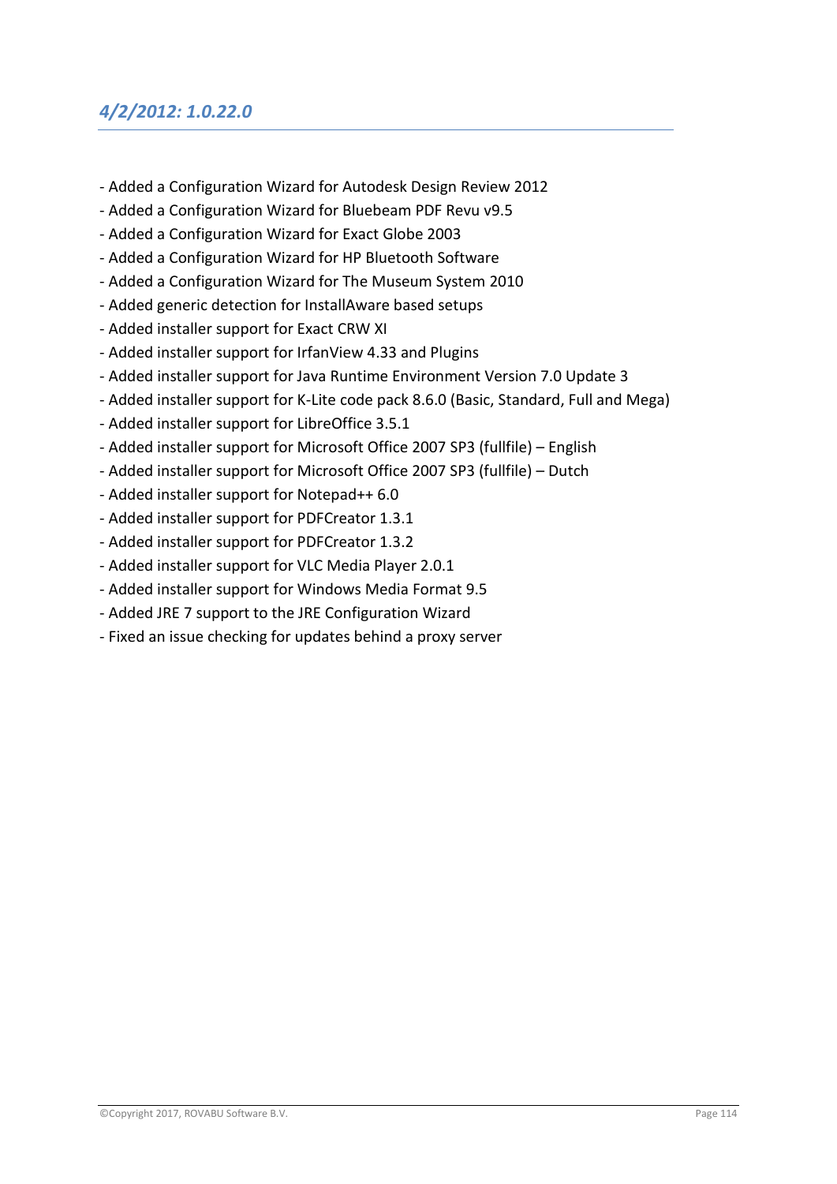## *4/2/2012: 1.0.22.0*

- Added a Configuration Wizard for Autodesk Design Review 2012
- Added a Configuration Wizard for Bluebeam PDF Revu v9.5
- Added a Configuration Wizard for Exact Globe 2003
- Added a Configuration Wizard for HP Bluetooth Software
- Added a Configuration Wizard for The Museum System 2010
- Added generic detection for InstallAware based setups
- Added installer support for Exact CRW XI
- Added installer support for IrfanView 4.33 and Plugins
- Added installer support for Java Runtime Environment Version 7.0 Update 3
- Added installer support for K-Lite code pack 8.6.0 (Basic, Standard, Full and Mega)
- Added installer support for LibreOffice 3.5.1
- Added installer support for Microsoft Office 2007 SP3 (fullfile) – English
- Added installer support for Microsoft Office 2007 SP3 (fullfile) – Dutch
- Added installer support for Notepad++ 6.0
- Added installer support for PDFCreator 1.3.1
- Added installer support for PDFCreator 1.3.2
- Added installer support for VLC Media Player 2.0.1
- Added installer support for Windows Media Format 9.5
- Added JRE 7 support to the JRE Configuration Wizard
- Fixed an issue checking for updates behind a proxy server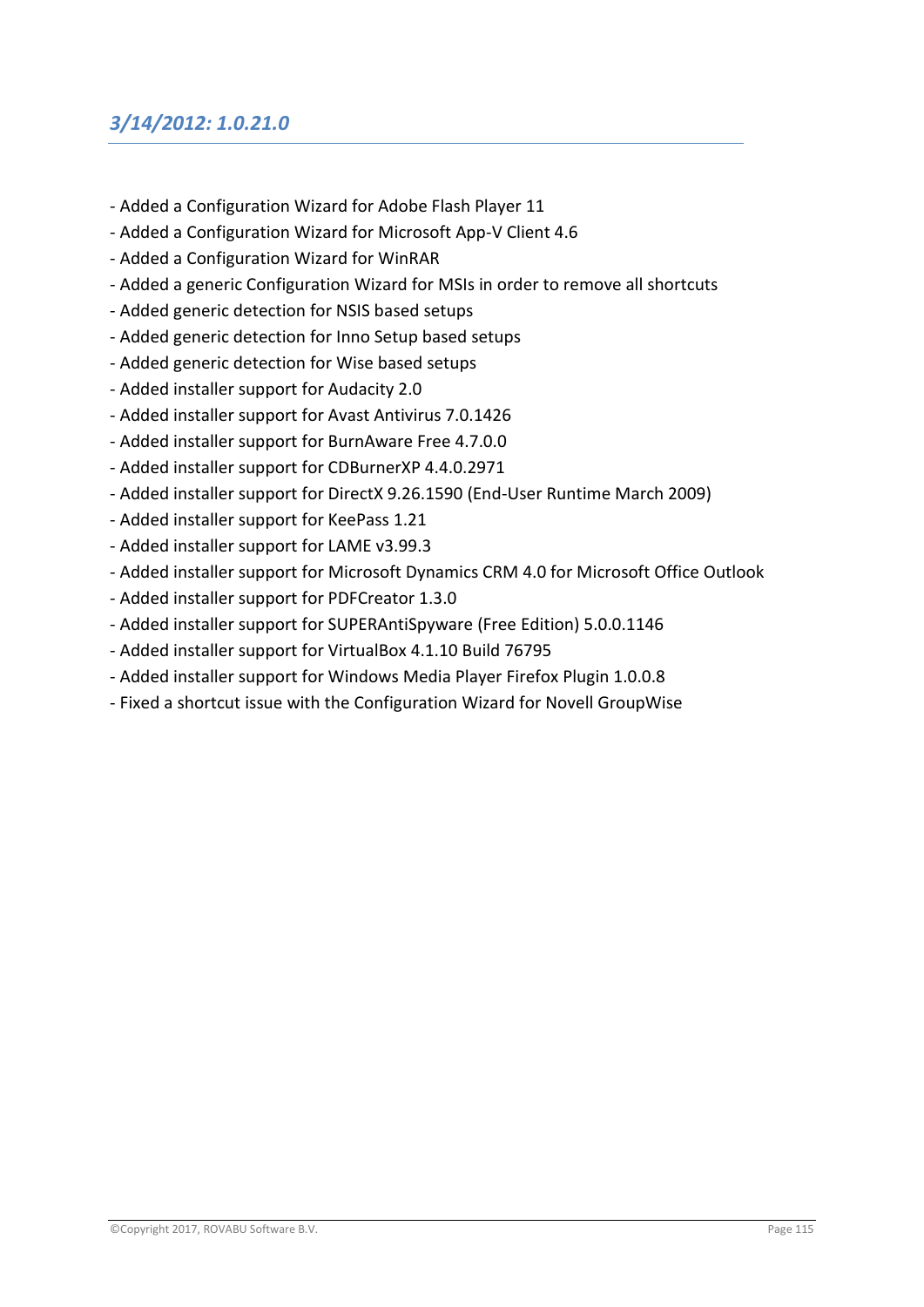## *3/14/2012: 1.0.21.0*

- Added a Configuration Wizard for Adobe Flash Player 11
- Added a Configuration Wizard for Microsoft App-V Client 4.6
- Added a Configuration Wizard for WinRAR
- Added a generic Configuration Wizard for MSIs in order to remove all shortcuts
- Added generic detection for NSIS based setups
- Added generic detection for Inno Setup based setups
- Added generic detection for Wise based setups
- Added installer support for Audacity 2.0
- Added installer support for Avast Antivirus 7.0.1426
- Added installer support for BurnAware Free 4.7.0.0
- Added installer support for CDBurnerXP 4.4.0.2971
- Added installer support for DirectX 9.26.1590 (End-User Runtime March 2009)
- Added installer support for KeePass 1.21
- Added installer support for LAME v3.99.3
- Added installer support for Microsoft Dynamics CRM 4.0 for Microsoft Office Outlook
- Added installer support for PDFCreator 1.3.0
- Added installer support for SUPERAntiSpyware (Free Edition) 5.0.0.1146
- Added installer support for VirtualBox 4.1.10 Build 76795
- Added installer support for Windows Media Player Firefox Plugin 1.0.0.8
- Fixed a shortcut issue with the Configuration Wizard for Novell GroupWise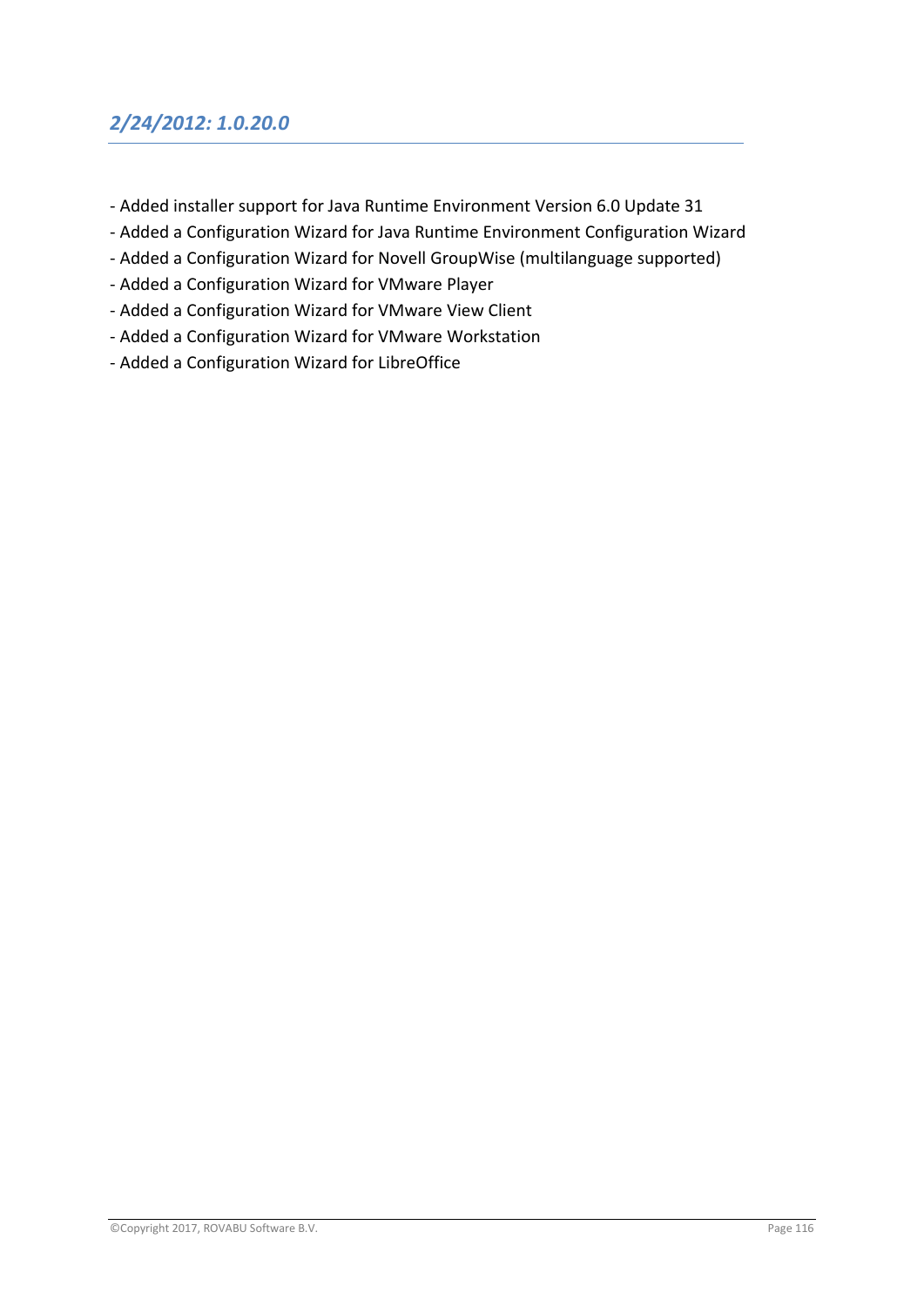## *2/24/2012: 1.0.20.0*

- Added installer support for Java Runtime Environment Version 6.0 Update 31
- Added a Configuration Wizard for Java Runtime Environment Configuration Wizard
- Added a Configuration Wizard for Novell GroupWise (multilanguage supported)
- Added a Configuration Wizard for VMware Player
- Added a Configuration Wizard for VMware View Client
- Added a Configuration Wizard for VMware Workstation
- Added a Configuration Wizard for LibreOffice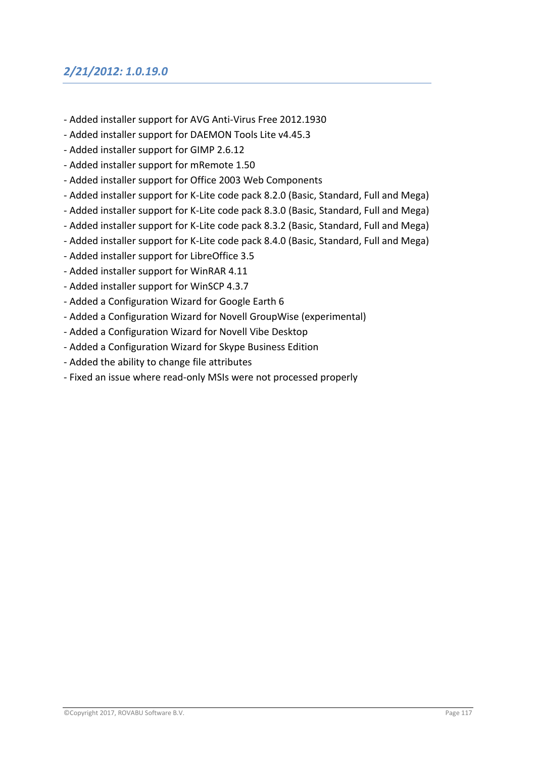## *2/21/2012: 1.0.19.0*

- Added installer support for AVG Anti-Virus Free 2012.1930
- Added installer support for DAEMON Tools Lite v4.45.3
- Added installer support for GIMP 2.6.12
- Added installer support for mRemote 1.50
- Added installer support for Office 2003 Web Components
- Added installer support for K-Lite code pack 8.2.0 (Basic, Standard, Full and Mega)
- Added installer support for K-Lite code pack 8.3.0 (Basic, Standard, Full and Mega)
- Added installer support for K-Lite code pack 8.3.2 (Basic, Standard, Full and Mega)
- Added installer support for K-Lite code pack 8.4.0 (Basic, Standard, Full and Mega)
- Added installer support for LibreOffice 3.5
- Added installer support for WinRAR 4.11
- Added installer support for WinSCP 4.3.7
- Added a Configuration Wizard for Google Earth 6
- Added a Configuration Wizard for Novell GroupWise (experimental)
- Added a Configuration Wizard for Novell Vibe Desktop
- Added a Configuration Wizard for Skype Business Edition
- Added the ability to change file attributes
- Fixed an issue where read-only MSIs were not processed properly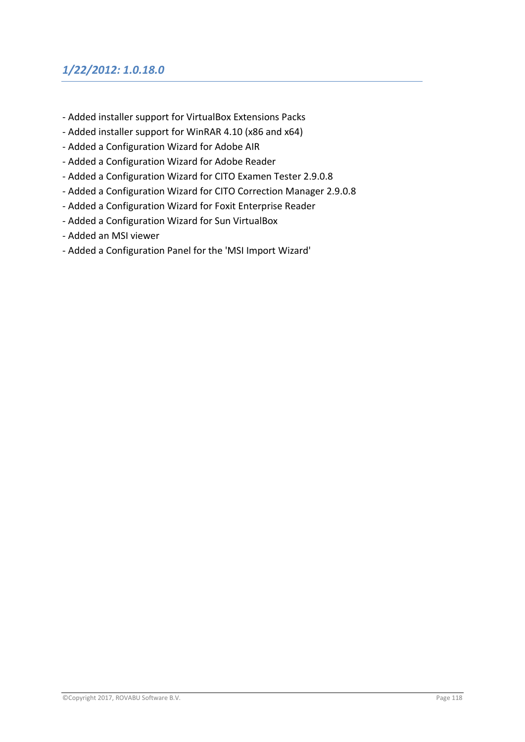## *1/22/2012: 1.0.18.0*

- Added installer support for VirtualBox Extensions Packs
- Added installer support for WinRAR 4.10 (x86 and x64)
- Added a Configuration Wizard for Adobe AIR
- Added a Configuration Wizard for Adobe Reader
- Added a Configuration Wizard for CITO Examen Tester 2.9.0.8
- Added a Configuration Wizard for CITO Correction Manager 2.9.0.8
- Added a Configuration Wizard for Foxit Enterprise Reader
- Added a Configuration Wizard for Sun VirtualBox
- Added an MSI viewer
- Added a Configuration Panel for the 'MSI Import Wizard'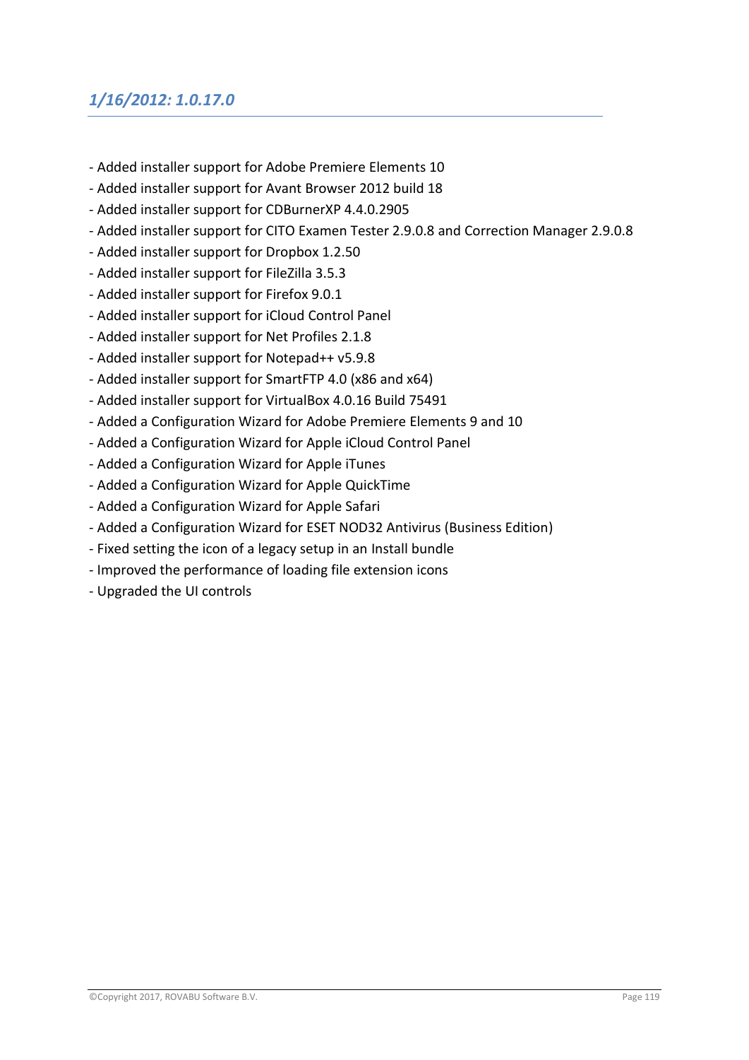## *1/16/2012: 1.0.17.0*

- Added installer support for Adobe Premiere Elements 10
- Added installer support for Avant Browser 2012 build 18
- Added installer support for CDBurnerXP 4.4.0.2905
- Added installer support for CITO Examen Tester 2.9.0.8 and Correction Manager 2.9.0.8
- Added installer support for Dropbox 1.2.50
- Added installer support for FileZilla 3.5.3
- Added installer support for Firefox 9.0.1
- Added installer support for iCloud Control Panel
- Added installer support for Net Profiles 2.1.8
- Added installer support for Notepad++ v5.9.8
- Added installer support for SmartFTP 4.0 (x86 and x64)
- Added installer support for VirtualBox 4.0.16 Build 75491
- Added a Configuration Wizard for Adobe Premiere Elements 9 and 10
- Added a Configuration Wizard for Apple iCloud Control Panel
- Added a Configuration Wizard for Apple iTunes
- Added a Configuration Wizard for Apple QuickTime
- Added a Configuration Wizard for Apple Safari
- Added a Configuration Wizard for ESET NOD32 Antivirus (Business Edition)
- Fixed setting the icon of a legacy setup in an Install bundle
- Improved the performance of loading file extension icons
- Upgraded the UI controls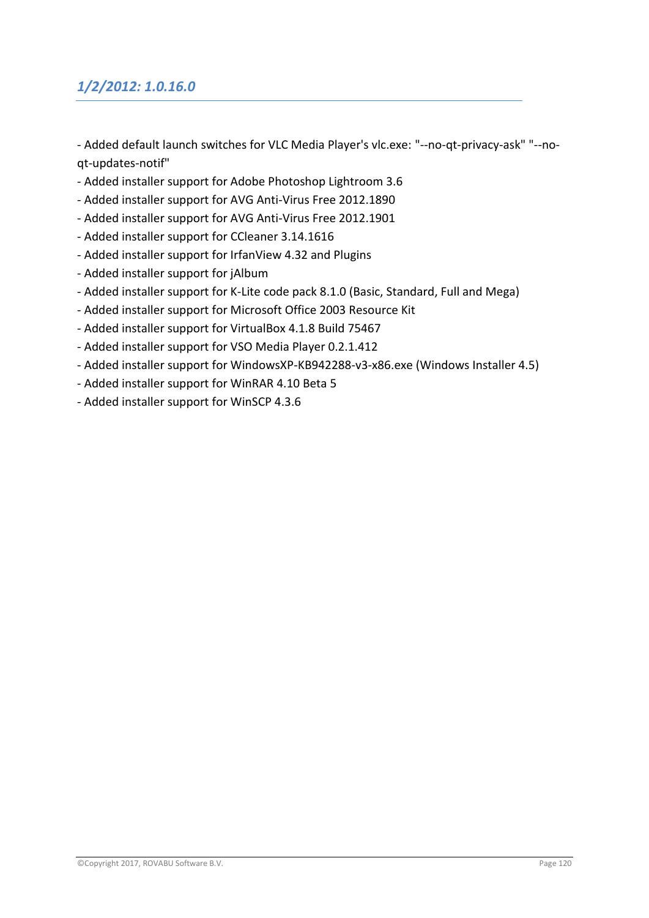### *1/2/2012: 1.0.16.0*

- Added default launch switches for VLC Media Player's vlc.exe: "--no-qt-privacy-ask" "--no-qt-updates-notif"
- Added installer support for Adobe Photoshop Lightroom 3.6
- Added installer support for AVG Anti-Virus Free 2012.1890
- Added installer support for AVG Anti-Virus Free 2012.1901
- Added installer support for CCleaner 3.14.1616
- Added installer support for IrfanView 4.32 and Plugins
- Added installer support for jAlbum
- Added installer support for K-Lite code pack 8.1.0 (Basic, Standard, Full and Mega)
- Added installer support for Microsoft Office 2003 Resource Kit
- Added installer support for VirtualBox 4.1.8 Build 75467
- Added installer support for VSO Media Player 0.2.1.412
- Added installer support for WindowsXP-KB942288-v3-x86.exe (Windows Installer 4.5)
- Added installer support for WinRAR 4.10 Beta 5
- Added installer support for WinSCP 4.3.6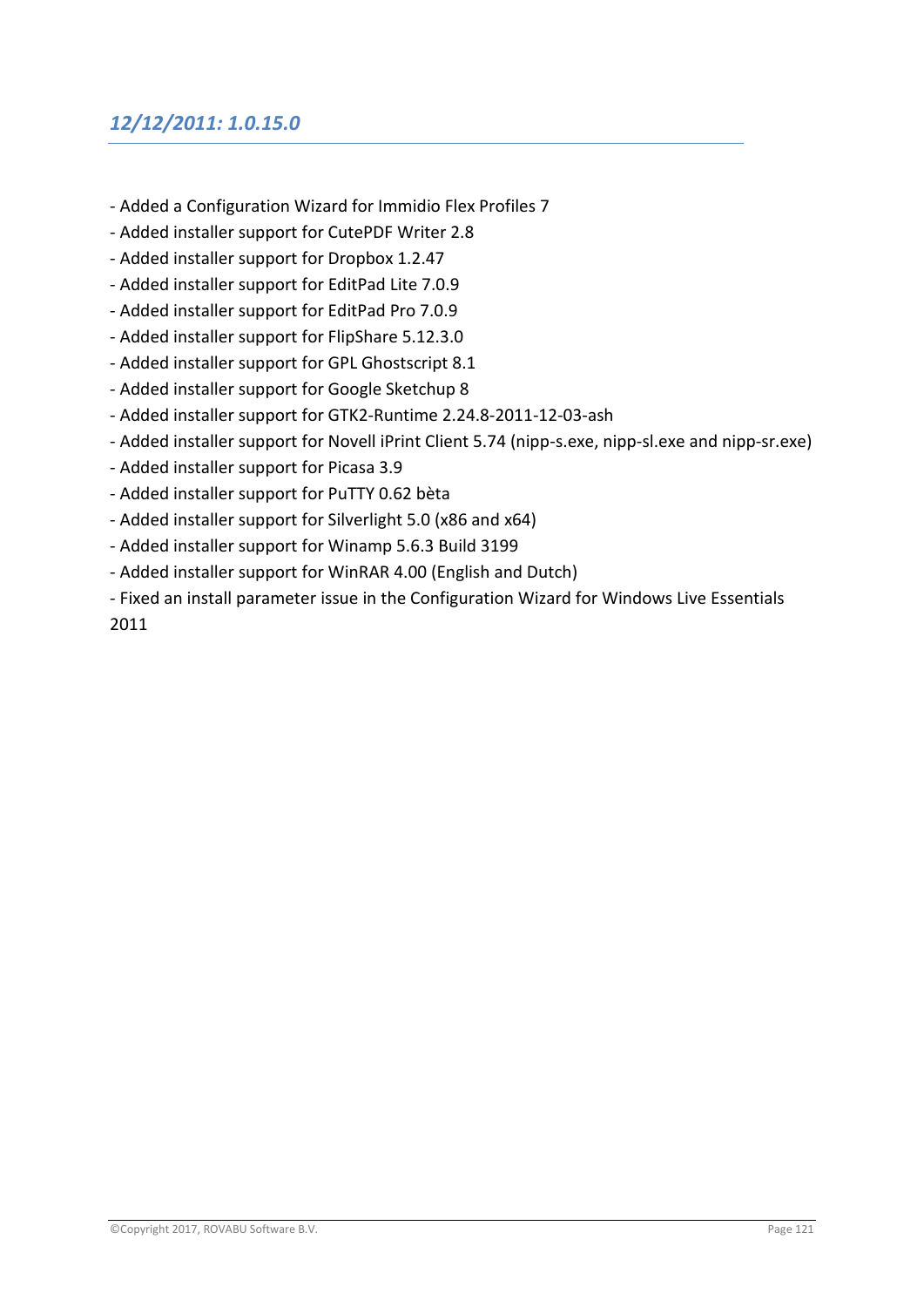## *12/12/2011: 1.0.15.0*

- Added a Configuration Wizard for Immidio Flex Profiles 7
- Added installer support for CutePDF Writer 2.8
- Added installer support for Dropbox 1.2.47
- Added installer support for EditPad Lite 7.0.9
- Added installer support for EditPad Pro 7.0.9
- Added installer support for FlipShare 5.12.3.0
- Added installer support for GPL Ghostscript 8.1
- Added installer support for Google Sketchup 8
- Added installer support for GTK2-Runtime 2.24.8-2011-12-03-ash
- Added installer support for Novell iPrint Client 5.74 (nipp-s.exe, nipp-sl.exe and nipp-sr.exe)
- Added installer support for Picasa 3.9
- Added installer support for PuTTY 0.62 bèta
- Added installer support for Silverlight 5.0 (x86 and x64)
- Added installer support for Winamp 5.6.3 Build 3199
- Added installer support for WinRAR 4.00 (English and Dutch)
- Fixed an install parameter issue in the Configuration Wizard for Windows Live Essentials 2011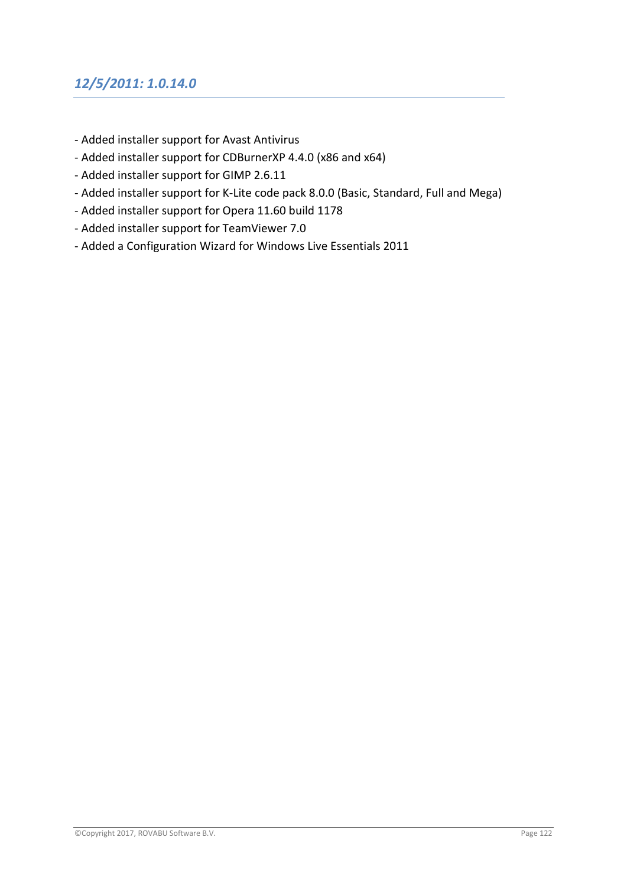## *12/5/2011: 1.0.14.0*

- Added installer support for Avast Antivirus
- Added installer support for CDBurnerXP 4.4.0 (x86 and x64)
- Added installer support for GIMP 2.6.11
- Added installer support for K-Lite code pack 8.0.0 (Basic, Standard, Full and Mega)
- Added installer support for Opera 11.60 build 1178
- Added installer support for TeamViewer 7.0
- Added a Configuration Wizard for Windows Live Essentials 2011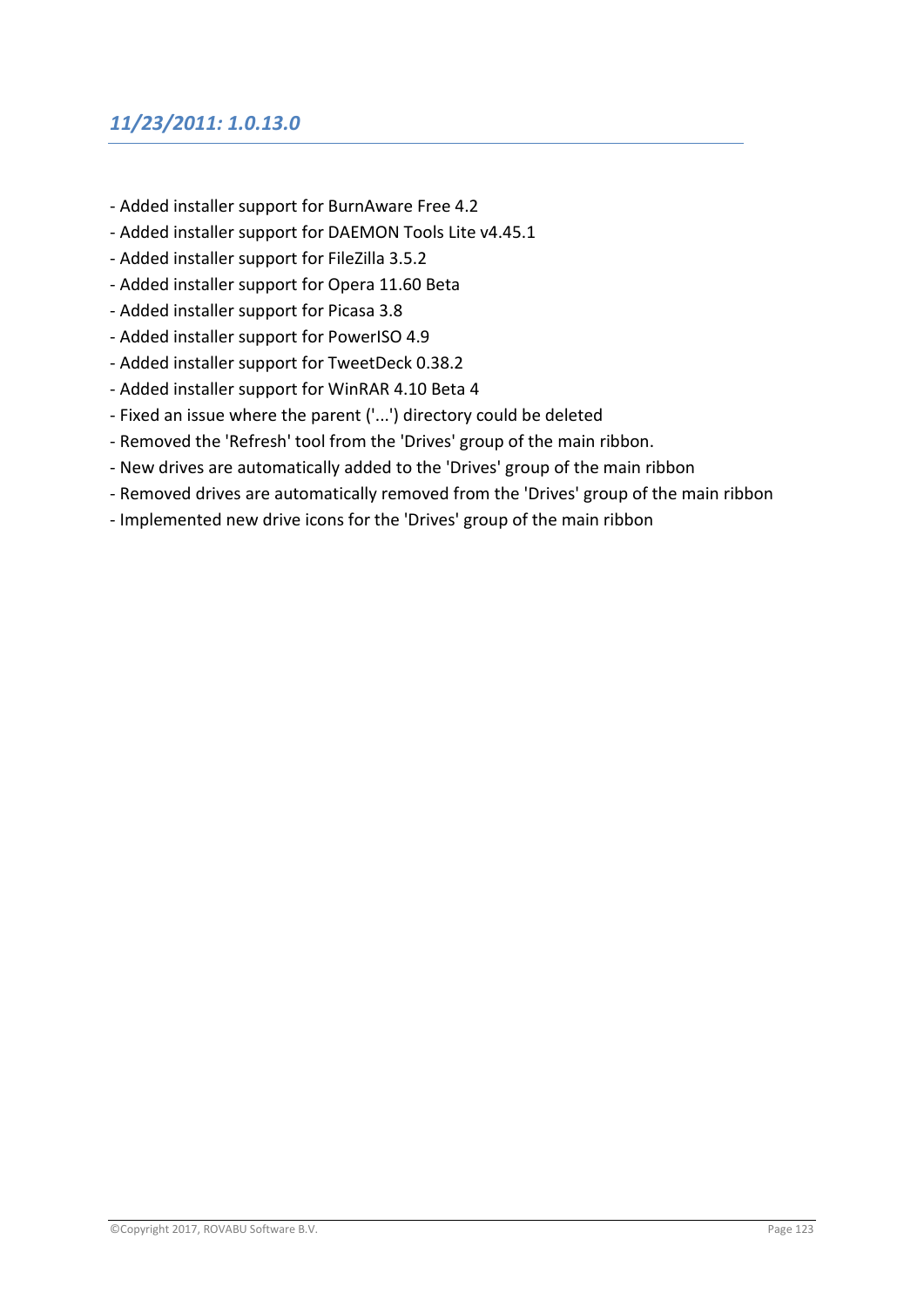### *11/23/2011: 1.0.13.0*

- Added installer support for BurnAware Free 4.2
- Added installer support for DAEMON Tools Lite v4.45.1
- Added installer support for FileZilla 3.5.2
- Added installer support for Opera 11.60 Beta
- Added installer support for Picasa 3.8
- Added installer support for PowerISO 4.9
- Added installer support for TweetDeck 0.38.2
- Added installer support for WinRAR 4.10 Beta 4
- Fixed an issue where the parent ('...') directory could be deleted
- Removed the 'Refresh' tool from the 'Drives' group of the main ribbon.
- New drives are automatically added to the 'Drives' group of the main ribbon
- Removed drives are automatically removed from the 'Drives' group of the main ribbon
- Implemented new drive icons for the 'Drives' group of the main ribbon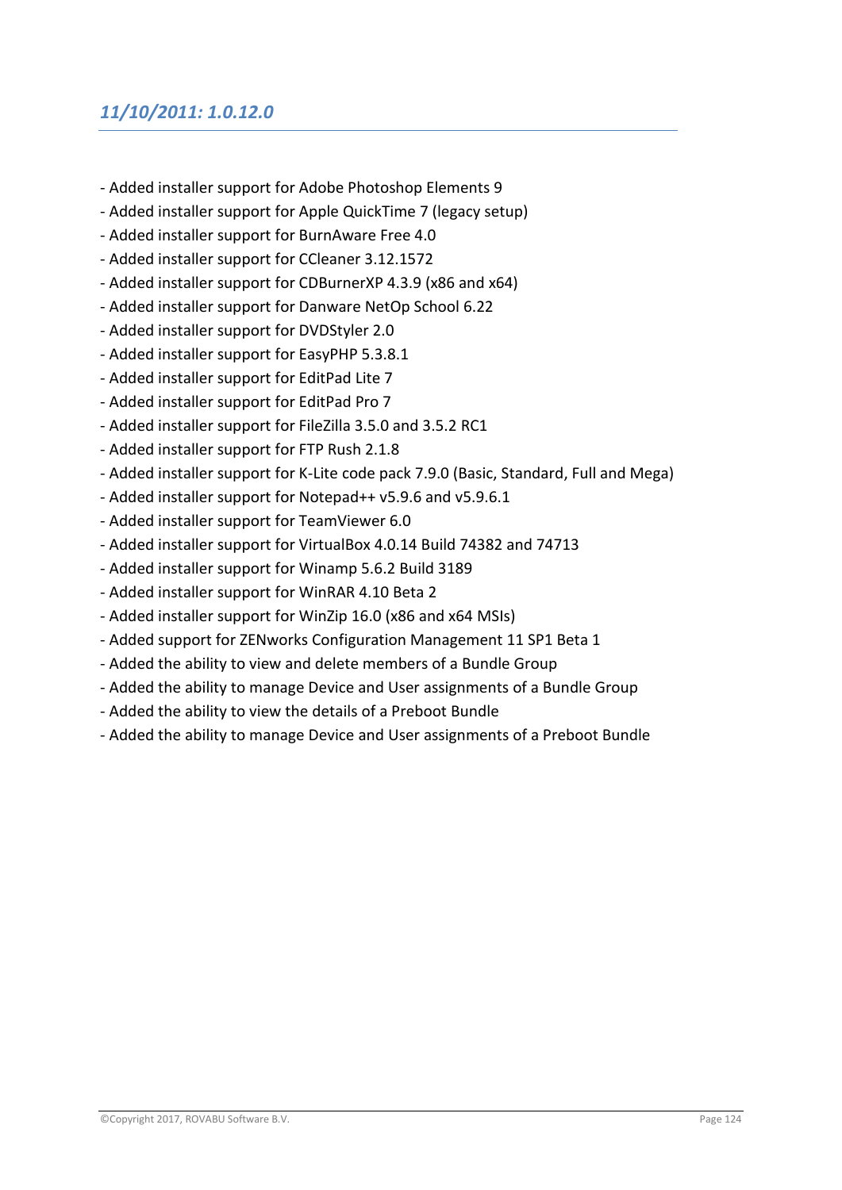## *11/10/2011: 1.0.12.0*

- Added installer support for Adobe Photoshop Elements 9
- Added installer support for Apple QuickTime 7 (legacy setup)
- Added installer support for BurnAware Free 4.0
- Added installer support for CCleaner 3.12.1572
- Added installer support for CDBurnerXP 4.3.9 (x86 and x64)
- Added installer support for Danware NetOp School 6.22
- Added installer support for DVDStyler 2.0
- Added installer support for EasyPHP 5.3.8.1
- Added installer support for EditPad Lite 7
- Added installer support for EditPad Pro 7
- Added installer support for FileZilla 3.5.0 and 3.5.2 RC1
- Added installer support for FTP Rush 2.1.8
- Added installer support for K-Lite code pack 7.9.0 (Basic, Standard, Full and Mega)
- Added installer support for Notepad++ v5.9.6 and v5.9.6.1
- Added installer support for TeamViewer 6.0
- Added installer support for VirtualBox 4.0.14 Build 74382 and 74713
- Added installer support for Winamp 5.6.2 Build 3189
- Added installer support for WinRAR 4.10 Beta 2
- Added installer support for WinZip 16.0 (x86 and x64 MSIs)
- Added support for ZENworks Configuration Management 11 SP1 Beta 1
- Added the ability to view and delete members of a Bundle Group
- Added the ability to manage Device and User assignments of a Bundle Group
- Added the ability to view the details of a Preboot Bundle
- Added the ability to manage Device and User assignments of a Preboot Bundle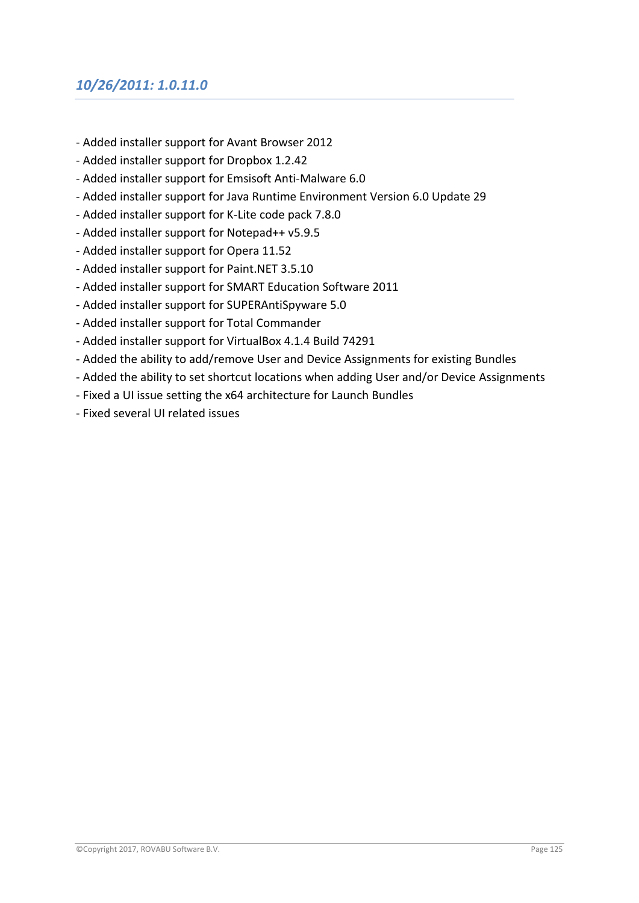### *10/26/2011: 1.0.11.0*

- Added installer support for Avant Browser 2012
- Added installer support for Dropbox 1.2.42
- Added installer support for Emsisoft Anti-Malware 6.0
- Added installer support for Java Runtime Environment Version 6.0 Update 29
- Added installer support for K-Lite code pack 7.8.0
- Added installer support for Notepad++ v5.9.5
- Added installer support for Opera 11.52
- Added installer support for Paint.NET 3.5.10
- Added installer support for SMART Education Software 2011
- Added installer support for SUPERAntiSpyware 5.0
- Added installer support for Total Commander
- Added installer support for VirtualBox 4.1.4 Build 74291
- Added the ability to add/remove User and Device Assignments for existing Bundles
- Added the ability to set shortcut locations when adding User and/or Device Assignments
- Fixed a UI issue setting the x64 architecture for Launch Bundles
- Fixed several UI related issues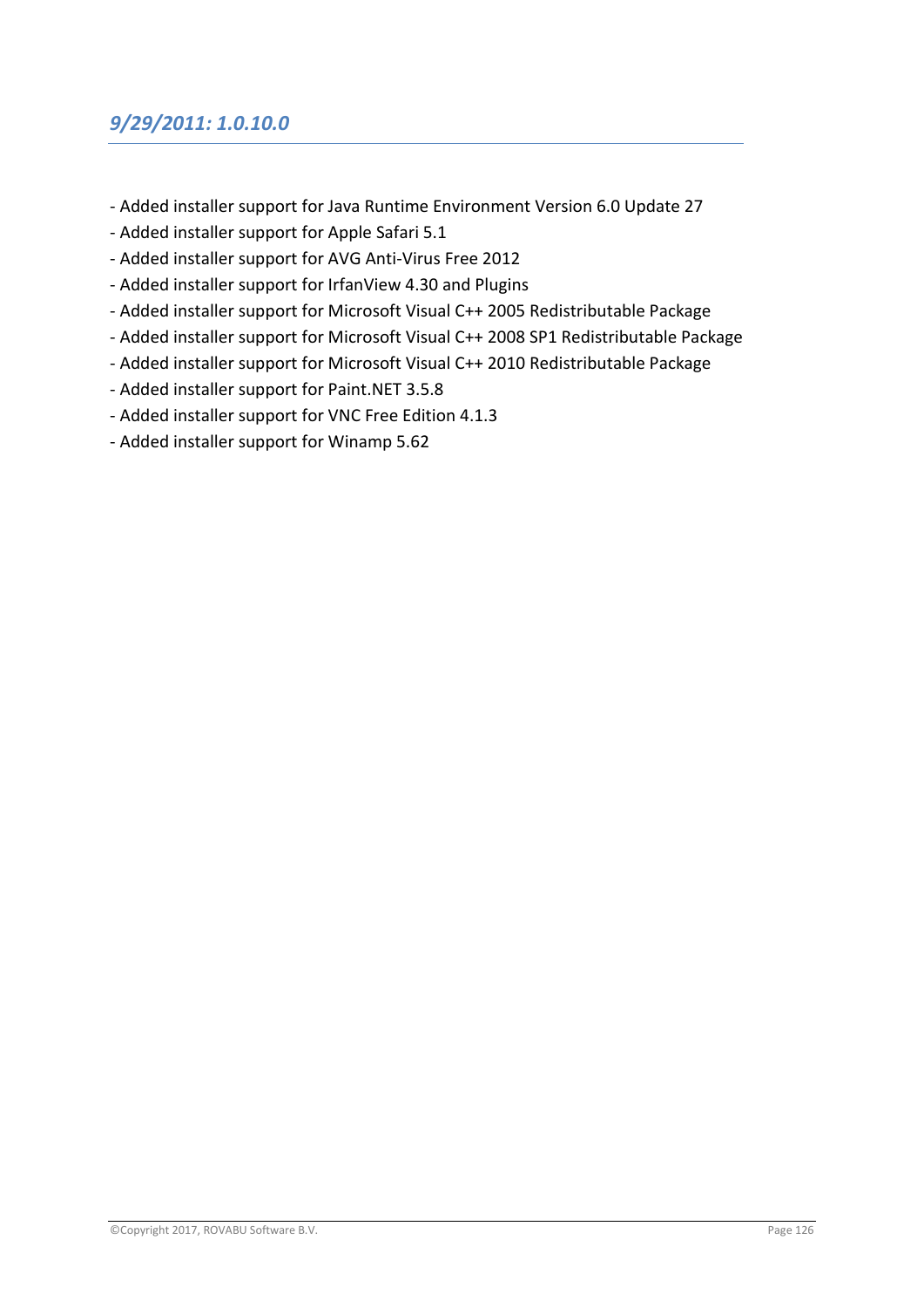## *9/29/2011: 1.0.10.0*

- Added installer support for Java Runtime Environment Version 6.0 Update 27
- Added installer support for Apple Safari 5.1
- Added installer support for AVG Anti-Virus Free 2012
- Added installer support for IrfanView 4.30 and Plugins
- Added installer support for Microsoft Visual C++ 2005 Redistributable Package
- Added installer support for Microsoft Visual C++ 2008 SP1 Redistributable Package
- Added installer support for Microsoft Visual C++ 2010 Redistributable Package
- Added installer support for Paint.NET 3.5.8
- Added installer support for VNC Free Edition 4.1.3
- Added installer support for Winamp 5.62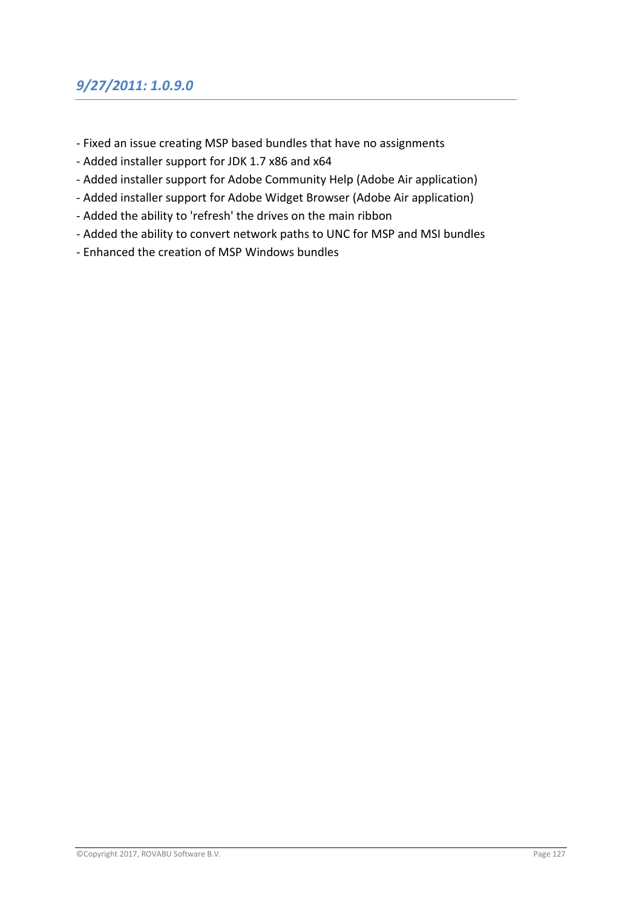## *9/27/2011: 1.0.9.0*

- Fixed an issue creating MSP based bundles that have no assignments
- Added installer support for JDK 1.7 x86 and x64
- Added installer support for Adobe Community Help (Adobe Air application)
- Added installer support for Adobe Widget Browser (Adobe Air application)
- Added the ability to 'refresh' the drives on the main ribbon
- Added the ability to convert network paths to UNC for MSP and MSI bundles
- Enhanced the creation of MSP Windows bundles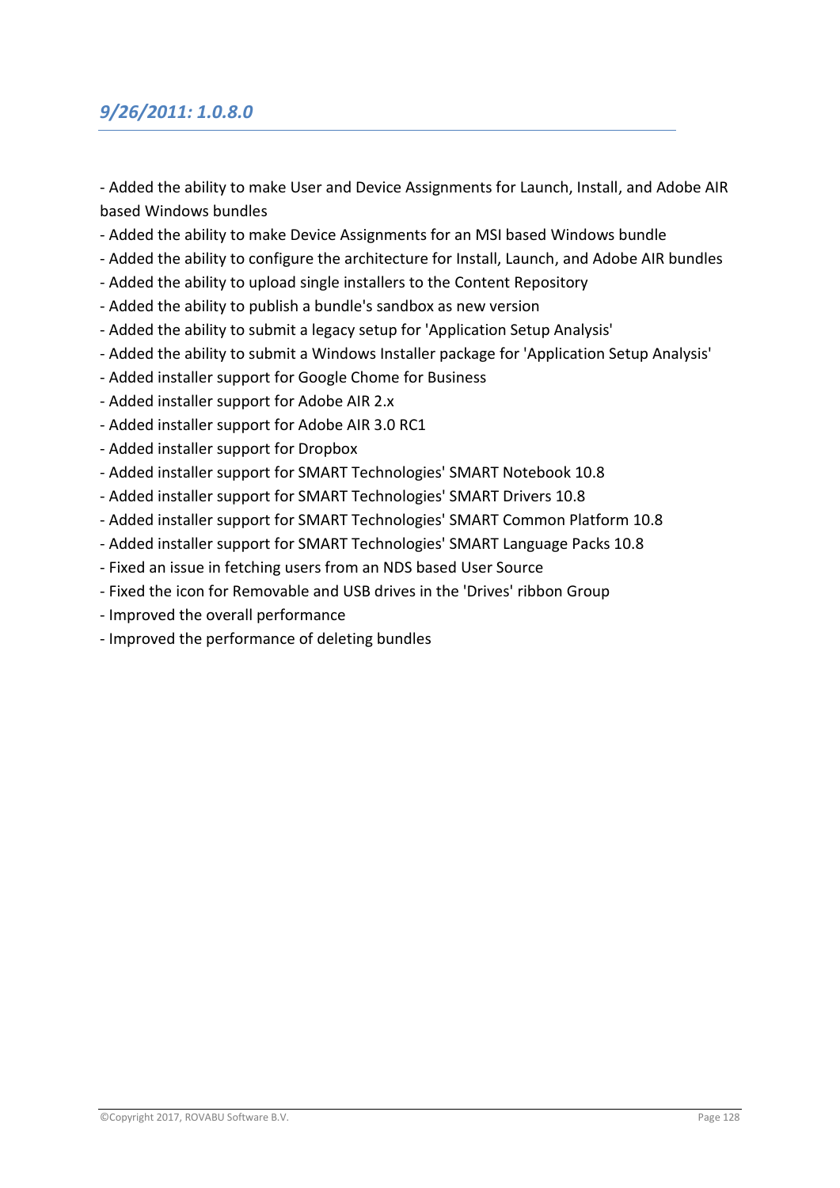## *9/26/2011: 1.0.8.0*

- Added the ability to make User and Device Assignments for Launch, Install, and Adobe AIR based Windows bundles
- Added the ability to make Device Assignments for an MSI based Windows bundle
- Added the ability to configure the architecture for Install, Launch, and Adobe AIR bundles
- Added the ability to upload single installers to the Content Repository
- Added the ability to publish a bundle's sandbox as new version
- Added the ability to submit a legacy setup for 'Application Setup Analysis'
- Added the ability to submit a Windows Installer package for 'Application Setup Analysis'
- Added installer support for Google Chome for Business
- Added installer support for Adobe AIR 2.x
- Added installer support for Adobe AIR 3.0 RC1
- Added installer support for Dropbox
- Added installer support for SMART Technologies' SMART Notebook 10.8
- Added installer support for SMART Technologies' SMART Drivers 10.8
- Added installer support for SMART Technologies' SMART Common Platform 10.8
- Added installer support for SMART Technologies' SMART Language Packs 10.8
- Fixed an issue in fetching users from an NDS based User Source
- Fixed the icon for Removable and USB drives in the 'Drives' ribbon Group
- Improved the overall performance
- Improved the performance of deleting bundles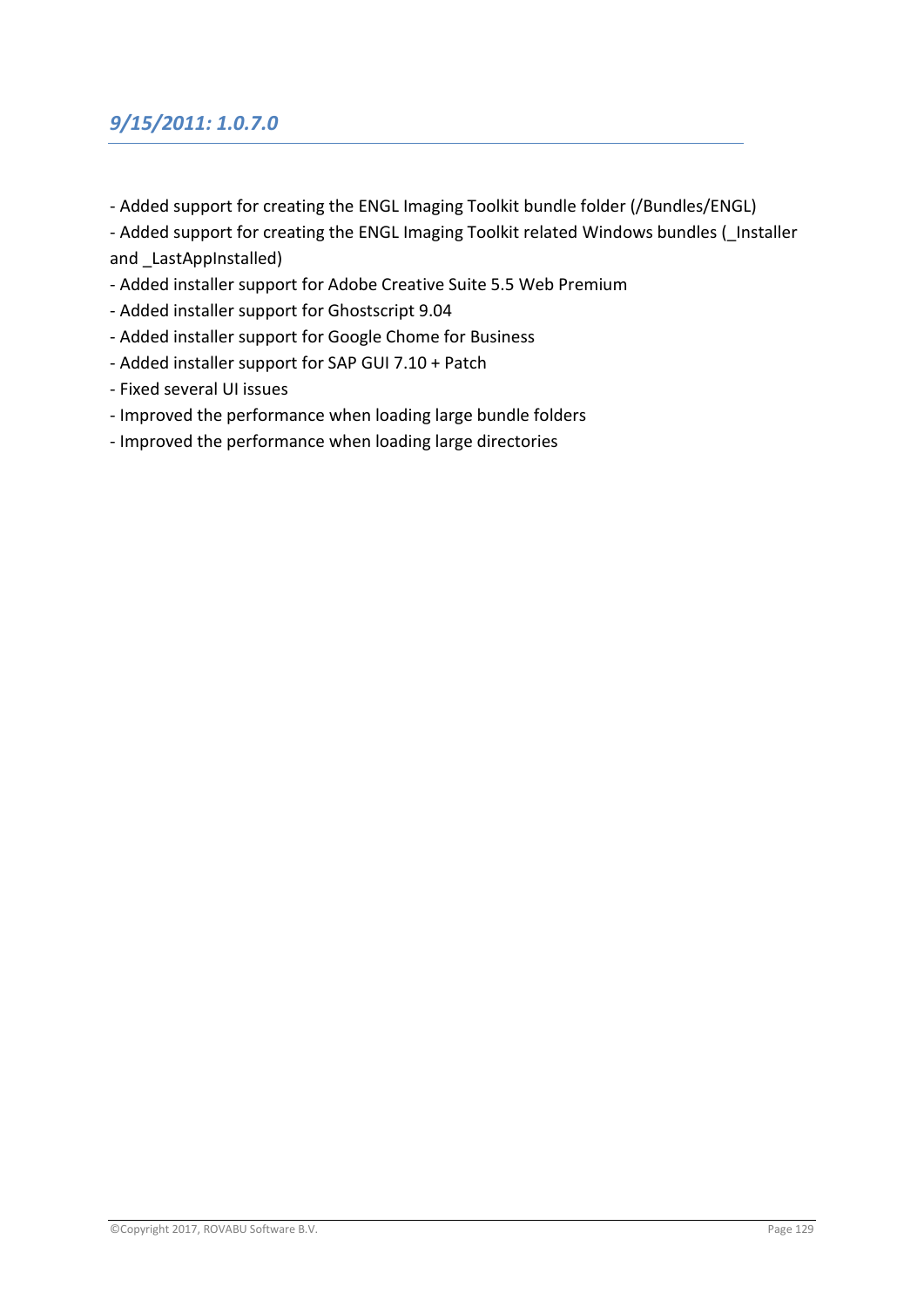## *9/15/2011: 1.0.7.0*

- Added support for creating the ENGL Imaging Toolkit bundle folder (/Bundles/ENGL)
- Added support for creating the ENGL Imaging Toolkit related Windows bundles (_Installer and _LastAppInstalled)
- Added installer support for Adobe Creative Suite 5.5 Web Premium
- Added installer support for Ghostscript 9.04
- Added installer support for Google Chome for Business
- Added installer support for SAP GUI 7.10 + Patch
- Fixed several UI issues
- Improved the performance when loading large bundle folders
- Improved the performance when loading large directories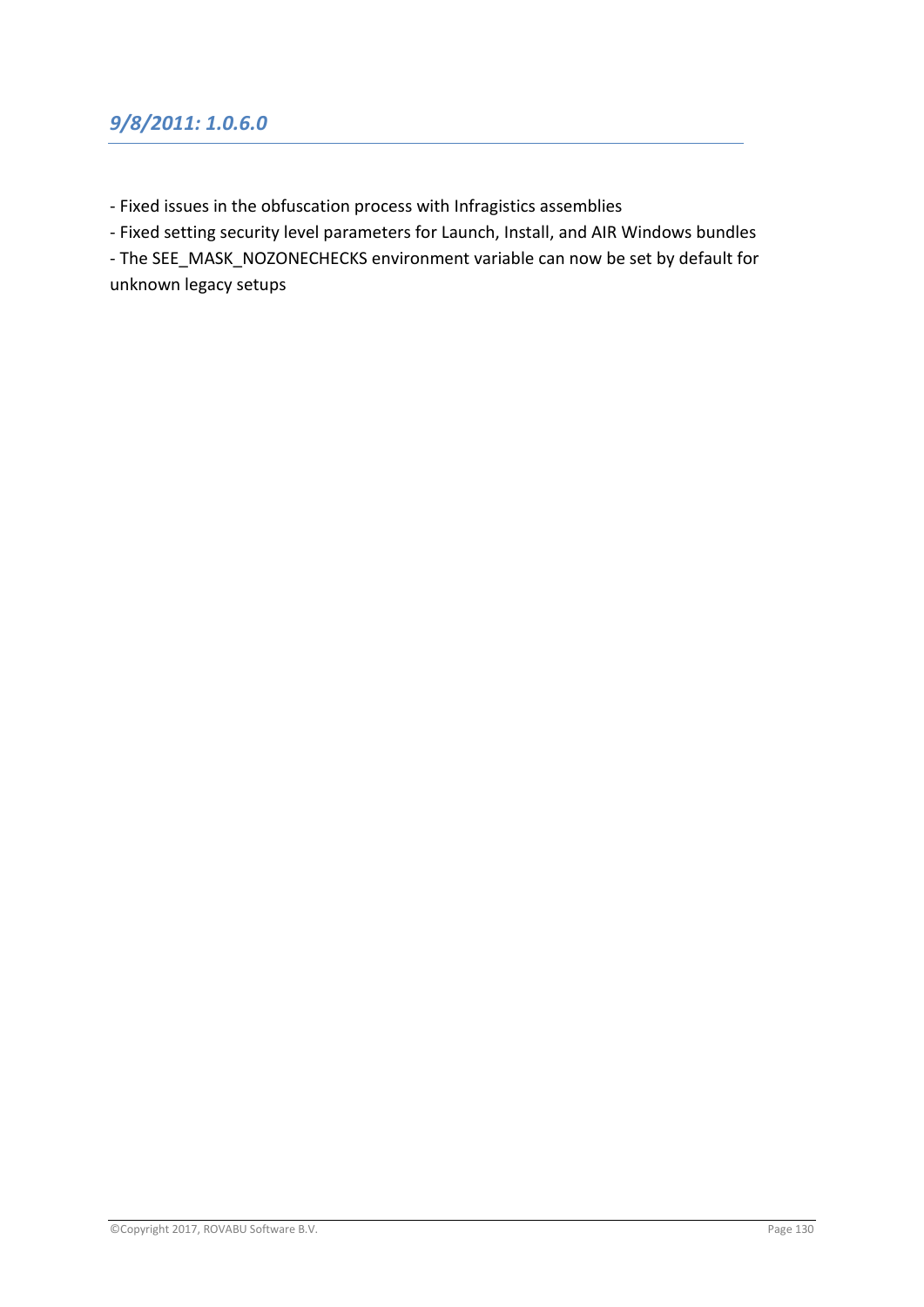## *9/8/2011: 1.0.6.0*

- Fixed issues in the obfuscation process with Infragistics assemblies
- Fixed setting security level parameters for Launch, Install, and AIR Windows bundles
- The SEE_MASK_NOZONECHECKS environment variable can now be set by default for unknown legacy setups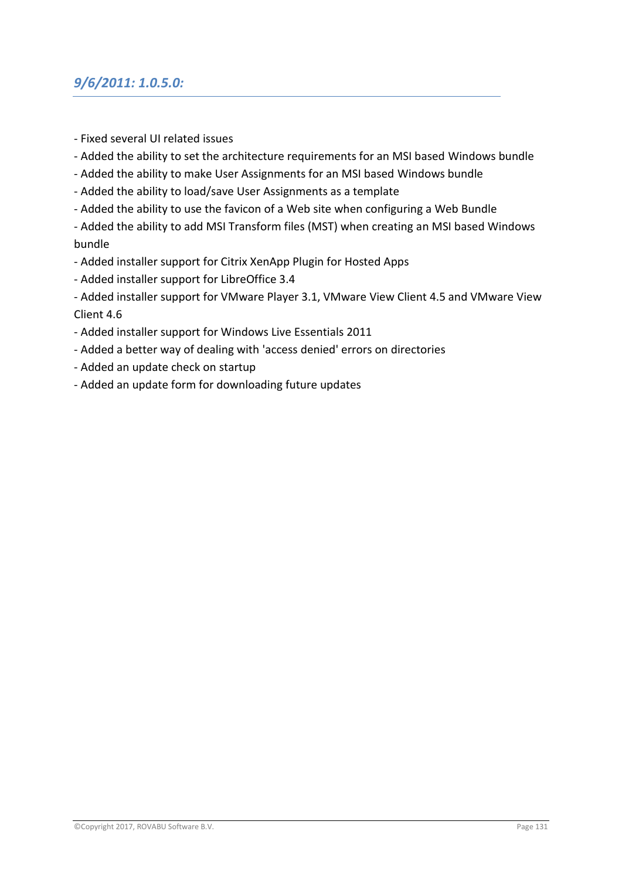## *9/6/2011: 1.0.5.0:*

- Fixed several UI related issues
- Added the ability to set the architecture requirements for an MSI based Windows bundle
- Added the ability to make User Assignments for an MSI based Windows bundle
- Added the ability to load/save User Assignments as a template
- Added the ability to use the favicon of a Web site when configuring a Web Bundle
- Added the ability to add MSI Transform files (MST) when creating an MSI based Windows bundle
- Added installer support for Citrix XenApp Plugin for Hosted Apps
- Added installer support for LibreOffice 3.4
- Added installer support for VMware Player 3.1, VMware View Client 4.5 and VMware View Client 4.6
- Added installer support for Windows Live Essentials 2011
- Added a better way of dealing with 'access denied' errors on directories
- Added an update check on startup
- Added an update form for downloading future updates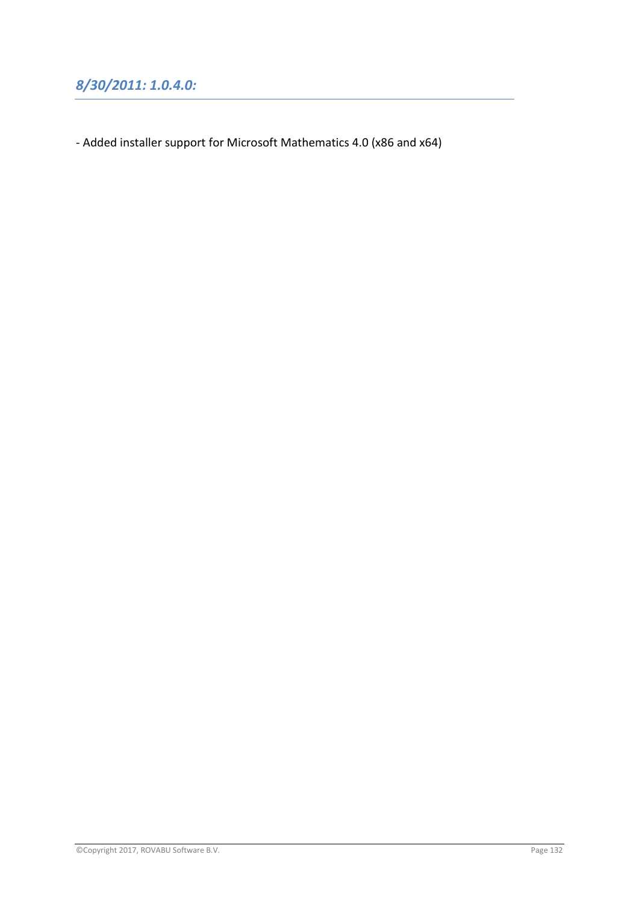## *8/30/2011: 1.0.4.0:*

- Added installer support for Microsoft Mathematics 4.0 (x86 and x64)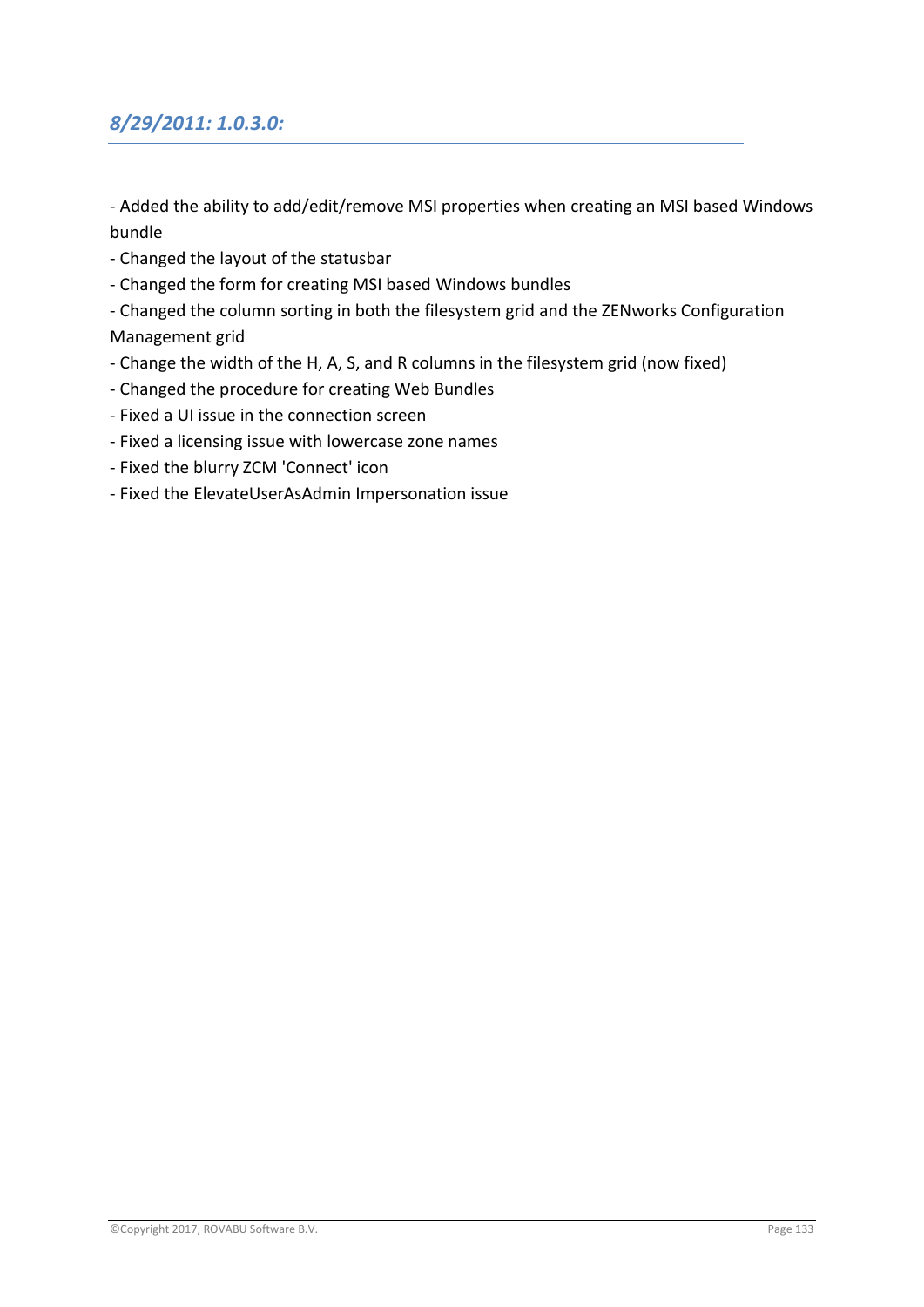## *8/29/2011: 1.0.3.0:*

- Added the ability to add/edit/remove MSI properties when creating an MSI based Windows bundle
- Changed the layout of the statusbar
- Changed the form for creating MSI based Windows bundles
- Changed the column sorting in both the filesystem grid and the ZENworks Configuration Management grid
- Change the width of the H, A, S, and R columns in the filesystem grid (now fixed)
- Changed the procedure for creating Web Bundles
- Fixed a UI issue in the connection screen
- Fixed a licensing issue with lowercase zone names
- Fixed the blurry ZCM 'Connect' icon
- Fixed the ElevateUserAsAdmin Impersonation issue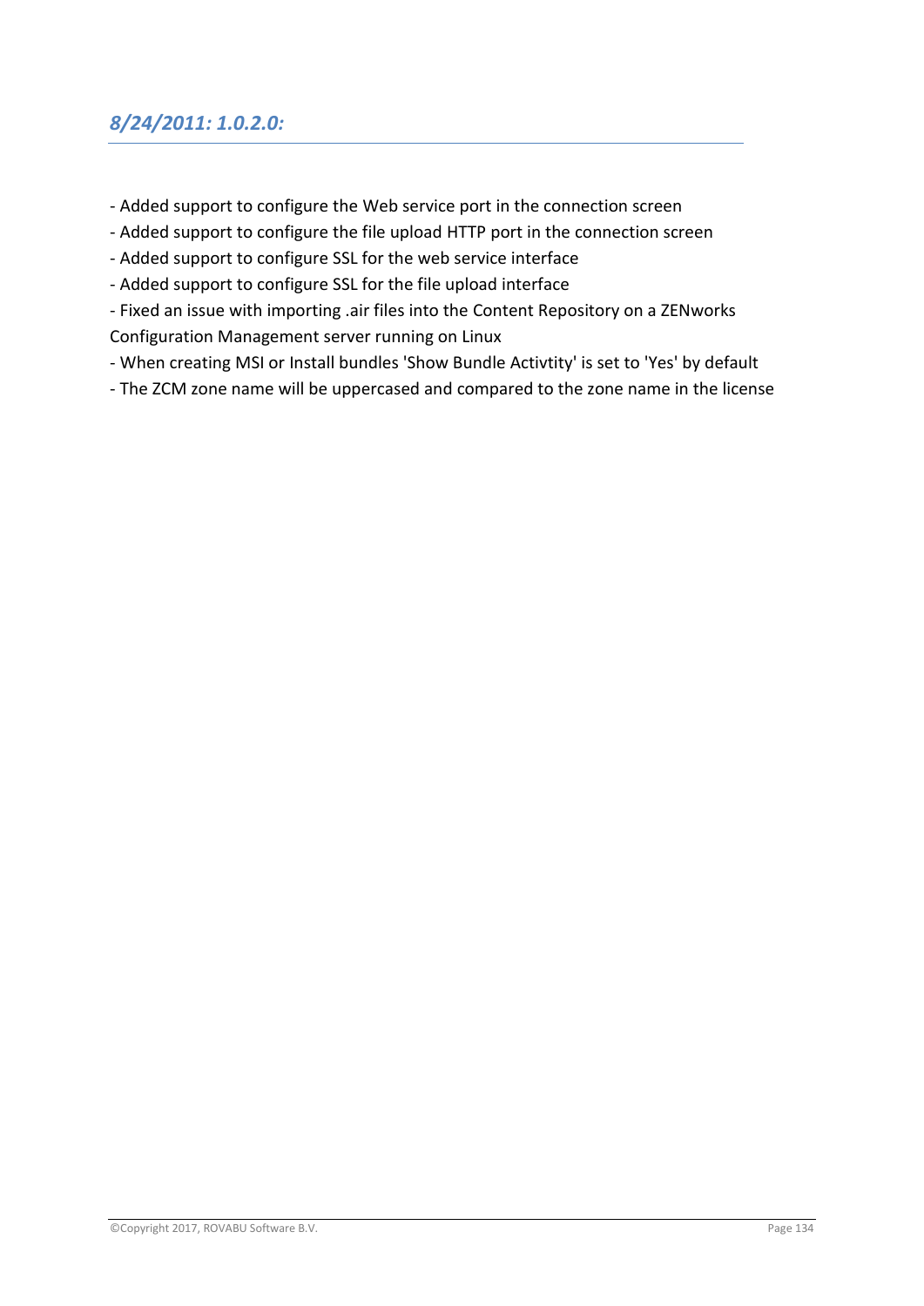## *8/24/2011: 1.0.2.0:*

- Added support to configure the Web service port in the connection screen
- Added support to configure the file upload HTTP port in the connection screen
- Added support to configure SSL for the web service interface
- Added support to configure SSL for the file upload interface
- Fixed an issue with importing .air files into the Content Repository on a ZENworks Configuration Management server running on Linux
- When creating MSI or Install bundles 'Show Bundle Activtity' is set to 'Yes' by default
- The ZCM zone name will be uppercased and compared to the zone name in the license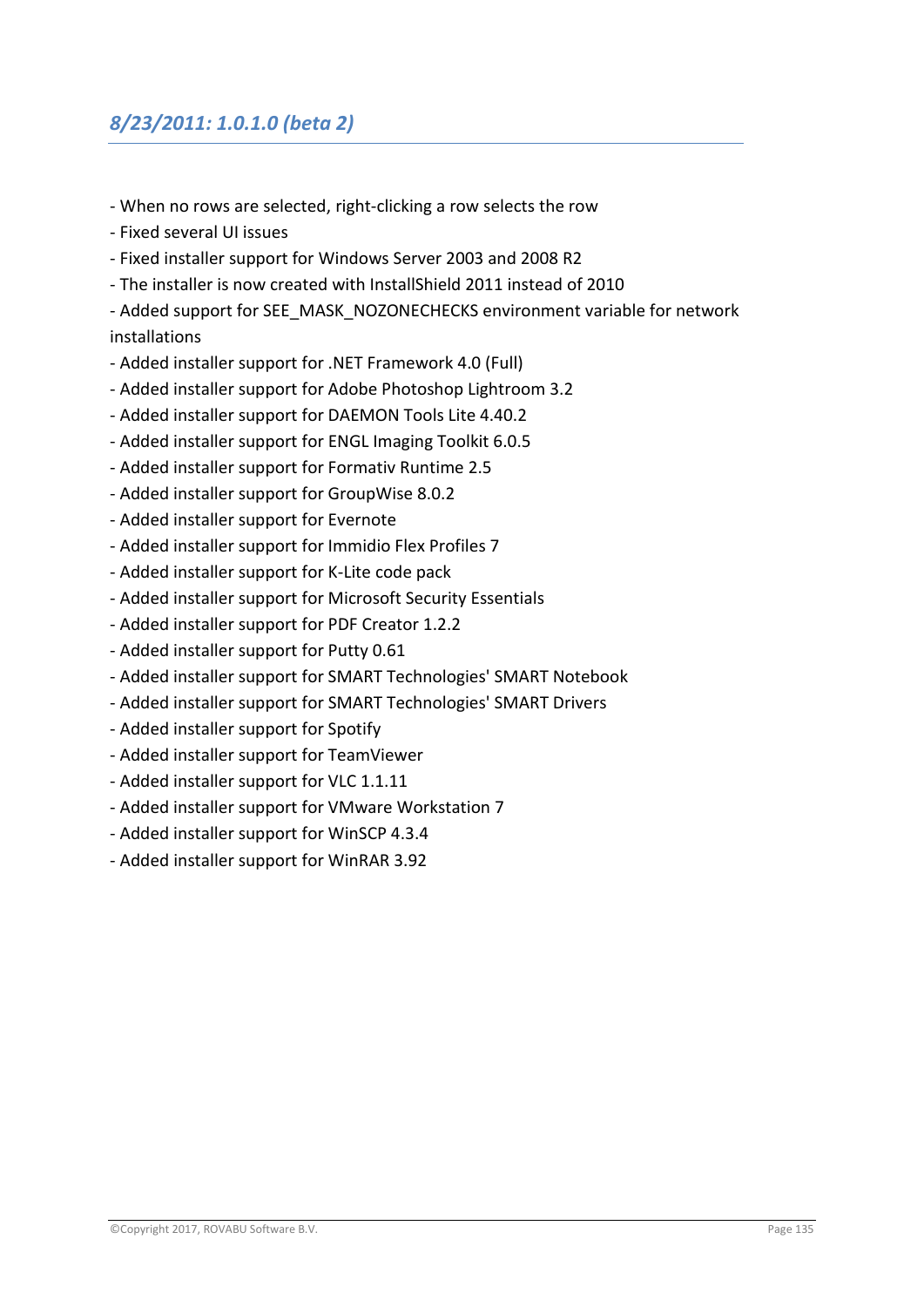## *8/23/2011: 1.0.1.0 (beta 2)*

- When no rows are selected, right-clicking a row selects the row
- Fixed several UI issues
- Fixed installer support for Windows Server 2003 and 2008 R2
- The installer is now created with InstallShield 2011 instead of 2010
- Added support for SEE_MASK_NOZONECHECKS environment variable for network installations
- Added installer support for .NET Framework 4.0 (Full)
- Added installer support for Adobe Photoshop Lightroom 3.2
- Added installer support for DAEMON Tools Lite 4.40.2
- Added installer support for ENGL Imaging Toolkit 6.0.5
- Added installer support for Formativ Runtime 2.5
- Added installer support for GroupWise 8.0.2
- Added installer support for Evernote
- Added installer support for Immidio Flex Profiles 7
- Added installer support for K-Lite code pack
- Added installer support for Microsoft Security Essentials
- Added installer support for PDF Creator 1.2.2
- Added installer support for Putty 0.61
- Added installer support for SMART Technologies' SMART Notebook
- Added installer support for SMART Technologies' SMART Drivers
- Added installer support for Spotify
- Added installer support for TeamViewer
- Added installer support for VLC 1.1.11
- Added installer support for VMware Workstation 7
- Added installer support for WinSCP 4.3.4
- Added installer support for WinRAR 3.92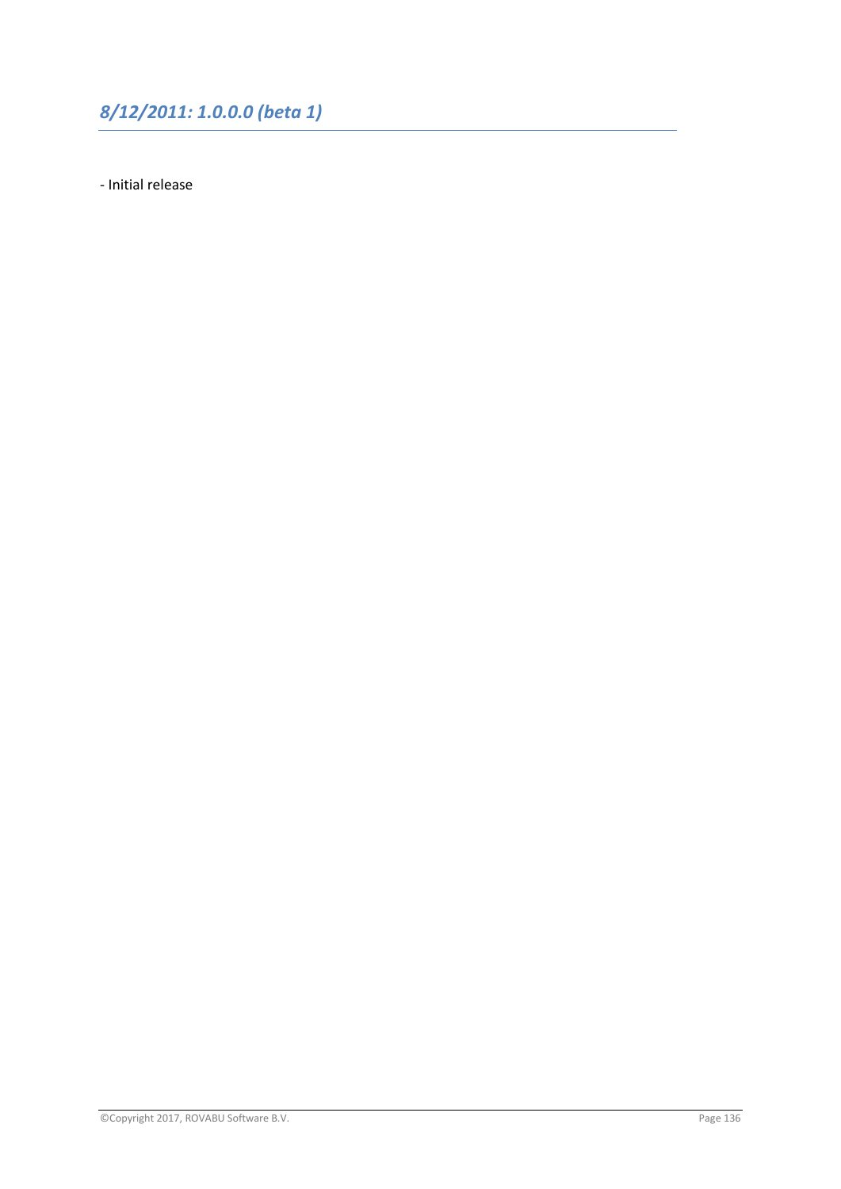### *8/12/2011: 1.0.0.0 (beta 1)*

- Initial release